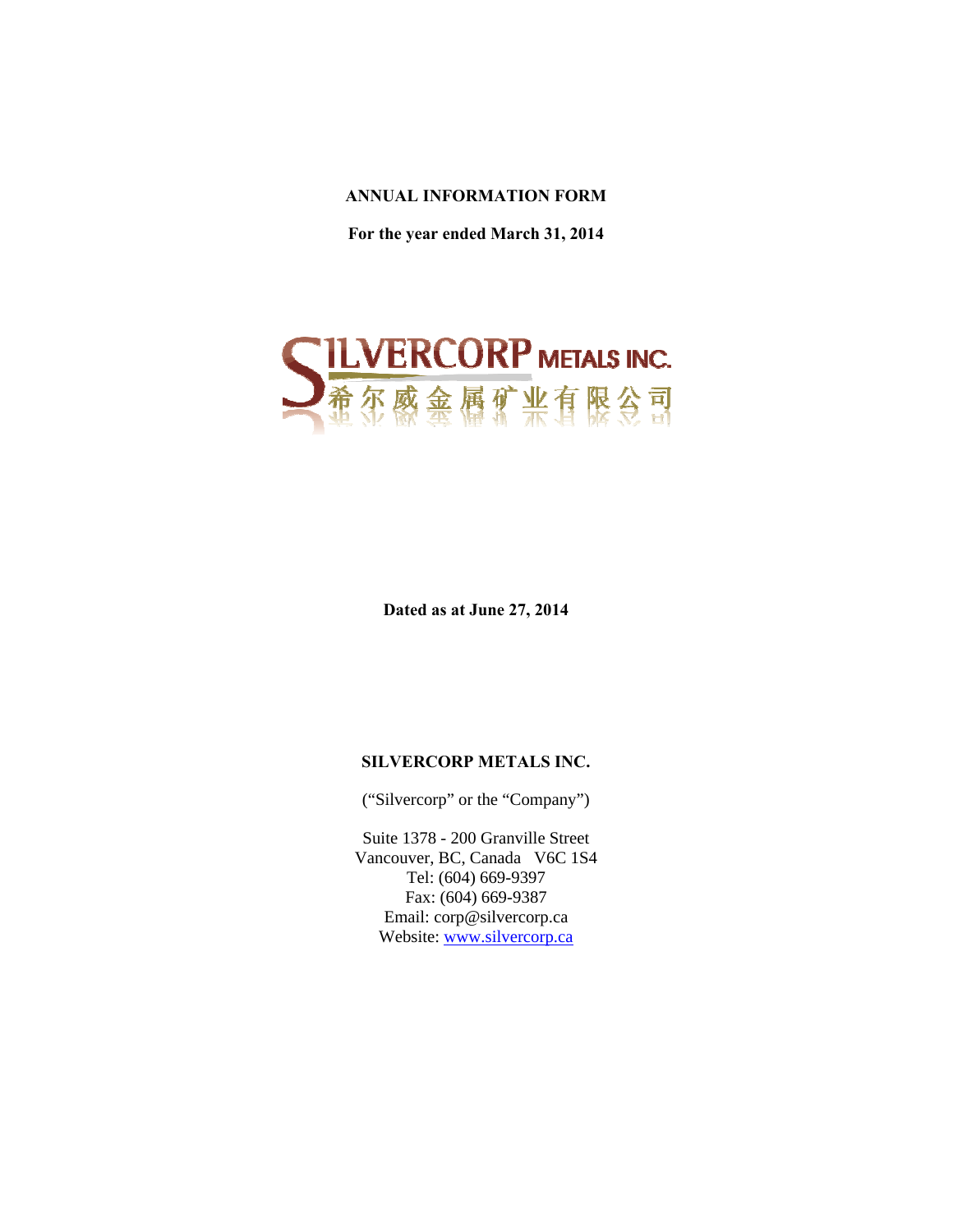**ANNUAL INFORMATION FORM**

**For the year ended March 31, 2014**

SILVERCORP METALS INC.
希尔威金属矿业有限公司

**Dated as at June 27, 2014**

**SILVERCORP METALS INC.**

(“Silvercorp” or the “Company”)

Suite 1378 - 200 Granville Street
Vancouver, BC, Canada V6C 1S4
Tel: (604) 669-9397
Fax: (604) 669-9387
Email: corp@silvercorp.ca
Website: www.silvercorp.ca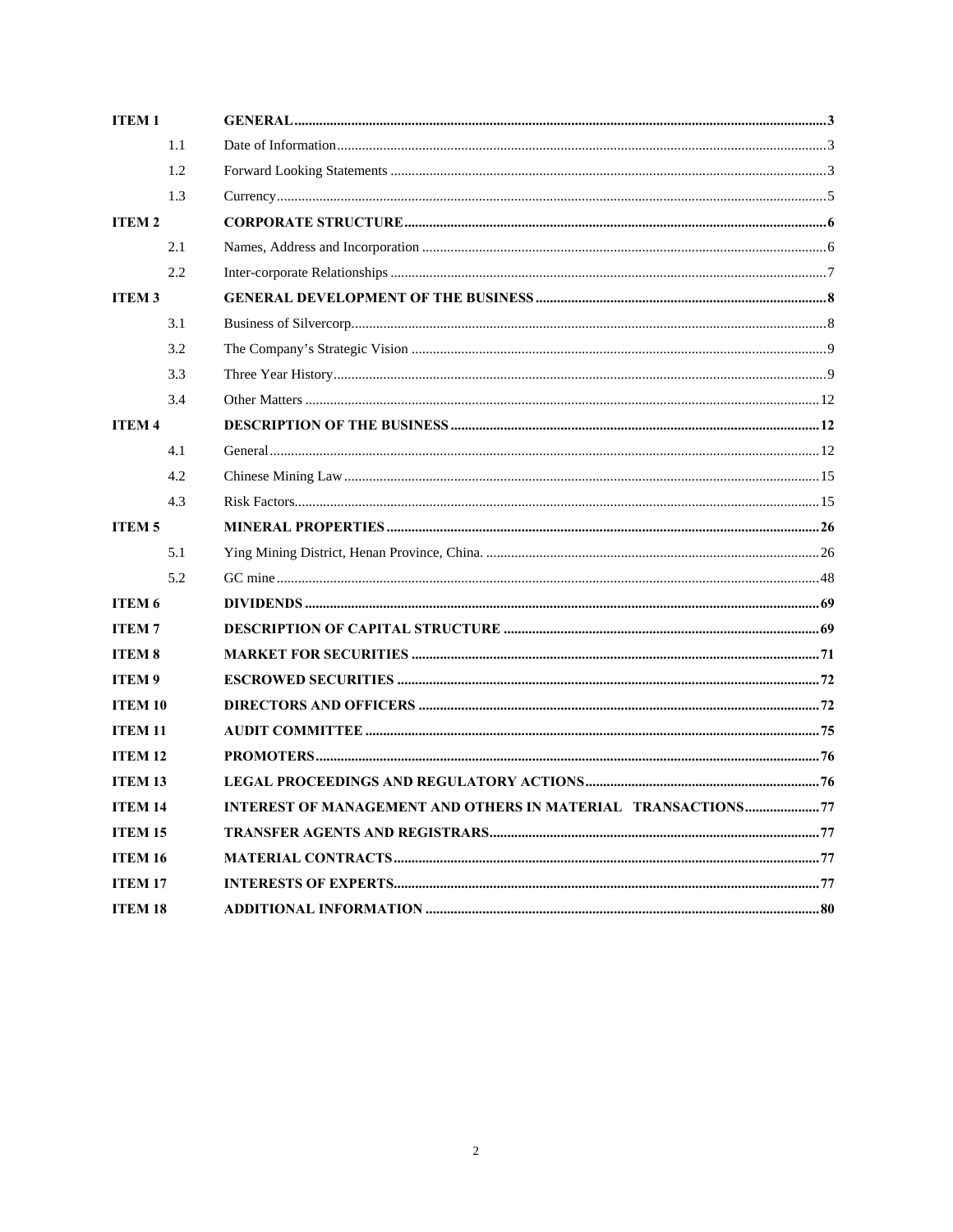| | | |
|---|---|---|
| **ITEM 1** | **GENERAL** | **3** |
| 1.1 | Date of Information | 3 |
| 1.2 | Forward Looking Statements | 3 |
| 1.3 | Currency | 5 |
| **ITEM 2** | **CORPORATE STRUCTURE** | **6** |
| 2.1 | Names, Address and Incorporation | 6 |
| 2.2 | Inter-corporate Relationships | 7 |
| **ITEM 3** | **GENERAL DEVELOPMENT OF THE BUSINESS** | **8** |
| 3.1 | Business of Silvercorp | 8 |
| 3.2 | The Company's Strategic Vision | 9 |
| 3.3 | Three Year History | 9 |
| 3.4 | Other Matters | 12 |
| **ITEM 4** | **DESCRIPTION OF THE BUSINESS** | **12** |
| 4.1 | General | 12 |
| 4.2 | Chinese Mining Law | 15 |
| 4.3 | Risk Factors | 15 |
| **ITEM 5** | **MINERAL PROPERTIES** | **26** |
| 5.1 | Ying Mining District, Henan Province, China. | 26 |
| 5.2 | GC mine | 48 |
| **ITEM 6** | **DIVIDENDS** | **69** |
| **ITEM 7** | **DESCRIPTION OF CAPITAL STRUCTURE** | **69** |
| **ITEM 8** | **MARKET FOR SECURITIES** | **71** |
| **ITEM 9** | **ESCROWED SECURITIES** | **72** |
| **ITEM 10** | **DIRECTORS AND OFFICERS** | **72** |
| **ITEM 11** | **AUDIT COMMITTEE** | **75** |
| **ITEM 12** | **PROMOTERS** | **76** |
| **ITEM 13** | **LEGAL PROCEEDINGS AND REGULATORY ACTIONS** | **76** |
| **ITEM 14** | **INTEREST OF MANAGEMENT AND OTHERS IN MATERIAL TRANSACTIONS** | **77** |
| **ITEM 15** | **TRANSFER AGENTS AND REGISTRARS** | **77** |
| **ITEM 16** | **MATERIAL CONTRACTS** | **77** |
| **ITEM 17** | **INTERESTS OF EXPERTS** | **77** |
| **ITEM 18** | **ADDITIONAL INFORMATION** | **80** |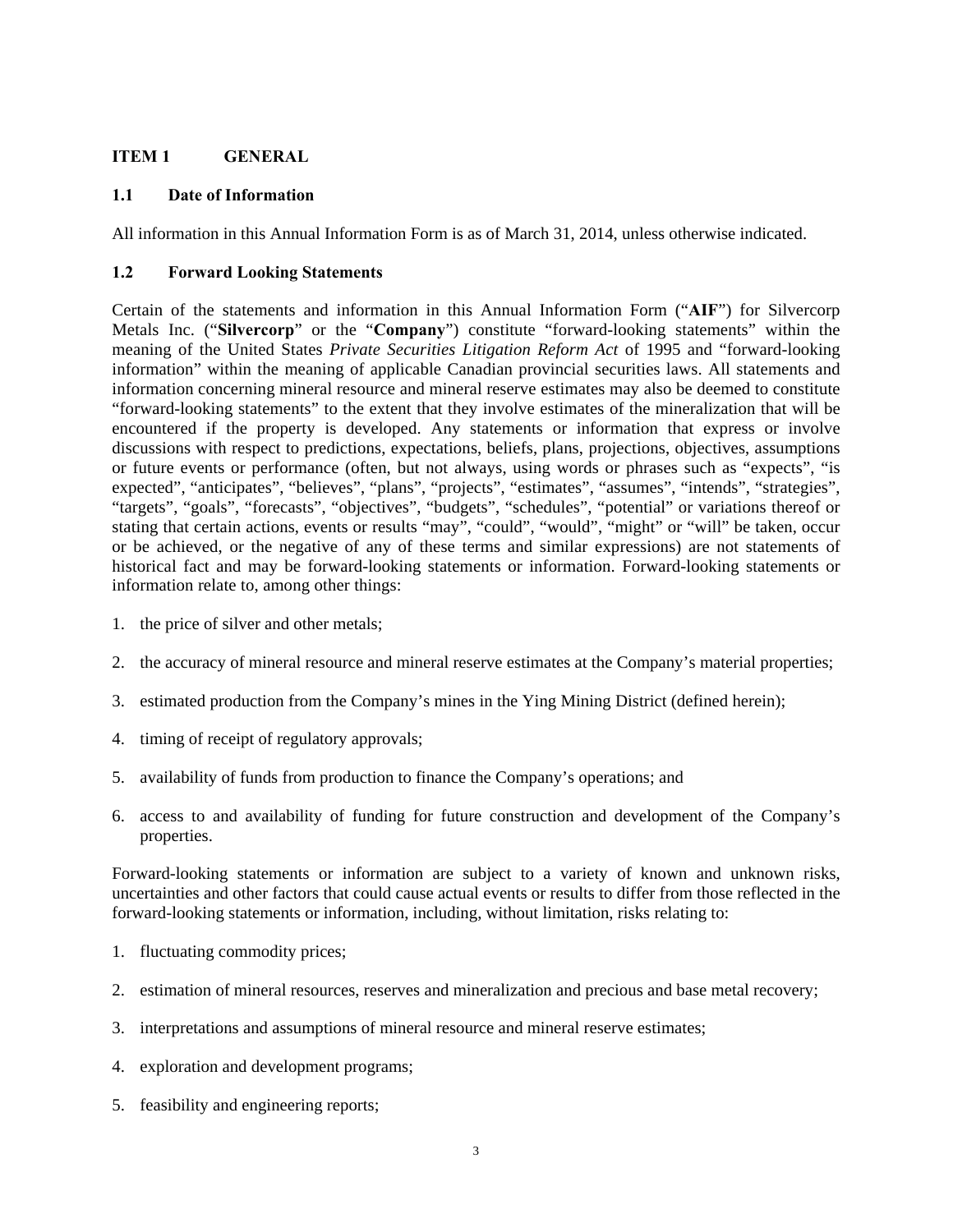## ITEM 1 GENERAL

### 1.1 Date of Information

All information in this Annual Information Form is as of March 31, 2014, unless otherwise indicated.

### 1.2 Forward Looking Statements

Certain of the statements and information in this Annual Information Form ("**AIF**") for Silvercorp Metals Inc. ("**Silvercorp**" or the "**Company**") constitute "forward-looking statements" within the meaning of the United States *Private Securities Litigation Reform Act* of 1995 and "forward-looking information" within the meaning of applicable Canadian provincial securities laws. All statements and information concerning mineral resource and mineral reserve estimates may also be deemed to constitute "forward-looking statements" to the extent that they involve estimates of the mineralization that will be encountered if the property is developed. Any statements or information that express or involve discussions with respect to predictions, expectations, beliefs, plans, projections, objectives, assumptions or future events or performance (often, but not always, using words or phrases such as "expects", "is expected", "anticipates", "believes", "plans", "projects", "estimates", "assumes", "intends", "strategies", "targets", "goals", "forecasts", "objectives", "budgets", "schedules", "potential" or variations thereof or stating that certain actions, events or results "may", "could", "would", "might" or "will" be taken, occur or be achieved, or the negative of any of these terms and similar expressions) are not statements of historical fact and may be forward-looking statements or information. Forward-looking statements or information relate to, among other things:

1. the price of silver and other metals;
2. the accuracy of mineral resource and mineral reserve estimates at the Company's material properties;
3. estimated production from the Company's mines in the Ying Mining District (defined herein);
4. timing of receipt of regulatory approvals;
5. availability of funds from production to finance the Company's operations; and
6. access to and availability of funding for future construction and development of the Company's properties.

Forward-looking statements or information are subject to a variety of known and unknown risks, uncertainties and other factors that could cause actual events or results to differ from those reflected in the forward-looking statements or information, including, without limitation, risks relating to:

1. fluctuating commodity prices;
2. estimation of mineral resources, reserves and mineralization and precious and base metal recovery;
3. interpretations and assumptions of mineral resource and mineral reserve estimates;
4. exploration and development programs;
5. feasibility and engineering reports;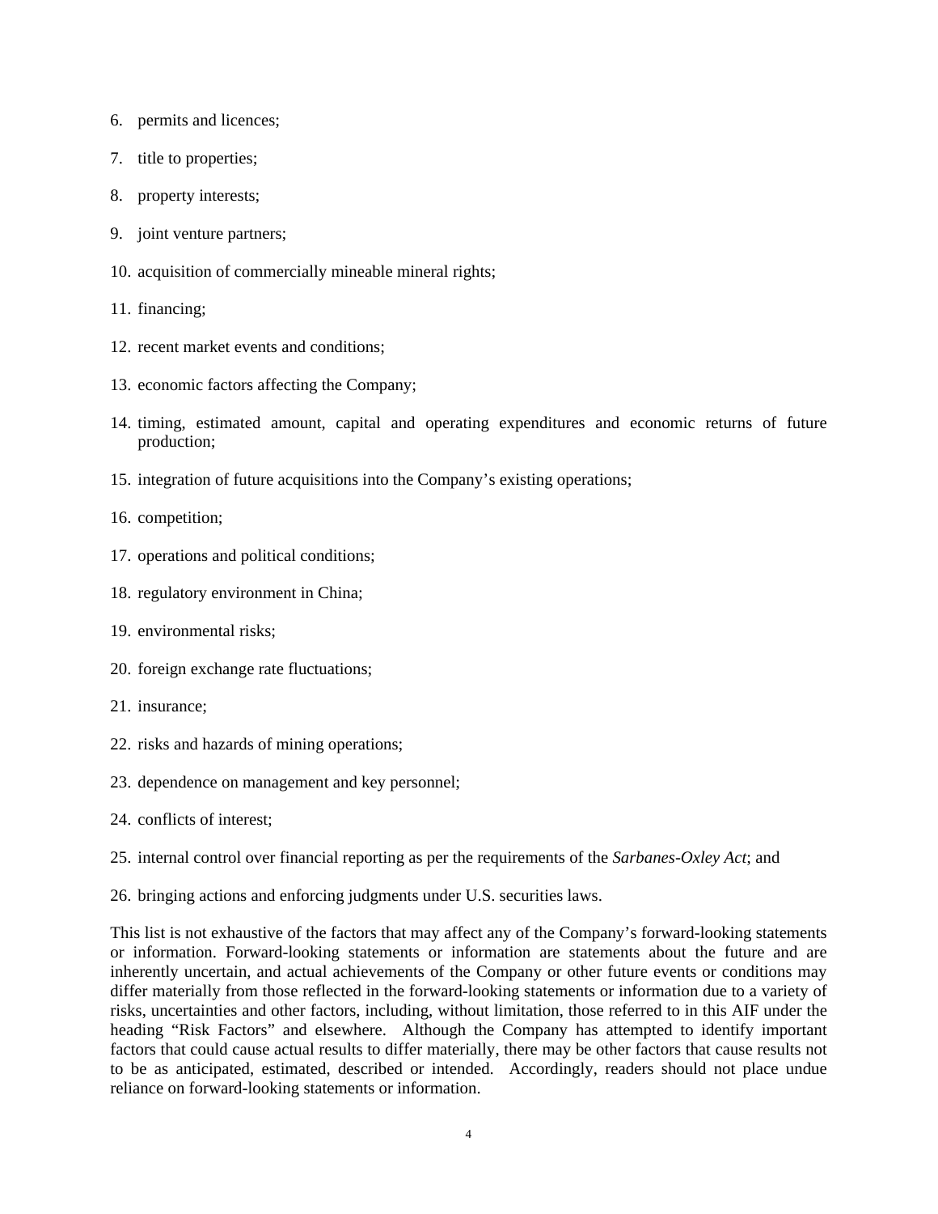6. permits and licences;
7. title to properties;
8. property interests;
9. joint venture partners;
10. acquisition of commercially mineable mineral rights;
11. financing;
12. recent market events and conditions;
13. economic factors affecting the Company;
14. timing, estimated amount, capital and operating expenditures and economic returns of future production;
15. integration of future acquisitions into the Company's existing operations;
16. competition;
17. operations and political conditions;
18. regulatory environment in China;
19. environmental risks;
20. foreign exchange rate fluctuations;
21. insurance;
22. risks and hazards of mining operations;
23. dependence on management and key personnel;
24. conflicts of interest;
25. internal control over financial reporting as per the requirements of the *Sarbanes-Oxley Act*; and
26. bringing actions and enforcing judgments under U.S. securities laws.

This list is not exhaustive of the factors that may affect any of the Company's forward-looking statements or information. Forward-looking statements or information are statements about the future and are inherently uncertain, and actual achievements of the Company or other future events or conditions may differ materially from those reflected in the forward-looking statements or information due to a variety of risks, uncertainties and other factors, including, without limitation, those referred to in this AIF under the heading "Risk Factors" and elsewhere. Although the Company has attempted to identify important factors that could cause actual results to differ materially, there may be other factors that cause results not to be as anticipated, estimated, described or intended. Accordingly, readers should not place undue reliance on forward-looking statements or information.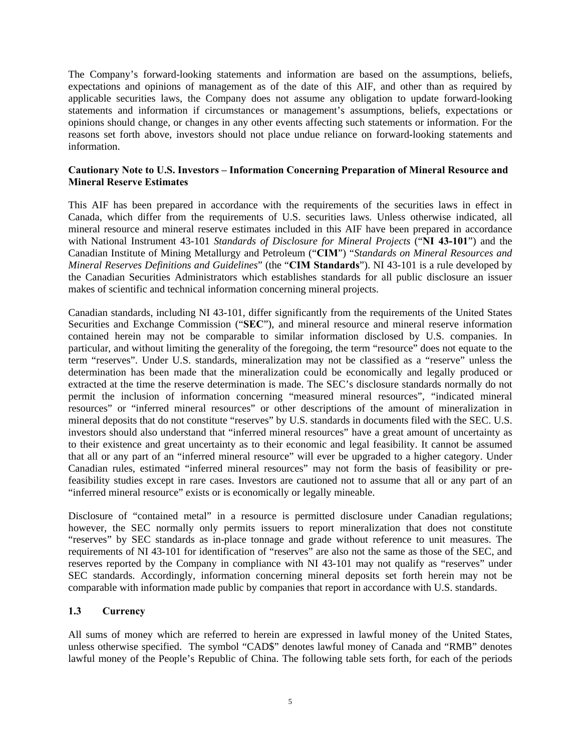The Company's forward-looking statements and information are based on the assumptions, beliefs, expectations and opinions of management as of the date of this AIF, and other than as required by applicable securities laws, the Company does not assume any obligation to update forward-looking statements and information if circumstances or management's assumptions, beliefs, expectations or opinions should change, or changes in any other events affecting such statements or information. For the reasons set forth above, investors should not place undue reliance on forward-looking statements and information.

**Cautionary Note to U.S. Investors – Information Concerning Preparation of Mineral Resource and Mineral Reserve Estimates**

This AIF has been prepared in accordance with the requirements of the securities laws in effect in Canada, which differ from the requirements of U.S. securities laws. Unless otherwise indicated, all mineral resource and mineral reserve estimates included in this AIF have been prepared in accordance with National Instrument 43-101 *Standards of Disclosure for Mineral Projects* ("**NI 43-101**") and the Canadian Institute of Mining Metallurgy and Petroleum ("**CIM**") "*Standards on Mineral Resources and Mineral Reserves Definitions and Guidelines*" (the "**CIM Standards**"). NI 43-101 is a rule developed by the Canadian Securities Administrators which establishes standards for all public disclosure an issuer makes of scientific and technical information concerning mineral projects.

Canadian standards, including NI 43-101, differ significantly from the requirements of the United States Securities and Exchange Commission ("**SEC**"), and mineral resource and mineral reserve information contained herein may not be comparable to similar information disclosed by U.S. companies. In particular, and without limiting the generality of the foregoing, the term "resource" does not equate to the term "reserves". Under U.S. standards, mineralization may not be classified as a "reserve" unless the determination has been made that the mineralization could be economically and legally produced or extracted at the time the reserve determination is made. The SEC's disclosure standards normally do not permit the inclusion of information concerning "measured mineral resources", "indicated mineral resources" or "inferred mineral resources" or other descriptions of the amount of mineralization in mineral deposits that do not constitute "reserves" by U.S. standards in documents filed with the SEC. U.S. investors should also understand that "inferred mineral resources" have a great amount of uncertainty as to their existence and great uncertainty as to their economic and legal feasibility. It cannot be assumed that all or any part of an "inferred mineral resource" will ever be upgraded to a higher category. Under Canadian rules, estimated "inferred mineral resources" may not form the basis of feasibility or pre-feasibility studies except in rare cases. Investors are cautioned not to assume that all or any part of an "inferred mineral resource" exists or is economically or legally mineable.

Disclosure of "contained metal" in a resource is permitted disclosure under Canadian regulations; however, the SEC normally only permits issuers to report mineralization that does not constitute "reserves" by SEC standards as in-place tonnage and grade without reference to unit measures. The requirements of NI 43-101 for identification of "reserves" are also not the same as those of the SEC, and reserves reported by the Company in compliance with NI 43-101 may not qualify as "reserves" under SEC standards. Accordingly, information concerning mineral deposits set forth herein may not be comparable with information made public by companies that report in accordance with U.S. standards.

## 1.3 Currency

All sums of money which are referred to herein are expressed in lawful money of the United States, unless otherwise specified. The symbol "CAD$" denotes lawful money of Canada and "RMB" denotes lawful money of the People's Republic of China. The following table sets forth, for each of the periods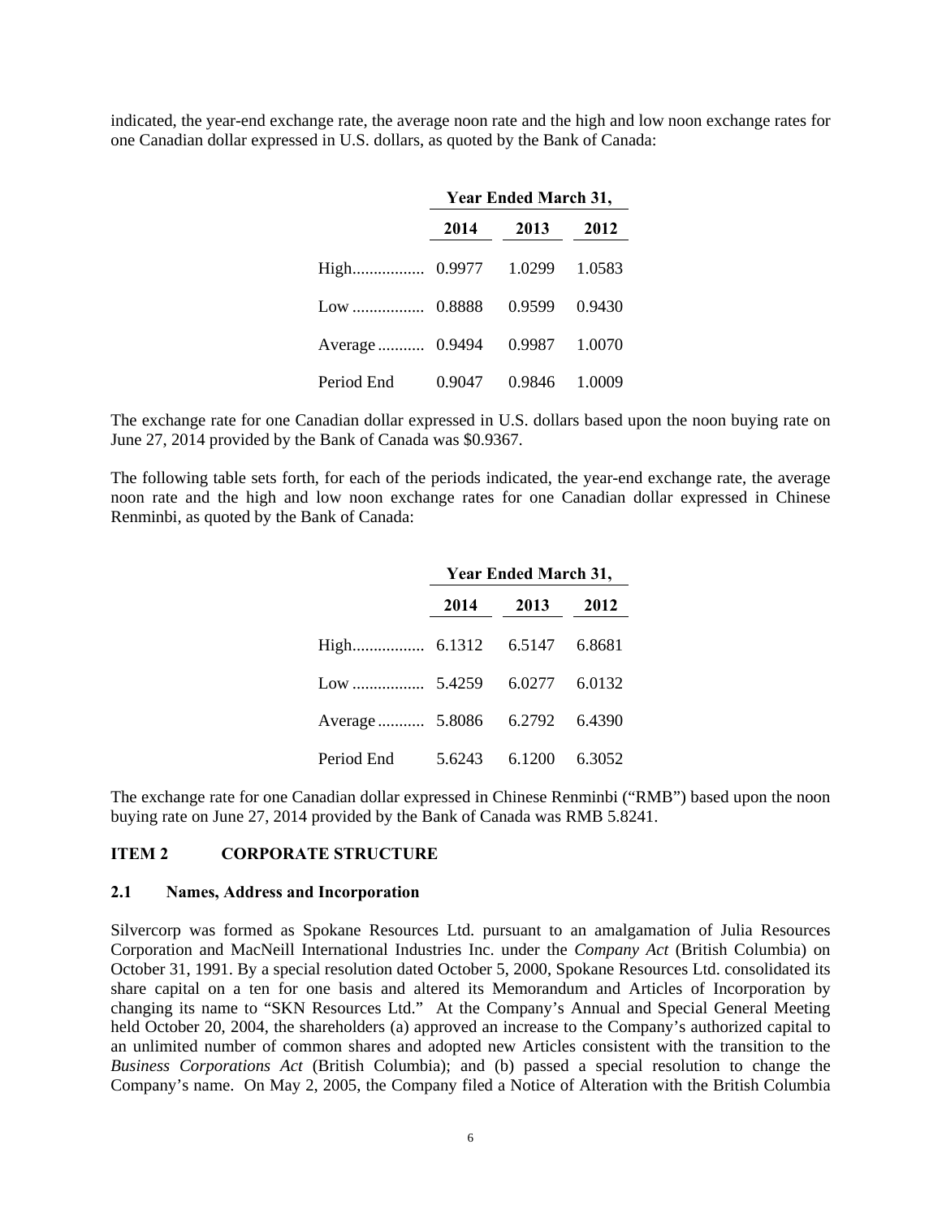indicated, the year-end exchange rate, the average noon rate and the high and low noon exchange rates for one Canadian dollar expressed in U.S. dollars, as quoted by the Bank of Canada:

| | Year Ended March 31, | | |
|---|---|---|---|
| | **2014** | **2013** | **2012** |
| High | 0.9977 | 1.0299 | 1.0583 |
| Low | 0.8888 | 0.9599 | 0.9430 |
| Average | 0.9494 | 0.9987 | 1.0070 |
| Period End | 0.9047 | 0.9846 | 1.0009 |

The exchange rate for one Canadian dollar expressed in U.S. dollars based upon the noon buying rate on June 27, 2014 provided by the Bank of Canada was $0.9367.

The following table sets forth, for each of the periods indicated, the year-end exchange rate, the average noon rate and the high and low noon exchange rates for one Canadian dollar expressed in Chinese Renminbi, as quoted by the Bank of Canada:

| | Year Ended March 31, | | |
|---|---|---|---|
| | **2014** | **2013** | **2012** |
| High | 6.1312 | 6.5147 | 6.8681 |
| Low | 5.4259 | 6.0277 | 6.0132 |
| Average | 5.8086 | 6.2792 | 6.4390 |
| Period End | 5.6243 | 6.1200 | 6.3052 |

The exchange rate for one Canadian dollar expressed in Chinese Renminbi ("RMB") based upon the noon buying rate on June 27, 2014 provided by the Bank of Canada was RMB 5.8241.

## ITEM 2 CORPORATE STRUCTURE

### 2.1 Names, Address and Incorporation

Silvercorp was formed as Spokane Resources Ltd. pursuant to an amalgamation of Julia Resources Corporation and MacNeill International Industries Inc. under the *Company Act* (British Columbia) on October 31, 1991. By a special resolution dated October 5, 2000, Spokane Resources Ltd. consolidated its share capital on a ten for one basis and altered its Memorandum and Articles of Incorporation by changing its name to "SKN Resources Ltd." At the Company's Annual and Special General Meeting held October 20, 2004, the shareholders (a) approved an increase to the Company's authorized capital to an unlimited number of common shares and adopted new Articles consistent with the transition to the *Business Corporations Act* (British Columbia); and (b) passed a special resolution to change the Company's name. On May 2, 2005, the Company filed a Notice of Alteration with the British Columbia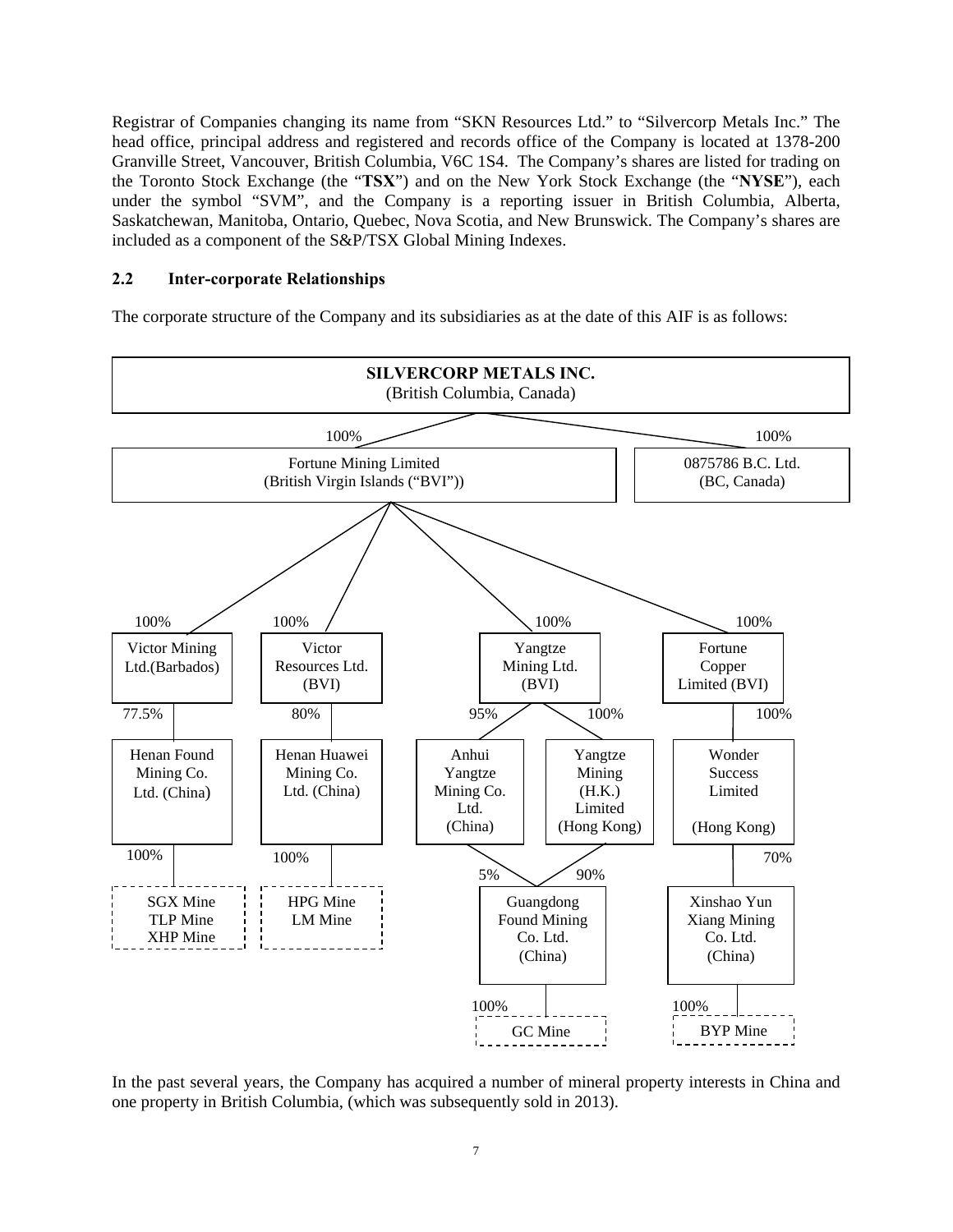Registrar of Companies changing its name from "SKN Resources Ltd." to "Silvercorp Metals Inc." The head office, principal address and registered and records office of the Company is located at 1378-200 Granville Street, Vancouver, British Columbia, V6C 1S4. The Company's shares are listed for trading on the Toronto Stock Exchange (the "**TSX**") and on the New York Stock Exchange (the "**NYSE**"), each under the symbol "SVM", and the Company is a reporting issuer in British Columbia, Alberta, Saskatchewan, Manitoba, Ontario, Quebec, Nova Scotia, and New Brunswick. The Company's shares are included as a component of the S&P/TSX Global Mining Indexes.

## 2.2 Inter-corporate Relationships

The corporate structure of the Company and its subsidiaries as at the date of this AIF is as follows:

**SILVERCORP METALS INC.** (British Columbia, Canada)

- 100% – Fortune Mining Limited (British Virgin Islands ("BVI"))
  - 100% – Victor Mining Ltd.(Barbados)
    - 77.5% – Henan Found Mining Co. Ltd. (China)
      - 100% – SGX Mine, TLP Mine, XHP Mine
  - 100% – Victor Resources Ltd. (BVI)
    - 80% – Henan Huawei Mining Co. Ltd. (China)
      - 100% – HPG Mine, LM Mine
  - 100% – Yangtze Mining Ltd. (BVI)
    - 95% – Anhui Yangtze Mining Co. Ltd. (China)
      - 5% – Guangdong Found Mining Co. Ltd. (China)
    - 100% – Yangtze Mining (H.K.) Limited (Hong Kong)
      - 90% – Guangdong Found Mining Co. Ltd. (China)
        - 100% – GC Mine
  - 100% – Fortune Copper Limited (BVI)
    - 100% – Wonder Success Limited (Hong Kong)
      - 70% – Xinshao Yun Xiang Mining Co. Ltd. (China)
        - 100% – BYP Mine
- 100% – 0875786 B.C. Ltd. (BC, Canada)

In the past several years, the Company has acquired a number of mineral property interests in China and one property in British Columbia, (which was subsequently sold in 2013).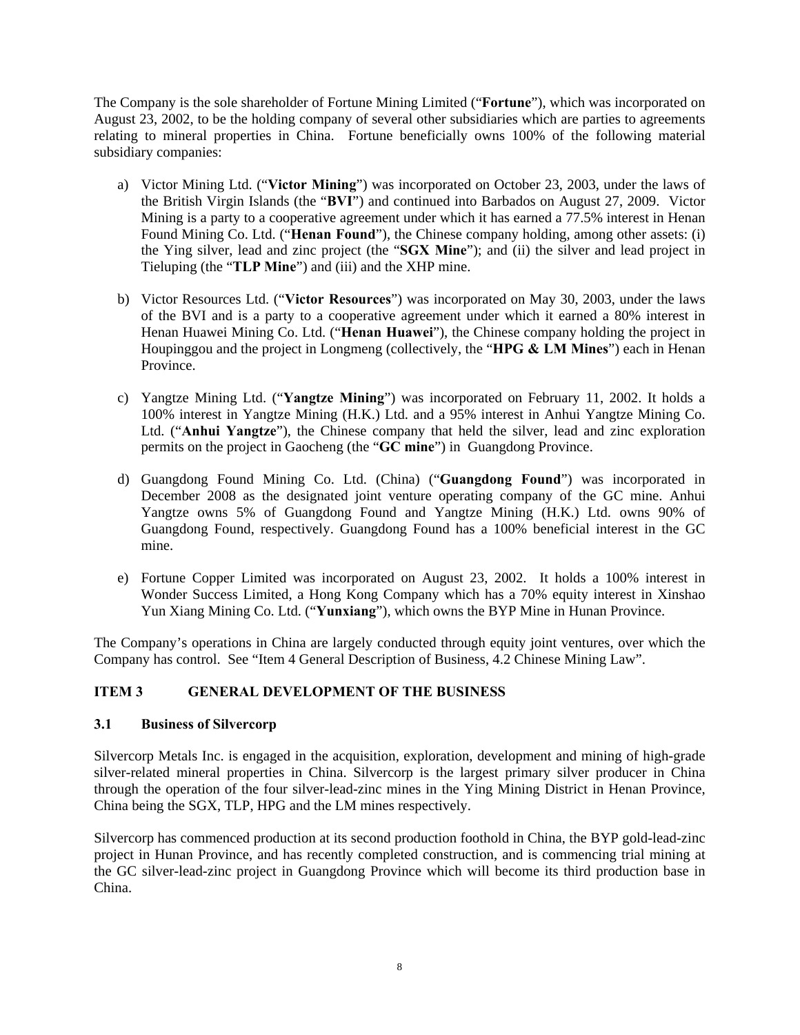The Company is the sole shareholder of Fortune Mining Limited ("**Fortune**"), which was incorporated on August 23, 2002, to be the holding company of several other subsidiaries which are parties to agreements relating to mineral properties in China. Fortune beneficially owns 100% of the following material subsidiary companies:

a) Victor Mining Ltd. ("**Victor Mining**") was incorporated on October 23, 2003, under the laws of the British Virgin Islands (the "**BVI**") and continued into Barbados on August 27, 2009. Victor Mining is a party to a cooperative agreement under which it has earned a 77.5% interest in Henan Found Mining Co. Ltd. ("**Henan Found**"), the Chinese company holding, among other assets: (i) the Ying silver, lead and zinc project (the "**SGX Mine**"); and (ii) the silver and lead project in Tieluping (the "**TLP Mine**") and (iii) and the XHP mine.

b) Victor Resources Ltd. ("**Victor Resources**") was incorporated on May 30, 2003, under the laws of the BVI and is a party to a cooperative agreement under which it earned a 80% interest in Henan Huawei Mining Co. Ltd. ("**Henan Huawei**"), the Chinese company holding the project in Houpinggou and the project in Longmeng (collectively, the "**HPG & LM Mines**") each in Henan Province.

c) Yangtze Mining Ltd. ("**Yangtze Mining**") was incorporated on February 11, 2002. It holds a 100% interest in Yangtze Mining (H.K.) Ltd. and a 95% interest in Anhui Yangtze Mining Co. Ltd. ("**Anhui Yangtze**"), the Chinese company that held the silver, lead and zinc exploration permits on the project in Gaocheng (the "**GC mine**") in Guangdong Province.

d) Guangdong Found Mining Co. Ltd. (China) ("**Guangdong Found**") was incorporated in December 2008 as the designated joint venture operating company of the GC mine. Anhui Yangtze owns 5% of Guangdong Found and Yangtze Mining (H.K.) Ltd. owns 90% of Guangdong Found, respectively. Guangdong Found has a 100% beneficial interest in the GC mine.

e) Fortune Copper Limited was incorporated on August 23, 2002. It holds a 100% interest in Wonder Success Limited, a Hong Kong Company which has a 70% equity interest in Xinshao Yun Xiang Mining Co. Ltd. ("**Yunxiang**"), which owns the BYP Mine in Hunan Province.

The Company's operations in China are largely conducted through equity joint ventures, over which the Company has control. See "Item 4 General Description of Business, 4.2 Chinese Mining Law".

## ITEM 3 GENERAL DEVELOPMENT OF THE BUSINESS

### 3.1 Business of Silvercorp

Silvercorp Metals Inc. is engaged in the acquisition, exploration, development and mining of high-grade silver-related mineral properties in China. Silvercorp is the largest primary silver producer in China through the operation of the four silver-lead-zinc mines in the Ying Mining District in Henan Province, China being the SGX, TLP, HPG and the LM mines respectively.

Silvercorp has commenced production at its second production foothold in China, the BYP gold-lead-zinc project in Hunan Province, and has recently completed construction, and is commencing trial mining at the GC silver-lead-zinc project in Guangdong Province which will become its third production base in China.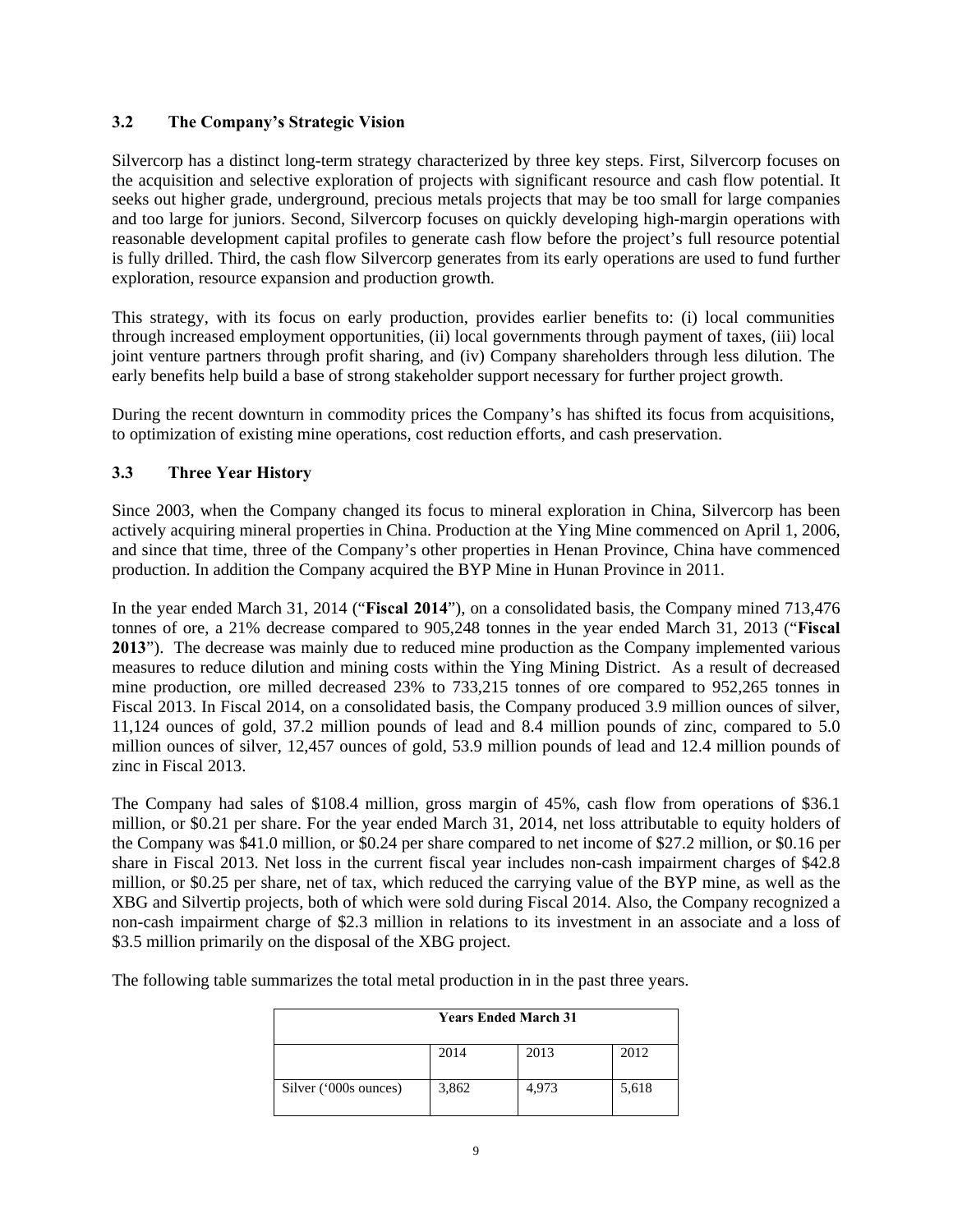### 3.2 The Company's Strategic Vision

Silvercorp has a distinct long-term strategy characterized by three key steps. First, Silvercorp focuses on the acquisition and selective exploration of projects with significant resource and cash flow potential. It seeks out higher grade, underground, precious metals projects that may be too small for large companies and too large for juniors. Second, Silvercorp focuses on quickly developing high-margin operations with reasonable development capital profiles to generate cash flow before the project's full resource potential is fully drilled. Third, the cash flow Silvercorp generates from its early operations are used to fund further exploration, resource expansion and production growth.

This strategy, with its focus on early production, provides earlier benefits to: (i) local communities through increased employment opportunities, (ii) local governments through payment of taxes, (iii) local joint venture partners through profit sharing, and (iv) Company shareholders through less dilution. The early benefits help build a base of strong stakeholder support necessary for further project growth.

During the recent downturn in commodity prices the Company's has shifted its focus from acquisitions, to optimization of existing mine operations, cost reduction efforts, and cash preservation.

### 3.3 Three Year History

Since 2003, when the Company changed its focus to mineral exploration in China, Silvercorp has been actively acquiring mineral properties in China. Production at the Ying Mine commenced on April 1, 2006, and since that time, three of the Company's other properties in Henan Province, China have commenced production. In addition the Company acquired the BYP Mine in Hunan Province in 2011.

In the year ended March 31, 2014 ("**Fiscal 2014**"), on a consolidated basis, the Company mined 713,476 tonnes of ore, a 21% decrease compared to 905,248 tonnes in the year ended March 31, 2013 ("**Fiscal 2013**"). The decrease was mainly due to reduced mine production as the Company implemented various measures to reduce dilution and mining costs within the Ying Mining District. As a result of decreased mine production, ore milled decreased 23% to 733,215 tonnes of ore compared to 952,265 tonnes in Fiscal 2013. In Fiscal 2014, on a consolidated basis, the Company produced 3.9 million ounces of silver, 11,124 ounces of gold, 37.2 million pounds of lead and 8.4 million pounds of zinc, compared to 5.0 million ounces of silver, 12,457 ounces of gold, 53.9 million pounds of lead and 12.4 million pounds of zinc in Fiscal 2013.

The Company had sales of $108.4 million, gross margin of 45%, cash flow from operations of $36.1 million, or $0.21 per share. For the year ended March 31, 2014, net loss attributable to equity holders of the Company was $41.0 million, or $0.24 per share compared to net income of $27.2 million, or $0.16 per share in Fiscal 2013. Net loss in the current fiscal year includes non-cash impairment charges of $42.8 million, or $0.25 per share, net of tax, which reduced the carrying value of the BYP mine, as well as the XBG and Silvertip projects, both of which were sold during Fiscal 2014. Also, the Company recognized a non-cash impairment charge of $2.3 million in relations to its investment in an associate and a loss of $3.5 million primarily on the disposal of the XBG project.

The following table summarizes the total metal production in in the past three years.

| Years Ended March 31 | | | |
|---|---|---|---|
| | 2014 | 2013 | 2012 |
| Silver ('000s ounces) | 3,862 | 4,973 | 5,618 |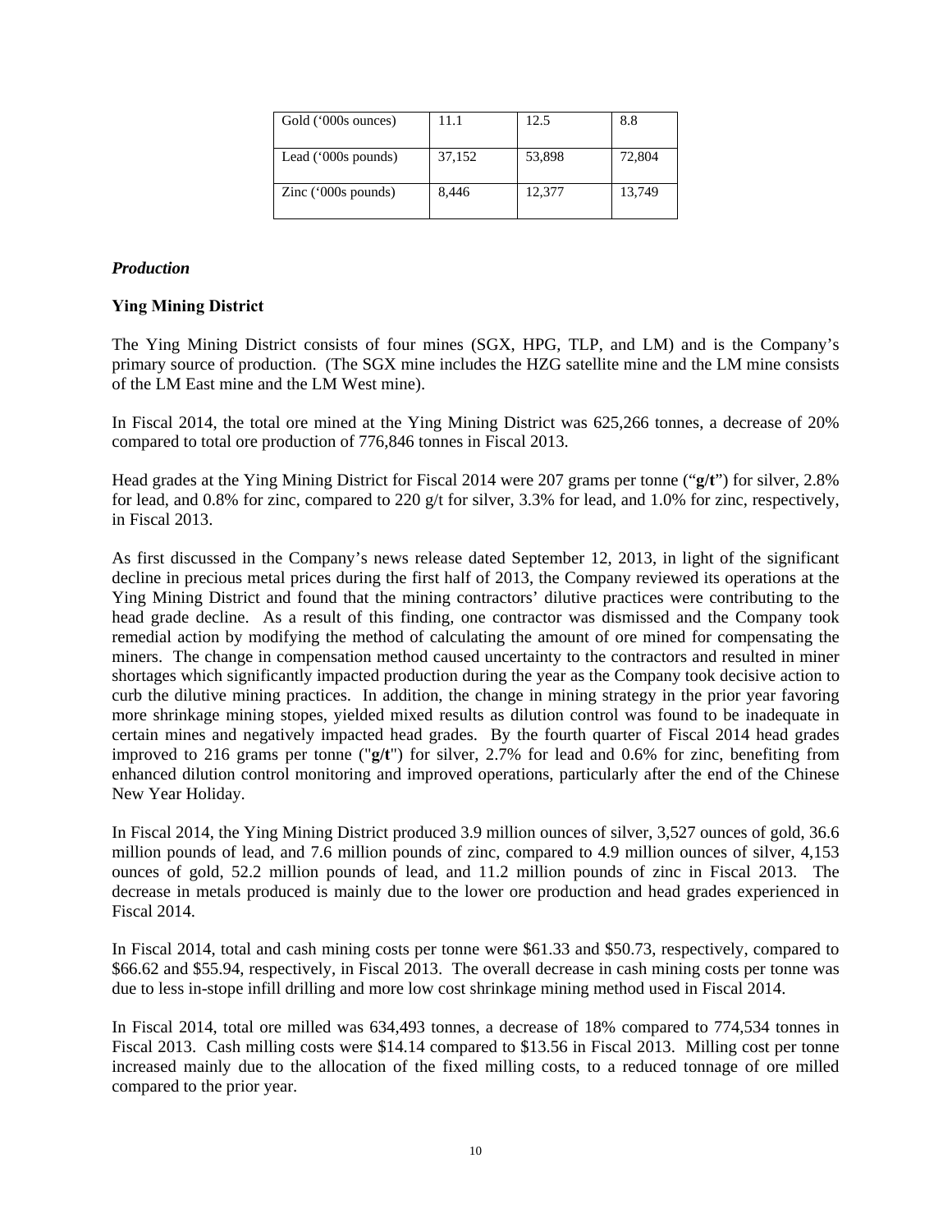| Gold ('000s ounces) | 11.1 | 12.5 | 8.8 |
| --- | --- | --- | --- |
| Lead ('000s pounds) | 37,152 | 53,898 | 72,804 |
| Zinc ('000s pounds) | 8,446 | 12,377 | 13,749 |

### *Production*

### Ying Mining District

The Ying Mining District consists of four mines (SGX, HPG, TLP, and LM) and is the Company's primary source of production. (The SGX mine includes the HZG satellite mine and the LM mine consists of the LM East mine and the LM West mine).

In Fiscal 2014, the total ore mined at the Ying Mining District was 625,266 tonnes, a decrease of 20% compared to total ore production of 776,846 tonnes in Fiscal 2013.

Head grades at the Ying Mining District for Fiscal 2014 were 207 grams per tonne ("**g/t**") for silver, 2.8% for lead, and 0.8% for zinc, compared to 220 g/t for silver, 3.3% for lead, and 1.0% for zinc, respectively, in Fiscal 2013.

As first discussed in the Company's news release dated September 12, 2013, in light of the significant decline in precious metal prices during the first half of 2013, the Company reviewed its operations at the Ying Mining District and found that the mining contractors' dilutive practices were contributing to the head grade decline. As a result of this finding, one contractor was dismissed and the Company took remedial action by modifying the method of calculating the amount of ore mined for compensating the miners. The change in compensation method caused uncertainty to the contractors and resulted in miner shortages which significantly impacted production during the year as the Company took decisive action to curb the dilutive mining practices. In addition, the change in mining strategy in the prior year favoring more shrinkage mining stopes, yielded mixed results as dilution control was found to be inadequate in certain mines and negatively impacted head grades. By the fourth quarter of Fiscal 2014 head grades improved to 216 grams per tonne ("**g/t**") for silver, 2.7% for lead and 0.6% for zinc, benefiting from enhanced dilution control monitoring and improved operations, particularly after the end of the Chinese New Year Holiday.

In Fiscal 2014, the Ying Mining District produced 3.9 million ounces of silver, 3,527 ounces of gold, 36.6 million pounds of lead, and 7.6 million pounds of zinc, compared to 4.9 million ounces of silver, 4,153 ounces of gold, 52.2 million pounds of lead, and 11.2 million pounds of zinc in Fiscal 2013. The decrease in metals produced is mainly due to the lower ore production and head grades experienced in Fiscal 2014.

In Fiscal 2014, total and cash mining costs per tonne were $61.33 and $50.73, respectively, compared to $66.62 and $55.94, respectively, in Fiscal 2013. The overall decrease in cash mining costs per tonne was due to less in-stope infill drilling and more low cost shrinkage mining method used in Fiscal 2014.

In Fiscal 2014, total ore milled was 634,493 tonnes, a decrease of 18% compared to 774,534 tonnes in Fiscal 2013. Cash milling costs were $14.14 compared to $13.56 in Fiscal 2013. Milling cost per tonne increased mainly due to the allocation of the fixed milling costs, to a reduced tonnage of ore milled compared to the prior year.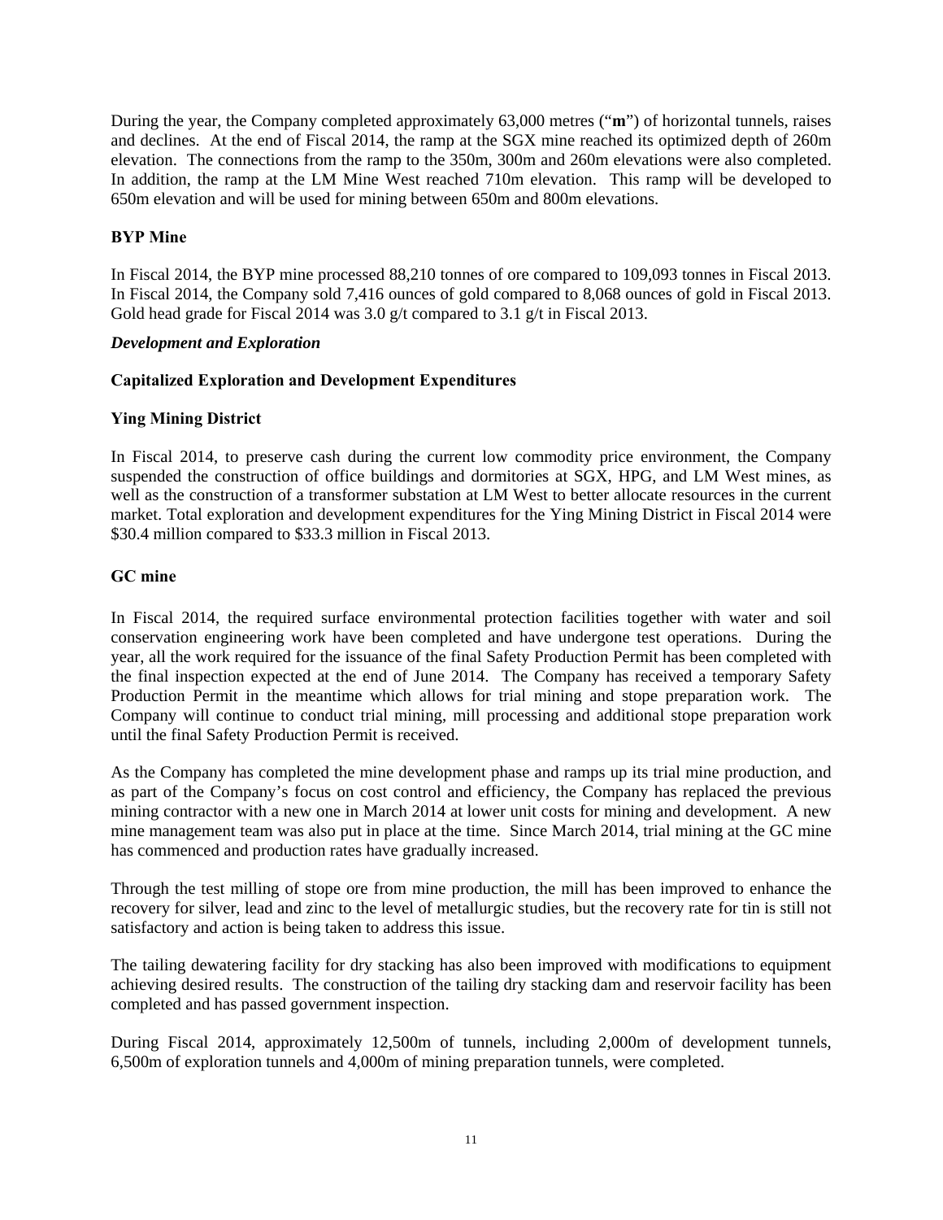During the year, the Company completed approximately 63,000 metres ("**m**") of horizontal tunnels, raises and declines. At the end of Fiscal 2014, the ramp at the SGX mine reached its optimized depth of 260m elevation. The connections from the ramp to the 350m, 300m and 260m elevations were also completed. In addition, the ramp at the LM Mine West reached 710m elevation. This ramp will be developed to 650m elevation and will be used for mining between 650m and 800m elevations.

**BYP Mine**

In Fiscal 2014, the BYP mine processed 88,210 tonnes of ore compared to 109,093 tonnes in Fiscal 2013. In Fiscal 2014, the Company sold 7,416 ounces of gold compared to 8,068 ounces of gold in Fiscal 2013. Gold head grade for Fiscal 2014 was 3.0 g/t compared to 3.1 g/t in Fiscal 2013.

***Development and Exploration***

**Capitalized Exploration and Development Expenditures**

**Ying Mining District**

In Fiscal 2014, to preserve cash during the current low commodity price environment, the Company suspended the construction of office buildings and dormitories at SGX, HPG, and LM West mines, as well as the construction of a transformer substation at LM West to better allocate resources in the current market. Total exploration and development expenditures for the Ying Mining District in Fiscal 2014 were $30.4 million compared to $33.3 million in Fiscal 2013.

**GC mine**

In Fiscal 2014, the required surface environmental protection facilities together with water and soil conservation engineering work have been completed and have undergone test operations. During the year, all the work required for the issuance of the final Safety Production Permit has been completed with the final inspection expected at the end of June 2014. The Company has received a temporary Safety Production Permit in the meantime which allows for trial mining and stope preparation work. The Company will continue to conduct trial mining, mill processing and additional stope preparation work until the final Safety Production Permit is received.

As the Company has completed the mine development phase and ramps up its trial mine production, and as part of the Company's focus on cost control and efficiency, the Company has replaced the previous mining contractor with a new one in March 2014 at lower unit costs for mining and development. A new mine management team was also put in place at the time. Since March 2014, trial mining at the GC mine has commenced and production rates have gradually increased.

Through the test milling of stope ore from mine production, the mill has been improved to enhance the recovery for silver, lead and zinc to the level of metallurgic studies, but the recovery rate for tin is still not satisfactory and action is being taken to address this issue.

The tailing dewatering facility for dry stacking has also been improved with modifications to equipment achieving desired results. The construction of the tailing dry stacking dam and reservoir facility has been completed and has passed government inspection.

During Fiscal 2014, approximately 12,500m of tunnels, including 2,000m of development tunnels, 6,500m of exploration tunnels and 4,000m of mining preparation tunnels, were completed.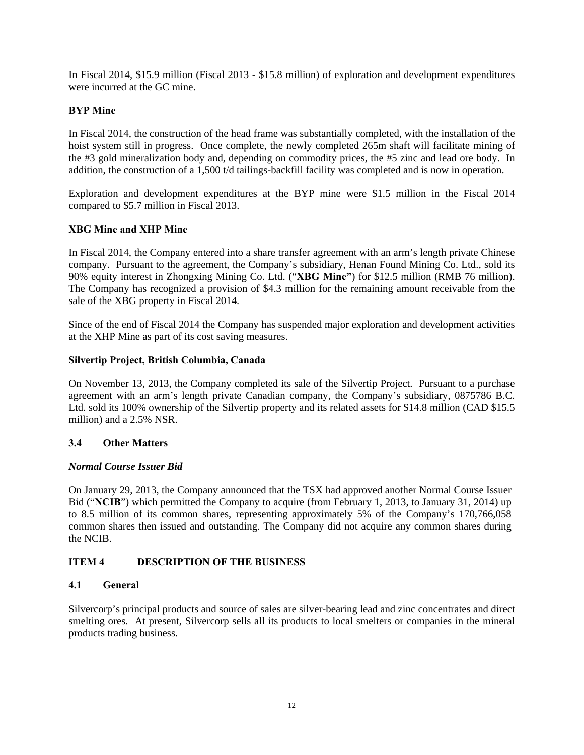In Fiscal 2014, $15.9 million (Fiscal 2013 - $15.8 million) of exploration and development expenditures were incurred at the GC mine.

**BYP Mine**

In Fiscal 2014, the construction of the head frame was substantially completed, with the installation of the hoist system still in progress. Once complete, the newly completed 265m shaft will facilitate mining of the #3 gold mineralization body and, depending on commodity prices, the #5 zinc and lead ore body. In addition, the construction of a 1,500 t/d tailings-backfill facility was completed and is now in operation.

Exploration and development expenditures at the BYP mine were $1.5 million in the Fiscal 2014 compared to $5.7 million in Fiscal 2013.

**XBG Mine and XHP Mine**

In Fiscal 2014, the Company entered into a share transfer agreement with an arm's length private Chinese company. Pursuant to the agreement, the Company's subsidiary, Henan Found Mining Co. Ltd., sold its 90% equity interest in Zhongxing Mining Co. Ltd. ("**XBG Mine"**) for $12.5 million (RMB 76 million). The Company has recognized a provision of $4.3 million for the remaining amount receivable from the sale of the XBG property in Fiscal 2014.

Since of the end of Fiscal 2014 the Company has suspended major exploration and development activities at the XHP Mine as part of its cost saving measures.

**Silvertip Project, British Columbia, Canada**

On November 13, 2013, the Company completed its sale of the Silvertip Project. Pursuant to a purchase agreement with an arm's length private Canadian company, the Company's subsidiary, 0875786 B.C. Ltd. sold its 100% ownership of the Silvertip property and its related assets for $14.8 million (CAD $15.5 million) and a 2.5% NSR.

### 3.4 Other Matters

***Normal Course Issuer Bid***

On January 29, 2013, the Company announced that the TSX had approved another Normal Course Issuer Bid ("**NCIB**") which permitted the Company to acquire (from February 1, 2013, to January 31, 2014) up to 8.5 million of its common shares, representing approximately 5% of the Company's 170,766,058 common shares then issued and outstanding. The Company did not acquire any common shares during the NCIB.

## ITEM 4 DESCRIPTION OF THE BUSINESS

### 4.1 General

Silvercorp's principal products and source of sales are silver-bearing lead and zinc concentrates and direct smelting ores. At present, Silvercorp sells all its products to local smelters or companies in the mineral products trading business.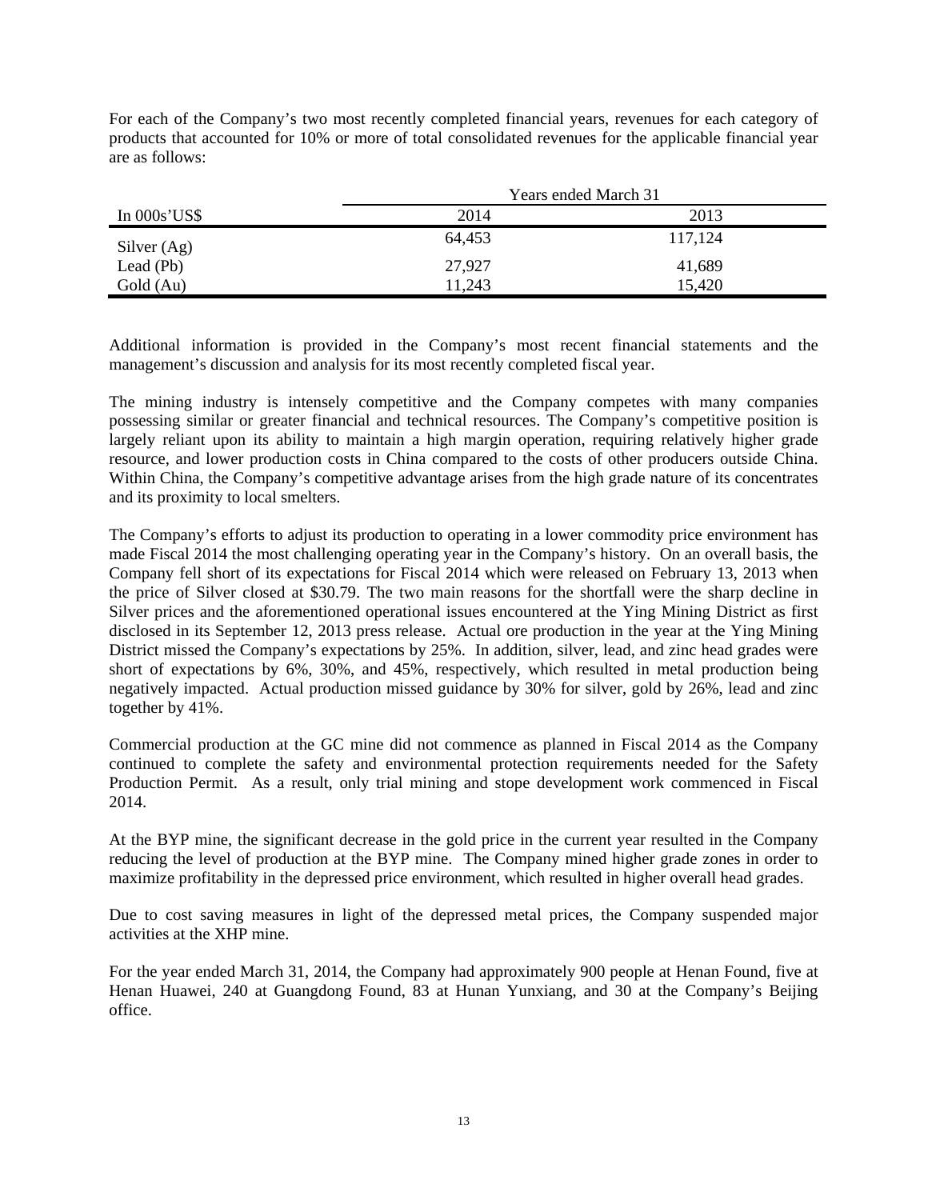For each of the Company's two most recently completed financial years, revenues for each category of products that accounted for 10% or more of total consolidated revenues for the applicable financial year are as follows:

| | Years ended March 31 | |
|---|---|---|
| In 000s'US$ | 2014 | 2013 |
| Silver (Ag) | 64,453 | 117,124 |
| Lead (Pb) | 27,927 | 41,689 |
| Gold (Au) | 11,243 | 15,420 |

Additional information is provided in the Company's most recent financial statements and the management's discussion and analysis for its most recently completed fiscal year.

The mining industry is intensely competitive and the Company competes with many companies possessing similar or greater financial and technical resources. The Company's competitive position is largely reliant upon its ability to maintain a high margin operation, requiring relatively higher grade resource, and lower production costs in China compared to the costs of other producers outside China. Within China, the Company's competitive advantage arises from the high grade nature of its concentrates and its proximity to local smelters.

The Company's efforts to adjust its production to operating in a lower commodity price environment has made Fiscal 2014 the most challenging operating year in the Company's history. On an overall basis, the Company fell short of its expectations for Fiscal 2014 which were released on February 13, 2013 when the price of Silver closed at $30.79. The two main reasons for the shortfall were the sharp decline in Silver prices and the aforementioned operational issues encountered at the Ying Mining District as first disclosed in its September 12, 2013 press release. Actual ore production in the year at the Ying Mining District missed the Company's expectations by 25%. In addition, silver, lead, and zinc head grades were short of expectations by 6%, 30%, and 45%, respectively, which resulted in metal production being negatively impacted. Actual production missed guidance by 30% for silver, gold by 26%, lead and zinc together by 41%.

Commercial production at the GC mine did not commence as planned in Fiscal 2014 as the Company continued to complete the safety and environmental protection requirements needed for the Safety Production Permit. As a result, only trial mining and stope development work commenced in Fiscal 2014.

At the BYP mine, the significant decrease in the gold price in the current year resulted in the Company reducing the level of production at the BYP mine. The Company mined higher grade zones in order to maximize profitability in the depressed price environment, which resulted in higher overall head grades.

Due to cost saving measures in light of the depressed metal prices, the Company suspended major activities at the XHP mine.

For the year ended March 31, 2014, the Company had approximately 900 people at Henan Found, five at Henan Huawei, 240 at Guangdong Found, 83 at Hunan Yunxiang, and 30 at the Company's Beijing office.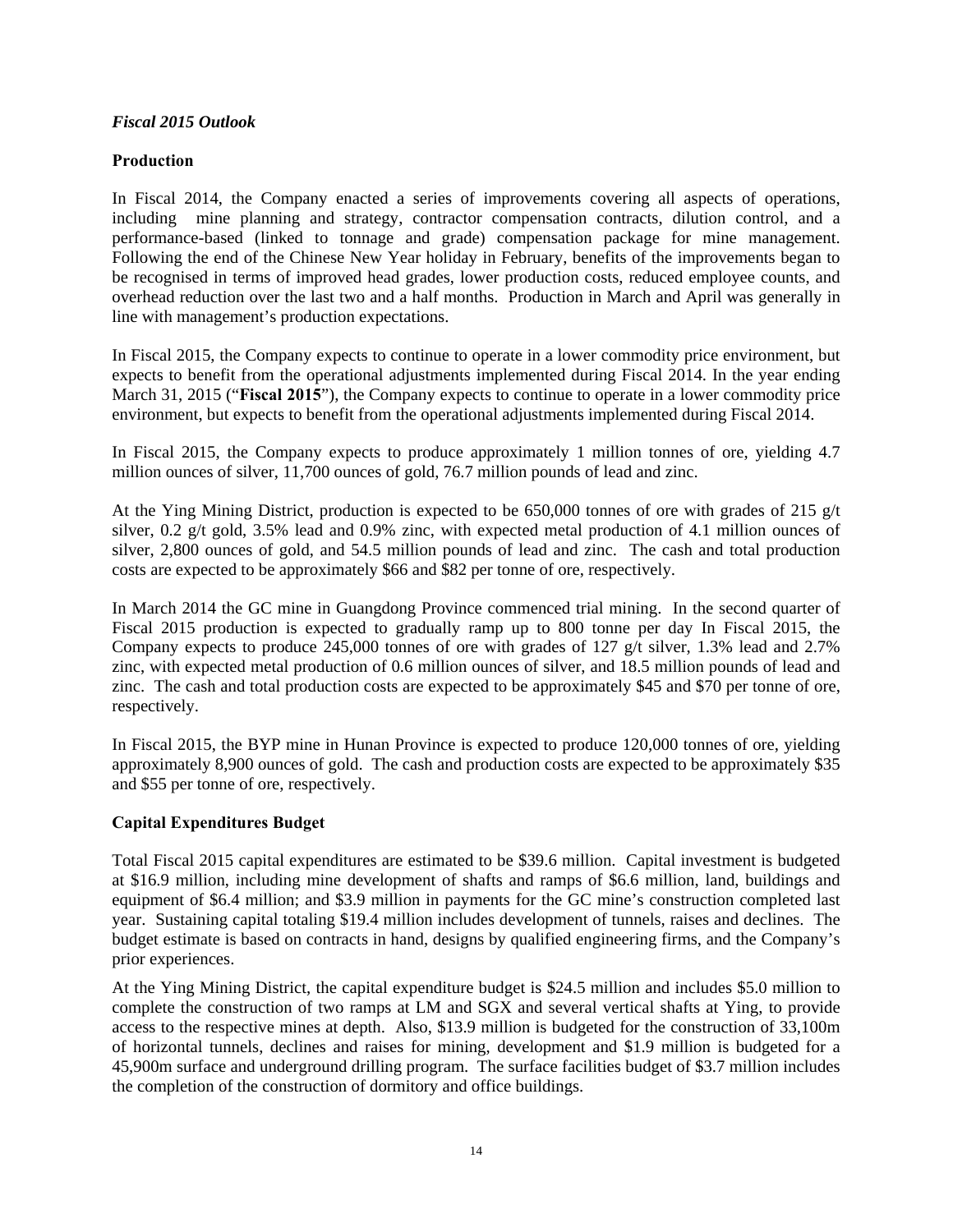***Fiscal 2015 Outlook***

**Production**

In Fiscal 2014, the Company enacted a series of improvements covering all aspects of operations, including mine planning and strategy, contractor compensation contracts, dilution control, and a performance-based (linked to tonnage and grade) compensation package for mine management. Following the end of the Chinese New Year holiday in February, benefits of the improvements began to be recognised in terms of improved head grades, lower production costs, reduced employee counts, and overhead reduction over the last two and a half months. Production in March and April was generally in line with management's production expectations.

In Fiscal 2015, the Company expects to continue to operate in a lower commodity price environment, but expects to benefit from the operational adjustments implemented during Fiscal 2014. In the year ending March 31, 2015 ("**Fiscal 2015**"), the Company expects to continue to operate in a lower commodity price environment, but expects to benefit from the operational adjustments implemented during Fiscal 2014.

In Fiscal 2015, the Company expects to produce approximately 1 million tonnes of ore, yielding 4.7 million ounces of silver, 11,700 ounces of gold, 76.7 million pounds of lead and zinc.

At the Ying Mining District, production is expected to be 650,000 tonnes of ore with grades of 215 g/t silver, 0.2 g/t gold, 3.5% lead and 0.9% zinc, with expected metal production of 4.1 million ounces of silver, 2,800 ounces of gold, and 54.5 million pounds of lead and zinc. The cash and total production costs are expected to be approximately $66 and $82 per tonne of ore, respectively.

In March 2014 the GC mine in Guangdong Province commenced trial mining. In the second quarter of Fiscal 2015 production is expected to gradually ramp up to 800 tonne per day In Fiscal 2015, the Company expects to produce 245,000 tonnes of ore with grades of 127 g/t silver, 1.3% lead and 2.7% zinc, with expected metal production of 0.6 million ounces of silver, and 18.5 million pounds of lead and zinc. The cash and total production costs are expected to be approximately $45 and $70 per tonne of ore, respectively.

In Fiscal 2015, the BYP mine in Hunan Province is expected to produce 120,000 tonnes of ore, yielding approximately 8,900 ounces of gold. The cash and production costs are expected to be approximately $35 and $55 per tonne of ore, respectively.

**Capital Expenditures Budget**

Total Fiscal 2015 capital expenditures are estimated to be $39.6 million. Capital investment is budgeted at $16.9 million, including mine development of shafts and ramps of $6.6 million, land, buildings and equipment of $6.4 million; and $3.9 million in payments for the GC mine's construction completed last year. Sustaining capital totaling $19.4 million includes development of tunnels, raises and declines. The budget estimate is based on contracts in hand, designs by qualified engineering firms, and the Company's prior experiences.

At the Ying Mining District, the capital expenditure budget is $24.5 million and includes $5.0 million to complete the construction of two ramps at LM and SGX and several vertical shafts at Ying, to provide access to the respective mines at depth. Also, $13.9 million is budgeted for the construction of 33,100m of horizontal tunnels, declines and raises for mining, development and $1.9 million is budgeted for a 45,900m surface and underground drilling program. The surface facilities budget of $3.7 million includes the completion of the construction of dormitory and office buildings.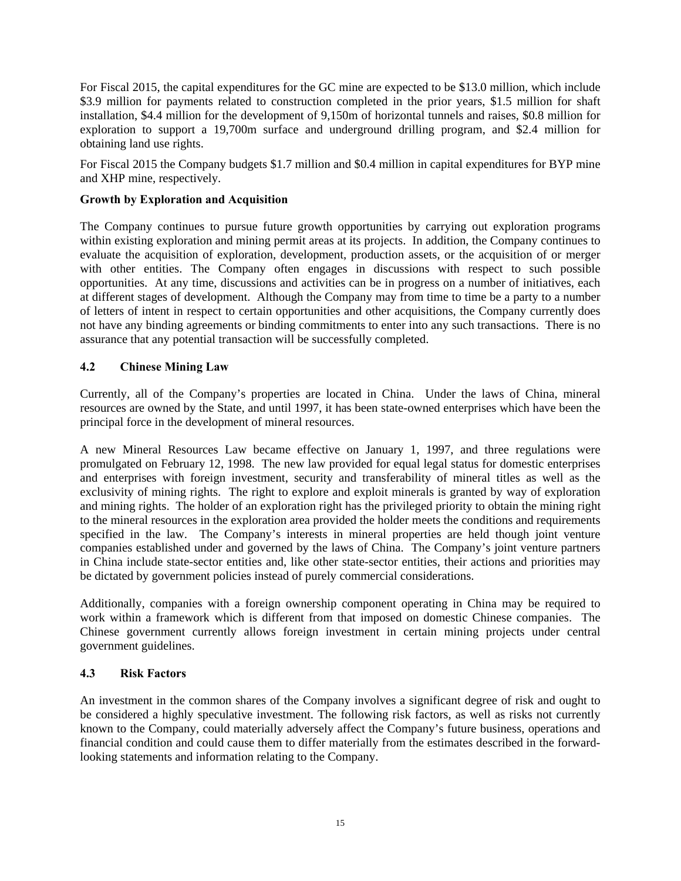For Fiscal 2015, the capital expenditures for the GC mine are expected to be $13.0 million, which include $3.9 million for payments related to construction completed in the prior years, $1.5 million for shaft installation, $4.4 million for the development of 9,150m of horizontal tunnels and raises, $0.8 million for exploration to support a 19,700m surface and underground drilling program, and $2.4 million for obtaining land use rights.

For Fiscal 2015 the Company budgets $1.7 million and $0.4 million in capital expenditures for BYP mine and XHP mine, respectively.

**Growth by Exploration and Acquisition**

The Company continues to pursue future growth opportunities by carrying out exploration programs within existing exploration and mining permit areas at its projects. In addition, the Company continues to evaluate the acquisition of exploration, development, production assets, or the acquisition of or merger with other entities. The Company often engages in discussions with respect to such possible opportunities. At any time, discussions and activities can be in progress on a number of initiatives, each at different stages of development. Although the Company may from time to time be a party to a number of letters of intent in respect to certain opportunities and other acquisitions, the Company currently does not have any binding agreements or binding commitments to enter into any such transactions. There is no assurance that any potential transaction will be successfully completed.

## 4.2 Chinese Mining Law

Currently, all of the Company's properties are located in China. Under the laws of China, mineral resources are owned by the State, and until 1997, it has been state-owned enterprises which have been the principal force in the development of mineral resources.

A new Mineral Resources Law became effective on January 1, 1997, and three regulations were promulgated on February 12, 1998. The new law provided for equal legal status for domestic enterprises and enterprises with foreign investment, security and transferability of mineral titles as well as the exclusivity of mining rights. The right to explore and exploit minerals is granted by way of exploration and mining rights. The holder of an exploration right has the privileged priority to obtain the mining right to the mineral resources in the exploration area provided the holder meets the conditions and requirements specified in the law. The Company's interests in mineral properties are held though joint venture companies established under and governed by the laws of China. The Company's joint venture partners in China include state-sector entities and, like other state-sector entities, their actions and priorities may be dictated by government policies instead of purely commercial considerations.

Additionally, companies with a foreign ownership component operating in China may be required to work within a framework which is different from that imposed on domestic Chinese companies. The Chinese government currently allows foreign investment in certain mining projects under central government guidelines.

## 4.3 Risk Factors

An investment in the common shares of the Company involves a significant degree of risk and ought to be considered a highly speculative investment. The following risk factors, as well as risks not currently known to the Company, could materially adversely affect the Company's future business, operations and financial condition and could cause them to differ materially from the estimates described in the forward-looking statements and information relating to the Company.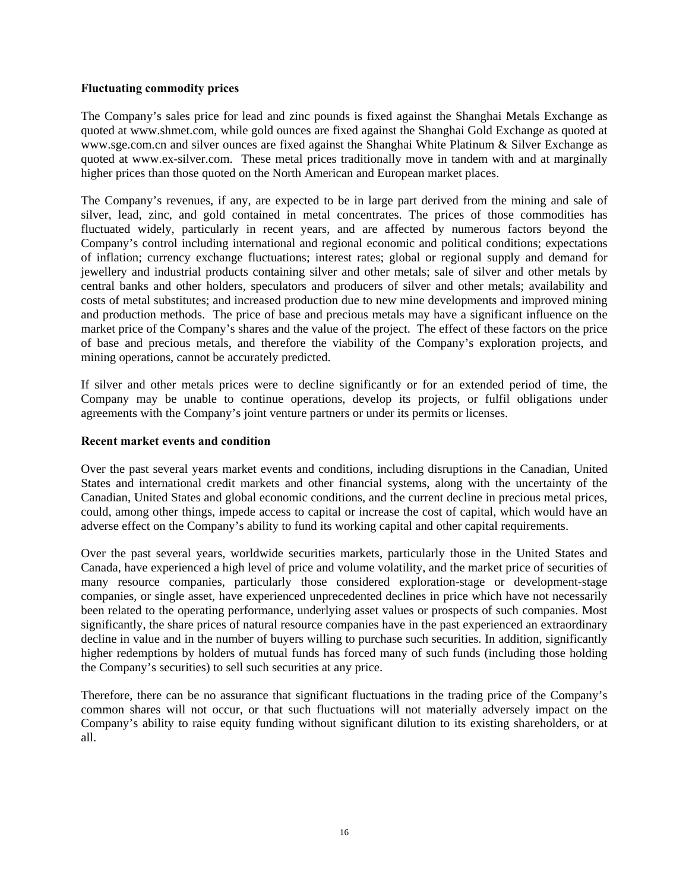**Fluctuating commodity prices**

The Company's sales price for lead and zinc pounds is fixed against the Shanghai Metals Exchange as quoted at www.shmet.com, while gold ounces are fixed against the Shanghai Gold Exchange as quoted at www.sge.com.cn and silver ounces are fixed against the Shanghai White Platinum & Silver Exchange as quoted at www.ex-silver.com. These metal prices traditionally move in tandem with and at marginally higher prices than those quoted on the North American and European market places.

The Company's revenues, if any, are expected to be in large part derived from the mining and sale of silver, lead, zinc, and gold contained in metal concentrates. The prices of those commodities has fluctuated widely, particularly in recent years, and are affected by numerous factors beyond the Company's control including international and regional economic and political conditions; expectations of inflation; currency exchange fluctuations; interest rates; global or regional supply and demand for jewellery and industrial products containing silver and other metals; sale of silver and other metals by central banks and other holders, speculators and producers of silver and other metals; availability and costs of metal substitutes; and increased production due to new mine developments and improved mining and production methods. The price of base and precious metals may have a significant influence on the market price of the Company's shares and the value of the project. The effect of these factors on the price of base and precious metals, and therefore the viability of the Company's exploration projects, and mining operations, cannot be accurately predicted.

If silver and other metals prices were to decline significantly or for an extended period of time, the Company may be unable to continue operations, develop its projects, or fulfil obligations under agreements with the Company's joint venture partners or under its permits or licenses.

**Recent market events and condition**

Over the past several years market events and conditions, including disruptions in the Canadian, United States and international credit markets and other financial systems, along with the uncertainty of the Canadian, United States and global economic conditions, and the current decline in precious metal prices, could, among other things, impede access to capital or increase the cost of capital, which would have an adverse effect on the Company's ability to fund its working capital and other capital requirements.

Over the past several years, worldwide securities markets, particularly those in the United States and Canada, have experienced a high level of price and volume volatility, and the market price of securities of many resource companies, particularly those considered exploration-stage or development-stage companies, or single asset, have experienced unprecedented declines in price which have not necessarily been related to the operating performance, underlying asset values or prospects of such companies. Most significantly, the share prices of natural resource companies have in the past experienced an extraordinary decline in value and in the number of buyers willing to purchase such securities. In addition, significantly higher redemptions by holders of mutual funds has forced many of such funds (including those holding the Company's securities) to sell such securities at any price.

Therefore, there can be no assurance that significant fluctuations in the trading price of the Company's common shares will not occur, or that such fluctuations will not materially adversely impact on the Company's ability to raise equity funding without significant dilution to its existing shareholders, or at all.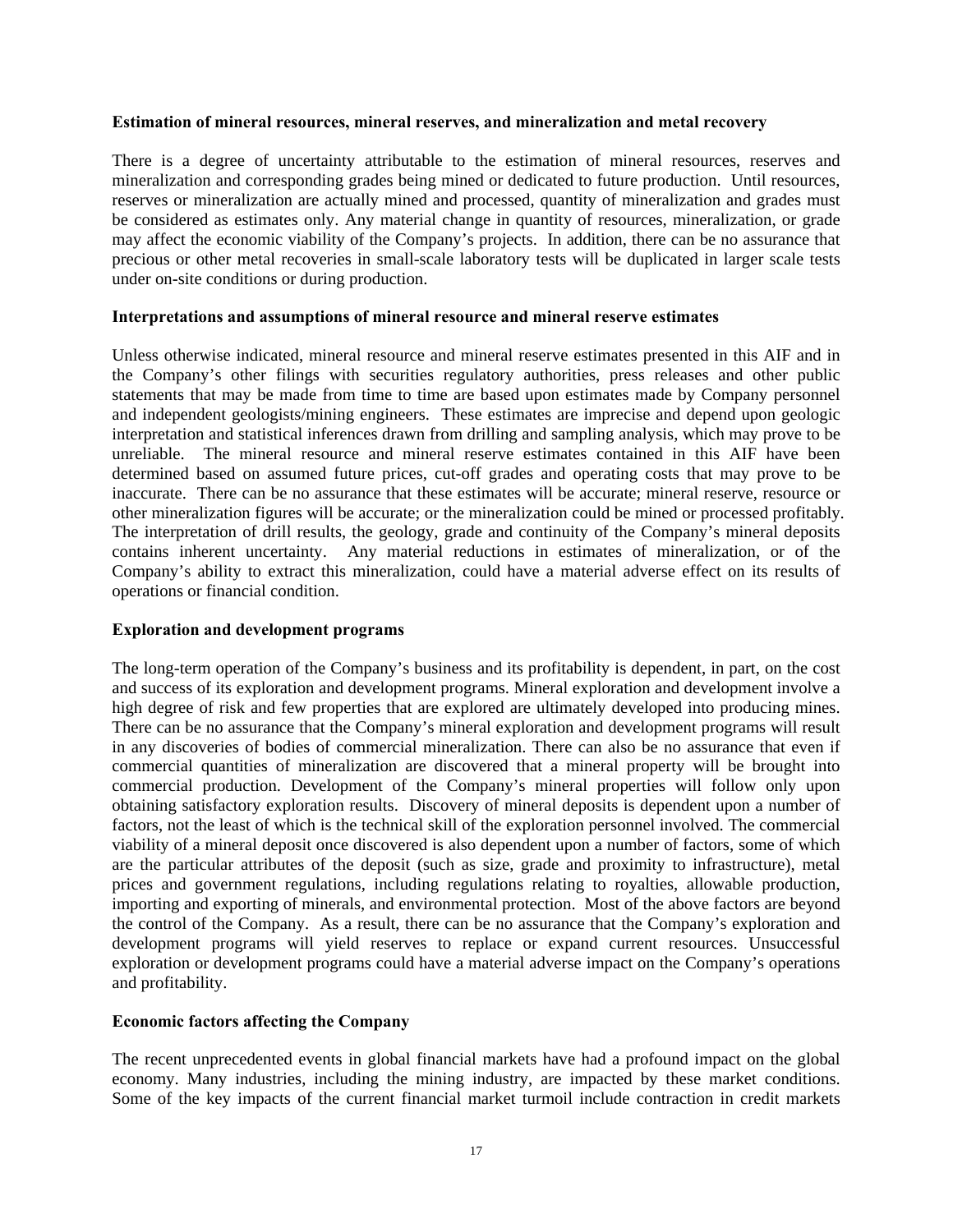**Estimation of mineral resources, mineral reserves, and mineralization and metal recovery**

There is a degree of uncertainty attributable to the estimation of mineral resources, reserves and mineralization and corresponding grades being mined or dedicated to future production. Until resources, reserves or mineralization are actually mined and processed, quantity of mineralization and grades must be considered as estimates only. Any material change in quantity of resources, mineralization, or grade may affect the economic viability of the Company's projects. In addition, there can be no assurance that precious or other metal recoveries in small-scale laboratory tests will be duplicated in larger scale tests under on-site conditions or during production.

**Interpretations and assumptions of mineral resource and mineral reserve estimates**

Unless otherwise indicated, mineral resource and mineral reserve estimates presented in this AIF and in the Company's other filings with securities regulatory authorities, press releases and other public statements that may be made from time to time are based upon estimates made by Company personnel and independent geologists/mining engineers. These estimates are imprecise and depend upon geologic interpretation and statistical inferences drawn from drilling and sampling analysis, which may prove to be unreliable. The mineral resource and mineral reserve estimates contained in this AIF have been determined based on assumed future prices, cut-off grades and operating costs that may prove to be inaccurate. There can be no assurance that these estimates will be accurate; mineral reserve, resource or other mineralization figures will be accurate; or the mineralization could be mined or processed profitably. The interpretation of drill results, the geology, grade and continuity of the Company's mineral deposits contains inherent uncertainty. Any material reductions in estimates of mineralization, or of the Company's ability to extract this mineralization, could have a material adverse effect on its results of operations or financial condition.

**Exploration and development programs**

The long-term operation of the Company's business and its profitability is dependent, in part, on the cost and success of its exploration and development programs. Mineral exploration and development involve a high degree of risk and few properties that are explored are ultimately developed into producing mines. There can be no assurance that the Company's mineral exploration and development programs will result in any discoveries of bodies of commercial mineralization. There can also be no assurance that even if commercial quantities of mineralization are discovered that a mineral property will be brought into commercial production. Development of the Company's mineral properties will follow only upon obtaining satisfactory exploration results. Discovery of mineral deposits is dependent upon a number of factors, not the least of which is the technical skill of the exploration personnel involved. The commercial viability of a mineral deposit once discovered is also dependent upon a number of factors, some of which are the particular attributes of the deposit (such as size, grade and proximity to infrastructure), metal prices and government regulations, including regulations relating to royalties, allowable production, importing and exporting of minerals, and environmental protection. Most of the above factors are beyond the control of the Company. As a result, there can be no assurance that the Company's exploration and development programs will yield reserves to replace or expand current resources. Unsuccessful exploration or development programs could have a material adverse impact on the Company's operations and profitability.

**Economic factors affecting the Company**

The recent unprecedented events in global financial markets have had a profound impact on the global economy. Many industries, including the mining industry, are impacted by these market conditions. Some of the key impacts of the current financial market turmoil include contraction in credit markets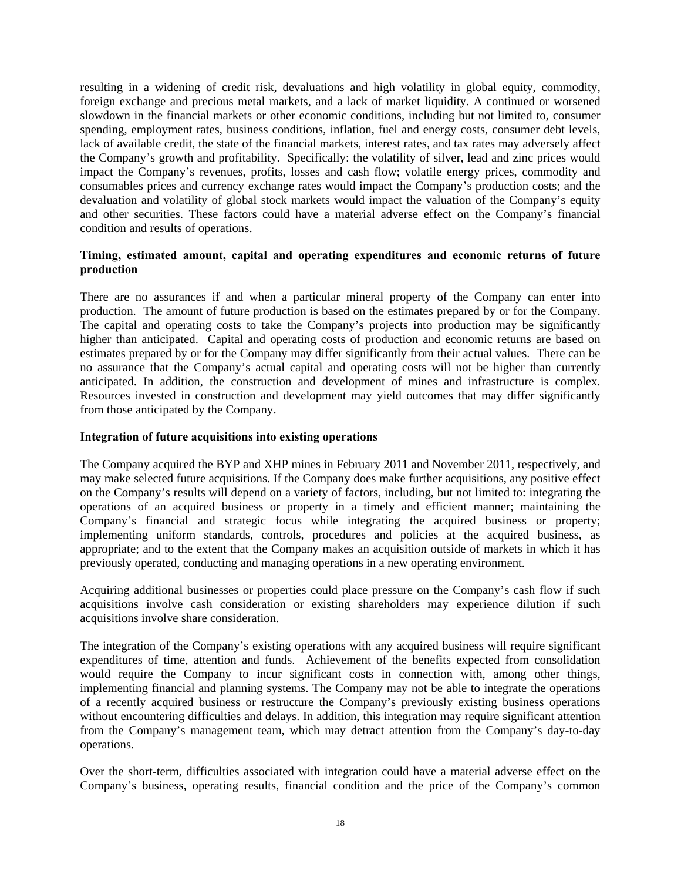resulting in a widening of credit risk, devaluations and high volatility in global equity, commodity, foreign exchange and precious metal markets, and a lack of market liquidity. A continued or worsened slowdown in the financial markets or other economic conditions, including but not limited to, consumer spending, employment rates, business conditions, inflation, fuel and energy costs, consumer debt levels, lack of available credit, the state of the financial markets, interest rates, and tax rates may adversely affect the Company's growth and profitability. Specifically: the volatility of silver, lead and zinc prices would impact the Company's revenues, profits, losses and cash flow; volatile energy prices, commodity and consumables prices and currency exchange rates would impact the Company's production costs; and the devaluation and volatility of global stock markets would impact the valuation of the Company's equity and other securities. These factors could have a material adverse effect on the Company's financial condition and results of operations.

**Timing, estimated amount, capital and operating expenditures and economic returns of future production**

There are no assurances if and when a particular mineral property of the Company can enter into production. The amount of future production is based on the estimates prepared by or for the Company. The capital and operating costs to take the Company's projects into production may be significantly higher than anticipated. Capital and operating costs of production and economic returns are based on estimates prepared by or for the Company may differ significantly from their actual values. There can be no assurance that the Company's actual capital and operating costs will not be higher than currently anticipated. In addition, the construction and development of mines and infrastructure is complex. Resources invested in construction and development may yield outcomes that may differ significantly from those anticipated by the Company.

**Integration of future acquisitions into existing operations**

The Company acquired the BYP and XHP mines in February 2011 and November 2011, respectively, and may make selected future acquisitions. If the Company does make further acquisitions, any positive effect on the Company's results will depend on a variety of factors, including, but not limited to: integrating the operations of an acquired business or property in a timely and efficient manner; maintaining the Company's financial and strategic focus while integrating the acquired business or property; implementing uniform standards, controls, procedures and policies at the acquired business, as appropriate; and to the extent that the Company makes an acquisition outside of markets in which it has previously operated, conducting and managing operations in a new operating environment.

Acquiring additional businesses or properties could place pressure on the Company's cash flow if such acquisitions involve cash consideration or existing shareholders may experience dilution if such acquisitions involve share consideration.

The integration of the Company's existing operations with any acquired business will require significant expenditures of time, attention and funds. Achievement of the benefits expected from consolidation would require the Company to incur significant costs in connection with, among other things, implementing financial and planning systems. The Company may not be able to integrate the operations of a recently acquired business or restructure the Company's previously existing business operations without encountering difficulties and delays. In addition, this integration may require significant attention from the Company's management team, which may detract attention from the Company's day-to-day operations.

Over the short-term, difficulties associated with integration could have a material adverse effect on the Company's business, operating results, financial condition and the price of the Company's common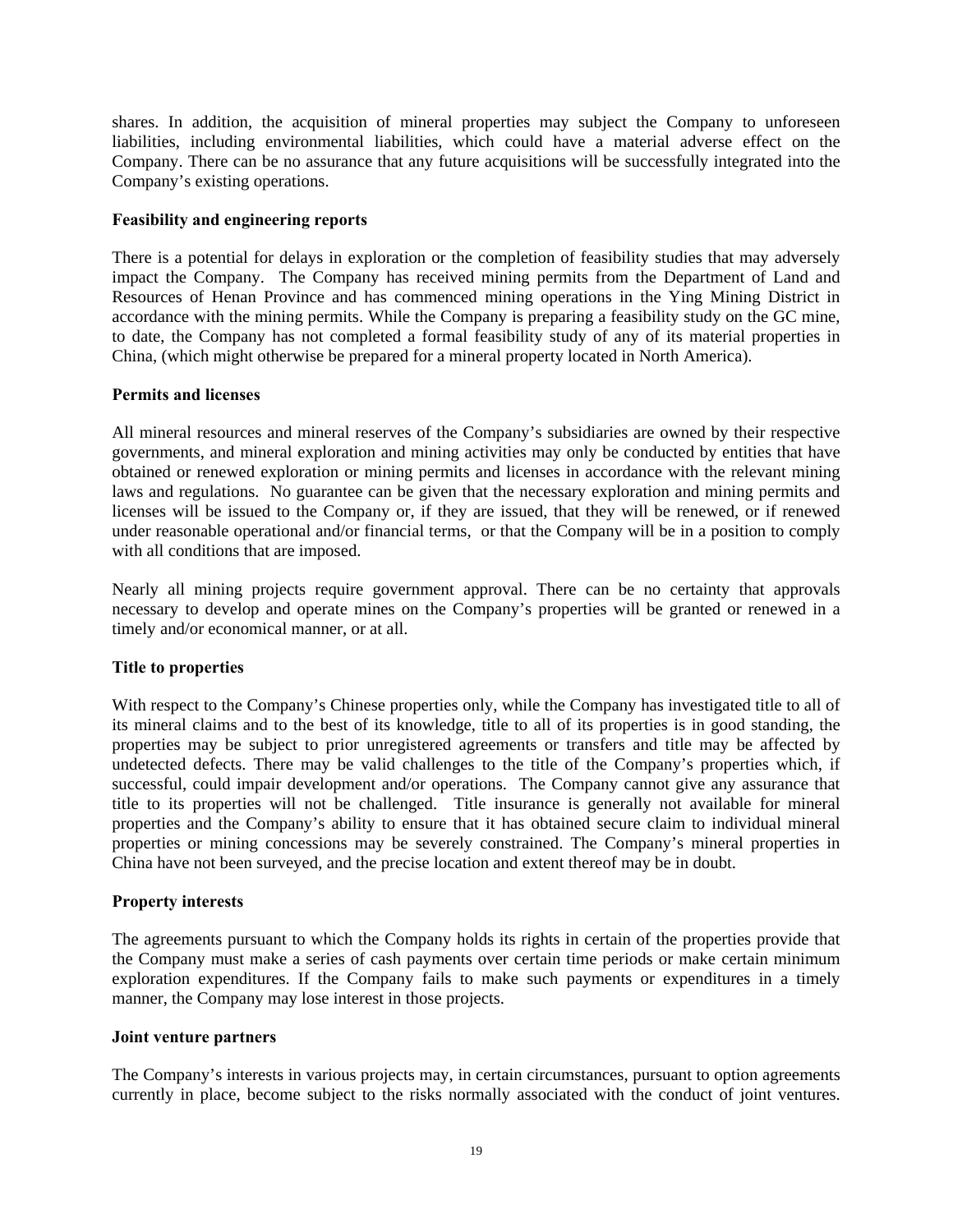shares. In addition, the acquisition of mineral properties may subject the Company to unforeseen liabilities, including environmental liabilities, which could have a material adverse effect on the Company. There can be no assurance that any future acquisitions will be successfully integrated into the Company's existing operations.

**Feasibility and engineering reports**

There is a potential for delays in exploration or the completion of feasibility studies that may adversely impact the Company. The Company has received mining permits from the Department of Land and Resources of Henan Province and has commenced mining operations in the Ying Mining District in accordance with the mining permits. While the Company is preparing a feasibility study on the GC mine, to date, the Company has not completed a formal feasibility study of any of its material properties in China, (which might otherwise be prepared for a mineral property located in North America).

**Permits and licenses**

All mineral resources and mineral reserves of the Company's subsidiaries are owned by their respective governments, and mineral exploration and mining activities may only be conducted by entities that have obtained or renewed exploration or mining permits and licenses in accordance with the relevant mining laws and regulations. No guarantee can be given that the necessary exploration and mining permits and licenses will be issued to the Company or, if they are issued, that they will be renewed, or if renewed under reasonable operational and/or financial terms, or that the Company will be in a position to comply with all conditions that are imposed.

Nearly all mining projects require government approval. There can be no certainty that approvals necessary to develop and operate mines on the Company's properties will be granted or renewed in a timely and/or economical manner, or at all.

**Title to properties**

With respect to the Company's Chinese properties only, while the Company has investigated title to all of its mineral claims and to the best of its knowledge, title to all of its properties is in good standing, the properties may be subject to prior unregistered agreements or transfers and title may be affected by undetected defects. There may be valid challenges to the title of the Company's properties which, if successful, could impair development and/or operations. The Company cannot give any assurance that title to its properties will not be challenged. Title insurance is generally not available for mineral properties and the Company's ability to ensure that it has obtained secure claim to individual mineral properties or mining concessions may be severely constrained. The Company's mineral properties in China have not been surveyed, and the precise location and extent thereof may be in doubt.

**Property interests**

The agreements pursuant to which the Company holds its rights in certain of the properties provide that the Company must make a series of cash payments over certain time periods or make certain minimum exploration expenditures. If the Company fails to make such payments or expenditures in a timely manner, the Company may lose interest in those projects.

**Joint venture partners**

The Company's interests in various projects may, in certain circumstances, pursuant to option agreements currently in place, become subject to the risks normally associated with the conduct of joint ventures.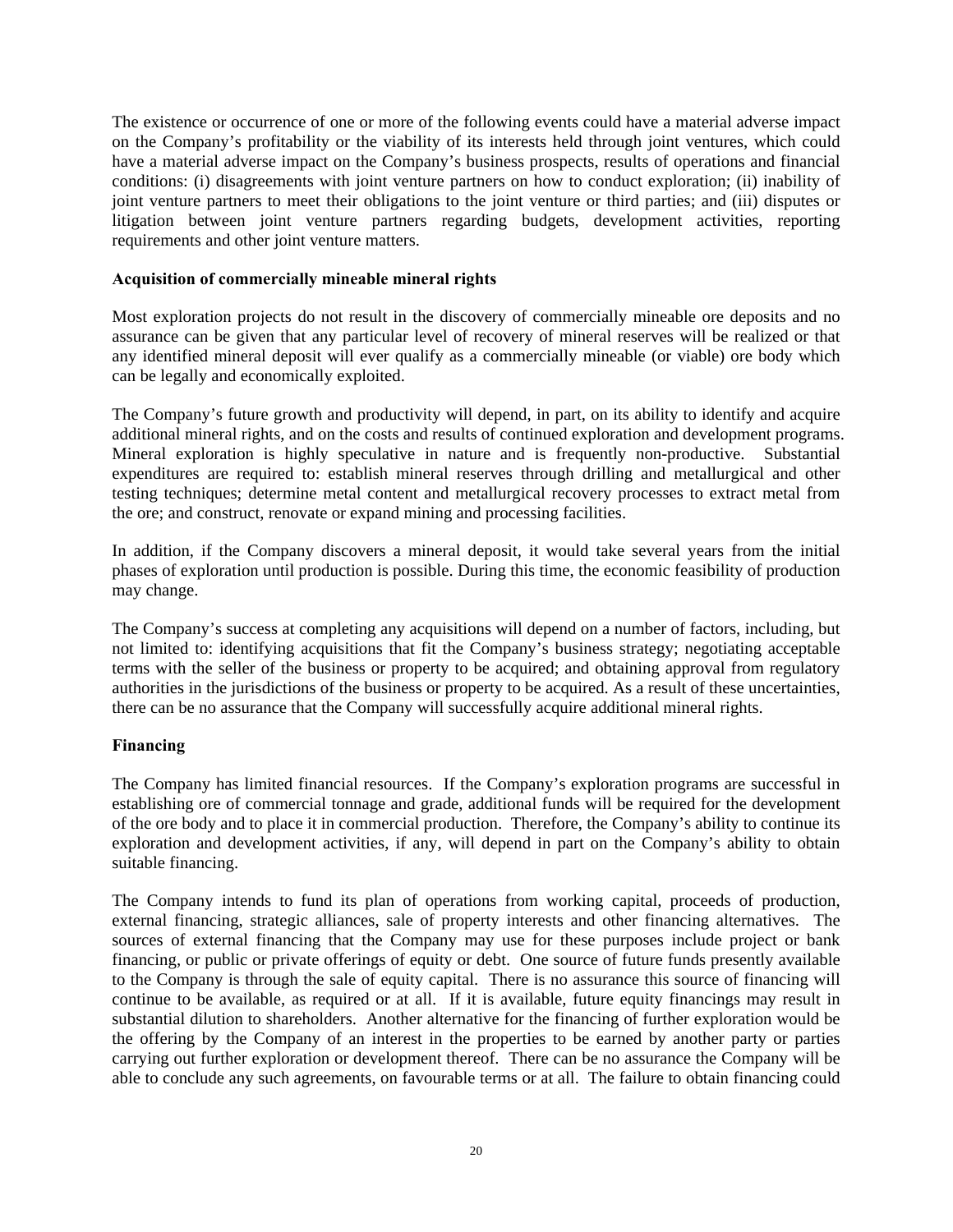The existence or occurrence of one or more of the following events could have a material adverse impact on the Company's profitability or the viability of its interests held through joint ventures, which could have a material adverse impact on the Company's business prospects, results of operations and financial conditions: (i) disagreements with joint venture partners on how to conduct exploration; (ii) inability of joint venture partners to meet their obligations to the joint venture or third parties; and (iii) disputes or litigation between joint venture partners regarding budgets, development activities, reporting requirements and other joint venture matters.

**Acquisition of commercially mineable mineral rights**

Most exploration projects do not result in the discovery of commercially mineable ore deposits and no assurance can be given that any particular level of recovery of mineral reserves will be realized or that any identified mineral deposit will ever qualify as a commercially mineable (or viable) ore body which can be legally and economically exploited.

The Company's future growth and productivity will depend, in part, on its ability to identify and acquire additional mineral rights, and on the costs and results of continued exploration and development programs. Mineral exploration is highly speculative in nature and is frequently non-productive. Substantial expenditures are required to: establish mineral reserves through drilling and metallurgical and other testing techniques; determine metal content and metallurgical recovery processes to extract metal from the ore; and construct, renovate or expand mining and processing facilities.

In addition, if the Company discovers a mineral deposit, it would take several years from the initial phases of exploration until production is possible. During this time, the economic feasibility of production may change.

The Company's success at completing any acquisitions will depend on a number of factors, including, but not limited to: identifying acquisitions that fit the Company's business strategy; negotiating acceptable terms with the seller of the business or property to be acquired; and obtaining approval from regulatory authorities in the jurisdictions of the business or property to be acquired. As a result of these uncertainties, there can be no assurance that the Company will successfully acquire additional mineral rights.

**Financing**

The Company has limited financial resources. If the Company's exploration programs are successful in establishing ore of commercial tonnage and grade, additional funds will be required for the development of the ore body and to place it in commercial production. Therefore, the Company's ability to continue its exploration and development activities, if any, will depend in part on the Company's ability to obtain suitable financing.

The Company intends to fund its plan of operations from working capital, proceeds of production, external financing, strategic alliances, sale of property interests and other financing alternatives. The sources of external financing that the Company may use for these purposes include project or bank financing, or public or private offerings of equity or debt. One source of future funds presently available to the Company is through the sale of equity capital. There is no assurance this source of financing will continue to be available, as required or at all. If it is available, future equity financings may result in substantial dilution to shareholders. Another alternative for the financing of further exploration would be the offering by the Company of an interest in the properties to be earned by another party or parties carrying out further exploration or development thereof. There can be no assurance the Company will be able to conclude any such agreements, on favourable terms or at all. The failure to obtain financing could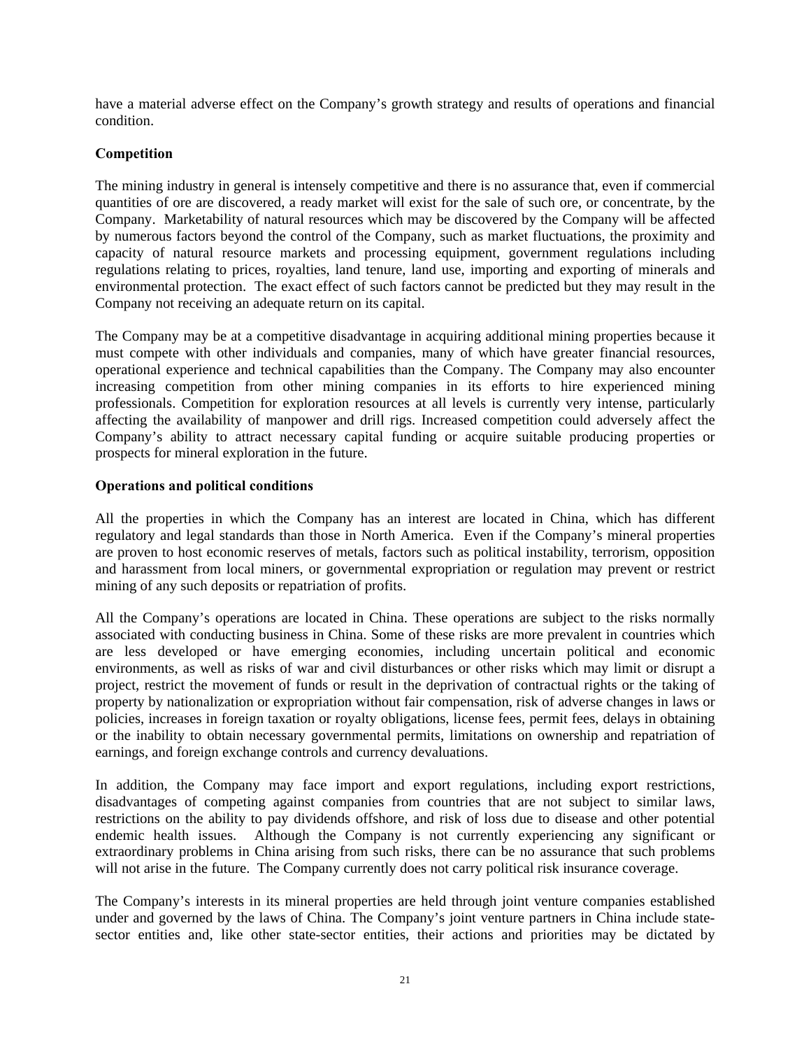have a material adverse effect on the Company's growth strategy and results of operations and financial condition.

**Competition**

The mining industry in general is intensely competitive and there is no assurance that, even if commercial quantities of ore are discovered, a ready market will exist for the sale of such ore, or concentrate, by the Company. Marketability of natural resources which may be discovered by the Company will be affected by numerous factors beyond the control of the Company, such as market fluctuations, the proximity and capacity of natural resource markets and processing equipment, government regulations including regulations relating to prices, royalties, land tenure, land use, importing and exporting of minerals and environmental protection. The exact effect of such factors cannot be predicted but they may result in the Company not receiving an adequate return on its capital.

The Company may be at a competitive disadvantage in acquiring additional mining properties because it must compete with other individuals and companies, many of which have greater financial resources, operational experience and technical capabilities than the Company. The Company may also encounter increasing competition from other mining companies in its efforts to hire experienced mining professionals. Competition for exploration resources at all levels is currently very intense, particularly affecting the availability of manpower and drill rigs. Increased competition could adversely affect the Company's ability to attract necessary capital funding or acquire suitable producing properties or prospects for mineral exploration in the future.

**Operations and political conditions**

All the properties in which the Company has an interest are located in China, which has different regulatory and legal standards than those in North America. Even if the Company's mineral properties are proven to host economic reserves of metals, factors such as political instability, terrorism, opposition and harassment from local miners, or governmental expropriation or regulation may prevent or restrict mining of any such deposits or repatriation of profits.

All the Company's operations are located in China. These operations are subject to the risks normally associated with conducting business in China. Some of these risks are more prevalent in countries which are less developed or have emerging economies, including uncertain political and economic environments, as well as risks of war and civil disturbances or other risks which may limit or disrupt a project, restrict the movement of funds or result in the deprivation of contractual rights or the taking of property by nationalization or expropriation without fair compensation, risk of adverse changes in laws or policies, increases in foreign taxation or royalty obligations, license fees, permit fees, delays in obtaining or the inability to obtain necessary governmental permits, limitations on ownership and repatriation of earnings, and foreign exchange controls and currency devaluations.

In addition, the Company may face import and export regulations, including export restrictions, disadvantages of competing against companies from countries that are not subject to similar laws, restrictions on the ability to pay dividends offshore, and risk of loss due to disease and other potential endemic health issues. Although the Company is not currently experiencing any significant or extraordinary problems in China arising from such risks, there can be no assurance that such problems will not arise in the future. The Company currently does not carry political risk insurance coverage.

The Company's interests in its mineral properties are held through joint venture companies established under and governed by the laws of China. The Company's joint venture partners in China include state-sector entities and, like other state-sector entities, their actions and priorities may be dictated by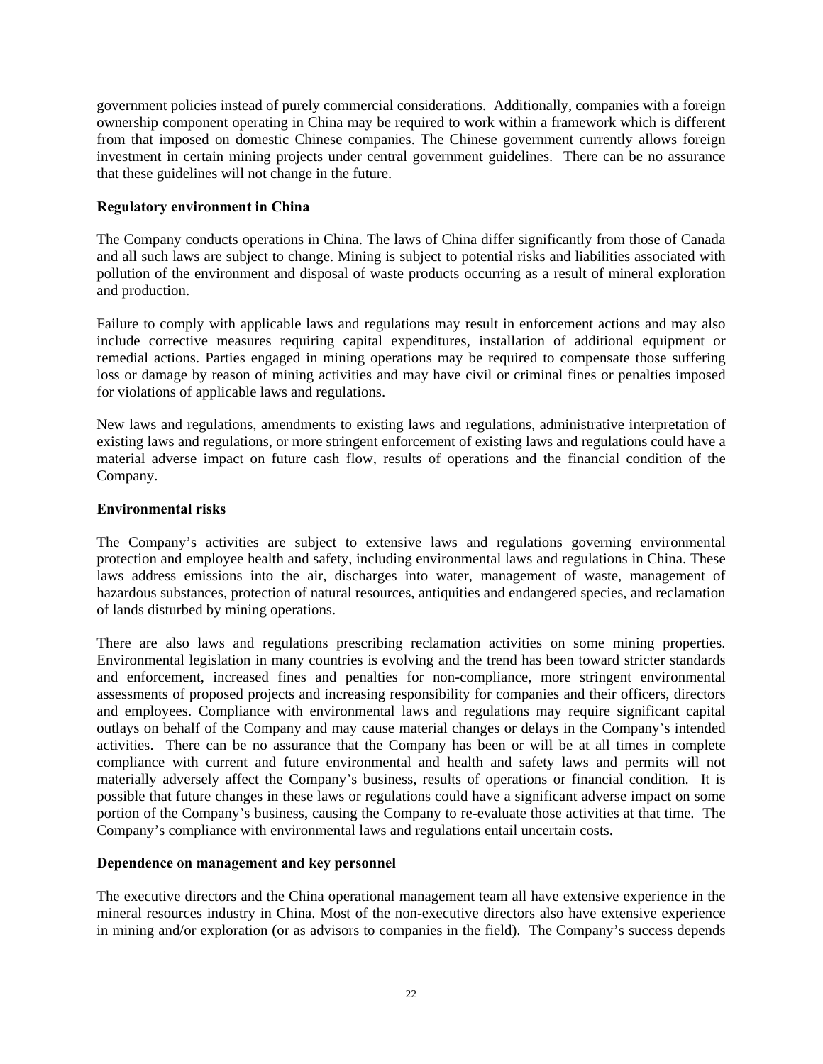government policies instead of purely commercial considerations. Additionally, companies with a foreign ownership component operating in China may be required to work within a framework which is different from that imposed on domestic Chinese companies. The Chinese government currently allows foreign investment in certain mining projects under central government guidelines. There can be no assurance that these guidelines will not change in the future.

**Regulatory environment in China**

The Company conducts operations in China. The laws of China differ significantly from those of Canada and all such laws are subject to change. Mining is subject to potential risks and liabilities associated with pollution of the environment and disposal of waste products occurring as a result of mineral exploration and production.

Failure to comply with applicable laws and regulations may result in enforcement actions and may also include corrective measures requiring capital expenditures, installation of additional equipment or remedial actions. Parties engaged in mining operations may be required to compensate those suffering loss or damage by reason of mining activities and may have civil or criminal fines or penalties imposed for violations of applicable laws and regulations.

New laws and regulations, amendments to existing laws and regulations, administrative interpretation of existing laws and regulations, or more stringent enforcement of existing laws and regulations could have a material adverse impact on future cash flow, results of operations and the financial condition of the Company.

**Environmental risks**

The Company's activities are subject to extensive laws and regulations governing environmental protection and employee health and safety, including environmental laws and regulations in China. These laws address emissions into the air, discharges into water, management of waste, management of hazardous substances, protection of natural resources, antiquities and endangered species, and reclamation of lands disturbed by mining operations.

There are also laws and regulations prescribing reclamation activities on some mining properties. Environmental legislation in many countries is evolving and the trend has been toward stricter standards and enforcement, increased fines and penalties for non-compliance, more stringent environmental assessments of proposed projects and increasing responsibility for companies and their officers, directors and employees. Compliance with environmental laws and regulations may require significant capital outlays on behalf of the Company and may cause material changes or delays in the Company's intended activities. There can be no assurance that the Company has been or will be at all times in complete compliance with current and future environmental and health and safety laws and permits will not materially adversely affect the Company's business, results of operations or financial condition. It is possible that future changes in these laws or regulations could have a significant adverse impact on some portion of the Company's business, causing the Company to re-evaluate those activities at that time. The Company's compliance with environmental laws and regulations entail uncertain costs.

**Dependence on management and key personnel**

The executive directors and the China operational management team all have extensive experience in the mineral resources industry in China. Most of the non-executive directors also have extensive experience in mining and/or exploration (or as advisors to companies in the field). The Company's success depends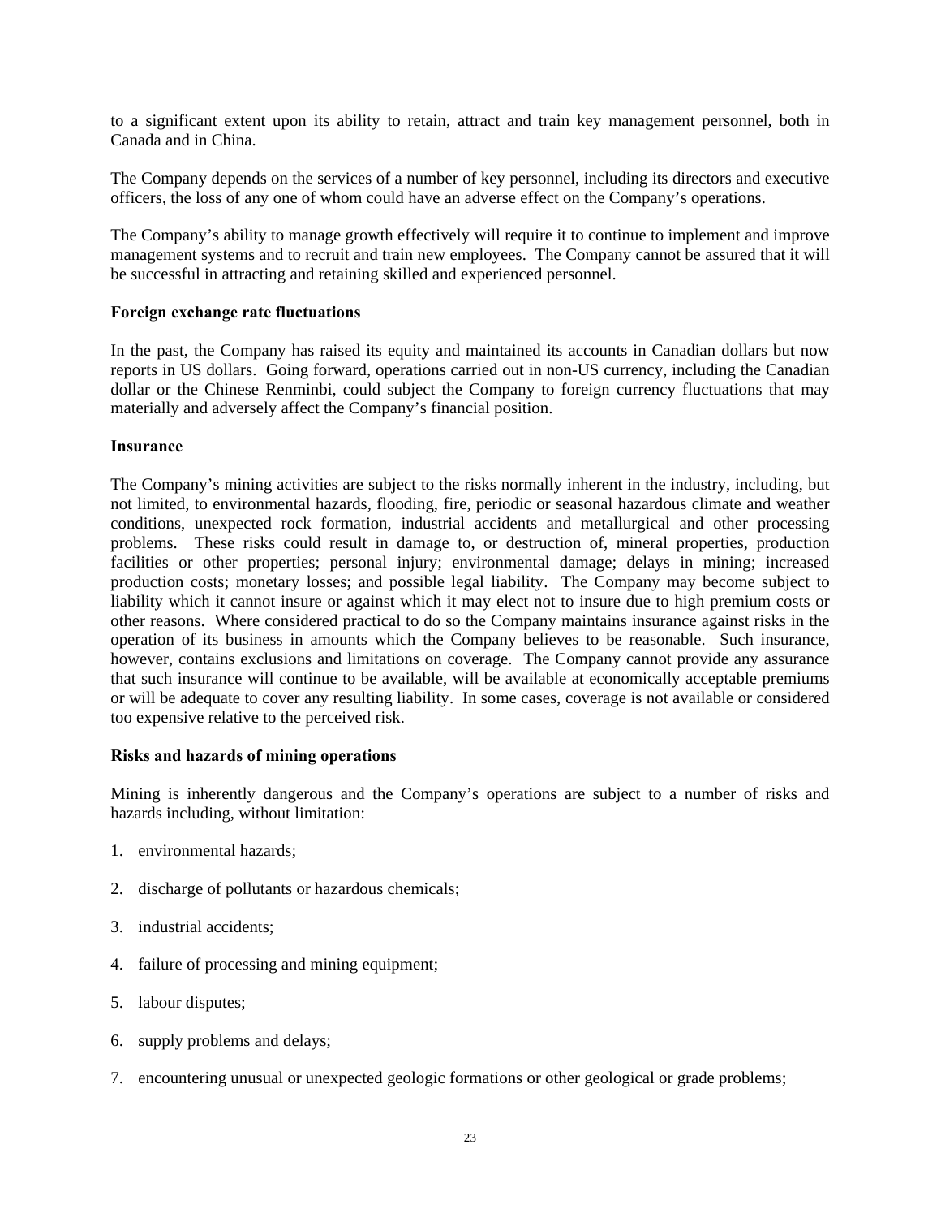to a significant extent upon its ability to retain, attract and train key management personnel, both in Canada and in China.

The Company depends on the services of a number of key personnel, including its directors and executive officers, the loss of any one of whom could have an adverse effect on the Company's operations.

The Company's ability to manage growth effectively will require it to continue to implement and improve management systems and to recruit and train new employees. The Company cannot be assured that it will be successful in attracting and retaining skilled and experienced personnel.

**Foreign exchange rate fluctuations**

In the past, the Company has raised its equity and maintained its accounts in Canadian dollars but now reports in US dollars. Going forward, operations carried out in non-US currency, including the Canadian dollar or the Chinese Renminbi, could subject the Company to foreign currency fluctuations that may materially and adversely affect the Company's financial position.

**Insurance**

The Company's mining activities are subject to the risks normally inherent in the industry, including, but not limited, to environmental hazards, flooding, fire, periodic or seasonal hazardous climate and weather conditions, unexpected rock formation, industrial accidents and metallurgical and other processing problems. These risks could result in damage to, or destruction of, mineral properties, production facilities or other properties; personal injury; environmental damage; delays in mining; increased production costs; monetary losses; and possible legal liability. The Company may become subject to liability which it cannot insure or against which it may elect not to insure due to high premium costs or other reasons. Where considered practical to do so the Company maintains insurance against risks in the operation of its business in amounts which the Company believes to be reasonable. Such insurance, however, contains exclusions and limitations on coverage. The Company cannot provide any assurance that such insurance will continue to be available, will be available at economically acceptable premiums or will be adequate to cover any resulting liability. In some cases, coverage is not available or considered too expensive relative to the perceived risk.

**Risks and hazards of mining operations**

Mining is inherently dangerous and the Company's operations are subject to a number of risks and hazards including, without limitation:

1. environmental hazards;
2. discharge of pollutants or hazardous chemicals;
3. industrial accidents;
4. failure of processing and mining equipment;
5. labour disputes;
6. supply problems and delays;
7. encountering unusual or unexpected geologic formations or other geological or grade problems;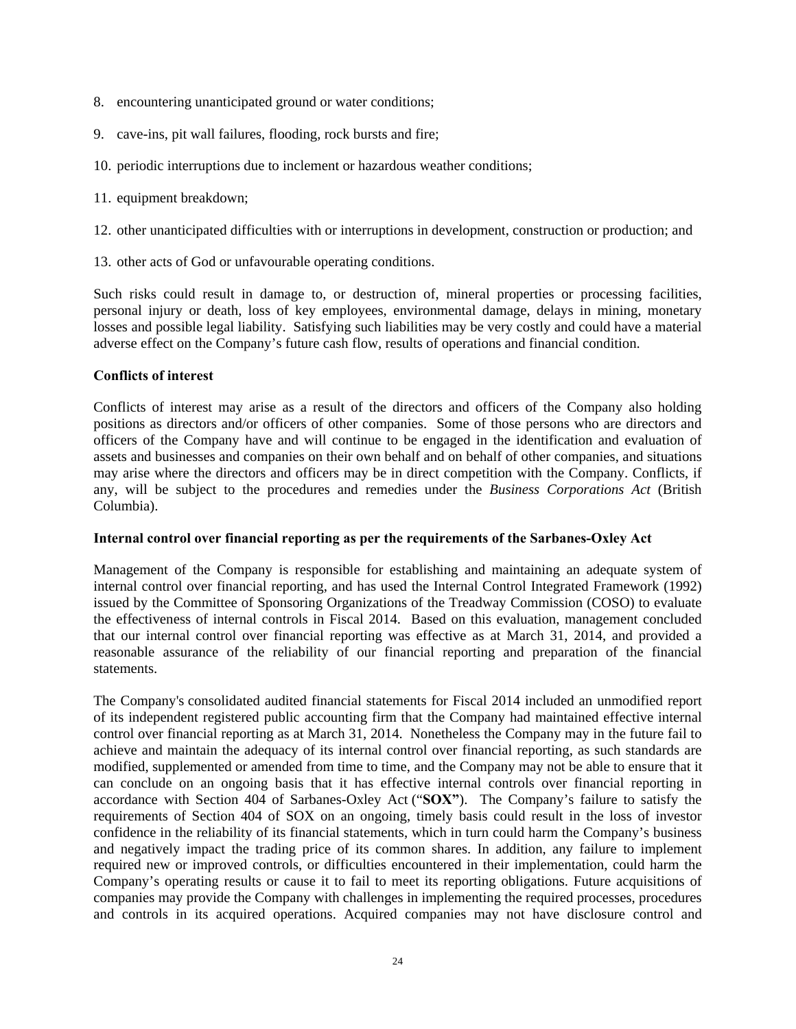8. encountering unanticipated ground or water conditions;

9. cave-ins, pit wall failures, flooding, rock bursts and fire;

10. periodic interruptions due to inclement or hazardous weather conditions;

11. equipment breakdown;

12. other unanticipated difficulties with or interruptions in development, construction or production; and

13. other acts of God or unfavourable operating conditions.

Such risks could result in damage to, or destruction of, mineral properties or processing facilities, personal injury or death, loss of key employees, environmental damage, delays in mining, monetary losses and possible legal liability. Satisfying such liabilities may be very costly and could have a material adverse effect on the Company's future cash flow, results of operations and financial condition.

**Conflicts of interest**

Conflicts of interest may arise as a result of the directors and officers of the Company also holding positions as directors and/or officers of other companies. Some of those persons who are directors and officers of the Company have and will continue to be engaged in the identification and evaluation of assets and businesses and companies on their own behalf and on behalf of other companies, and situations may arise where the directors and officers may be in direct competition with the Company. Conflicts, if any, will be subject to the procedures and remedies under the *Business Corporations Act* (British Columbia).

**Internal control over financial reporting as per the requirements of the Sarbanes-Oxley Act**

Management of the Company is responsible for establishing and maintaining an adequate system of internal control over financial reporting, and has used the Internal Control Integrated Framework (1992) issued by the Committee of Sponsoring Organizations of the Treadway Commission (COSO) to evaluate the effectiveness of internal controls in Fiscal 2014. Based on this evaluation, management concluded that our internal control over financial reporting was effective as at March 31, 2014, and provided a reasonable assurance of the reliability of our financial reporting and preparation of the financial statements.

The Company's consolidated audited financial statements for Fiscal 2014 included an unmodified report of its independent registered public accounting firm that the Company had maintained effective internal control over financial reporting as at March 31, 2014. Nonetheless the Company may in the future fail to achieve and maintain the adequacy of its internal control over financial reporting, as such standards are modified, supplemented or amended from time to time, and the Company may not be able to ensure that it can conclude on an ongoing basis that it has effective internal controls over financial reporting in accordance with Section 404 of Sarbanes-Oxley Act ("**SOX"**). The Company's failure to satisfy the requirements of Section 404 of SOX on an ongoing, timely basis could result in the loss of investor confidence in the reliability of its financial statements, which in turn could harm the Company's business and negatively impact the trading price of its common shares. In addition, any failure to implement required new or improved controls, or difficulties encountered in their implementation, could harm the Company's operating results or cause it to fail to meet its reporting obligations. Future acquisitions of companies may provide the Company with challenges in implementing the required processes, procedures and controls in its acquired operations. Acquired companies may not have disclosure control and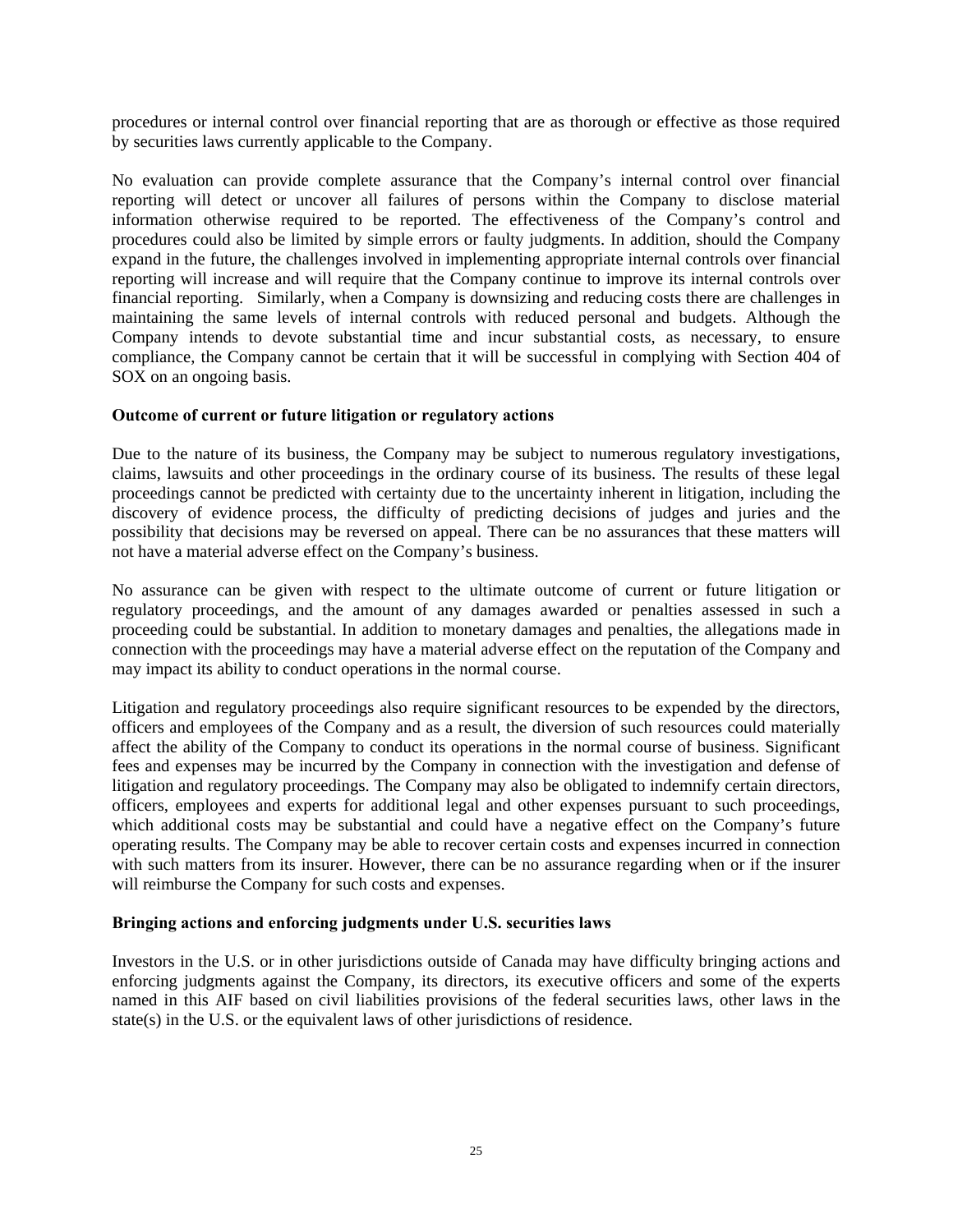procedures or internal control over financial reporting that are as thorough or effective as those required by securities laws currently applicable to the Company.

No evaluation can provide complete assurance that the Company's internal control over financial reporting will detect or uncover all failures of persons within the Company to disclose material information otherwise required to be reported. The effectiveness of the Company's control and procedures could also be limited by simple errors or faulty judgments. In addition, should the Company expand in the future, the challenges involved in implementing appropriate internal controls over financial reporting will increase and will require that the Company continue to improve its internal controls over financial reporting. Similarly, when a Company is downsizing and reducing costs there are challenges in maintaining the same levels of internal controls with reduced personal and budgets. Although the Company intends to devote substantial time and incur substantial costs, as necessary, to ensure compliance, the Company cannot be certain that it will be successful in complying with Section 404 of SOX on an ongoing basis.

**Outcome of current or future litigation or regulatory actions**

Due to the nature of its business, the Company may be subject to numerous regulatory investigations, claims, lawsuits and other proceedings in the ordinary course of its business. The results of these legal proceedings cannot be predicted with certainty due to the uncertainty inherent in litigation, including the discovery of evidence process, the difficulty of predicting decisions of judges and juries and the possibility that decisions may be reversed on appeal. There can be no assurances that these matters will not have a material adverse effect on the Company's business.

No assurance can be given with respect to the ultimate outcome of current or future litigation or regulatory proceedings, and the amount of any damages awarded or penalties assessed in such a proceeding could be substantial. In addition to monetary damages and penalties, the allegations made in connection with the proceedings may have a material adverse effect on the reputation of the Company and may impact its ability to conduct operations in the normal course.

Litigation and regulatory proceedings also require significant resources to be expended by the directors, officers and employees of the Company and as a result, the diversion of such resources could materially affect the ability of the Company to conduct its operations in the normal course of business. Significant fees and expenses may be incurred by the Company in connection with the investigation and defense of litigation and regulatory proceedings. The Company may also be obligated to indemnify certain directors, officers, employees and experts for additional legal and other expenses pursuant to such proceedings, which additional costs may be substantial and could have a negative effect on the Company's future operating results. The Company may be able to recover certain costs and expenses incurred in connection with such matters from its insurer. However, there can be no assurance regarding when or if the insurer will reimburse the Company for such costs and expenses.

**Bringing actions and enforcing judgments under U.S. securities laws**

Investors in the U.S. or in other jurisdictions outside of Canada may have difficulty bringing actions and enforcing judgments against the Company, its directors, its executive officers and some of the experts named in this AIF based on civil liabilities provisions of the federal securities laws, other laws in the state(s) in the U.S. or the equivalent laws of other jurisdictions of residence.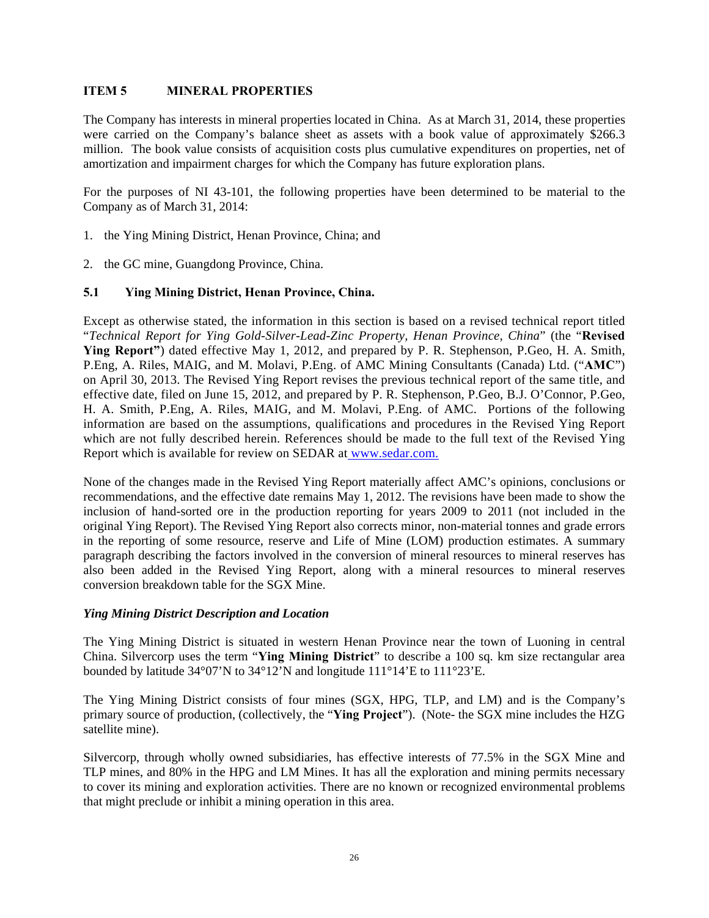## ITEM 5 MINERAL PROPERTIES

The Company has interests in mineral properties located in China. As at March 31, 2014, these properties were carried on the Company's balance sheet as assets with a book value of approximately $266.3 million. The book value consists of acquisition costs plus cumulative expenditures on properties, net of amortization and impairment charges for which the Company has future exploration plans.

For the purposes of NI 43-101, the following properties have been determined to be material to the Company as of March 31, 2014:

1. the Ying Mining District, Henan Province, China; and

2. the GC mine, Guangdong Province, China.

### 5.1 Ying Mining District, Henan Province, China.

Except as otherwise stated, the information in this section is based on a revised technical report titled "*Technical Report for Ying Gold-Silver-Lead-Zinc Property, Henan Province, China*" (the "**Revised Ying Report"**) dated effective May 1, 2012, and prepared by P. R. Stephenson, P.Geo, H. A. Smith, P.Eng, A. Riles, MAIG, and M. Molavi, P.Eng. of AMC Mining Consultants (Canada) Ltd. ("**AMC**") on April 30, 2013. The Revised Ying Report revises the previous technical report of the same title, and effective date, filed on June 15, 2012, and prepared by P. R. Stephenson, P.Geo, B.J. O'Connor, P.Geo, H. A. Smith, P.Eng, A. Riles, MAIG, and M. Molavi, P.Eng. of AMC. Portions of the following information are based on the assumptions, qualifications and procedures in the Revised Ying Report which are not fully described herein. References should be made to the full text of the Revised Ying Report which is available for review on SEDAR at www.sedar.com.

None of the changes made in the Revised Ying Report materially affect AMC's opinions, conclusions or recommendations, and the effective date remains May 1, 2012. The revisions have been made to show the inclusion of hand-sorted ore in the production reporting for years 2009 to 2011 (not included in the original Ying Report). The Revised Ying Report also corrects minor, non-material tonnes and grade errors in the reporting of some resource, reserve and Life of Mine (LOM) production estimates. A summary paragraph describing the factors involved in the conversion of mineral resources to mineral reserves has also been added in the Revised Ying Report, along with a mineral resources to mineral reserves conversion breakdown table for the SGX Mine.

*Ying Mining District Description and Location*

The Ying Mining District is situated in western Henan Province near the town of Luoning in central China. Silvercorp uses the term "**Ying Mining District**" to describe a 100 sq. km size rectangular area bounded by latitude 34°07'N to 34°12'N and longitude 111°14'E to 111°23'E.

The Ying Mining District consists of four mines (SGX, HPG, TLP, and LM) and is the Company's primary source of production, (collectively, the "**Ying Project**"). (Note- the SGX mine includes the HZG satellite mine).

Silvercorp, through wholly owned subsidiaries, has effective interests of 77.5% in the SGX Mine and TLP mines, and 80% in the HPG and LM Mines. It has all the exploration and mining permits necessary to cover its mining and exploration activities. There are no known or recognized environmental problems that might preclude or inhibit a mining operation in this area.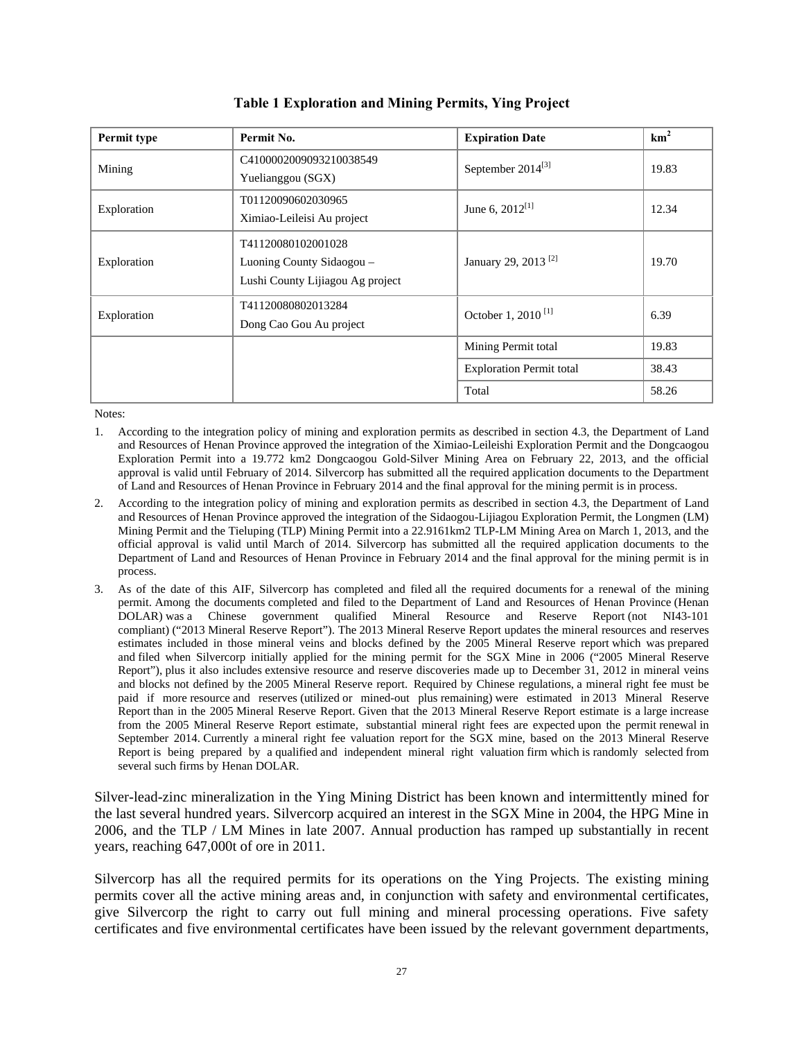**Table 1 Exploration and Mining Permits, Ying Project**

| Permit type | Permit No. | Expiration Date | $km^2$ |
|---|---|---|---|
| Mining | C4100002009093210038549<br>Yuelianggou (SGX) | September 2014[3] | 19.83 |
| Exploration | T01120090602030965<br>Ximiao-Leileisi Au project | June 6, 2012[1] | 12.34 |
| Exploration | T41120080102001028<br>Luoning County Sidaogou –<br>Lushi County Lijiagou Ag project | January 29, 2013 [2] | 19.70 |
| Exploration | T41120080802013284<br>Dong Cao Gou Au project | October 1, 2010 [1] | 6.39 |
| | | Mining Permit total | 19.83 |
| | | Exploration Permit total | 38.43 |
| | | Total | 58.26 |

Notes:

1. According to the integration policy of mining and exploration permits as described in section 4.3, the Department of Land and Resources of Henan Province approved the integration of the Ximiao-Leileishi Exploration Permit and the Dongcaogou Exploration Permit into a 19.772 km2 Dongcaogou Gold-Silver Mining Area on February 22, 2013, and the official approval is valid until February of 2014. Silvercorp has submitted all the required application documents to the Department of Land and Resources of Henan Province in February 2014 and the final approval for the mining permit is in process.
2. According to the integration policy of mining and exploration permits as described in section 4.3, the Department of Land and Resources of Henan Province approved the integration of the Sidaogou-Lijiagou Exploration Permit, the Longmen (LM) Mining Permit and the Tieluping (TLP) Mining Permit into a 22.9161km2 TLP-LM Mining Area on March 1, 2013, and the official approval is valid until March of 2014. Silvercorp has submitted all the required application documents to the Department of Land and Resources of Henan Province in February 2014 and the final approval for the mining permit is in process.
3. As of the date of this AIF, Silvercorp has completed and filed all the required documents for a renewal of the mining permit. Among the documents completed and filed to the Department of Land and Resources of Henan Province (Henan DOLAR) was a Chinese government qualified Mineral Resource and Reserve Report (not NI43-101 compliant) ("2013 Mineral Reserve Report"). The 2013 Mineral Reserve Report updates the mineral resources and reserves estimates included in those mineral veins and blocks defined by the 2005 Mineral Reserve report which was prepared and filed when Silvercorp initially applied for the mining permit for the SGX Mine in 2006 ("2005 Mineral Reserve Report"), plus it also includes extensive resource and reserve discoveries made up to December 31, 2012 in mineral veins and blocks not defined by the 2005 Mineral Reserve report. Required by Chinese regulations, a mineral right fee must be paid if more resource and reserves (utilized or mined-out plus remaining) were estimated in 2013 Mineral Reserve Report than in the 2005 Mineral Reserve Report. Given that the 2013 Mineral Reserve Report estimate is a large increase from the 2005 Mineral Reserve Report estimate, substantial mineral right fees are expected upon the permit renewal in September 2014. Currently a mineral right fee valuation report for the SGX mine, based on the 2013 Mineral Reserve Report is being prepared by a qualified and independent mineral right valuation firm which is randomly selected from several such firms by Henan DOLAR.

Silver-lead-zinc mineralization in the Ying Mining District has been known and intermittently mined for the last several hundred years. Silvercorp acquired an interest in the SGX Mine in 2004, the HPG Mine in 2006, and the TLP / LM Mines in late 2007. Annual production has ramped up substantially in recent years, reaching 647,000t of ore in 2011.

Silvercorp has all the required permits for its operations on the Ying Projects. The existing mining permits cover all the active mining areas and, in conjunction with safety and environmental certificates, give Silvercorp the right to carry out full mining and mineral processing operations. Five safety certificates and five environmental certificates have been issued by the relevant government departments,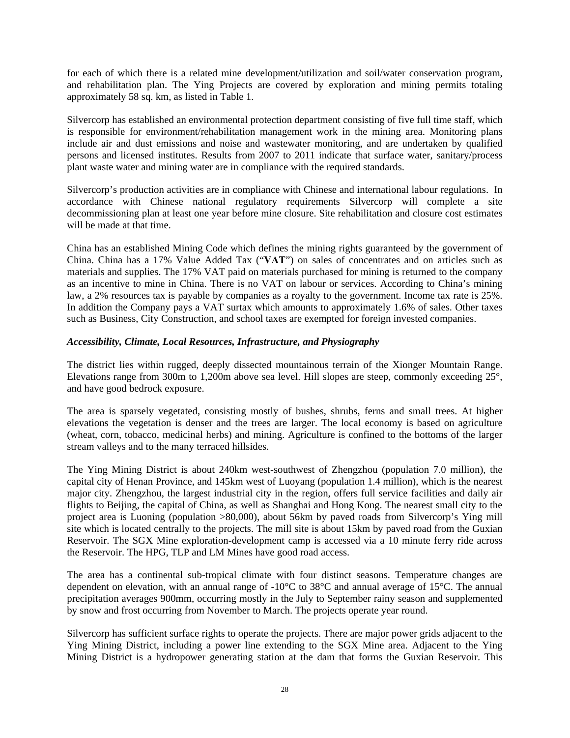for each of which there is a related mine development/utilization and soil/water conservation program, and rehabilitation plan. The Ying Projects are covered by exploration and mining permits totaling approximately 58 sq. km, as listed in Table 1.

Silvercorp has established an environmental protection department consisting of five full time staff, which is responsible for environment/rehabilitation management work in the mining area. Monitoring plans include air and dust emissions and noise and wastewater monitoring, and are undertaken by qualified persons and licensed institutes. Results from 2007 to 2011 indicate that surface water, sanitary/process plant waste water and mining water are in compliance with the required standards.

Silvercorp's production activities are in compliance with Chinese and international labour regulations. In accordance with Chinese national regulatory requirements Silvercorp will complete a site decommissioning plan at least one year before mine closure. Site rehabilitation and closure cost estimates will be made at that time.

China has an established Mining Code which defines the mining rights guaranteed by the government of China. China has a 17% Value Added Tax ("**VAT**") on sales of concentrates and on articles such as materials and supplies. The 17% VAT paid on materials purchased for mining is returned to the company as an incentive to mine in China. There is no VAT on labour or services. According to China's mining law, a 2% resources tax is payable by companies as a royalty to the government. Income tax rate is 25%. In addition the Company pays a VAT surtax which amounts to approximately 1.6% of sales. Other taxes such as Business, City Construction, and school taxes are exempted for foreign invested companies.

***Accessibility, Climate, Local Resources, Infrastructure, and Physiography***

The district lies within rugged, deeply dissected mountainous terrain of the Xionger Mountain Range. Elevations range from 300m to 1,200m above sea level. Hill slopes are steep, commonly exceeding 25°, and have good bedrock exposure.

The area is sparsely vegetated, consisting mostly of bushes, shrubs, ferns and small trees. At higher elevations the vegetation is denser and the trees are larger. The local economy is based on agriculture (wheat, corn, tobacco, medicinal herbs) and mining. Agriculture is confined to the bottoms of the larger stream valleys and to the many terraced hillsides.

The Ying Mining District is about 240km west-southwest of Zhengzhou (population 7.0 million), the capital city of Henan Province, and 145km west of Luoyang (population 1.4 million), which is the nearest major city. Zhengzhou, the largest industrial city in the region, offers full service facilities and daily air flights to Beijing, the capital of China, as well as Shanghai and Hong Kong. The nearest small city to the project area is Luoning (population >80,000), about 56km by paved roads from Silvercorp's Ying mill site which is located centrally to the projects. The mill site is about 15km by paved road from the Guxian Reservoir. The SGX Mine exploration-development camp is accessed via a 10 minute ferry ride across the Reservoir. The HPG, TLP and LM Mines have good road access.

The area has a continental sub-tropical climate with four distinct seasons. Temperature changes are dependent on elevation, with an annual range of -10°C to 38°C and annual average of 15°C. The annual precipitation averages 900mm, occurring mostly in the July to September rainy season and supplemented by snow and frost occurring from November to March. The projects operate year round.

Silvercorp has sufficient surface rights to operate the projects. There are major power grids adjacent to the Ying Mining District, including a power line extending to the SGX Mine area. Adjacent to the Ying Mining District is a hydropower generating station at the dam that forms the Guxian Reservoir. This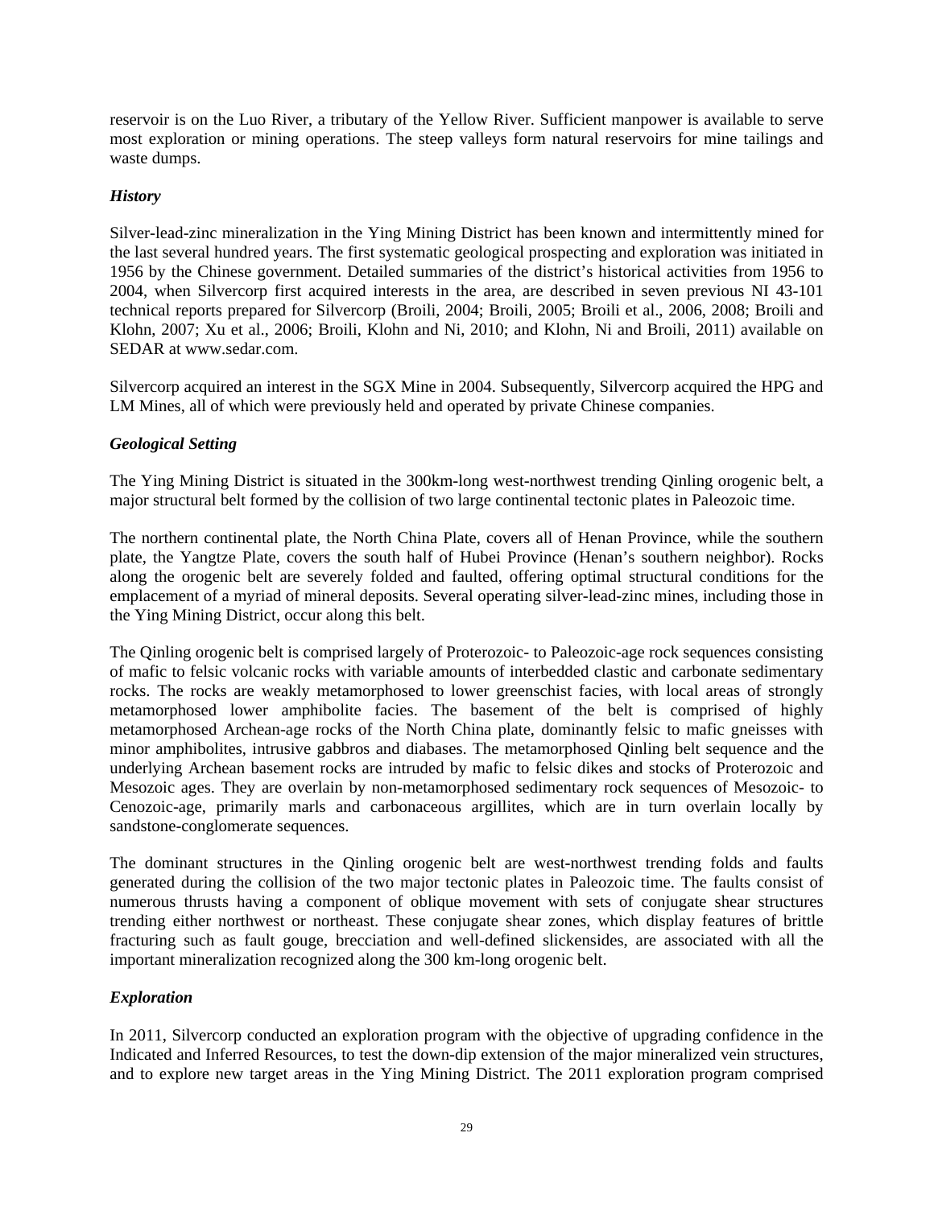reservoir is on the Luo River, a tributary of the Yellow River. Sufficient manpower is available to serve most exploration or mining operations. The steep valleys form natural reservoirs for mine tailings and waste dumps.

### *History*

Silver-lead-zinc mineralization in the Ying Mining District has been known and intermittently mined for the last several hundred years. The first systematic geological prospecting and exploration was initiated in 1956 by the Chinese government. Detailed summaries of the district's historical activities from 1956 to 2004, when Silvercorp first acquired interests in the area, are described in seven previous NI 43-101 technical reports prepared for Silvercorp (Broili, 2004; Broili, 2005; Broili et al., 2006, 2008; Broili and Klohn, 2007; Xu et al., 2006; Broili, Klohn and Ni, 2010; and Klohn, Ni and Broili, 2011) available on SEDAR at www.sedar.com.

Silvercorp acquired an interest in the SGX Mine in 2004. Subsequently, Silvercorp acquired the HPG and LM Mines, all of which were previously held and operated by private Chinese companies.

### *Geological Setting*

The Ying Mining District is situated in the 300km-long west-northwest trending Qinling orogenic belt, a major structural belt formed by the collision of two large continental tectonic plates in Paleozoic time.

The northern continental plate, the North China Plate, covers all of Henan Province, while the southern plate, the Yangtze Plate, covers the south half of Hubei Province (Henan's southern neighbor). Rocks along the orogenic belt are severely folded and faulted, offering optimal structural conditions for the emplacement of a myriad of mineral deposits. Several operating silver-lead-zinc mines, including those in the Ying Mining District, occur along this belt.

The Qinling orogenic belt is comprised largely of Proterozoic- to Paleozoic-age rock sequences consisting of mafic to felsic volcanic rocks with variable amounts of interbedded clastic and carbonate sedimentary rocks. The rocks are weakly metamorphosed to lower greenschist facies, with local areas of strongly metamorphosed lower amphibolite facies. The basement of the belt is comprised of highly metamorphosed Archean-age rocks of the North China plate, dominantly felsic to mafic gneisses with minor amphibolites, intrusive gabbros and diabases. The metamorphosed Qinling belt sequence and the underlying Archean basement rocks are intruded by mafic to felsic dikes and stocks of Proterozoic and Mesozoic ages. They are overlain by non-metamorphosed sedimentary rock sequences of Mesozoic- to Cenozoic-age, primarily marls and carbonaceous argillites, which are in turn overlain locally by sandstone-conglomerate sequences.

The dominant structures in the Qinling orogenic belt are west-northwest trending folds and faults generated during the collision of the two major tectonic plates in Paleozoic time. The faults consist of numerous thrusts having a component of oblique movement with sets of conjugate shear structures trending either northwest or northeast. These conjugate shear zones, which display features of brittle fracturing such as fault gouge, brecciation and well-defined slickensides, are associated with all the important mineralization recognized along the 300 km-long orogenic belt.

### *Exploration*

In 2011, Silvercorp conducted an exploration program with the objective of upgrading confidence in the Indicated and Inferred Resources, to test the down-dip extension of the major mineralized vein structures, and to explore new target areas in the Ying Mining District. The 2011 exploration program comprised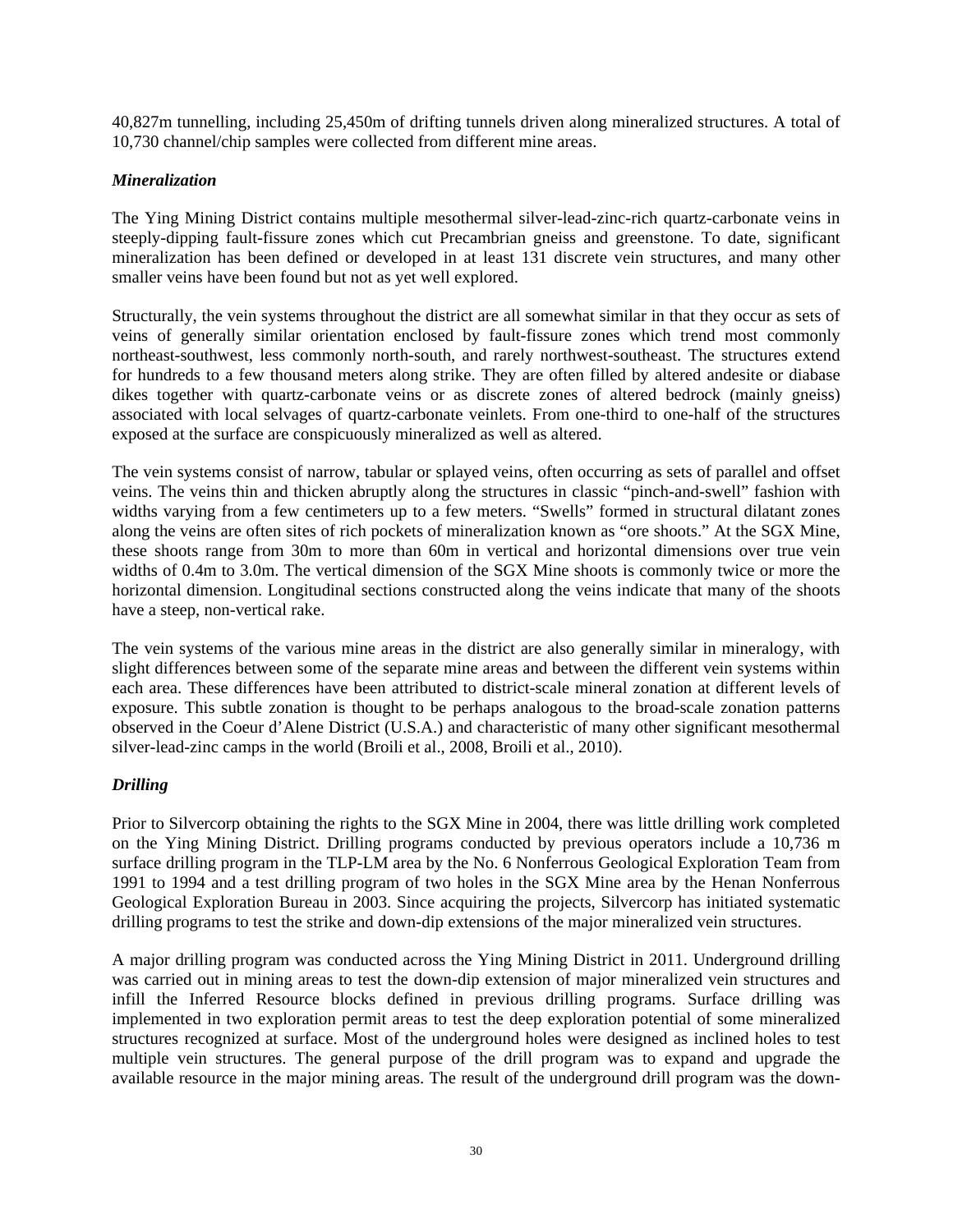40,827m tunnelling, including 25,450m of drifting tunnels driven along mineralized structures. A total of 10,730 channel/chip samples were collected from different mine areas.

### *Mineralization*

The Ying Mining District contains multiple mesothermal silver-lead-zinc-rich quartz-carbonate veins in steeply-dipping fault-fissure zones which cut Precambrian gneiss and greenstone. To date, significant mineralization has been defined or developed in at least 131 discrete vein structures, and many other smaller veins have been found but not as yet well explored.

Structurally, the vein systems throughout the district are all somewhat similar in that they occur as sets of veins of generally similar orientation enclosed by fault-fissure zones which trend most commonly northeast-southwest, less commonly north-south, and rarely northwest-southeast. The structures extend for hundreds to a few thousand meters along strike. They are often filled by altered andesite or diabase dikes together with quartz-carbonate veins or as discrete zones of altered bedrock (mainly gneiss) associated with local selvages of quartz-carbonate veinlets. From one-third to one-half of the structures exposed at the surface are conspicuously mineralized as well as altered.

The vein systems consist of narrow, tabular or splayed veins, often occurring as sets of parallel and offset veins. The veins thin and thicken abruptly along the structures in classic "pinch-and-swell" fashion with widths varying from a few centimeters up to a few meters. "Swells" formed in structural dilatant zones along the veins are often sites of rich pockets of mineralization known as "ore shoots." At the SGX Mine, these shoots range from 30m to more than 60m in vertical and horizontal dimensions over true vein widths of 0.4m to 3.0m. The vertical dimension of the SGX Mine shoots is commonly twice or more the horizontal dimension. Longitudinal sections constructed along the veins indicate that many of the shoots have a steep, non-vertical rake.

The vein systems of the various mine areas in the district are also generally similar in mineralogy, with slight differences between some of the separate mine areas and between the different vein systems within each area. These differences have been attributed to district-scale mineral zonation at different levels of exposure. This subtle zonation is thought to be perhaps analogous to the broad-scale zonation patterns observed in the Coeur d'Alene District (U.S.A.) and characteristic of many other significant mesothermal silver-lead-zinc camps in the world (Broili et al., 2008, Broili et al., 2010).

### *Drilling*

Prior to Silvercorp obtaining the rights to the SGX Mine in 2004, there was little drilling work completed on the Ying Mining District. Drilling programs conducted by previous operators include a 10,736 m surface drilling program in the TLP-LM area by the No. 6 Nonferrous Geological Exploration Team from 1991 to 1994 and a test drilling program of two holes in the SGX Mine area by the Henan Nonferrous Geological Exploration Bureau in 2003. Since acquiring the projects, Silvercorp has initiated systematic drilling programs to test the strike and down-dip extensions of the major mineralized vein structures.

A major drilling program was conducted across the Ying Mining District in 2011. Underground drilling was carried out in mining areas to test the down-dip extension of major mineralized vein structures and infill the Inferred Resource blocks defined in previous drilling programs. Surface drilling was implemented in two exploration permit areas to test the deep exploration potential of some mineralized structures recognized at surface. Most of the underground holes were designed as inclined holes to test multiple vein structures. The general purpose of the drill program was to expand and upgrade the available resource in the major mining areas. The result of the underground drill program was the down-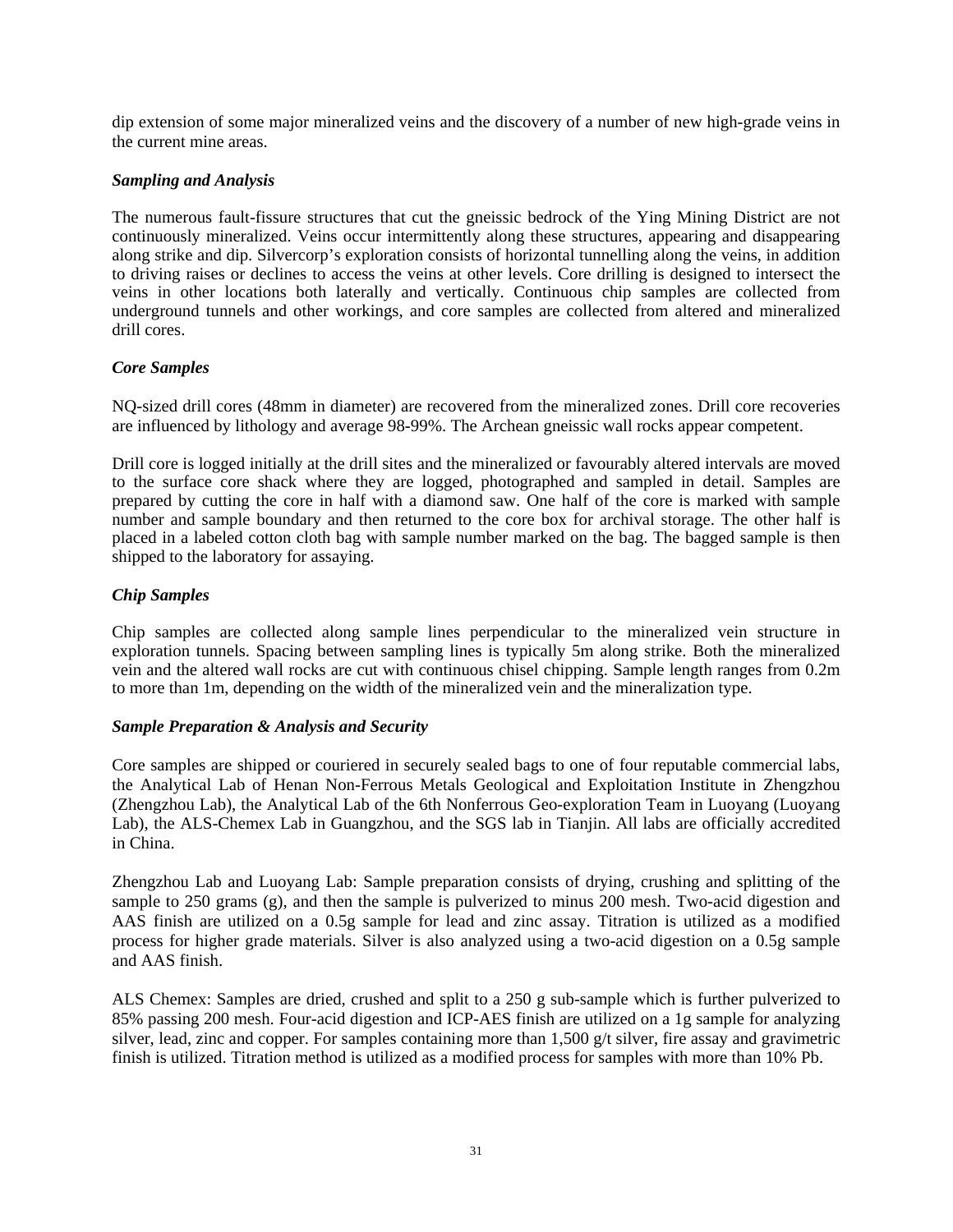dip extension of some major mineralized veins and the discovery of a number of new high-grade veins in the current mine areas.

### *Sampling and Analysis*

The numerous fault-fissure structures that cut the gneissic bedrock of the Ying Mining District are not continuously mineralized. Veins occur intermittently along these structures, appearing and disappearing along strike and dip. Silvercorp's exploration consists of horizontal tunnelling along the veins, in addition to driving raises or declines to access the veins at other levels. Core drilling is designed to intersect the veins in other locations both laterally and vertically. Continuous chip samples are collected from underground tunnels and other workings, and core samples are collected from altered and mineralized drill cores.

### *Core Samples*

NQ-sized drill cores (48mm in diameter) are recovered from the mineralized zones. Drill core recoveries are influenced by lithology and average 98-99%. The Archean gneissic wall rocks appear competent.

Drill core is logged initially at the drill sites and the mineralized or favourably altered intervals are moved to the surface core shack where they are logged, photographed and sampled in detail. Samples are prepared by cutting the core in half with a diamond saw. One half of the core is marked with sample number and sample boundary and then returned to the core box for archival storage. The other half is placed in a labeled cotton cloth bag with sample number marked on the bag. The bagged sample is then shipped to the laboratory for assaying.

### *Chip Samples*

Chip samples are collected along sample lines perpendicular to the mineralized vein structure in exploration tunnels. Spacing between sampling lines is typically 5m along strike. Both the mineralized vein and the altered wall rocks are cut with continuous chisel chipping. Sample length ranges from 0.2m to more than 1m, depending on the width of the mineralized vein and the mineralization type.

### *Sample Preparation & Analysis and Security*

Core samples are shipped or couriered in securely sealed bags to one of four reputable commercial labs, the Analytical Lab of Henan Non-Ferrous Metals Geological and Exploitation Institute in Zhengzhou (Zhengzhou Lab), the Analytical Lab of the 6th Nonferrous Geo-exploration Team in Luoyang (Luoyang Lab), the ALS-Chemex Lab in Guangzhou, and the SGS lab in Tianjin. All labs are officially accredited in China.

Zhengzhou Lab and Luoyang Lab: Sample preparation consists of drying, crushing and splitting of the sample to 250 grams (g), and then the sample is pulverized to minus 200 mesh. Two-acid digestion and AAS finish are utilized on a 0.5g sample for lead and zinc assay. Titration is utilized as a modified process for higher grade materials. Silver is also analyzed using a two-acid digestion on a 0.5g sample and AAS finish.

ALS Chemex: Samples are dried, crushed and split to a 250 g sub-sample which is further pulverized to 85% passing 200 mesh. Four-acid digestion and ICP-AES finish are utilized on a 1g sample for analyzing silver, lead, zinc and copper. For samples containing more than 1,500 g/t silver, fire assay and gravimetric finish is utilized. Titration method is utilized as a modified process for samples with more than 10% Pb.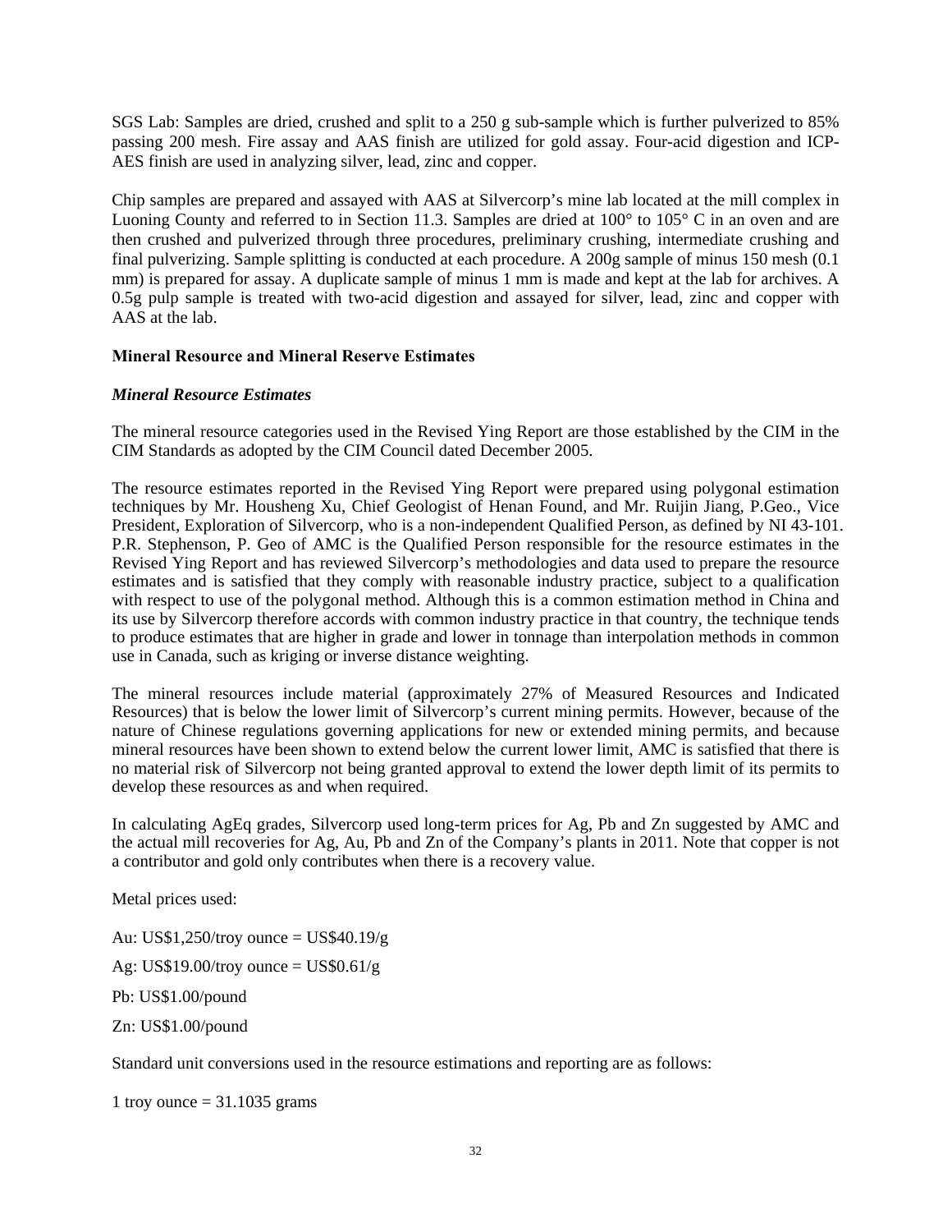SGS Lab: Samples are dried, crushed and split to a 250 g sub-sample which is further pulverized to 85% passing 200 mesh. Fire assay and AAS finish are utilized for gold assay. Four-acid digestion and ICP-AES finish are used in analyzing silver, lead, zinc and copper.

Chip samples are prepared and assayed with AAS at Silvercorp's mine lab located at the mill complex in Luoning County and referred to in Section 11.3. Samples are dried at 100° to 105° C in an oven and are then crushed and pulverized through three procedures, preliminary crushing, intermediate crushing and final pulverizing. Sample splitting is conducted at each procedure. A 200g sample of minus 150 mesh (0.1 mm) is prepared for assay. A duplicate sample of minus 1 mm is made and kept at the lab for archives. A 0.5g pulp sample is treated with two-acid digestion and assayed for silver, lead, zinc and copper with AAS at the lab.

## Mineral Resource and Mineral Reserve Estimates

### *Mineral Resource Estimates*

The mineral resource categories used in the Revised Ying Report are those established by the CIM in the CIM Standards as adopted by the CIM Council dated December 2005.

The resource estimates reported in the Revised Ying Report were prepared using polygonal estimation techniques by Mr. Housheng Xu, Chief Geologist of Henan Found, and Mr. Ruijin Jiang, P.Geo., Vice President, Exploration of Silvercorp, who is a non-independent Qualified Person, as defined by NI 43-101. P.R. Stephenson, P. Geo of AMC is the Qualified Person responsible for the resource estimates in the Revised Ying Report and has reviewed Silvercorp's methodologies and data used to prepare the resource estimates and is satisfied that they comply with reasonable industry practice, subject to a qualification with respect to use of the polygonal method. Although this is a common estimation method in China and its use by Silvercorp therefore accords with common industry practice in that country, the technique tends to produce estimates that are higher in grade and lower in tonnage than interpolation methods in common use in Canada, such as kriging or inverse distance weighting.

The mineral resources include material (approximately 27% of Measured Resources and Indicated Resources) that is below the lower limit of Silvercorp's current mining permits. However, because of the nature of Chinese regulations governing applications for new or extended mining permits, and because mineral resources have been shown to extend below the current lower limit, AMC is satisfied that there is no material risk of Silvercorp not being granted approval to extend the lower depth limit of its permits to develop these resources as and when required.

In calculating AgEq grades, Silvercorp used long-term prices for Ag, Pb and Zn suggested by AMC and the actual mill recoveries for Ag, Au, Pb and Zn of the Company's plants in 2011. Note that copper is not a contributor and gold only contributes when there is a recovery value.

Metal prices used:

Au: US$1,250/troy ounce = US$40.19/g

Ag: US$19.00/troy ounce = US$0.61/g

Pb: US$1.00/pound

Zn: US$1.00/pound

Standard unit conversions used in the resource estimations and reporting are as follows:

1 troy ounce = 31.1035 grams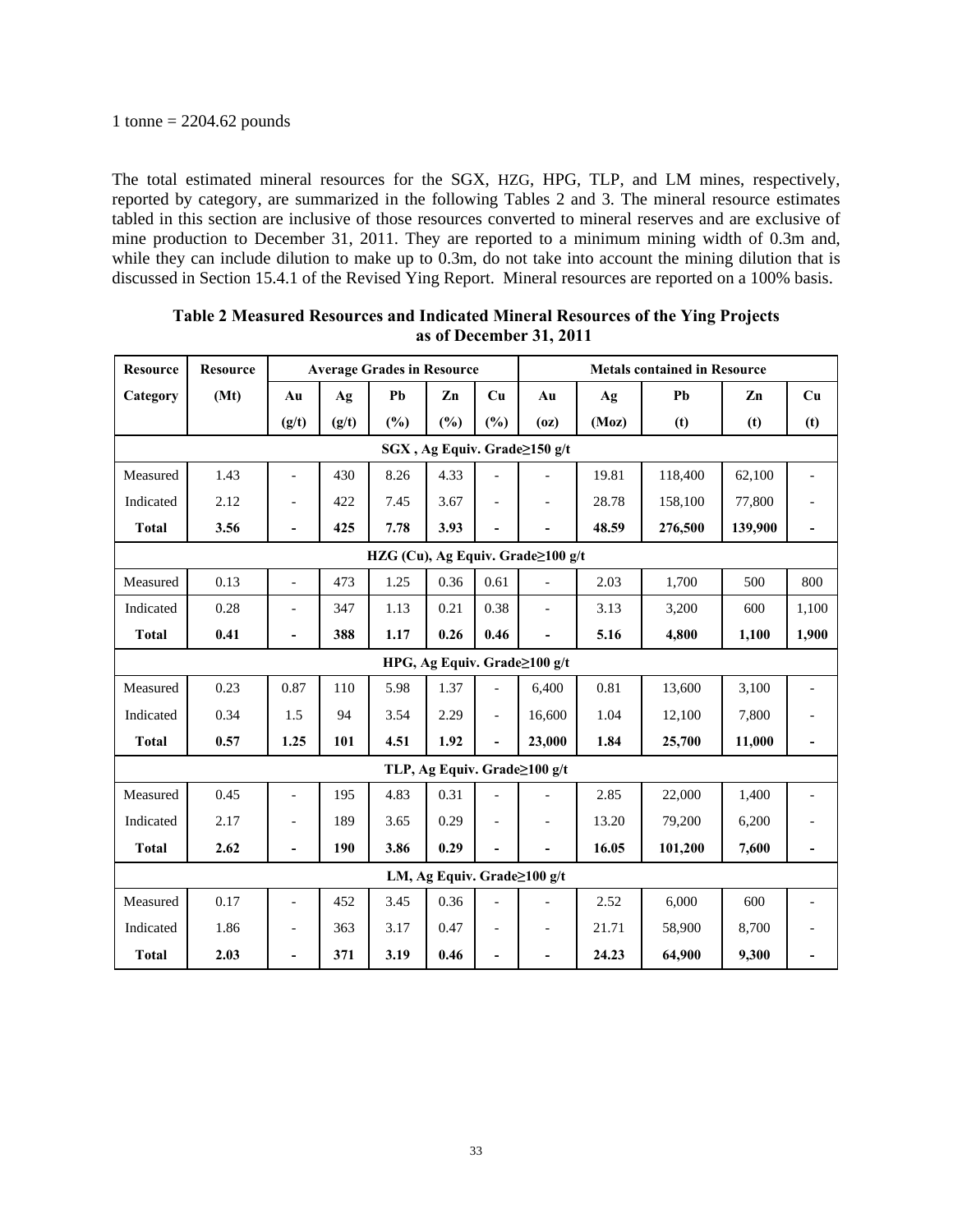1 tonne = 2204.62 pounds

The total estimated mineral resources for the SGX, HZG, HPG, TLP, and LM mines, respectively, reported by category, are summarized in the following Tables 2 and 3. The mineral resource estimates tabled in this section are inclusive of those resources converted to mineral reserves and are exclusive of mine production to December 31, 2011. They are reported to a minimum mining width of 0.3m and, while they can include dilution to make up to 0.3m, do not take into account the mining dilution that is discussed in Section 15.4.1 of the Revised Ying Report. Mineral resources are reported on a 100% basis.

**Table 2 Measured Resources and Indicated Mineral Resources of the Ying Projects as of December 31, 2011**

| Resource Category | Resource (Mt) | Average Grades in Resource | | | | | Metals contained in Resource | | | | |
|---|---|---|---|---|---|---|---|---|---|---|---|
| | | Au (g/t) | Ag (g/t) | Pb (%) | Zn (%) | Cu (%) | Au (oz) | Ag (Moz) | Pb (t) | Zn (t) | Cu (t) |
| **SGX , Ag Equiv. Grade≥150 g/t** | | | | | | | | | | | |
| Measured | 1.43 | - | 430 | 8.26 | 4.33 | - | - | 19.81 | 118,400 | 62,100 | - |
| Indicated | 2.12 | - | 422 | 7.45 | 3.67 | - | - | 28.78 | 158,100 | 77,800 | - |
| **Total** | **3.56** | **-** | **425** | **7.78** | **3.93** | **-** | **-** | **48.59** | **276,500** | **139,900** | **-** |
| **HZG (Cu), Ag Equiv. Grade≥100 g/t** | | | | | | | | | | | |
| Measured | 0.13 | - | 473 | 1.25 | 0.36 | 0.61 | - | 2.03 | 1,700 | 500 | 800 |
| Indicated | 0.28 | - | 347 | 1.13 | 0.21 | 0.38 | - | 3.13 | 3,200 | 600 | 1,100 |
| **Total** | **0.41** | **-** | **388** | **1.17** | **0.26** | **0.46** | **-** | **5.16** | **4,800** | **1,100** | **1,900** |
| **HPG, Ag Equiv. Grade≥100 g/t** | | | | | | | | | | | |
| Measured | 0.23 | 0.87 | 110 | 5.98 | 1.37 | - | 6,400 | 0.81 | 13,600 | 3,100 | - |
| Indicated | 0.34 | 1.5 | 94 | 3.54 | 2.29 | - | 16,600 | 1.04 | 12,100 | 7,800 | - |
| **Total** | **0.57** | **1.25** | **101** | **4.51** | **1.92** | **-** | **23,000** | **1.84** | **25,700** | **11,000** | **-** |
| **TLP, Ag Equiv. Grade≥100 g/t** | | | | | | | | | | | |
| Measured | 0.45 | - | 195 | 4.83 | 0.31 | - | - | 2.85 | 22,000 | 1,400 | - |
| Indicated | 2.17 | - | 189 | 3.65 | 0.29 | - | - | 13.20 | 79,200 | 6,200 | - |
| **Total** | **2.62** | **-** | **190** | **3.86** | **0.29** | **-** | **-** | **16.05** | **101,200** | **7,600** | **-** |
| **LM, Ag Equiv. Grade≥100 g/t** | | | | | | | | | | | |
| Measured | 0.17 | - | 452 | 3.45 | 0.36 | - | - | 2.52 | 6,000 | 600 | - |
| Indicated | 1.86 | - | 363 | 3.17 | 0.47 | - | - | 21.71 | 58,900 | 8,700 | - |
| **Total** | **2.03** | **-** | **371** | **3.19** | **0.46** | **-** | **-** | **24.23** | **64,900** | **9,300** | **-** |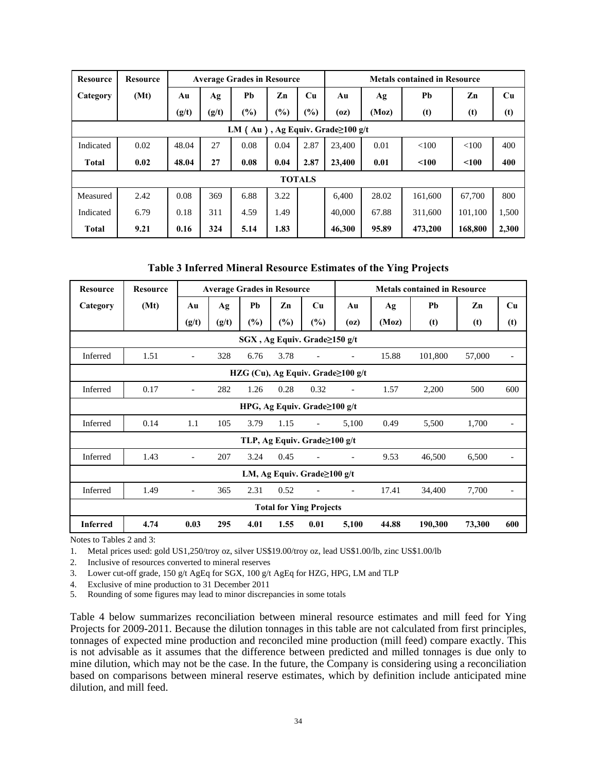| Resource Category | Resource (Mt) | Average Grades in Resource | | | | | Metals contained in Resource | | | | |
|---|---|---|---|---|---|---|---|---|---|---|---|
| | | Au (g/t) | Ag (g/t) | Pb (%) | Zn (%) | Cu (%) | Au (oz) | Ag (Moz) | Pb (t) | Zn (t) | Cu (t) |
| LM（Au）, Ag Equiv. Grade≥100 g/t | | | | | | | | | | | |
| Indicated | 0.02 | 48.04 | 27 | 0.08 | 0.04 | 2.87 | 23,400 | 0.01 | <100 | <100 | 400 |
| **Total** | **0.02** | **48.04** | **27** | **0.08** | **0.04** | **2.87** | **23,400** | **0.01** | **<100** | **<100** | **400** |
| **TOTALS** | | | | | | | | | | | |
| Measured | 2.42 | 0.08 | 369 | 6.88 | 3.22 | | 6,400 | 28.02 | 161,600 | 67,700 | 800 |
| Indicated | 6.79 | 0.18 | 311 | 4.59 | 1.49 | | 40,000 | 67.88 | 311,600 | 101,100 | 1,500 |
| **Total** | **9.21** | **0.16** | **324** | **5.14** | **1.83** | | **46,300** | **95.89** | **473,200** | **168,800** | **2,300** |

**Table 3 Inferred Mineral Resource Estimates of the Ying Projects**

| Resource Category | Resource (Mt) | Average Grades in Resource | | | | | Metals contained in Resource | | | | |
|---|---|---|---|---|---|---|---|---|---|---|---|
| | | Au (g/t) | Ag (g/t) | Pb (%) | Zn (%) | Cu (%) | Au (oz) | Ag (Moz) | Pb (t) | Zn (t) | Cu (t) |
| SGX , Ag Equiv. Grade≥150 g/t | | | | | | | | | | | |
| Inferred | 1.51 | - | 328 | 6.76 | 3.78 | - | - | 15.88 | 101,800 | 57,000 | - |
| HZG (Cu), Ag Equiv. Grade≥100 g/t | | | | | | | | | | | |
| Inferred | 0.17 | - | 282 | 1.26 | 0.28 | 0.32 | - | 1.57 | 2,200 | 500 | 600 |
| HPG, Ag Equiv. Grade≥100 g/t | | | | | | | | | | | |
| Inferred | 0.14 | 1.1 | 105 | 3.79 | 1.15 | - | 5,100 | 0.49 | 5,500 | 1,700 | - |
| TLP, Ag Equiv. Grade≥100 g/t | | | | | | | | | | | |
| Inferred | 1.43 | - | 207 | 3.24 | 0.45 | - | - | 9.53 | 46,500 | 6,500 | - |
| LM, Ag Equiv. Grade≥100 g/t | | | | | | | | | | | |
| Inferred | 1.49 | - | 365 | 2.31 | 0.52 | - | - | 17.41 | 34,400 | 7,700 | - |
| **Total for Ying Projects** | | | | | | | | | | | |
| **Inferred** | **4.74** | **0.03** | **295** | **4.01** | **1.55** | **0.01** | **5,100** | **44.88** | **190,300** | **73,300** | **600** |

Notes to Tables 2 and 3:

1. Metal prices used: gold US1,250/troy oz, silver US$19.00/troy oz, lead US$1.00/lb, zinc US$1.00/lb
2. Inclusive of resources converted to mineral reserves
3. Lower cut-off grade, 150 g/t AgEq for SGX, 100 g/t AgEq for HZG, HPG, LM and TLP
4. Exclusive of mine production to 31 December 2011
5. Rounding of some figures may lead to minor discrepancies in some totals

Table 4 below summarizes reconciliation between mineral resource estimates and mill feed for Ying Projects for 2009-2011. Because the dilution tonnages in this table are not calculated from first principles, tonnages of expected mine production and reconciled mine production (mill feed) compare exactly. This is not advisable as it assumes that the difference between predicted and milled tonnages is due only to mine dilution, which may not be the case. In the future, the Company is considering using a reconciliation based on comparisons between mineral reserve estimates, which by definition include anticipated mine dilution, and mill feed.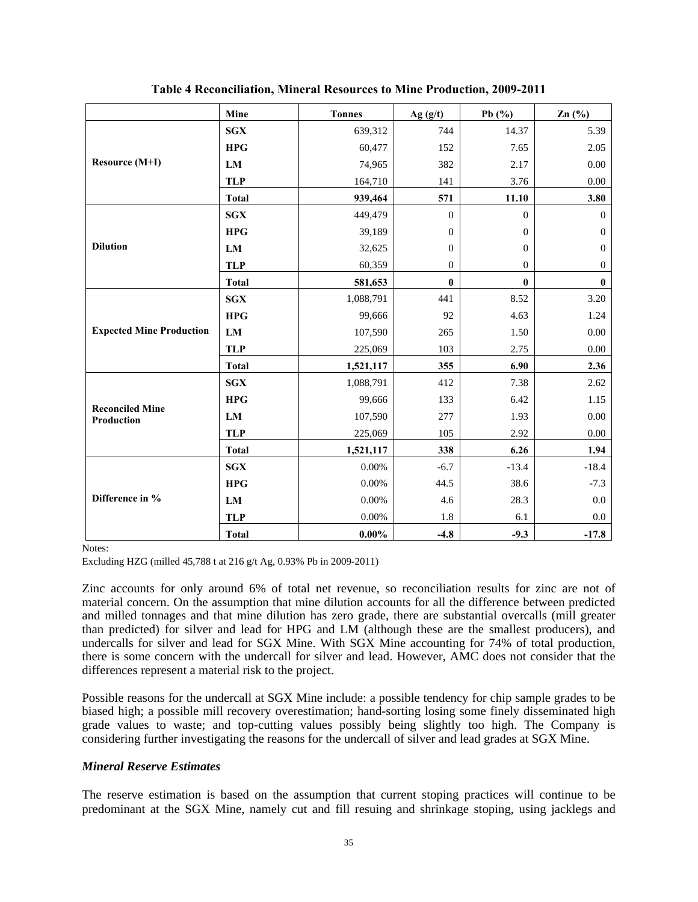**Table 4 Reconciliation, Mineral Resources to Mine Production, 2009-2011**

| | Mine | Tonnes | Ag (g/t) | Pb (%) | Zn (%) |
|---|---|---|---|---|---|
| Resource (M+I) | **SGX** | 639,312 | 744 | 14.37 | 5.39 |
| | **HPG** | 60,477 | 152 | 7.65 | 2.05 |
| | **LM** | 74,965 | 382 | 2.17 | 0.00 |
| | **TLP** | 164,710 | 141 | 3.76 | 0.00 |
| | **Total** | **939,464** | **571** | **11.10** | **3.80** |
| Dilution | **SGX** | 449,479 | 0 | 0 | 0 |
| | **HPG** | 39,189 | 0 | 0 | 0 |
| | **LM** | 32,625 | 0 | 0 | 0 |
| | **TLP** | 60,359 | 0 | 0 | 0 |
| | **Total** | **581,653** | **0** | **0** | **0** |
| Expected Mine Production | **SGX** | 1,088,791 | 441 | 8.52 | 3.20 |
| | **HPG** | 99,666 | 92 | 4.63 | 1.24 |
| | **LM** | 107,590 | 265 | 1.50 | 0.00 |
| | **TLP** | 225,069 | 103 | 2.75 | 0.00 |
| | **Total** | **1,521,117** | **355** | **6.90** | **2.36** |
| Reconciled Mine Production | **SGX** | 1,088,791 | 412 | 7.38 | 2.62 |
| | **HPG** | 99,666 | 133 | 6.42 | 1.15 |
| | **LM** | 107,590 | 277 | 1.93 | 0.00 |
| | **TLP** | 225,069 | 105 | 2.92 | 0.00 |
| | **Total** | **1,521,117** | **338** | **6.26** | **1.94** |
| Difference in % | **SGX** | 0.00% | -6.7 | -13.4 | -18.4 |
| | **HPG** | 0.00% | 44.5 | 38.6 | -7.3 |
| | **LM** | 0.00% | 4.6 | 28.3 | 0.0 |
| | **TLP** | 0.00% | 1.8 | 6.1 | 0.0 |
| | **Total** | **0.00%** | **-4.8** | **-9.3** | **-17.8** |

Notes:

Excluding HZG (milled 45,788 t at 216 g/t Ag, 0.93% Pb in 2009-2011)

Zinc accounts for only around 6% of total net revenue, so reconciliation results for zinc are not of material concern. On the assumption that mine dilution accounts for all the difference between predicted and milled tonnages and that mine dilution has zero grade, there are substantial overcalls (mill greater than predicted) for silver and lead for HPG and LM (although these are the smallest producers), and undercalls for silver and lead for SGX Mine. With SGX Mine accounting for 74% of total production, there is some concern with the undercall for silver and lead. However, AMC does not consider that the differences represent a material risk to the project.

Possible reasons for the undercall at SGX Mine include: a possible tendency for chip sample grades to be biased high; a possible mill recovery overestimation; hand-sorting losing some finely disseminated high grade values to waste; and top-cutting values possibly being slightly too high. The Company is considering further investigating the reasons for the undercall of silver and lead grades at SGX Mine.

### *Mineral Reserve Estimates*

The reserve estimation is based on the assumption that current stoping practices will continue to be predominant at the SGX Mine, namely cut and fill resuing and shrinkage stoping, using jacklegs and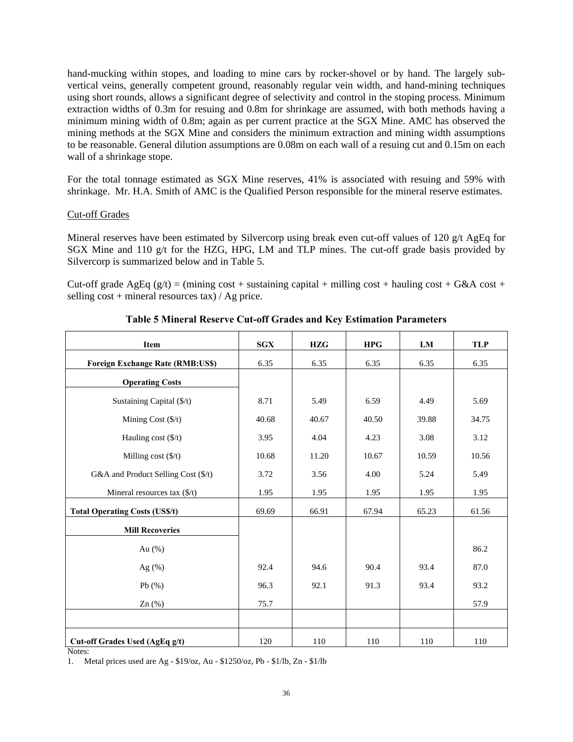hand-mucking within stopes, and loading to mine cars by rocker-shovel or by hand. The largely sub-vertical veins, generally competent ground, reasonably regular vein width, and hand-mining techniques using short rounds, allows a significant degree of selectivity and control in the stoping process. Minimum extraction widths of 0.3m for resuing and 0.8m for shrinkage are assumed, with both methods having a minimum mining width of 0.8m; again as per current practice at the SGX Mine. AMC has observed the mining methods at the SGX Mine and considers the minimum extraction and mining width assumptions to be reasonable. General dilution assumptions are 0.08m on each wall of a resuing cut and 0.15m on each wall of a shrinkage stope.

For the total tonnage estimated as SGX Mine reserves, 41% is associated with resuing and 59% with shrinkage. Mr. H.A. Smith of AMC is the Qualified Person responsible for the mineral reserve estimates.

## Cut-off Grades

Mineral reserves have been estimated by Silvercorp using break even cut-off values of 120 g/t AgEq for SGX Mine and 110 g/t for the HZG, HPG, LM and TLP mines. The cut-off grade basis provided by Silvercorp is summarized below and in Table 5.

Cut-off grade AgEq (g/t) = (mining cost + sustaining capital + milling cost + hauling cost + G&A cost + selling cost + mineral resources tax) / Ag price.

**Table 5 Mineral Reserve Cut-off Grades and Key Estimation Parameters**

| Item | SGX | HZG | HPG | LM | TLP |
|---|---|---|---|---|---|
| **Foreign Exchange Rate (RMB:US$)** | 6.35 | 6.35 | 6.35 | 6.35 | 6.35 |
| **Operating Costs** | | | | | |
| Sustaining Capital ($/t) | 8.71 | 5.49 | 6.59 | 4.49 | 5.69 |
| Mining Cost ($/t) | 40.68 | 40.67 | 40.50 | 39.88 | 34.75 |
| Hauling cost ($/t) | 3.95 | 4.04 | 4.23 | 3.08 | 3.12 |
| Milling cost ($/t) | 10.68 | 11.20 | 10.67 | 10.59 | 10.56 |
| G&A and Product Selling Cost ($/t) | 3.72 | 3.56 | 4.00 | 5.24 | 5.49 |
| Mineral resources tax ($/t) | 1.95 | 1.95 | 1.95 | 1.95 | 1.95 |
| **Total Operating Costs (US$/t)** | 69.69 | 66.91 | 67.94 | 65.23 | 61.56 |
| **Mill Recoveries** | | | | | |
| Au (%) | | | | | 86.2 |
| Ag (%) | 92.4 | 94.6 | 90.4 | 93.4 | 87.0 |
| Pb (%) | 96.3 | 92.1 | 91.3 | 93.4 | 93.2 |
| Zn (%) | 75.7 | | | | 57.9 |
| | | | | | |
| **Cut-off Grades Used (AgEq g/t)** | 120 | 110 | 110 | 110 | 110 |

Notes:

1. Metal prices used are Ag - $19/oz, Au - $1250/oz, Pb - $1/lb, Zn - $1/lb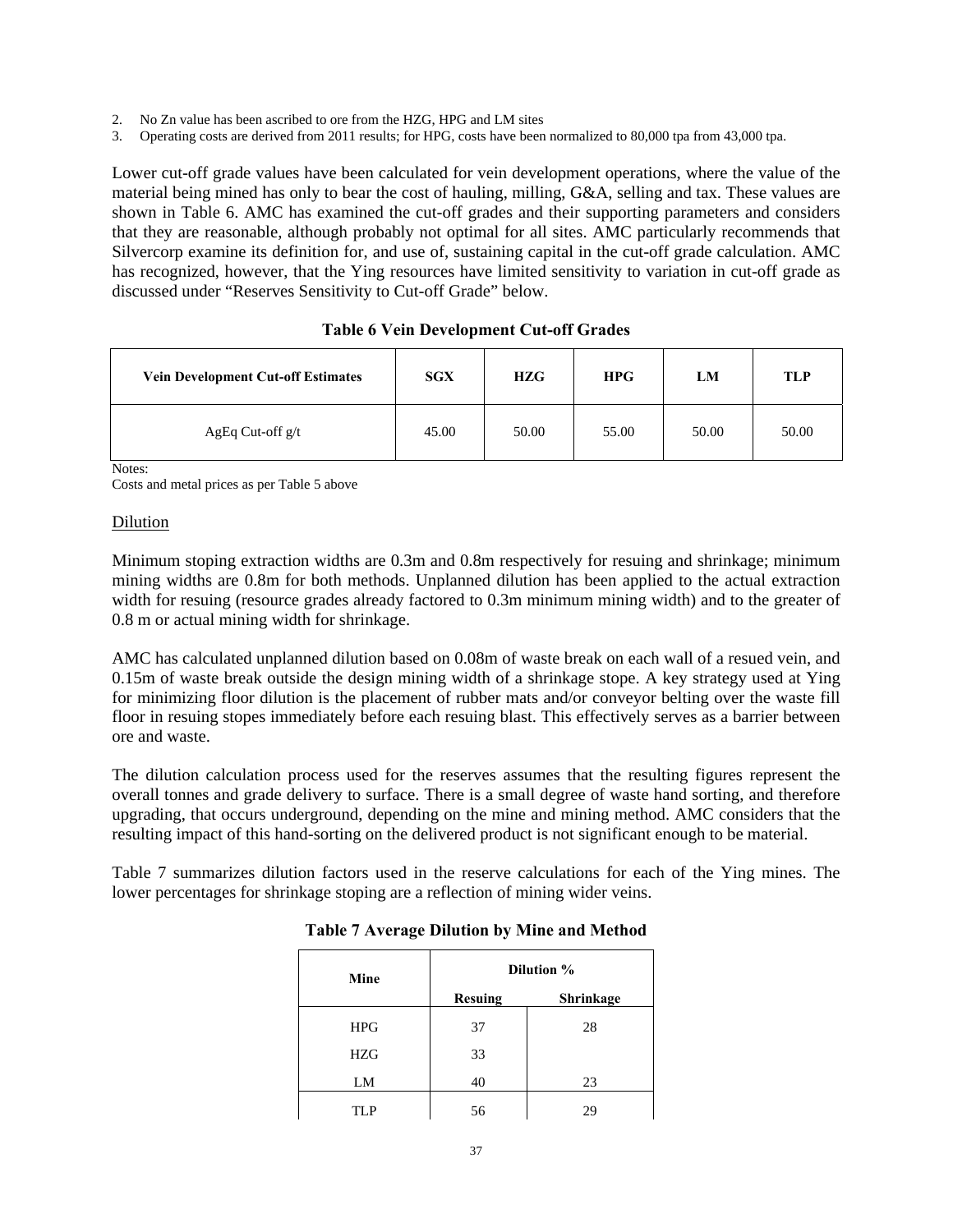2. No Zn value has been ascribed to ore from the HZG, HPG and LM sites
3. Operating costs are derived from 2011 results; for HPG, costs have been normalized to 80,000 tpa from 43,000 tpa.

Lower cut-off grade values have been calculated for vein development operations, where the value of the material being mined has only to bear the cost of hauling, milling, G&A, selling and tax. These values are shown in Table 6. AMC has examined the cut-off grades and their supporting parameters and considers that they are reasonable, although probably not optimal for all sites. AMC particularly recommends that Silvercorp examine its definition for, and use of, sustaining capital in the cut-off grade calculation. AMC has recognized, however, that the Ying resources have limited sensitivity to variation in cut-off grade as discussed under "Reserves Sensitivity to Cut-off Grade" below.

**Table 6 Vein Development Cut-off Grades**

| Vein Development Cut-off Estimates | SGX | HZG | HPG | LM | TLP |
|---|---|---|---|---|---|
| AgEq Cut-off g/t | 45.00 | 50.00 | 55.00 | 50.00 | 50.00 |

Notes:
Costs and metal prices as per Table 5 above

Dilution

Minimum stoping extraction widths are 0.3m and 0.8m respectively for resuing and shrinkage; minimum mining widths are 0.8m for both methods. Unplanned dilution has been applied to the actual extraction width for resuing (resource grades already factored to 0.3m minimum mining width) and to the greater of 0.8 m or actual mining width for shrinkage.

AMC has calculated unplanned dilution based on 0.08m of waste break on each wall of a resued vein, and 0.15m of waste break outside the design mining width of a shrinkage stope. A key strategy used at Ying for minimizing floor dilution is the placement of rubber mats and/or conveyor belting over the waste fill floor in resuing stopes immediately before each resuing blast. This effectively serves as a barrier between ore and waste.

The dilution calculation process used for the reserves assumes that the resulting figures represent the overall tonnes and grade delivery to surface. There is a small degree of waste hand sorting, and therefore upgrading, that occurs underground, depending on the mine and mining method. AMC considers that the resulting impact of this hand-sorting on the delivered product is not significant enough to be material.

Table 7 summarizes dilution factors used in the reserve calculations for each of the Ying mines. The lower percentages for shrinkage stoping are a reflection of mining wider veins.

**Table 7 Average Dilution by Mine and Method**

| Mine | Dilution % | |
|---|---|---|
| | Resuing | Shrinkage |
| HPG | 37 | 28 |
| HZG | 33 | |
| LM | 40 | 23 |
| TLP | 56 | 29 |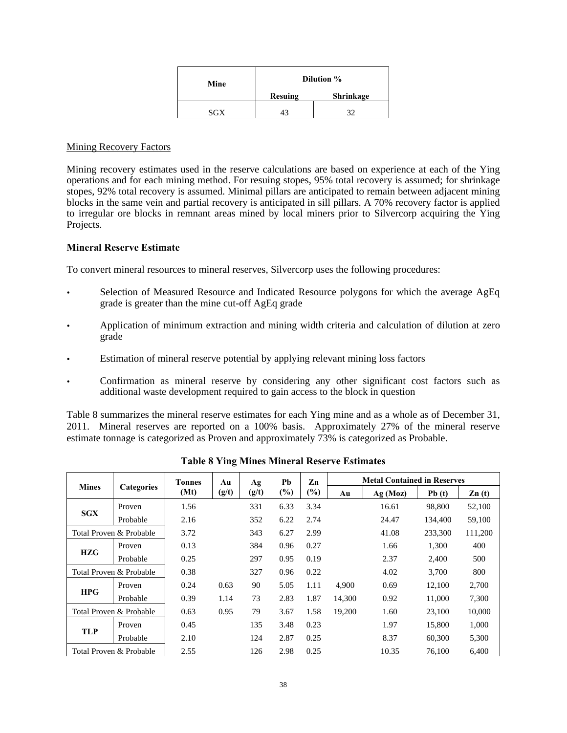| Mine | Dilution % | |
|---|---|---|
| | Resuing | Shrinkage |
| SGX | 43 | 32 |

Mining Recovery Factors

Mining recovery estimates used in the reserve calculations are based on experience at each of the Ying operations and for each mining method. For resuing stopes, 95% total recovery is assumed; for shrinkage stopes, 92% total recovery is assumed. Minimal pillars are anticipated to remain between adjacent mining blocks in the same vein and partial recovery is anticipated in sill pillars. A 70% recovery factor is applied to irregular ore blocks in remnant areas mined by local miners prior to Silvercorp acquiring the Ying Projects.

**Mineral Reserve Estimate**

To convert mineral resources to mineral reserves, Silvercorp uses the following procedures:

- Selection of Measured Resource and Indicated Resource polygons for which the average AgEq grade is greater than the mine cut-off AgEq grade
- Application of minimum extraction and mining width criteria and calculation of dilution at zero grade
- Estimation of mineral reserve potential by applying relevant mining loss factors
- Confirmation as mineral reserve by considering any other significant cost factors such as additional waste development required to gain access to the block in question

Table 8 summarizes the mineral reserve estimates for each Ying mine and as a whole as of December 31, 2011. Mineral reserves are reported on a 100% basis. Approximately 27% of the mineral reserve estimate tonnage is categorized as Proven and approximately 73% is categorized as Probable.

**Table 8 Ying Mines Mineral Reserve Estimates**

| Mines | Categories | Tonnes (Mt) | Au (g/t) | Ag (g/t) | Pb (%) | Zn (%) | Metal Contained in Reserves | | | |
|---|---|---|---|---|---|---|---|---|---|---|
| | | | | | | | Au | Ag (Moz) | Pb (t) | Zn (t) |
| SGX | Proven | 1.56 | | 331 | 6.33 | 3.34 | | 16.61 | 98,800 | 52,100 |
| | Probable | 2.16 | | 352 | 6.22 | 2.74 | | 24.47 | 134,400 | 59,100 |
| Total Proven & Probable | | 3.72 | | 343 | 6.27 | 2.99 | | 41.08 | 233,300 | 111,200 |
| HZG | Proven | 0.13 | | 384 | 0.96 | 0.27 | | 1.66 | 1,300 | 400 |
| | Probable | 0.25 | | 297 | 0.95 | 0.19 | | 2.37 | 2,400 | 500 |
| Total Proven & Probable | | 0.38 | | 327 | 0.96 | 0.22 | | 4.02 | 3,700 | 800 |
| HPG | Proven | 0.24 | 0.63 | 90 | 5.05 | 1.11 | 4,900 | 0.69 | 12,100 | 2,700 |
| | Probable | 0.39 | 1.14 | 73 | 2.83 | 1.87 | 14,300 | 0.92 | 11,000 | 7,300 |
| Total Proven & Probable | | 0.63 | 0.95 | 79 | 3.67 | 1.58 | 19,200 | 1.60 | 23,100 | 10,000 |
| TLP | Proven | 0.45 | | 135 | 3.48 | 0.23 | | 1.97 | 15,800 | 1,000 |
| | Probable | 2.10 | | 124 | 2.87 | 0.25 | | 8.37 | 60,300 | 5,300 |
| Total Proven & Probable | | 2.55 | | 126 | 2.98 | 0.25 | | 10.35 | 76,100 | 6,400 |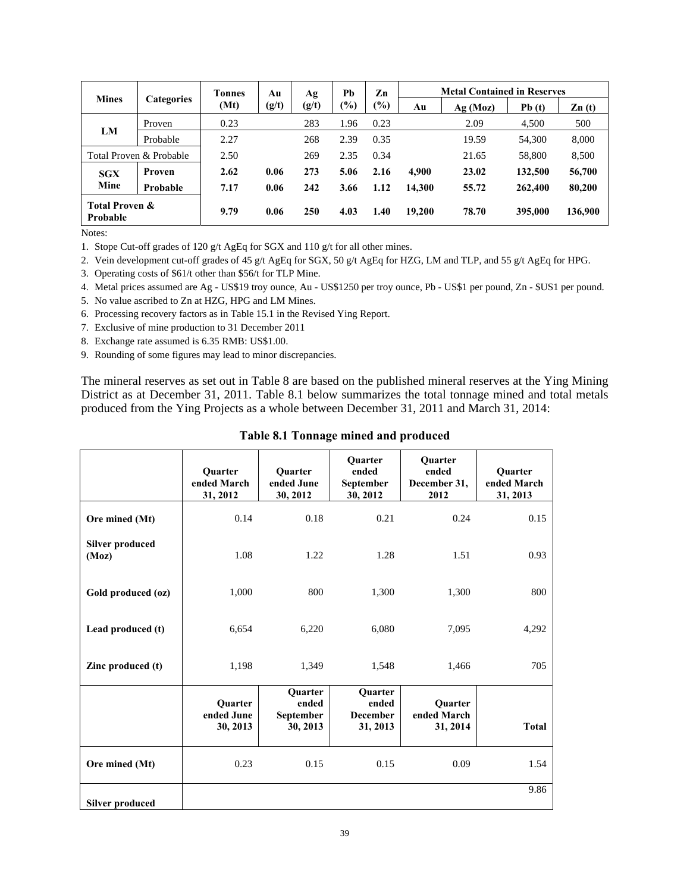| Mines | Categories | Tonnes (Mt) | Au (g/t) | Ag (g/t) | Pb (%) | Zn (%) | Metal Contained in Reserves | | | |
|---|---|---|---|---|---|---|---|---|---|---|
| | | | | | | | Au | Ag (Moz) | Pb (t) | Zn (t) |
| LM | Proven | 0.23 | | 283 | 1.96 | 0.23 | | 2.09 | 4,500 | 500 |
| | Probable | 2.27 | | 268 | 2.39 | 0.35 | | 19.59 | 54,300 | 8,000 |
| Total Proven & Probable | | 2.50 | | 269 | 2.35 | 0.34 | | 21.65 | 58,800 | 8,500 |
| **SGX Mine** | **Proven** | **2.62** | **0.06** | **273** | **5.06** | **2.16** | **4,900** | **23.02** | **132,500** | **56,700** |
| | **Probable** | **7.17** | **0.06** | **242** | **3.66** | **1.12** | **14,300** | **55.72** | **262,400** | **80,200** |
| **Total Proven & Probable** | | **9.79** | **0.06** | **250** | **4.03** | **1.40** | **19,200** | **78.70** | **395,000** | **136,900** |

Notes:

1. Stope Cut-off grades of 120 g/t AgEq for SGX and 110 g/t for all other mines.
2. Vein development cut-off grades of 45 g/t AgEq for SGX, 50 g/t AgEq for HZG, LM and TLP, and 55 g/t AgEq for HPG.
3. Operating costs of $61/t other than $56/t for TLP Mine.
4. Metal prices assumed are Ag - US$19 troy ounce, Au - US$1250 per troy ounce, Pb - US$1 per pound, Zn - $US1 per pound.
5. No value ascribed to Zn at HZG, HPG and LM Mines.
6. Processing recovery factors as in Table 15.1 in the Revised Ying Report.
7. Exclusive of mine production to 31 December 2011
8. Exchange rate assumed is 6.35 RMB: US$1.00.
9. Rounding of some figures may lead to minor discrepancies.

The mineral reserves as set out in Table 8 are based on the published mineral reserves at the Ying Mining District as at December 31, 2011. Table 8.1 below summarizes the total tonnage mined and total metals produced from the Ying Projects as a whole between December 31, 2011 and March 31, 2014:

**Table 8.1 Tonnage mined and produced**

| | Quarter ended March 31, 2012 | Quarter ended June 30, 2012 | Quarter ended September 30, 2012 | Quarter ended December 31, 2012 | Quarter ended March 31, 2013 |
|---|---|---|---|---|---|
| **Ore mined (Mt)** | 0.14 | 0.18 | 0.21 | 0.24 | 0.15 |
| **Silver produced (Moz)** | 1.08 | 1.22 | 1.28 | 1.51 | 0.93 |
| **Gold produced (oz)** | 1,000 | 800 | 1,300 | 1,300 | 800 |
| **Lead produced (t)** | 6,654 | 6,220 | 6,080 | 7,095 | 4,292 |
| **Zinc produced (t)** | 1,198 | 1,349 | 1,548 | 1,466 | 705 |
| | **Quarter ended June 30, 2013** | **Quarter ended September 30, 2013** | **Quarter ended December 31, 2013** | **Quarter ended March 31, 2014** | **Total** |
| **Ore mined (Mt)** | 0.23 | 0.15 | 0.15 | 0.09 | 1.54 |
| **Silver produced** | | | | | 9.86 |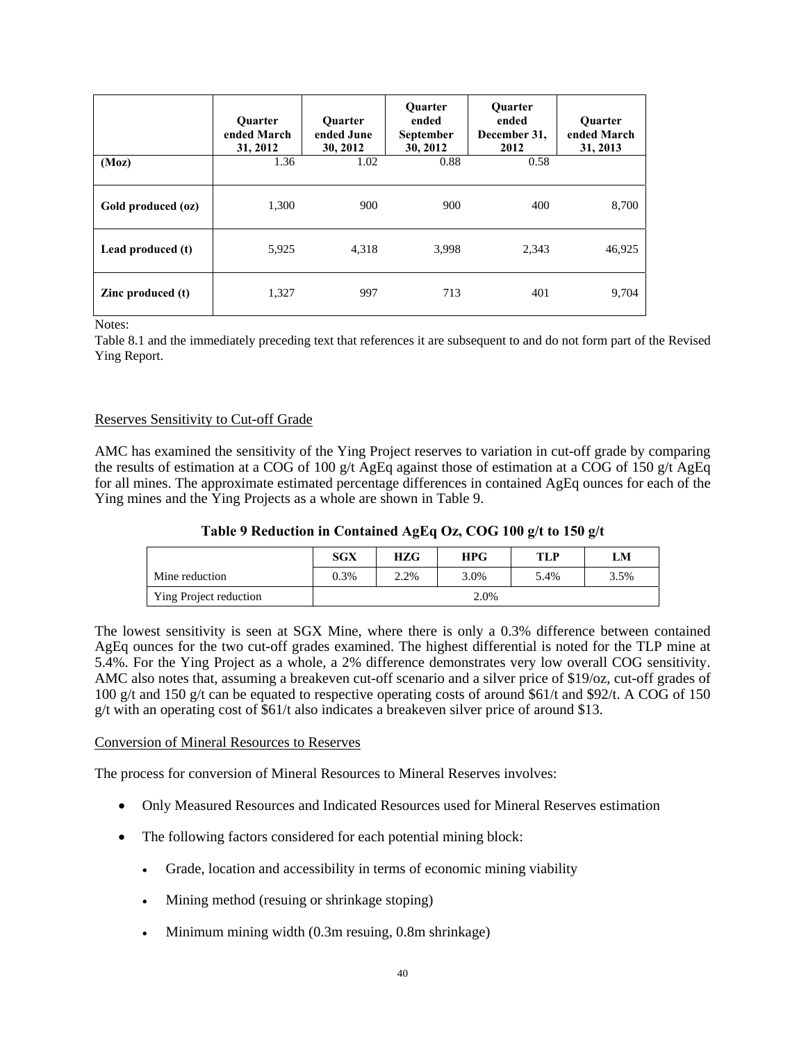| | Quarter ended March 31, 2012 | Quarter ended June 30, 2012 | Quarter ended September 30, 2012 | Quarter ended December 31, 2012 | Quarter ended March 31, 2013 |
|---|---|---|---|---|---|
| (Moz) | 1.36 | 1.02 | 0.88 | 0.58 | |
| Gold produced (oz) | 1,300 | 900 | 900 | 400 | 8,700 |
| Lead produced (t) | 5,925 | 4,318 | 3,998 | 2,343 | 46,925 |
| Zinc produced (t) | 1,327 | 997 | 713 | 401 | 9,704 |

Notes:

Table 8.1 and the immediately preceding text that references it are subsequent to and do not form part of the Revised Ying Report.

Reserves Sensitivity to Cut-off Grade

AMC has examined the sensitivity of the Ying Project reserves to variation in cut-off grade by comparing the results of estimation at a COG of 100 g/t AgEq against those of estimation at a COG of 150 g/t AgEq for all mines. The approximate estimated percentage differences in contained AgEq ounces for each of the Ying mines and the Ying Projects as a whole are shown in Table 9.

**Table 9 Reduction in Contained AgEq Oz, COG 100 g/t to 150 g/t**

| | SGX | HZG | HPG | TLP | LM |
|---|---|---|---|---|---|
| Mine reduction | 0.3% | 2.2% | 3.0% | 5.4% | 3.5% |
| Ying Project reduction | 2.0% | | | | |

The lowest sensitivity is seen at SGX Mine, where there is only a 0.3% difference between contained AgEq ounces for the two cut-off grades examined. The highest differential is noted for the TLP mine at 5.4%. For the Ying Project as a whole, a 2% difference demonstrates very low overall COG sensitivity. AMC also notes that, assuming a breakeven cut-off scenario and a silver price of $19/oz, cut-off grades of 100 g/t and 150 g/t can be equated to respective operating costs of around $61/t and $92/t. A COG of 150 g/t with an operating cost of $61/t also indicates a breakeven silver price of around $13.

Conversion of Mineral Resources to Reserves

The process for conversion of Mineral Resources to Mineral Reserves involves:

- Only Measured Resources and Indicated Resources used for Mineral Reserves estimation
- The following factors considered for each potential mining block:
  - Grade, location and accessibility in terms of economic mining viability
  - Mining method (resuing or shrinkage stoping)
  - Minimum mining width (0.3m resuing, 0.8m shrinkage)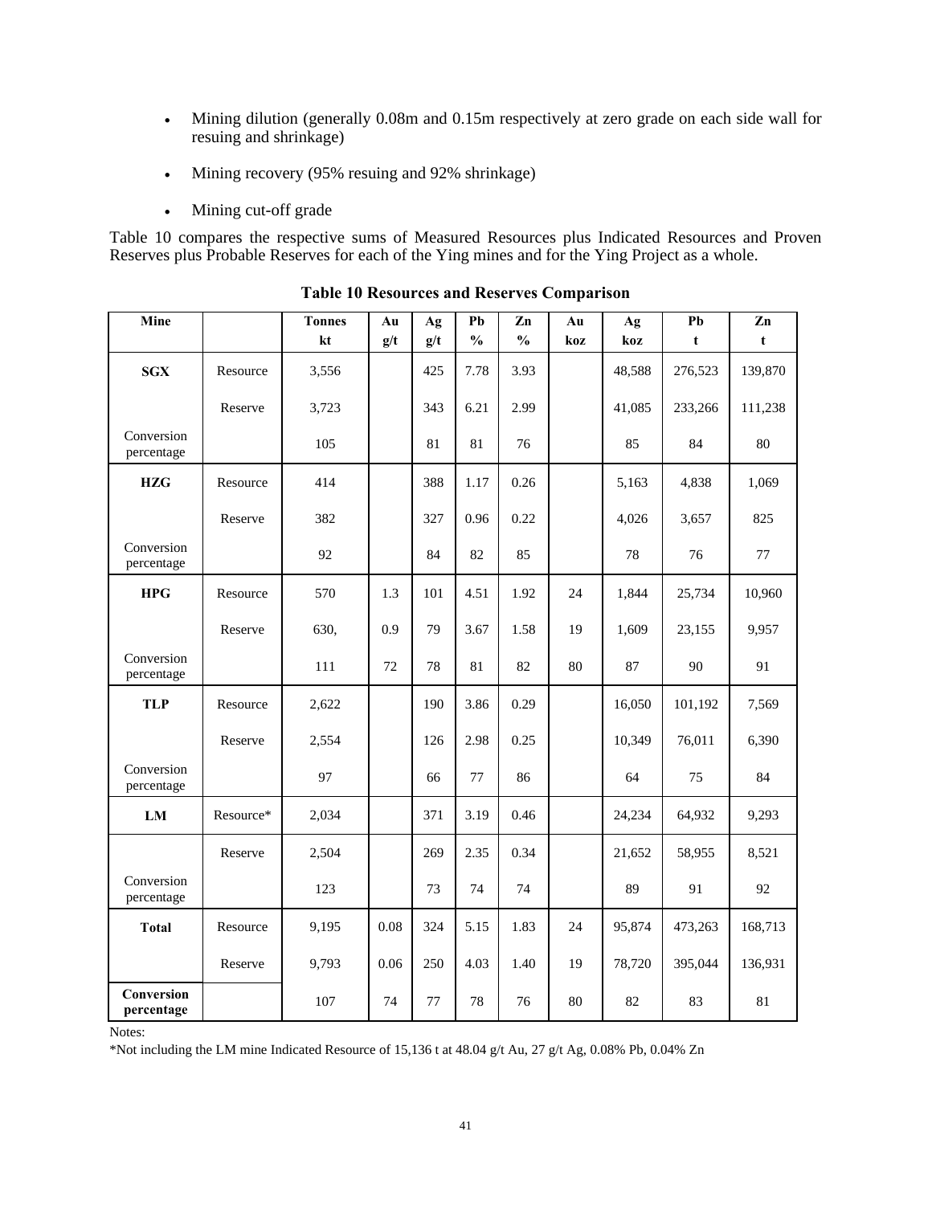- Mining dilution (generally 0.08m and 0.15m respectively at zero grade on each side wall for resuing and shrinkage)
- Mining recovery (95% resuing and 92% shrinkage)
- Mining cut-off grade

Table 10 compares the respective sums of Measured Resources plus Indicated Resources and Proven Reserves plus Probable Reserves for each of the Ying mines and for the Ying Project as a whole.

**Table 10 Resources and Reserves Comparison**

| Mine | | Tonnes kt | Au g/t | Ag g/t | Pb % | Zn % | Au koz | Ag koz | Pb t | Zn t |
|---|---|---|---|---|---|---|---|---|---|---|
| **SGX** | Resource | 3,556 | | 425 | 7.78 | 3.93 | | 48,588 | 276,523 | 139,870 |
| | Reserve | 3,723 | | 343 | 6.21 | 2.99 | | 41,085 | 233,266 | 111,238 |
| Conversion percentage | | 105 | | 81 | 81 | 76 | | 85 | 84 | 80 |
| **HZG** | Resource | 414 | | 388 | 1.17 | 0.26 | | 5,163 | 4,838 | 1,069 |
| | Reserve | 382 | | 327 | 0.96 | 0.22 | | 4,026 | 3,657 | 825 |
| Conversion percentage | | 92 | | 84 | 82 | 85 | | 78 | 76 | 77 |
| **HPG** | Resource | 570 | 1.3 | 101 | 4.51 | 1.92 | 24 | 1,844 | 25,734 | 10,960 |
| | Reserve | 630, | 0.9 | 79 | 3.67 | 1.58 | 19 | 1,609 | 23,155 | 9,957 |
| Conversion percentage | | 111 | 72 | 78 | 81 | 82 | 80 | 87 | 90 | 91 |
| **TLP** | Resource | 2,622 | | 190 | 3.86 | 0.29 | | 16,050 | 101,192 | 7,569 |
| | Reserve | 2,554 | | 126 | 2.98 | 0.25 | | 10,349 | 76,011 | 6,390 |
| Conversion percentage | | 97 | | 66 | 77 | 86 | | 64 | 75 | 84 |
| **LM** | Resource* | 2,034 | | 371 | 3.19 | 0.46 | | 24,234 | 64,932 | 9,293 |
| | Reserve | 2,504 | | 269 | 2.35 | 0.34 | | 21,652 | 58,955 | 8,521 |
| Conversion percentage | | 123 | | 73 | 74 | 74 | | 89 | 91 | 92 |
| **Total** | Resource | 9,195 | 0.08 | 324 | 5.15 | 1.83 | 24 | 95,874 | 473,263 | 168,713 |
| | Reserve | 9,793 | 0.06 | 250 | 4.03 | 1.40 | 19 | 78,720 | 395,044 | 136,931 |
| **Conversion percentage** | | 107 | 74 | 77 | 78 | 76 | 80 | 82 | 83 | 81 |

Notes:

*Not including the LM mine Indicated Resource of 15,136 t at 48.04 g/t Au, 27 g/t Ag, 0.08% Pb, 0.04% Zn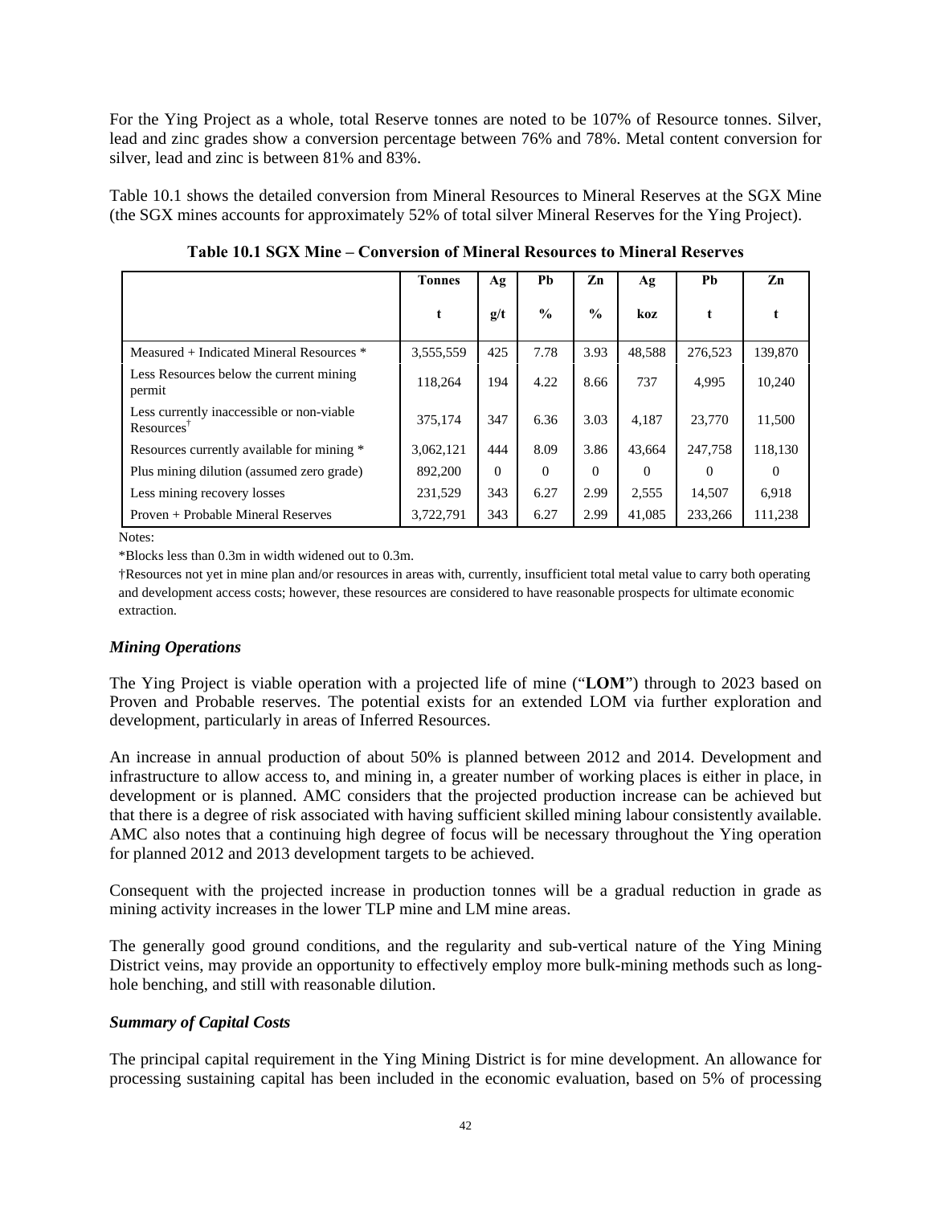For the Ying Project as a whole, total Reserve tonnes are noted to be 107% of Resource tonnes. Silver, lead and zinc grades show a conversion percentage between 76% and 78%. Metal content conversion for silver, lead and zinc is between 81% and 83%.

Table 10.1 shows the detailed conversion from Mineral Resources to Mineral Reserves at the SGX Mine (the SGX mines accounts for approximately 52% of total silver Mineral Reserves for the Ying Project).

**Table 10.1 SGX Mine – Conversion of Mineral Resources to Mineral Reserves**

| | Tonnes | Ag | Pb | Zn | Ag | Pb | Zn |
|---|---|---|---|---|---|---|---|
| | t | g/t | % | % | koz | t | t |
| Measured + Indicated Mineral Resources * | 3,555,559 | 425 | 7.78 | 3.93 | 48,588 | 276,523 | 139,870 |
| Less Resources below the current mining permit | 118,264 | 194 | 4.22 | 8.66 | 737 | 4,995 | 10,240 |
| Less currently inaccessible or non-viable Resources† | 375,174 | 347 | 6.36 | 3.03 | 4,187 | 23,770 | 11,500 |
| Resources currently available for mining * | 3,062,121 | 444 | 8.09 | 3.86 | 43,664 | 247,758 | 118,130 |
| Plus mining dilution (assumed zero grade) | 892,200 | 0 | 0 | 0 | 0 | 0 | 0 |
| Less mining recovery losses | 231,529 | 343 | 6.27 | 2.99 | 2,555 | 14,507 | 6,918 |
| Proven + Probable Mineral Reserves | 3,722,791 | 343 | 6.27 | 2.99 | 41,085 | 233,266 | 111,238 |

Notes:

*Blocks less than 0.3m in width widened out to 0.3m.

†Resources not yet in mine plan and/or resources in areas with, currently, insufficient total metal value to carry both operating and development access costs; however, these resources are considered to have reasonable prospects for ultimate economic extraction.

### *Mining Operations*

The Ying Project is viable operation with a projected life of mine ("**LOM**") through to 2023 based on Proven and Probable reserves. The potential exists for an extended LOM via further exploration and development, particularly in areas of Inferred Resources.

An increase in annual production of about 50% is planned between 2012 and 2014. Development and infrastructure to allow access to, and mining in, a greater number of working places is either in place, in development or is planned. AMC considers that the projected production increase can be achieved but that there is a degree of risk associated with having sufficient skilled mining labour consistently available. AMC also notes that a continuing high degree of focus will be necessary throughout the Ying operation for planned 2012 and 2013 development targets to be achieved.

Consequent with the projected increase in production tonnes will be a gradual reduction in grade as mining activity increases in the lower TLP mine and LM mine areas.

The generally good ground conditions, and the regularity and sub-vertical nature of the Ying Mining District veins, may provide an opportunity to effectively employ more bulk-mining methods such as long-hole benching, and still with reasonable dilution.

### *Summary of Capital Costs*

The principal capital requirement in the Ying Mining District is for mine development. An allowance for processing sustaining capital has been included in the economic evaluation, based on 5% of processing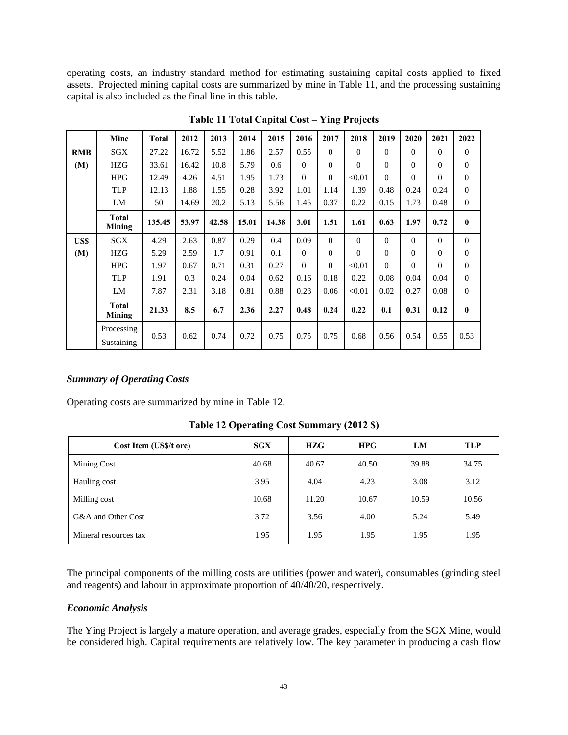operating costs, an industry standard method for estimating sustaining capital costs applied to fixed assets. Projected mining capital costs are summarized by mine in Table 11, and the processing sustaining capital is also included as the final line in this table.

**Table 11 Total Capital Cost – Ying Projects**

| | Mine | Total | 2012 | 2013 | 2014 | 2015 | 2016 | 2017 | 2018 | 2019 | 2020 | 2021 | 2022 |
|---|---|---|---|---|---|---|---|---|---|---|---|---|---|
| **RMB (M)** | SGX | 27.22 | 16.72 | 5.52 | 1.86 | 2.57 | 0.55 | 0 | 0 | 0 | 0 | 0 | 0 |
| | HZG | 33.61 | 16.42 | 10.8 | 5.79 | 0.6 | 0 | 0 | 0 | 0 | 0 | 0 | 0 |
| | HPG | 12.49 | 4.26 | 4.51 | 1.95 | 1.73 | 0 | 0 | <0.01 | 0 | 0 | 0 | 0 |
| | TLP | 12.13 | 1.88 | 1.55 | 0.28 | 3.92 | 1.01 | 1.14 | 1.39 | 0.48 | 0.24 | 0.24 | 0 |
| | LM | 50 | 14.69 | 20.2 | 5.13 | 5.56 | 1.45 | 0.37 | 0.22 | 0.15 | 1.73 | 0.48 | 0 |
| | **Total Mining** | **135.45** | **53.97** | **42.58** | **15.01** | **14.38** | **3.01** | **1.51** | **1.61** | **0.63** | **1.97** | **0.72** | **0** |
| **US$ (M)** | SGX | 4.29 | 2.63 | 0.87 | 0.29 | 0.4 | 0.09 | 0 | 0 | 0 | 0 | 0 | 0 |
| | HZG | 5.29 | 2.59 | 1.7 | 0.91 | 0.1 | 0 | 0 | 0 | 0 | 0 | 0 | 0 |
| | HPG | 1.97 | 0.67 | 0.71 | 0.31 | 0.27 | 0 | 0 | <0.01 | 0 | 0 | 0 | 0 |
| | TLP | 1.91 | 0.3 | 0.24 | 0.04 | 0.62 | 0.16 | 0.18 | 0.22 | 0.08 | 0.04 | 0.04 | 0 |
| | LM | 7.87 | 2.31 | 3.18 | 0.81 | 0.88 | 0.23 | 0.06 | <0.01 | 0.02 | 0.27 | 0.08 | 0 |
| | **Total Mining** | **21.33** | **8.5** | **6.7** | **2.36** | **2.27** | **0.48** | **0.24** | **0.22** | **0.1** | **0.31** | **0.12** | **0** |
| | Processing Sustaining | 0.53 | 0.62 | 0.74 | 0.72 | 0.75 | 0.75 | 0.75 | 0.68 | 0.56 | 0.54 | 0.55 | 0.53 |

### *Summary of Operating Costs*

Operating costs are summarized by mine in Table 12.

**Table 12 Operating Cost Summary (2012 $)**

| Cost Item (US$/t ore) | SGX | HZG | HPG | LM | TLP |
|---|---|---|---|---|---|
| Mining Cost | 40.68 | 40.67 | 40.50 | 39.88 | 34.75 |
| Hauling cost | 3.95 | 4.04 | 4.23 | 3.08 | 3.12 |
| Milling cost | 10.68 | 11.20 | 10.67 | 10.59 | 10.56 |
| G&A and Other Cost | 3.72 | 3.56 | 4.00 | 5.24 | 5.49 |
| Mineral resources tax | 1.95 | 1.95 | 1.95 | 1.95 | 1.95 |

The principal components of the milling costs are utilities (power and water), consumables (grinding steel and reagents) and labour in approximate proportion of 40/40/20, respectively.

### *Economic Analysis*

The Ying Project is largely a mature operation, and average grades, especially from the SGX Mine, would be considered high. Capital requirements are relatively low. The key parameter in producing a cash flow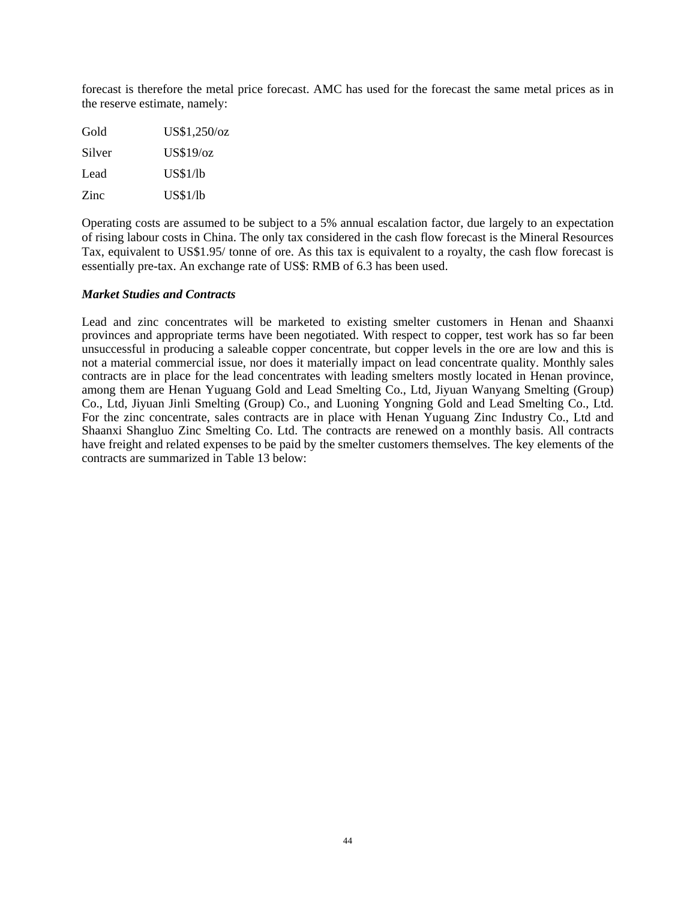forecast is therefore the metal price forecast. AMC has used for the forecast the same metal prices as in the reserve estimate, namely:

| | |
|---|---|
| Gold | US$1,250/oz |
| Silver | US$19/oz |
| Lead | US$1/lb |
| Zinc | US$1/lb |

Operating costs are assumed to be subject to a 5% annual escalation factor, due largely to an expectation of rising labour costs in China. The only tax considered in the cash flow forecast is the Mineral Resources Tax, equivalent to US$1.95/ tonne of ore. As this tax is equivalent to a royalty, the cash flow forecast is essentially pre-tax. An exchange rate of US$: RMB of 6.3 has been used.

***Market Studies and Contracts***

Lead and zinc concentrates will be marketed to existing smelter customers in Henan and Shaanxi provinces and appropriate terms have been negotiated. With respect to copper, test work has so far been unsuccessful in producing a saleable copper concentrate, but copper levels in the ore are low and this is not a material commercial issue, nor does it materially impact on lead concentrate quality. Monthly sales contracts are in place for the lead concentrates with leading smelters mostly located in Henan province, among them are Henan Yuguang Gold and Lead Smelting Co., Ltd, Jiyuan Wanyang Smelting (Group) Co., Ltd, Jiyuan Jinli Smelting (Group) Co., and Luoning Yongning Gold and Lead Smelting Co., Ltd. For the zinc concentrate, sales contracts are in place with Henan Yuguang Zinc Industry Co., Ltd and Shaanxi Shangluo Zinc Smelting Co. Ltd. The contracts are renewed on a monthly basis. All contracts have freight and related expenses to be paid by the smelter customers themselves. The key elements of the contracts are summarized in Table 13 below: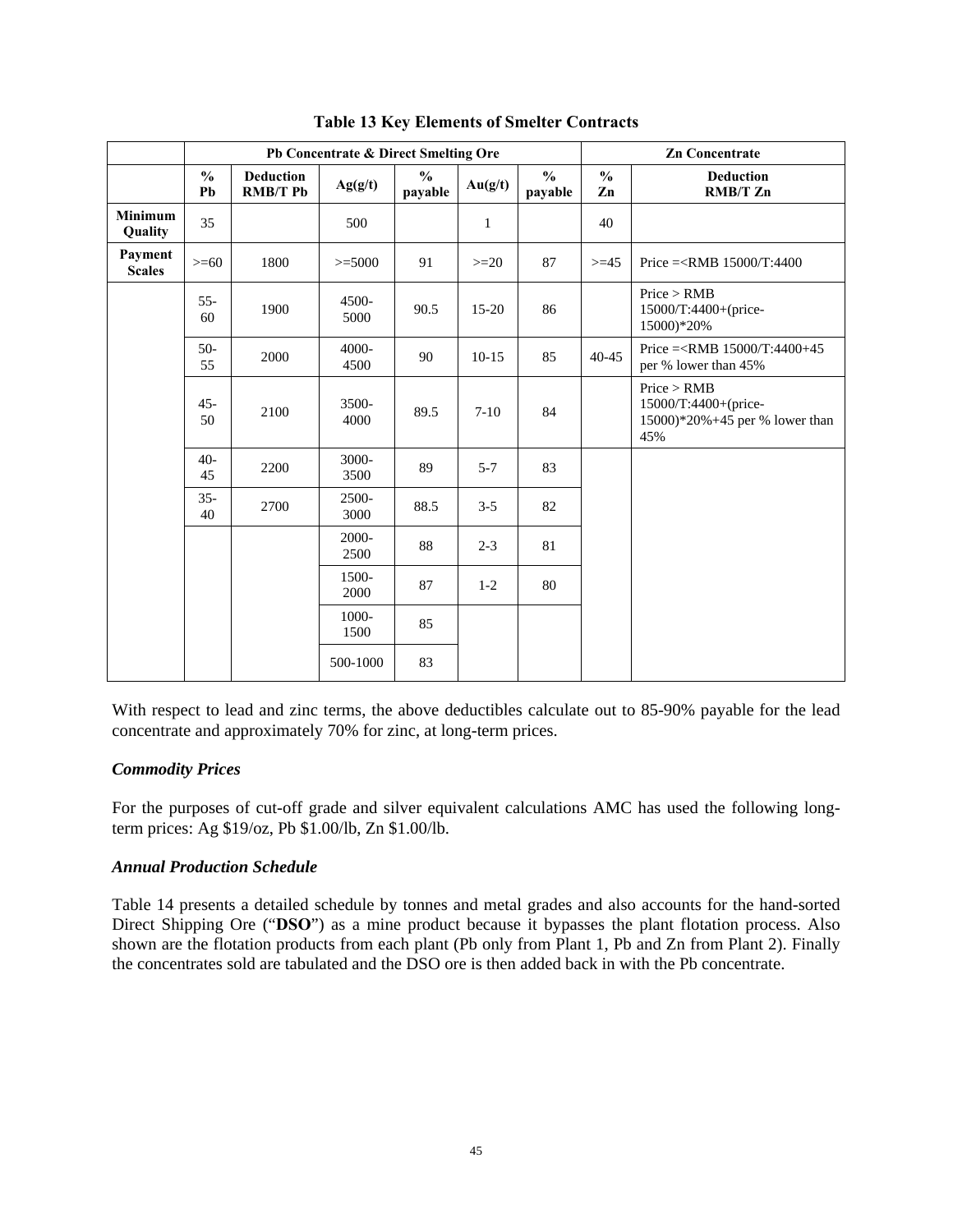**Table 13 Key Elements of Smelter Contracts**

| | Pb Concentrate & Direct Smelting Ore | | | | | | Zn Concentrate | |
|---|---|---|---|---|---|---|---|---|
| | % Pb | Deduction RMB/T Pb | Ag(g/t) | % payable | Au(g/t) | % payable | % Zn | Deduction RMB/T Zn |
| **Minimum Quality** | 35 | | 500 | | 1 | | 40 | |
| **Payment Scales** | >=60 | 1800 | >=5000 | 91 | >=20 | 87 | >=45 | Price =<RMB 15000/T:4400 |
| | 55-60 | 1900 | 4500-5000 | 90.5 | 15-20 | 86 | | Price > RMB 15000/T:4400+(price-15000)*20% |
| | 50-55 | 2000 | 4000-4500 | 90 | 10-15 | 85 | 40-45 | Price =<RMB 15000/T:4400+45 per % lower than 45% |
| | 45-50 | 2100 | 3500-4000 | 89.5 | 7-10 | 84 | | Price > RMB 15000/T:4400+(price-15000)*20%+45 per % lower than 45% |
| | 40-45 | 2200 | 3000-3500 | 89 | 5-7 | 83 | | |
| | 35-40 | 2700 | 2500-3000 | 88.5 | 3-5 | 82 | | |
| | | | 2000-2500 | 88 | 2-3 | 81 | | |
| | | | 1500-2000 | 87 | 1-2 | 80 | | |
| | | | 1000-1500 | 85 | | | | |
| | | | 500-1000 | 83 | | | | |

With respect to lead and zinc terms, the above deductibles calculate out to 85-90% payable for the lead concentrate and approximately 70% for zinc, at long-term prices.

### *Commodity Prices*

For the purposes of cut-off grade and silver equivalent calculations AMC has used the following long-term prices: Ag $19/oz, Pb $1.00/lb, Zn $1.00/lb.

### *Annual Production Schedule*

Table 14 presents a detailed schedule by tonnes and metal grades and also accounts for the hand-sorted Direct Shipping Ore ("**DSO**") as a mine product because it bypasses the plant flotation process. Also shown are the flotation products from each plant (Pb only from Plant 1, Pb and Zn from Plant 2). Finally the concentrates sold are tabulated and the DSO ore is then added back in with the Pb concentrate.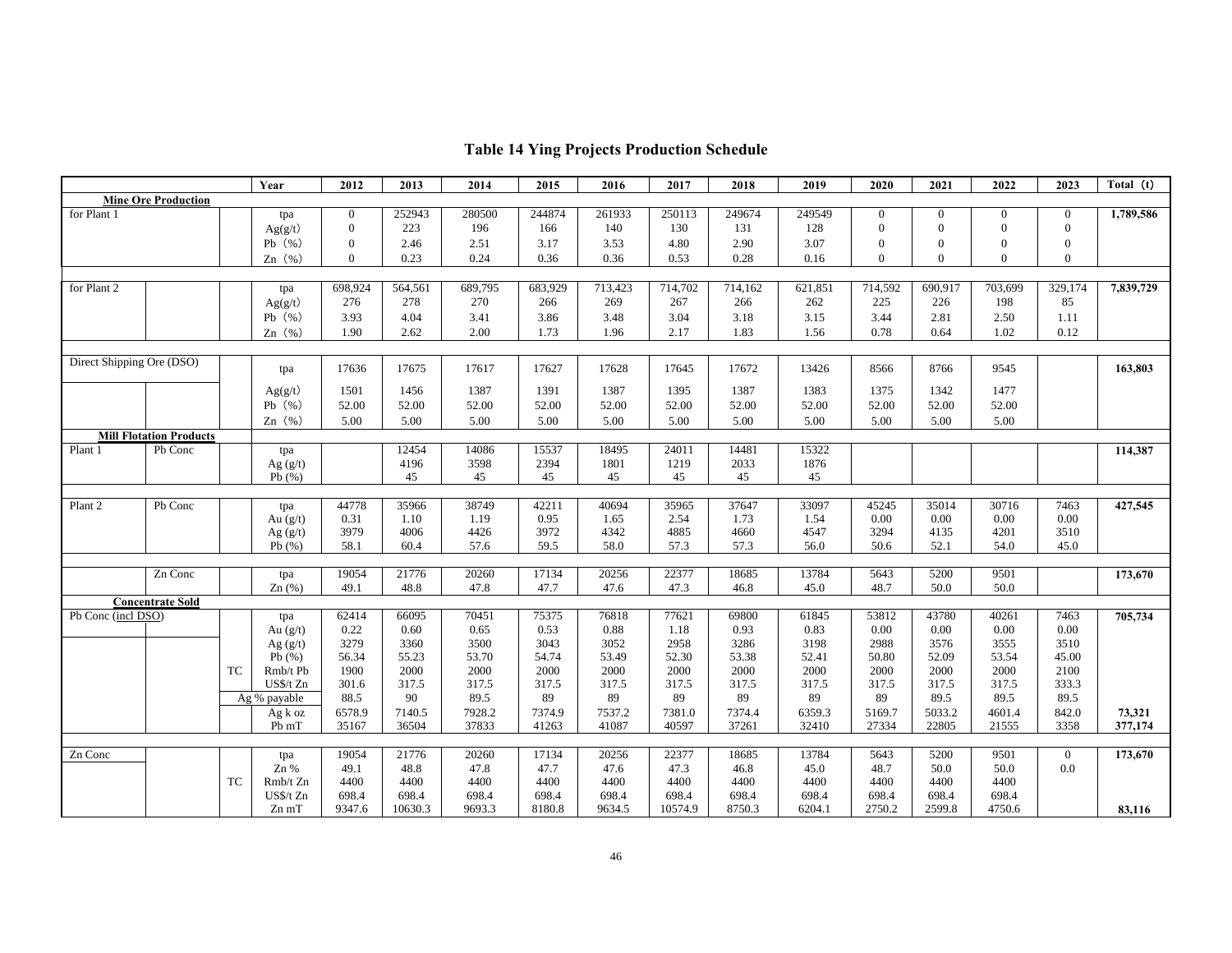# Table 14 Ying Projects Production Schedule

| | | | Year | 2012 | 2013 | 2014 | 2015 | 2016 | 2017 | 2018 | 2019 | 2020 | 2021 | 2022 | 2023 | Total (t) |
|---|---|---|---|---|---|---|---|---|---|---|---|---|---|---|---|---|
| **Mine Ore Production** | | | | | | | | | | | | | | | | |
| for Plant 1 | | | tpa | 0 | 252943 | 280500 | 244874 | 261933 | 250113 | 249674 | 249549 | 0 | 0 | 0 | 0 | **1,789,586** |
| | | | Ag(g/t) | 0 | 223 | 196 | 166 | 140 | 130 | 131 | 128 | 0 | 0 | 0 | 0 | |
| | | | Pb (%) | 0 | 2.46 | 2.51 | 3.17 | 3.53 | 4.80 | 2.90 | 3.07 | 0 | 0 | 0 | 0 | |
| | | | Zn (%) | 0 | 0.23 | 0.24 | 0.36 | 0.36 | 0.53 | 0.28 | 0.16 | 0 | 0 | 0 | 0 | |
| for Plant 2 | | | tpa | 698,924 | 564,561 | 689,795 | 683,929 | 713,423 | 714,702 | 714,162 | 621,851 | 714,592 | 690,917 | 703,699 | 329,174 | **7,839,729** |
| | | | Ag(g/t) | 276 | 278 | 270 | 266 | 269 | 267 | 266 | 262 | 225 | 226 | 198 | 85 | |
| | | | Pb (%) | 3.93 | 4.04 | 3.41 | 3.86 | 3.48 | 3.04 | 3.18 | 3.15 | 3.44 | 2.81 | 2.50 | 1.11 | |
| | | | Zn (%) | 1.90 | 2.62 | 2.00 | 1.73 | 1.96 | 2.17 | 1.83 | 1.56 | 0.78 | 0.64 | 1.02 | 0.12 | |
| Direct Shipping Ore (DSO) | | | tpa | 17636 | 17675 | 17617 | 17627 | 17628 | 17645 | 17672 | 13426 | 8566 | 8766 | 9545 | | **163,803** |
| | | | Ag(g/t) | 1501 | 1456 | 1387 | 1391 | 1387 | 1395 | 1387 | 1383 | 1375 | 1342 | 1477 | | |
| | | | Pb (%) | 52.00 | 52.00 | 52.00 | 52.00 | 52.00 | 52.00 | 52.00 | 52.00 | 52.00 | 52.00 | 52.00 | | |
| | | | Zn (%) | 5.00 | 5.00 | 5.00 | 5.00 | 5.00 | 5.00 | 5.00 | 5.00 | 5.00 | 5.00 | 5.00 | | |
| **Mill Flotation Products** | | | | | | | | | | | | | | | | |
| Plant 1 | Pb Conc | | tpa | | 12454 | 14086 | 15537 | 18495 | 24011 | 14481 | 15322 | | | | | **114,387** |
| | | | Ag (g/t) | | 4196 | 3598 | 2394 | 1801 | 1219 | 2033 | 1876 | | | | | |
| | | | Pb (%) | | 45 | 45 | 45 | 45 | 45 | 45 | 45 | | | | | |
| Plant 2 | Pb Conc | | tpa | 44778 | 35966 | 38749 | 42211 | 40694 | 35965 | 37647 | 33097 | 45245 | 35014 | 30716 | 7463 | **427,545** |
| | | | Au (g/t) | 0.31 | 1.10 | 1.19 | 0.95 | 1.65 | 2.54 | 1.73 | 1.54 | 0.00 | 0.00 | 0.00 | 0.00 | |
| | | | Ag (g/t) | 3979 | 4006 | 4426 | 3972 | 4342 | 4885 | 4660 | 4547 | 3294 | 4135 | 4201 | 3510 | |
| | | | Pb (%) | 58.1 | 60.4 | 57.6 | 59.5 | 58.0 | 57.3 | 57.3 | 56.0 | 50.6 | 52.1 | 54.0 | 45.0 | |
| | Zn Conc | | tpa | 19054 | 21776 | 20260 | 17134 | 20256 | 22377 | 18685 | 13784 | 5643 | 5200 | 9501 | | **173,670** |
| | | | Zn (%) | 49.1 | 48.8 | 47.8 | 47.7 | 47.6 | 47.3 | 46.8 | 45.0 | 48.7 | 50.0 | 50.0 | | |
| **Concentrate Sold** | | | | | | | | | | | | | | | | |
| Pb Conc (incl DSO) | | | tpa | 62414 | 66095 | 70451 | 75375 | 76818 | 77621 | 69800 | 61845 | 53812 | 43780 | 40261 | 7463 | **705,734** |
| | | | Au (g/t) | 0.22 | 0.60 | 0.65 | 0.53 | 0.88 | 1.18 | 0.93 | 0.83 | 0.00 | 0.00 | 0.00 | 0.00 | |
| | | | Ag (g/t) | 3279 | 3360 | 3500 | 3043 | 3052 | 2958 | 3286 | 3198 | 2988 | 3576 | 3555 | 3510 | |
| | | | Pb (%) | 56.34 | 55.23 | 53.70 | 54.74 | 53.49 | 52.30 | 53.38 | 52.41 | 50.80 | 52.09 | 53.54 | 45.00 | |
| | | TC | Rmb/t Pb | 1900 | 2000 | 2000 | 2000 | 2000 | 2000 | 2000 | 2000 | 2000 | 2000 | 2000 | 2100 | |
| | | | US$/t Zn | 301.6 | 317.5 | 317.5 | 317.5 | 317.5 | 317.5 | 317.5 | 317.5 | 317.5 | 317.5 | 317.5 | 333.3 | |
| | | Ag % payable | | 88.5 | 90 | 89.5 | 89 | 89 | 89 | 89 | 89 | 89 | 89.5 | 89.5 | 89.5 | |
| | | | Ag k oz | 6578.9 | 7140.5 | 7928.2 | 7374.9 | 7537.2 | 7381.0 | 7374.4 | 6359.3 | 5169.7 | 5033.2 | 4601.4 | 842.0 | **73,321** |
| | | | Pb mT | 35167 | 36504 | 37833 | 41263 | 41087 | 40597 | 37261 | 32410 | 27334 | 22805 | 21555 | 3358 | **377,174** |
| Zn Conc | | | tpa | 19054 | 21776 | 20260 | 17134 | 20256 | 22377 | 18685 | 13784 | 5643 | 5200 | 9501 | 0 | **173,670** |
| | | | Zn % | 49.1 | 48.8 | 47.8 | 47.7 | 47.6 | 47.3 | 46.8 | 45.0 | 48.7 | 50.0 | 50.0 | 0.0 | |
| | | TC | Rmb/t Zn | 4400 | 4400 | 4400 | 4400 | 4400 | 4400 | 4400 | 4400 | 4400 | 4400 | 4400 | | |
| | | | US$/t Zn | 698.4 | 698.4 | 698.4 | 698.4 | 698.4 | 698.4 | 698.4 | 698.4 | 698.4 | 698.4 | 698.4 | | |
| | | | Zn mT | 9347.6 | 10630.3 | 9693.3 | 8180.8 | 9634.5 | 10574.9 | 8750.3 | 6204.1 | 2750.2 | 2599.8 | 4750.6 | | **83,116** |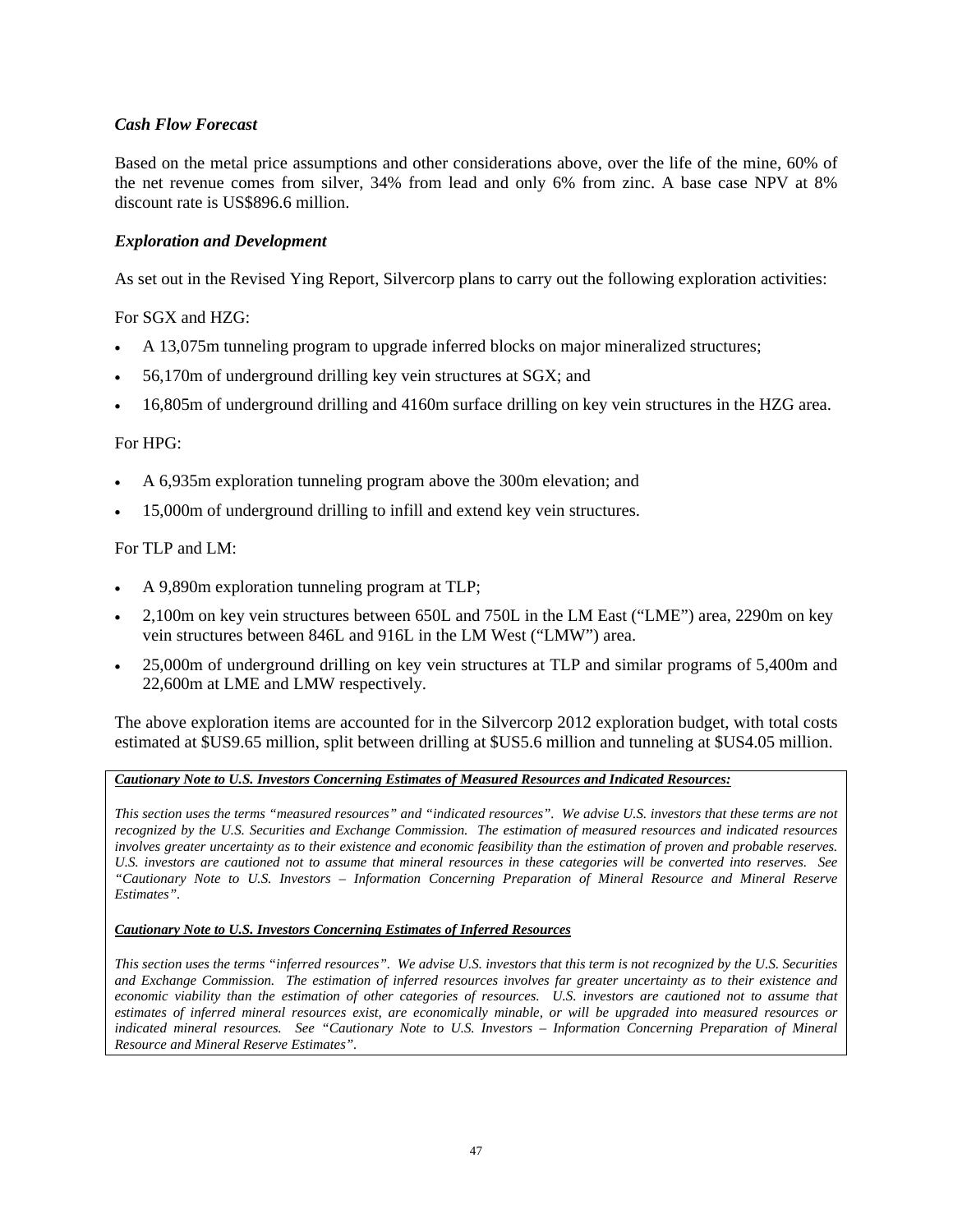### *Cash Flow Forecast*

Based on the metal price assumptions and other considerations above, over the life of the mine, 60% of the net revenue comes from silver, 34% from lead and only 6% from zinc. A base case NPV at 8% discount rate is US$896.6 million.

### *Exploration and Development*

As set out in the Revised Ying Report, Silvercorp plans to carry out the following exploration activities:

For SGX and HZG:

- A 13,075m tunneling program to upgrade inferred blocks on major mineralized structures;
- 56,170m of underground drilling key vein structures at SGX; and
- 16,805m of underground drilling and 4160m surface drilling on key vein structures in the HZG area.

For HPG:

- A 6,935m exploration tunneling program above the 300m elevation; and
- 15,000m of underground drilling to infill and extend key vein structures.

For TLP and LM:

- A 9,890m exploration tunneling program at TLP;
- 2,100m on key vein structures between 650L and 750L in the LM East ("LME") area, 2290m on key vein structures between 846L and 916L in the LM West ("LMW") area.
- 25,000m of underground drilling on key vein structures at TLP and similar programs of 5,400m and 22,600m at LME and LMW respectively.

The above exploration items are accounted for in the Silvercorp 2012 exploration budget, with total costs estimated at $US9.65 million, split between drilling at $US5.6 million and tunneling at $US4.05 million.

***Cautionary Note to U.S. Investors Concerning Estimates of Measured Resources and Indicated Resources:***

*This section uses the terms "measured resources" and "indicated resources". We advise U.S. investors that these terms are not recognized by the U.S. Securities and Exchange Commission. The estimation of measured resources and indicated resources involves greater uncertainty as to their existence and economic feasibility than the estimation of proven and probable reserves. U.S. investors are cautioned not to assume that mineral resources in these categories will be converted into reserves. See "Cautionary Note to U.S. Investors – Information Concerning Preparation of Mineral Resource and Mineral Reserve Estimates".*

***Cautionary Note to U.S. Investors Concerning Estimates of Inferred Resources***

*This section uses the terms "inferred resources". We advise U.S. investors that this term is not recognized by the U.S. Securities and Exchange Commission. The estimation of inferred resources involves far greater uncertainty as to their existence and economic viability than the estimation of other categories of resources. U.S. investors are cautioned not to assume that estimates of inferred mineral resources exist, are economically minable, or will be upgraded into measured resources or indicated mineral resources. See "Cautionary Note to U.S. Investors – Information Concerning Preparation of Mineral Resource and Mineral Reserve Estimates".*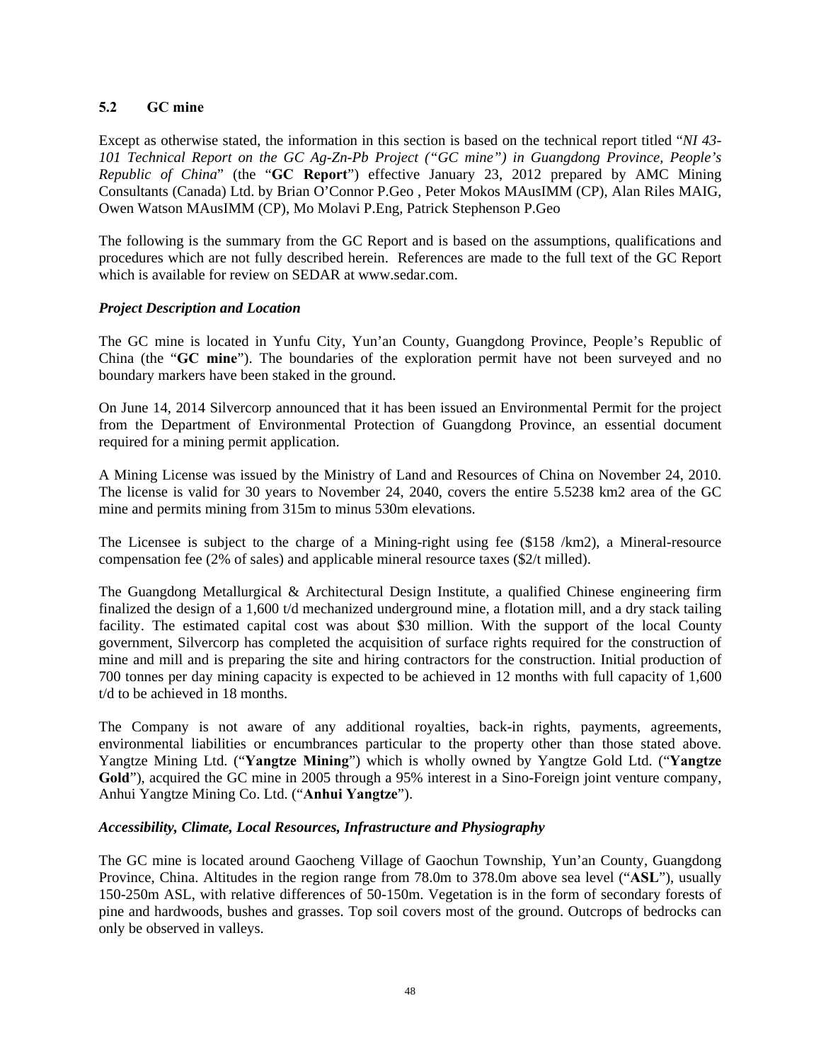### 5.2 GC mine

Except as otherwise stated, the information in this section is based on the technical report titled "*NI 43-101 Technical Report on the GC Ag-Zn-Pb Project ("GC mine") in Guangdong Province, People's Republic of China*" (the "**GC Report**") effective January 23, 2012 prepared by AMC Mining Consultants (Canada) Ltd. by Brian O'Connor P.Geo , Peter Mokos MAusIMM (CP), Alan Riles MAIG, Owen Watson MAusIMM (CP), Mo Molavi P.Eng, Patrick Stephenson P.Geo

The following is the summary from the GC Report and is based on the assumptions, qualifications and procedures which are not fully described herein. References are made to the full text of the GC Report which is available for review on SEDAR at www.sedar.com.

***Project Description and Location***

The GC mine is located in Yunfu City, Yun'an County, Guangdong Province, People's Republic of China (the "**GC mine**"). The boundaries of the exploration permit have not been surveyed and no boundary markers have been staked in the ground.

On June 14, 2014 Silvercorp announced that it has been issued an Environmental Permit for the project from the Department of Environmental Protection of Guangdong Province, an essential document required for a mining permit application.

A Mining License was issued by the Ministry of Land and Resources of China on November 24, 2010. The license is valid for 30 years to November 24, 2040, covers the entire 5.5238 km2 area of the GC mine and permits mining from 315m to minus 530m elevations.

The Licensee is subject to the charge of a Mining-right using fee ($158 /km2), a Mineral-resource compensation fee (2% of sales) and applicable mineral resource taxes ($2/t milled).

The Guangdong Metallurgical & Architectural Design Institute, a qualified Chinese engineering firm finalized the design of a 1,600 t/d mechanized underground mine, a flotation mill, and a dry stack tailing facility. The estimated capital cost was about $30 million. With the support of the local County government, Silvercorp has completed the acquisition of surface rights required for the construction of mine and mill and is preparing the site and hiring contractors for the construction. Initial production of 700 tonnes per day mining capacity is expected to be achieved in 12 months with full capacity of 1,600 t/d to be achieved in 18 months.

The Company is not aware of any additional royalties, back-in rights, payments, agreements, environmental liabilities or encumbrances particular to the property other than those stated above. Yangtze Mining Ltd. ("**Yangtze Mining**") which is wholly owned by Yangtze Gold Ltd. ("**Yangtze Gold**"), acquired the GC mine in 2005 through a 95% interest in a Sino-Foreign joint venture company, Anhui Yangtze Mining Co. Ltd. ("**Anhui Yangtze**").

***Accessibility, Climate, Local Resources, Infrastructure and Physiography***

The GC mine is located around Gaocheng Village of Gaochun Township, Yun'an County, Guangdong Province, China. Altitudes in the region range from 78.0m to 378.0m above sea level ("**ASL**"), usually 150-250m ASL, with relative differences of 50-150m. Vegetation is in the form of secondary forests of pine and hardwoods, bushes and grasses. Top soil covers most of the ground. Outcrops of bedrocks can only be observed in valleys.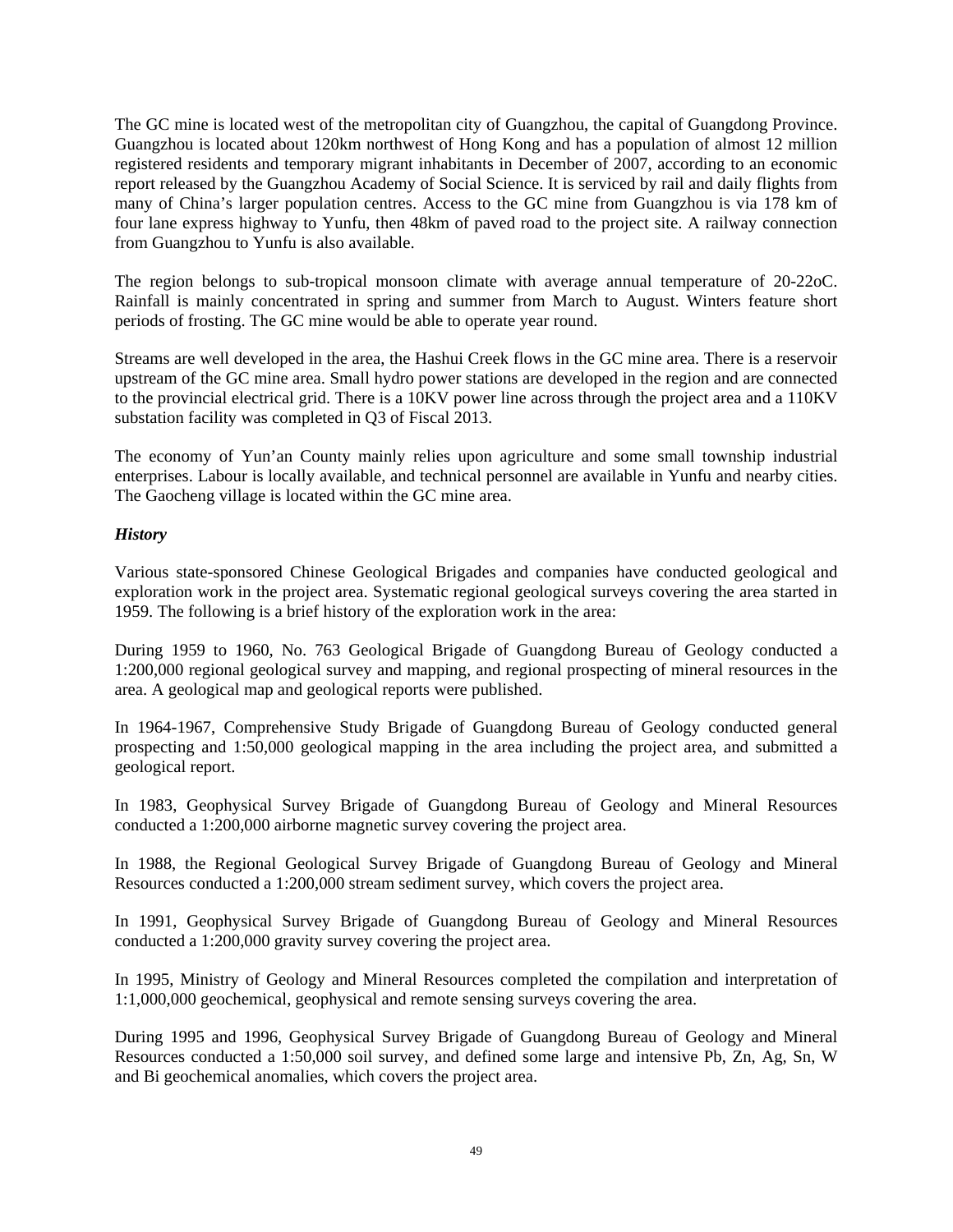The GC mine is located west of the metropolitan city of Guangzhou, the capital of Guangdong Province. Guangzhou is located about 120km northwest of Hong Kong and has a population of almost 12 million registered residents and temporary migrant inhabitants in December of 2007, according to an economic report released by the Guangzhou Academy of Social Science. It is serviced by rail and daily flights from many of China's larger population centres. Access to the GC mine from Guangzhou is via 178 km of four lane express highway to Yunfu, then 48km of paved road to the project site. A railway connection from Guangzhou to Yunfu is also available.

The region belongs to sub-tropical monsoon climate with average annual temperature of 20-22oC. Rainfall is mainly concentrated in spring and summer from March to August. Winters feature short periods of frosting. The GC mine would be able to operate year round.

Streams are well developed in the area, the Hashui Creek flows in the GC mine area. There is a reservoir upstream of the GC mine area. Small hydro power stations are developed in the region and are connected to the provincial electrical grid. There is a 10KV power line across through the project area and a 110KV substation facility was completed in Q3 of Fiscal 2013.

The economy of Yun'an County mainly relies upon agriculture and some small township industrial enterprises. Labour is locally available, and technical personnel are available in Yunfu and nearby cities. The Gaocheng village is located within the GC mine area.

***History***

Various state-sponsored Chinese Geological Brigades and companies have conducted geological and exploration work in the project area. Systematic regional geological surveys covering the area started in 1959. The following is a brief history of the exploration work in the area:

During 1959 to 1960, No. 763 Geological Brigade of Guangdong Bureau of Geology conducted a 1:200,000 regional geological survey and mapping, and regional prospecting of mineral resources in the area. A geological map and geological reports were published.

In 1964-1967, Comprehensive Study Brigade of Guangdong Bureau of Geology conducted general prospecting and 1:50,000 geological mapping in the area including the project area, and submitted a geological report.

In 1983, Geophysical Survey Brigade of Guangdong Bureau of Geology and Mineral Resources conducted a 1:200,000 airborne magnetic survey covering the project area.

In 1988, the Regional Geological Survey Brigade of Guangdong Bureau of Geology and Mineral Resources conducted a 1:200,000 stream sediment survey, which covers the project area.

In 1991, Geophysical Survey Brigade of Guangdong Bureau of Geology and Mineral Resources conducted a 1:200,000 gravity survey covering the project area.

In 1995, Ministry of Geology and Mineral Resources completed the compilation and interpretation of 1:1,000,000 geochemical, geophysical and remote sensing surveys covering the area.

During 1995 and 1996, Geophysical Survey Brigade of Guangdong Bureau of Geology and Mineral Resources conducted a 1:50,000 soil survey, and defined some large and intensive Pb, Zn, Ag, Sn, W and Bi geochemical anomalies, which covers the project area.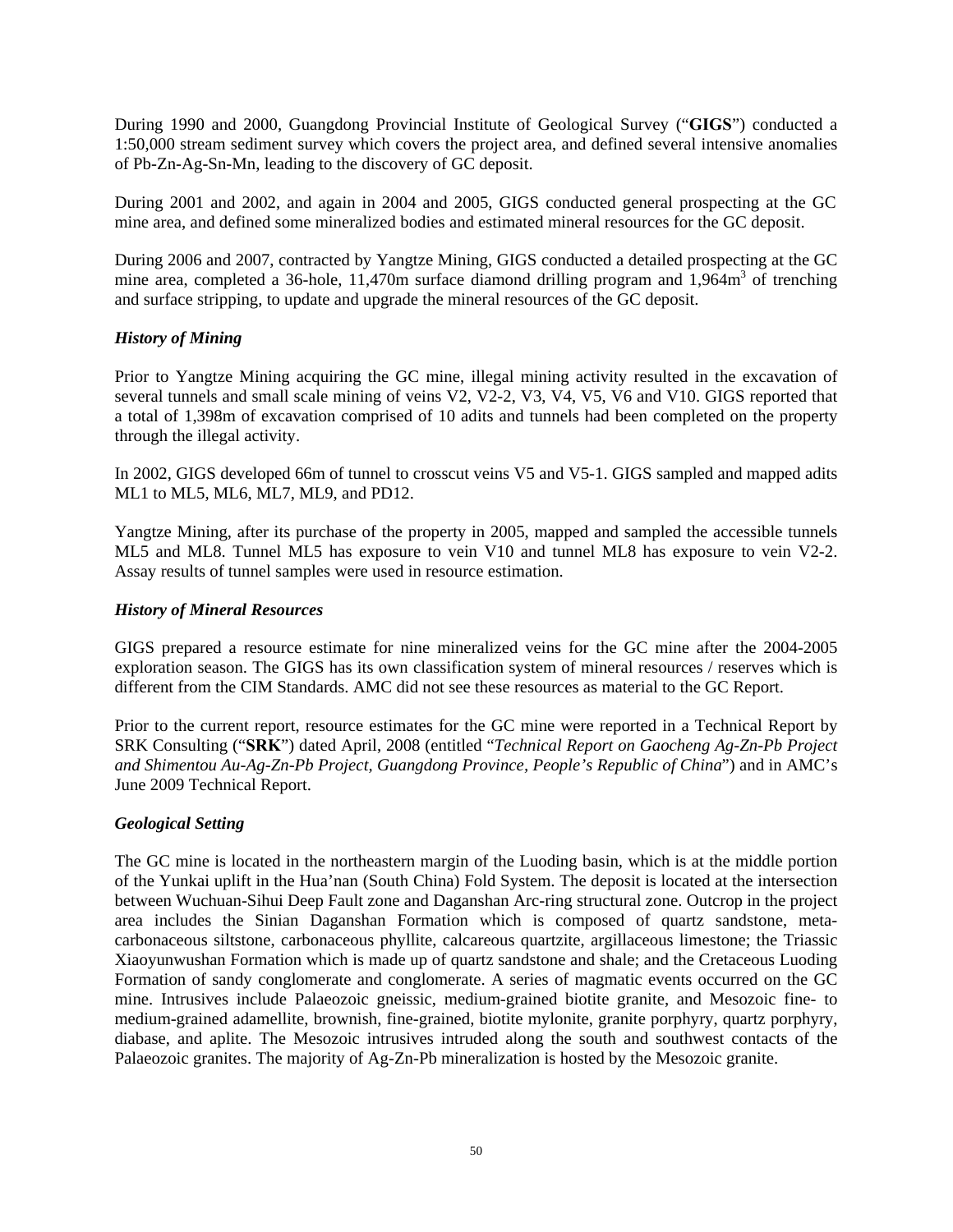During 1990 and 2000, Guangdong Provincial Institute of Geological Survey ("**GIGS**") conducted a 1:50,000 stream sediment survey which covers the project area, and defined several intensive anomalies of Pb-Zn-Ag-Sn-Mn, leading to the discovery of GC deposit.

During 2001 and 2002, and again in 2004 and 2005, GIGS conducted general prospecting at the GC mine area, and defined some mineralized bodies and estimated mineral resources for the GC deposit.

During 2006 and 2007, contracted by Yangtze Mining, GIGS conducted a detailed prospecting at the GC mine area, completed a 36-hole, 11,470m surface diamond drilling program and 1,964$m^3$ of trenching and surface stripping, to update and upgrade the mineral resources of the GC deposit.

### *History of Mining*

Prior to Yangtze Mining acquiring the GC mine, illegal mining activity resulted in the excavation of several tunnels and small scale mining of veins V2, V2-2, V3, V4, V5, V6 and V10. GIGS reported that a total of 1,398m of excavation comprised of 10 adits and tunnels had been completed on the property through the illegal activity.

In 2002, GIGS developed 66m of tunnel to crosscut veins V5 and V5-1. GIGS sampled and mapped adits ML1 to ML5, ML6, ML7, ML9, and PD12.

Yangtze Mining, after its purchase of the property in 2005, mapped and sampled the accessible tunnels ML5 and ML8. Tunnel ML5 has exposure to vein V10 and tunnel ML8 has exposure to vein V2-2. Assay results of tunnel samples were used in resource estimation.

### *History of Mineral Resources*

GIGS prepared a resource estimate for nine mineralized veins for the GC mine after the 2004-2005 exploration season. The GIGS has its own classification system of mineral resources / reserves which is different from the CIM Standards. AMC did not see these resources as material to the GC Report.

Prior to the current report, resource estimates for the GC mine were reported in a Technical Report by SRK Consulting ("**SRK**") dated April, 2008 (entitled "*Technical Report on Gaocheng Ag-Zn-Pb Project and Shimentou Au-Ag-Zn-Pb Project, Guangdong Province, People's Republic of China*") and in AMC's June 2009 Technical Report.

### *Geological Setting*

The GC mine is located in the northeastern margin of the Luoding basin, which is at the middle portion of the Yunkai uplift in the Hua'nan (South China) Fold System. The deposit is located at the intersection between Wuchuan-Sihui Deep Fault zone and Daganshan Arc-ring structural zone. Outcrop in the project area includes the Sinian Daganshan Formation which is composed of quartz sandstone, meta-carbonaceous siltstone, carbonaceous phyllite, calcareous quartzite, argillaceous limestone; the Triassic Xiaoyunwushan Formation which is made up of quartz sandstone and shale; and the Cretaceous Luoding Formation of sandy conglomerate and conglomerate. A series of magmatic events occurred on the GC mine. Intrusives include Palaeozoic gneissic, medium-grained biotite granite, and Mesozoic fine- to medium-grained adamellite, brownish, fine-grained, biotite mylonite, granite porphyry, quartz porphyry, diabase, and aplite. The Mesozoic intrusives intruded along the south and southwest contacts of the Palaeozoic granites. The majority of Ag-Zn-Pb mineralization is hosted by the Mesozoic granite.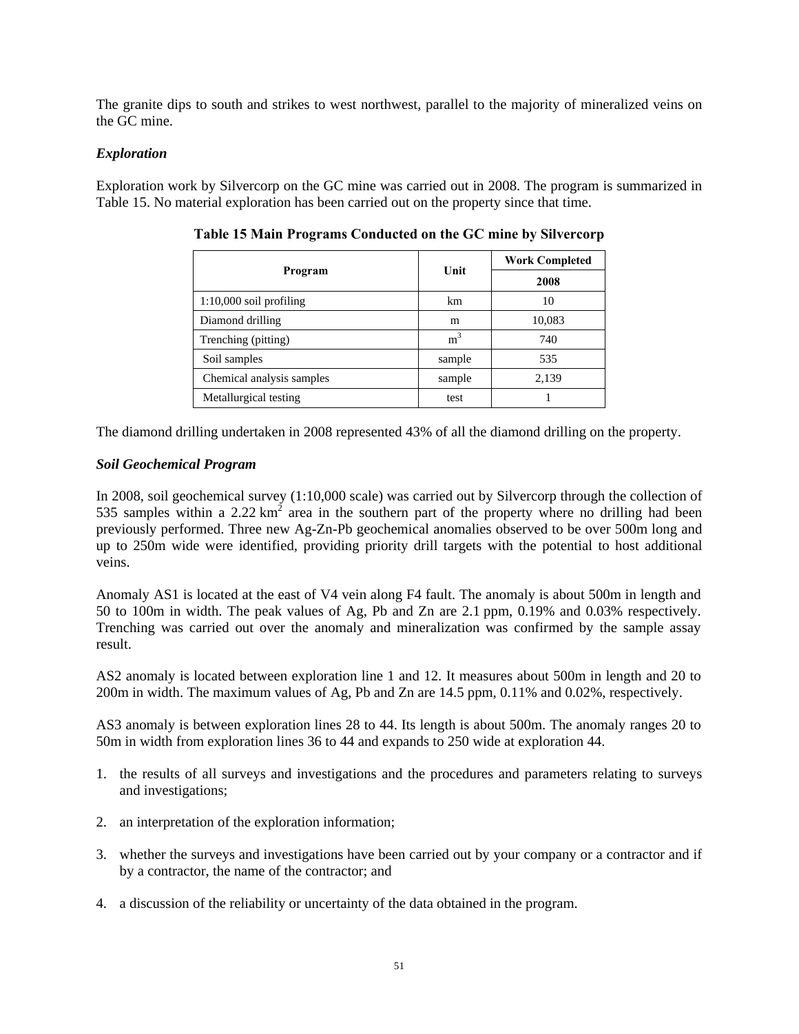The granite dips to south and strikes to west northwest, parallel to the majority of mineralized veins on the GC mine.

### *Exploration*

Exploration work by Silvercorp on the GC mine was carried out in 2008. The program is summarized in Table 15. No material exploration has been carried out on the property since that time.

**Table 15 Main Programs Conducted on the GC mine by Silvercorp**

| Program | Unit | Work Completed |
|---|---|---|
| | | 2008 |
| 1:10,000 soil profiling | km | 10 |
| Diamond drilling | m | 10,083 |
| Trenching (pitting) | $m^3$ | 740 |
| Soil samples | sample | 535 |
| Chemical analysis samples | sample | 2,139 |
| Metallurgical testing | test | 1 |

The diamond drilling undertaken in 2008 represented 43% of all the diamond drilling on the property.

### *Soil Geochemical Program*

In 2008, soil geochemical survey (1:10,000 scale) was carried out by Silvercorp through the collection of 535 samples within a 2.22 $km^2$ area in the southern part of the property where no drilling had been previously performed. Three new Ag-Zn-Pb geochemical anomalies observed to be over 500m long and up to 250m wide were identified, providing priority drill targets with the potential to host additional veins.

Anomaly AS1 is located at the east of V4 vein along F4 fault. The anomaly is about 500m in length and 50 to 100m in width. The peak values of Ag, Pb and Zn are 2.1 ppm, 0.19% and 0.03% respectively. Trenching was carried out over the anomaly and mineralization was confirmed by the sample assay result.

AS2 anomaly is located between exploration line 1 and 12. It measures about 500m in length and 20 to 200m in width. The maximum values of Ag, Pb and Zn are 14.5 ppm, 0.11% and 0.02%, respectively.

AS3 anomaly is between exploration lines 28 to 44. Its length is about 500m. The anomaly ranges 20 to 50m in width from exploration lines 36 to 44 and expands to 250 wide at exploration 44.

1. the results of all surveys and investigations and the procedures and parameters relating to surveys and investigations;

2. an interpretation of the exploration information;

3. whether the surveys and investigations have been carried out by your company or a contractor and if by a contractor, the name of the contractor; and

4. a discussion of the reliability or uncertainty of the data obtained in the program.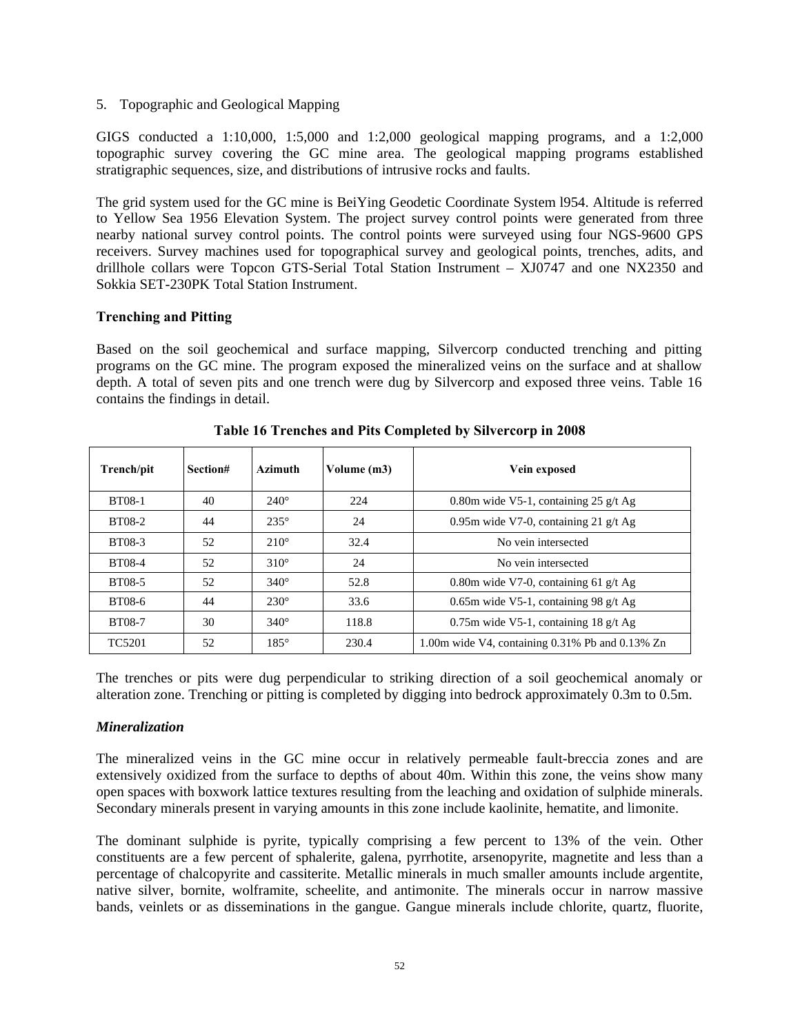5. Topographic and Geological Mapping

GIGS conducted a 1:10,000, 1:5,000 and 1:2,000 geological mapping programs, and a 1:2,000 topographic survey covering the GC mine area. The geological mapping programs established stratigraphic sequences, size, and distributions of intrusive rocks and faults.

The grid system used for the GC mine is BeiYing Geodetic Coordinate System l954. Altitude is referred to Yellow Sea 1956 Elevation System. The project survey control points were generated from three nearby national survey control points. The control points were surveyed using four NGS-9600 GPS receivers. Survey machines used for topographical survey and geological points, trenches, adits, and drillhole collars were Topcon GTS-Serial Total Station Instrument – XJ0747 and one NX2350 and Sokkia SET-230PK Total Station Instrument.

**Trenching and Pitting**

Based on the soil geochemical and surface mapping, Silvercorp conducted trenching and pitting programs on the GC mine. The program exposed the mineralized veins on the surface and at shallow depth. A total of seven pits and one trench were dug by Silvercorp and exposed three veins. Table 16 contains the findings in detail.

**Table 16 Trenches and Pits Completed by Silvercorp in 2008**

| Trench/pit | Section# | Azimuth | Volume (m3) | Vein exposed |
|---|---|---|---|---|
| BT08-1 | 40 | 240° | 224 | 0.80m wide V5-1, containing 25 g/t Ag |
| BT08-2 | 44 | 235° | 24 | 0.95m wide V7-0, containing 21 g/t Ag |
| BT08-3 | 52 | 210° | 32.4 | No vein intersected |
| BT08-4 | 52 | 310° | 24 | No vein intersected |
| BT08-5 | 52 | 340° | 52.8 | 0.80m wide V7-0, containing 61 g/t Ag |
| BT08-6 | 44 | 230° | 33.6 | 0.65m wide V5-1, containing 98 g/t Ag |
| BT08-7 | 30 | 340° | 118.8 | 0.75m wide V5-1, containing 18 g/t Ag |
| TC5201 | 52 | 185° | 230.4 | 1.00m wide V4, containing 0.31% Pb and 0.13% Zn |

The trenches or pits were dug perpendicular to striking direction of a soil geochemical anomaly or alteration zone. Trenching or pitting is completed by digging into bedrock approximately 0.3m to 0.5m.

***Mineralization***

The mineralized veins in the GC mine occur in relatively permeable fault-breccia zones and are extensively oxidized from the surface to depths of about 40m. Within this zone, the veins show many open spaces with boxwork lattice textures resulting from the leaching and oxidation of sulphide minerals. Secondary minerals present in varying amounts in this zone include kaolinite, hematite, and limonite.

The dominant sulphide is pyrite, typically comprising a few percent to 13% of the vein. Other constituents are a few percent of sphalerite, galena, pyrrhotite, arsenopyrite, magnetite and less than a percentage of chalcopyrite and cassiterite. Metallic minerals in much smaller amounts include argentite, native silver, bornite, wolframite, scheelite, and antimonite. The minerals occur in narrow massive bands, veinlets or as disseminations in the gangue. Gangue minerals include chlorite, quartz, fluorite,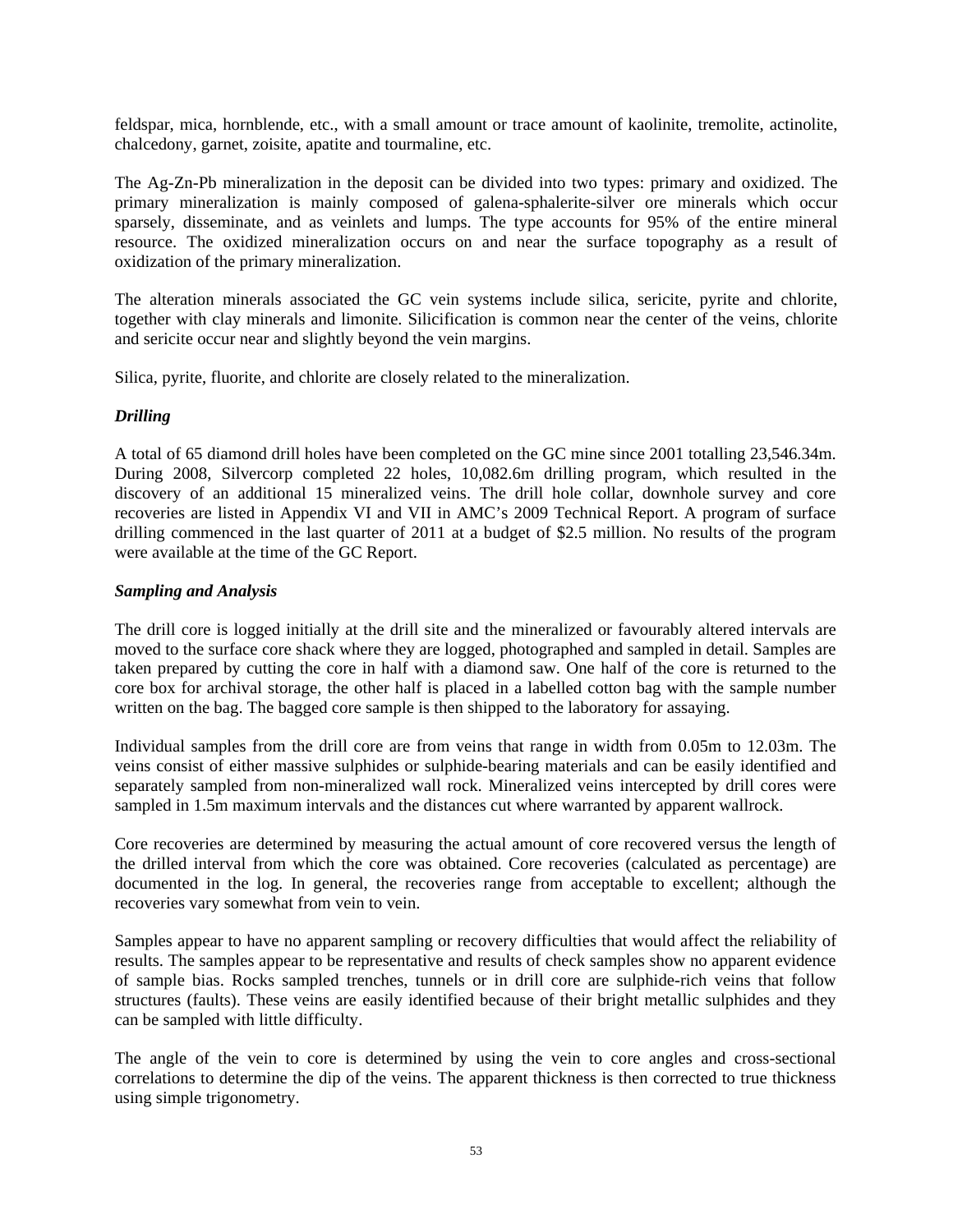feldspar, mica, hornblende, etc., with a small amount or trace amount of kaolinite, tremolite, actinolite, chalcedony, garnet, zoisite, apatite and tourmaline, etc.

The Ag-Zn-Pb mineralization in the deposit can be divided into two types: primary and oxidized. The primary mineralization is mainly composed of galena-sphalerite-silver ore minerals which occur sparsely, disseminate, and as veinlets and lumps. The type accounts for 95% of the entire mineral resource. The oxidized mineralization occurs on and near the surface topography as a result of oxidization of the primary mineralization.

The alteration minerals associated the GC vein systems include silica, sericite, pyrite and chlorite, together with clay minerals and limonite. Silicification is common near the center of the veins, chlorite and sericite occur near and slightly beyond the vein margins.

Silica, pyrite, fluorite, and chlorite are closely related to the mineralization.

### *Drilling*

A total of 65 diamond drill holes have been completed on the GC mine since 2001 totalling 23,546.34m. During 2008, Silvercorp completed 22 holes, 10,082.6m drilling program, which resulted in the discovery of an additional 15 mineralized veins. The drill hole collar, downhole survey and core recoveries are listed in Appendix VI and VII in AMC's 2009 Technical Report. A program of surface drilling commenced in the last quarter of 2011 at a budget of $2.5 million. No results of the program were available at the time of the GC Report.

### *Sampling and Analysis*

The drill core is logged initially at the drill site and the mineralized or favourably altered intervals are moved to the surface core shack where they are logged, photographed and sampled in detail. Samples are taken prepared by cutting the core in half with a diamond saw. One half of the core is returned to the core box for archival storage, the other half is placed in a labelled cotton bag with the sample number written on the bag. The bagged core sample is then shipped to the laboratory for assaying.

Individual samples from the drill core are from veins that range in width from 0.05m to 12.03m. The veins consist of either massive sulphides or sulphide-bearing materials and can be easily identified and separately sampled from non-mineralized wall rock. Mineralized veins intercepted by drill cores were sampled in 1.5m maximum intervals and the distances cut where warranted by apparent wallrock.

Core recoveries are determined by measuring the actual amount of core recovered versus the length of the drilled interval from which the core was obtained. Core recoveries (calculated as percentage) are documented in the log. In general, the recoveries range from acceptable to excellent; although the recoveries vary somewhat from vein to vein.

Samples appear to have no apparent sampling or recovery difficulties that would affect the reliability of results. The samples appear to be representative and results of check samples show no apparent evidence of sample bias. Rocks sampled trenches, tunnels or in drill core are sulphide-rich veins that follow structures (faults). These veins are easily identified because of their bright metallic sulphides and they can be sampled with little difficulty.

The angle of the vein to core is determined by using the vein to core angles and cross-sectional correlations to determine the dip of the veins. The apparent thickness is then corrected to true thickness using simple trigonometry.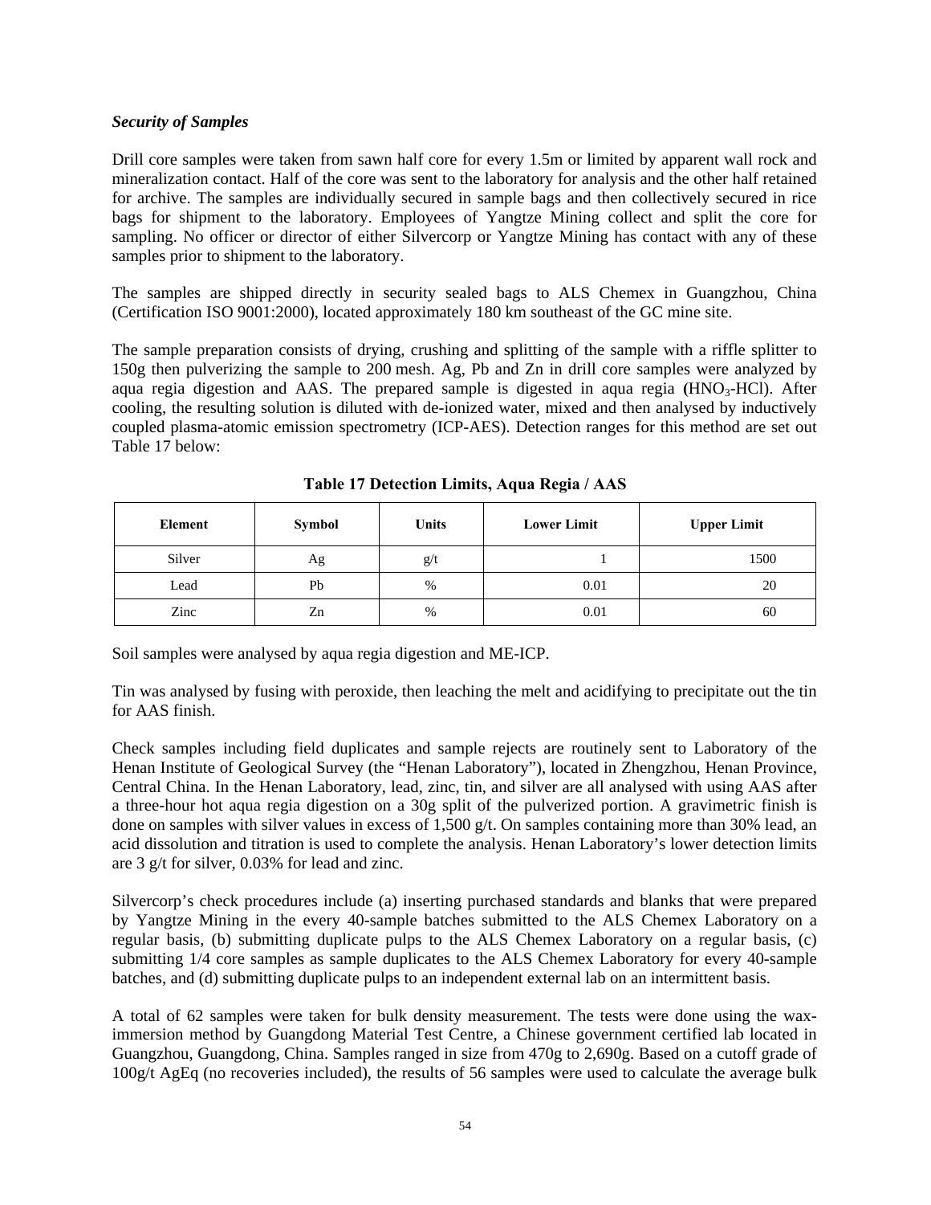***Security of Samples***

Drill core samples were taken from sawn half core for every 1.5m or limited by apparent wall rock and mineralization contact. Half of the core was sent to the laboratory for analysis and the other half retained for archive. The samples are individually secured in sample bags and then collectively secured in rice bags for shipment to the laboratory. Employees of Yangtze Mining collect and split the core for sampling. No officer or director of either Silvercorp or Yangtze Mining has contact with any of these samples prior to shipment to the laboratory.

The samples are shipped directly in security sealed bags to ALS Chemex in Guangzhou, China (Certification ISO 9001:2000), located approximately 180 km southeast of the GC mine site.

The sample preparation consists of drying, crushing and splitting of the sample with a riffle splitter to 150g then pulverizing the sample to 200 mesh. Ag, Pb and Zn in drill core samples were analyzed by aqua regia digestion and AAS. The prepared sample is digested in aqua regia **(**$HNO_3$-HCl). After cooling, the resulting solution is diluted with de-ionized water, mixed and then analysed by inductively coupled plasma-atomic emission spectrometry (ICP-AES). Detection ranges for this method are set out Table 17 below:

**Table 17 Detection Limits, Aqua Regia / AAS**

| Element | Symbol | Units | Lower Limit | Upper Limit |
|---|---|---|---|---|
| Silver | Ag | g/t | 1 | 1500 |
| Lead | Pb | % | 0.01 | 20 |
| Zinc | Zn | % | 0.01 | 60 |

Soil samples were analysed by aqua regia digestion and ME-ICP.

Tin was analysed by fusing with peroxide, then leaching the melt and acidifying to precipitate out the tin for AAS finish.

Check samples including field duplicates and sample rejects are routinely sent to Laboratory of the Henan Institute of Geological Survey (the "Henan Laboratory"), located in Zhengzhou, Henan Province, Central China. In the Henan Laboratory, lead, zinc, tin, and silver are all analysed with using AAS after a three-hour hot aqua regia digestion on a 30g split of the pulverized portion. A gravimetric finish is done on samples with silver values in excess of 1,500 g/t. On samples containing more than 30% lead, an acid dissolution and titration is used to complete the analysis. Henan Laboratory's lower detection limits are 3 g/t for silver, 0.03% for lead and zinc.

Silvercorp's check procedures include (a) inserting purchased standards and blanks that were prepared by Yangtze Mining in the every 40-sample batches submitted to the ALS Chemex Laboratory on a regular basis, (b) submitting duplicate pulps to the ALS Chemex Laboratory on a regular basis, (c) submitting 1/4 core samples as sample duplicates to the ALS Chemex Laboratory for every 40-sample batches, and (d) submitting duplicate pulps to an independent external lab on an intermittent basis.

A total of 62 samples were taken for bulk density measurement. The tests were done using the wax-immersion method by Guangdong Material Test Centre, a Chinese government certified lab located in Guangzhou, Guangdong, China. Samples ranged in size from 470g to 2,690g. Based on a cutoff grade of 100g/t AgEq (no recoveries included), the results of 56 samples were used to calculate the average bulk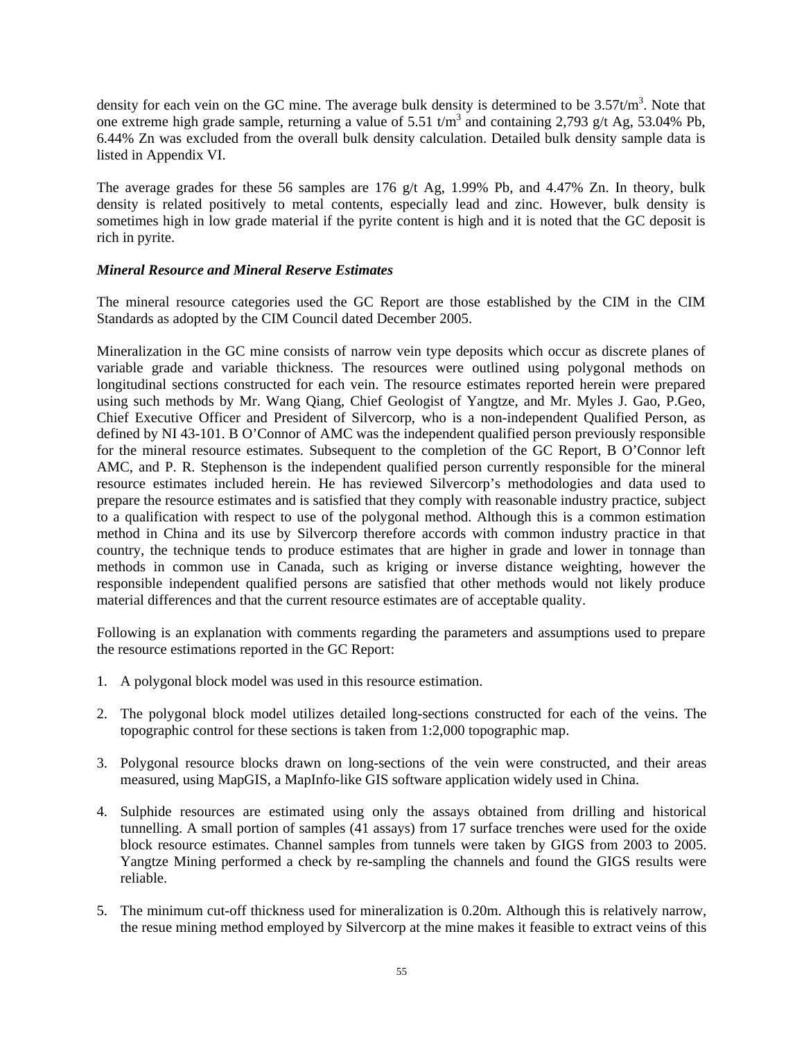density for each vein on the GC mine. The average bulk density is determined to be 3.57t/$m^3$. Note that one extreme high grade sample, returning a value of 5.51 t/$m^3$ and containing 2,793 g/t Ag, 53.04% Pb, 6.44% Zn was excluded from the overall bulk density calculation. Detailed bulk density sample data is listed in Appendix VI.

The average grades for these 56 samples are 176 g/t Ag, 1.99% Pb, and 4.47% Zn. In theory, bulk density is related positively to metal contents, especially lead and zinc. However, bulk density is sometimes high in low grade material if the pyrite content is high and it is noted that the GC deposit is rich in pyrite.

***Mineral Resource and Mineral Reserve Estimates***

The mineral resource categories used the GC Report are those established by the CIM in the CIM Standards as adopted by the CIM Council dated December 2005.

Mineralization in the GC mine consists of narrow vein type deposits which occur as discrete planes of variable grade and variable thickness. The resources were outlined using polygonal methods on longitudinal sections constructed for each vein. The resource estimates reported herein were prepared using such methods by Mr. Wang Qiang, Chief Geologist of Yangtze, and Mr. Myles J. Gao, P.Geo, Chief Executive Officer and President of Silvercorp, who is a non-independent Qualified Person, as defined by NI 43-101. B O'Connor of AMC was the independent qualified person previously responsible for the mineral resource estimates. Subsequent to the completion of the GC Report, B O'Connor left AMC, and P. R. Stephenson is the independent qualified person currently responsible for the mineral resource estimates included herein. He has reviewed Silvercorp's methodologies and data used to prepare the resource estimates and is satisfied that they comply with reasonable industry practice, subject to a qualification with respect to use of the polygonal method. Although this is a common estimation method in China and its use by Silvercorp therefore accords with common industry practice in that country, the technique tends to produce estimates that are higher in grade and lower in tonnage than methods in common use in Canada, such as kriging or inverse distance weighting, however the responsible independent qualified persons are satisfied that other methods would not likely produce material differences and that the current resource estimates are of acceptable quality.

Following is an explanation with comments regarding the parameters and assumptions used to prepare the resource estimations reported in the GC Report:

1. A polygonal block model was used in this resource estimation.

2. The polygonal block model utilizes detailed long-sections constructed for each of the veins. The topographic control for these sections is taken from 1:2,000 topographic map.

3. Polygonal resource blocks drawn on long-sections of the vein were constructed, and their areas measured, using MapGIS, a MapInfo-like GIS software application widely used in China.

4. Sulphide resources are estimated using only the assays obtained from drilling and historical tunnelling. A small portion of samples (41 assays) from 17 surface trenches were used for the oxide block resource estimates. Channel samples from tunnels were taken by GIGS from 2003 to 2005. Yangtze Mining performed a check by re-sampling the channels and found the GIGS results were reliable.

5. The minimum cut-off thickness used for mineralization is 0.20m. Although this is relatively narrow, the resue mining method employed by Silvercorp at the mine makes it feasible to extract veins of this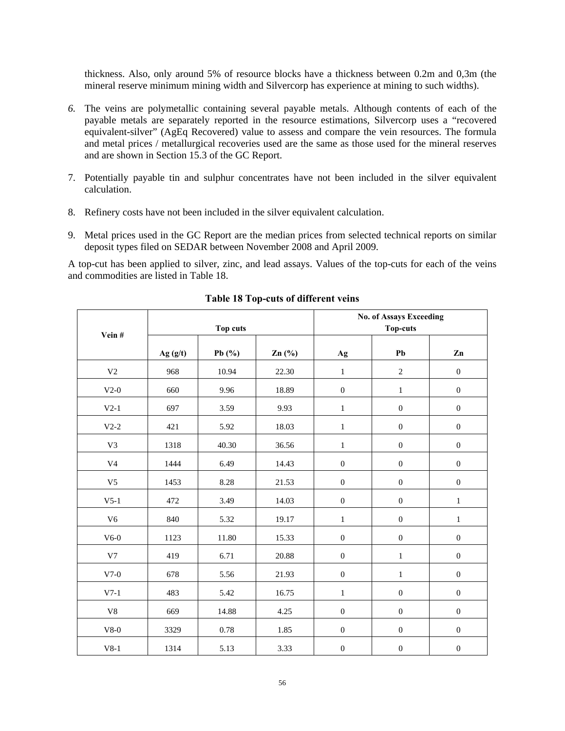thickness. Also, only around 5% of resource blocks have a thickness between 0.2m and 0,3m (the mineral reserve minimum mining width and Silvercorp has experience at mining to such widths).

6. The veins are polymetallic containing several payable metals. Although contents of each of the payable metals are separately reported in the resource estimations, Silvercorp uses a "recovered equivalent-silver" (AgEq Recovered) value to assess and compare the vein resources. The formula and metal prices / metallurgical recoveries used are the same as those used for the mineral reserves and are shown in Section 15.3 of the GC Report.

7. Potentially payable tin and sulphur concentrates have not been included in the silver equivalent calculation.

8. Refinery costs have not been included in the silver equivalent calculation.

9. Metal prices used in the GC Report are the median prices from selected technical reports on similar deposit types filed on SEDAR between November 2008 and April 2009.

A top-cut has been applied to silver, zinc, and lead assays. Values of the top-cuts for each of the veins and commodities are listed in Table 18.

**Table 18 Top-cuts of different veins**

| Vein # | Top cuts | | | No. of Assays Exceeding Top-cuts | | |
|---|---|---|---|---|---|---|
| | Ag (g/t) | Pb (%) | Zn (%) | Ag | Pb | Zn |
| V2 | 968 | 10.94 | 22.30 | 1 | 2 | 0 |
| V2-0 | 660 | 9.96 | 18.89 | 0 | 1 | 0 |
| V2-1 | 697 | 3.59 | 9.93 | 1 | 0 | 0 |
| V2-2 | 421 | 5.92 | 18.03 | 1 | 0 | 0 |
| V3 | 1318 | 40.30 | 36.56 | 1 | 0 | 0 |
| V4 | 1444 | 6.49 | 14.43 | 0 | 0 | 0 |
| V5 | 1453 | 8.28 | 21.53 | 0 | 0 | 0 |
| V5-1 | 472 | 3.49 | 14.03 | 0 | 0 | 1 |
| V6 | 840 | 5.32 | 19.17 | 1 | 0 | 1 |
| V6-0 | 1123 | 11.80 | 15.33 | 0 | 0 | 0 |
| V7 | 419 | 6.71 | 20.88 | 0 | 1 | 0 |
| V7-0 | 678 | 5.56 | 21.93 | 0 | 1 | 0 |
| V7-1 | 483 | 5.42 | 16.75 | 1 | 0 | 0 |
| V8 | 669 | 14.88 | 4.25 | 0 | 0 | 0 |
| V8-0 | 3329 | 0.78 | 1.85 | 0 | 0 | 0 |
| V8-1 | 1314 | 5.13 | 3.33 | 0 | 0 | 0 |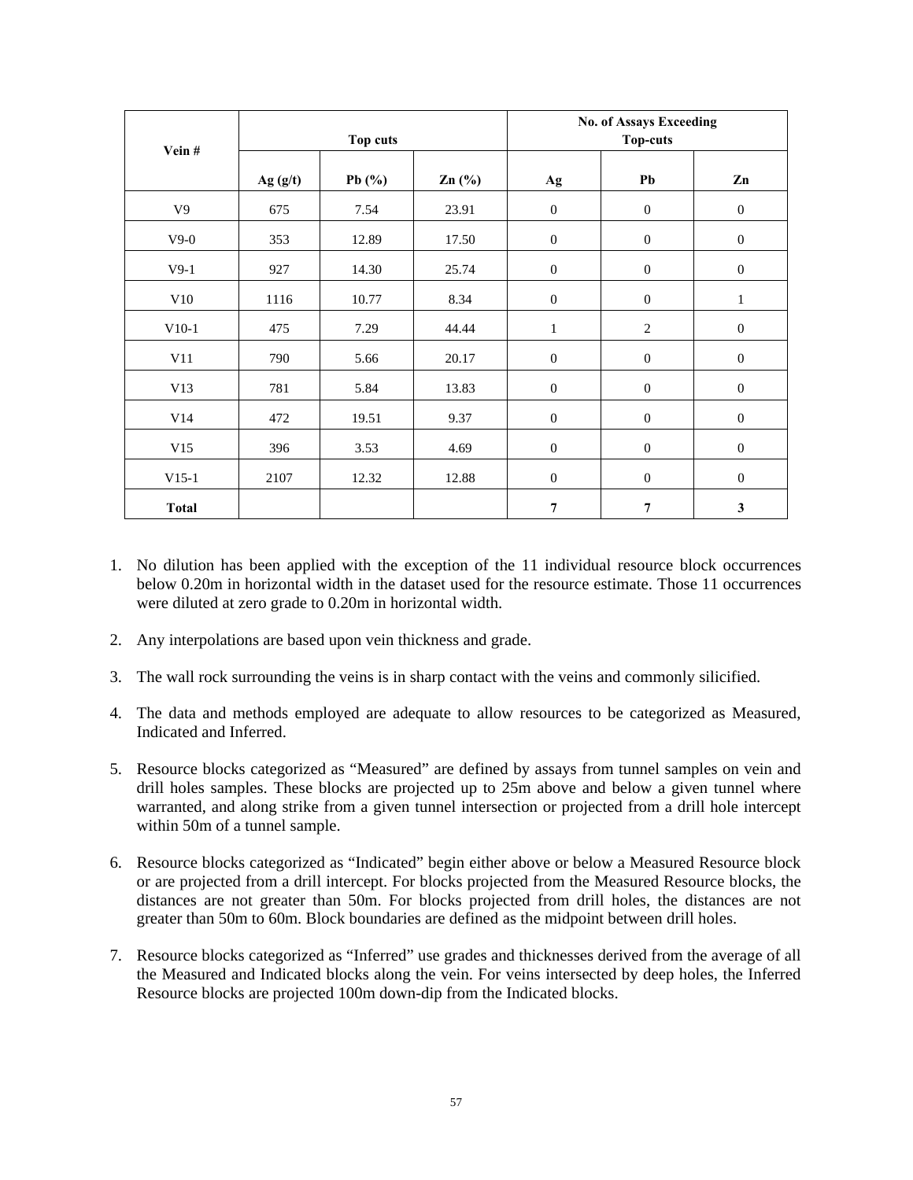| Vein # | Top cuts | | | No. of Assays Exceeding Top-cuts | | |
|---|---|---|---|---|---|---|
| | Ag (g/t) | Pb (%) | Zn (%) | Ag | Pb | Zn |
| V9 | 675 | 7.54 | 23.91 | 0 | 0 | 0 |
| V9-0 | 353 | 12.89 | 17.50 | 0 | 0 | 0 |
| V9-1 | 927 | 14.30 | 25.74 | 0 | 0 | 0 |
| V10 | 1116 | 10.77 | 8.34 | 0 | 0 | 1 |
| V10-1 | 475 | 7.29 | 44.44 | 1 | 2 | 0 |
| V11 | 790 | 5.66 | 20.17 | 0 | 0 | 0 |
| V13 | 781 | 5.84 | 13.83 | 0 | 0 | 0 |
| V14 | 472 | 19.51 | 9.37 | 0 | 0 | 0 |
| V15 | 396 | 3.53 | 4.69 | 0 | 0 | 0 |
| V15-1 | 2107 | 12.32 | 12.88 | 0 | 0 | 0 |
| **Total** | | | | **7** | **7** | **3** |

1. No dilution has been applied with the exception of the 11 individual resource block occurrences below 0.20m in horizontal width in the dataset used for the resource estimate. Those 11 occurrences were diluted at zero grade to 0.20m in horizontal width.

2. Any interpolations are based upon vein thickness and grade.

3. The wall rock surrounding the veins is in sharp contact with the veins and commonly silicified.

4. The data and methods employed are adequate to allow resources to be categorized as Measured, Indicated and Inferred.

5. Resource blocks categorized as "Measured" are defined by assays from tunnel samples on vein and drill holes samples. These blocks are projected up to 25m above and below a given tunnel where warranted, and along strike from a given tunnel intersection or projected from a drill hole intercept within 50m of a tunnel sample.

6. Resource blocks categorized as "Indicated" begin either above or below a Measured Resource block or are projected from a drill intercept. For blocks projected from the Measured Resource blocks, the distances are not greater than 50m. For blocks projected from drill holes, the distances are not greater than 50m to 60m. Block boundaries are defined as the midpoint between drill holes.

7. Resource blocks categorized as "Inferred" use grades and thicknesses derived from the average of all the Measured and Indicated blocks along the vein. For veins intersected by deep holes, the Inferred Resource blocks are projected 100m down-dip from the Indicated blocks.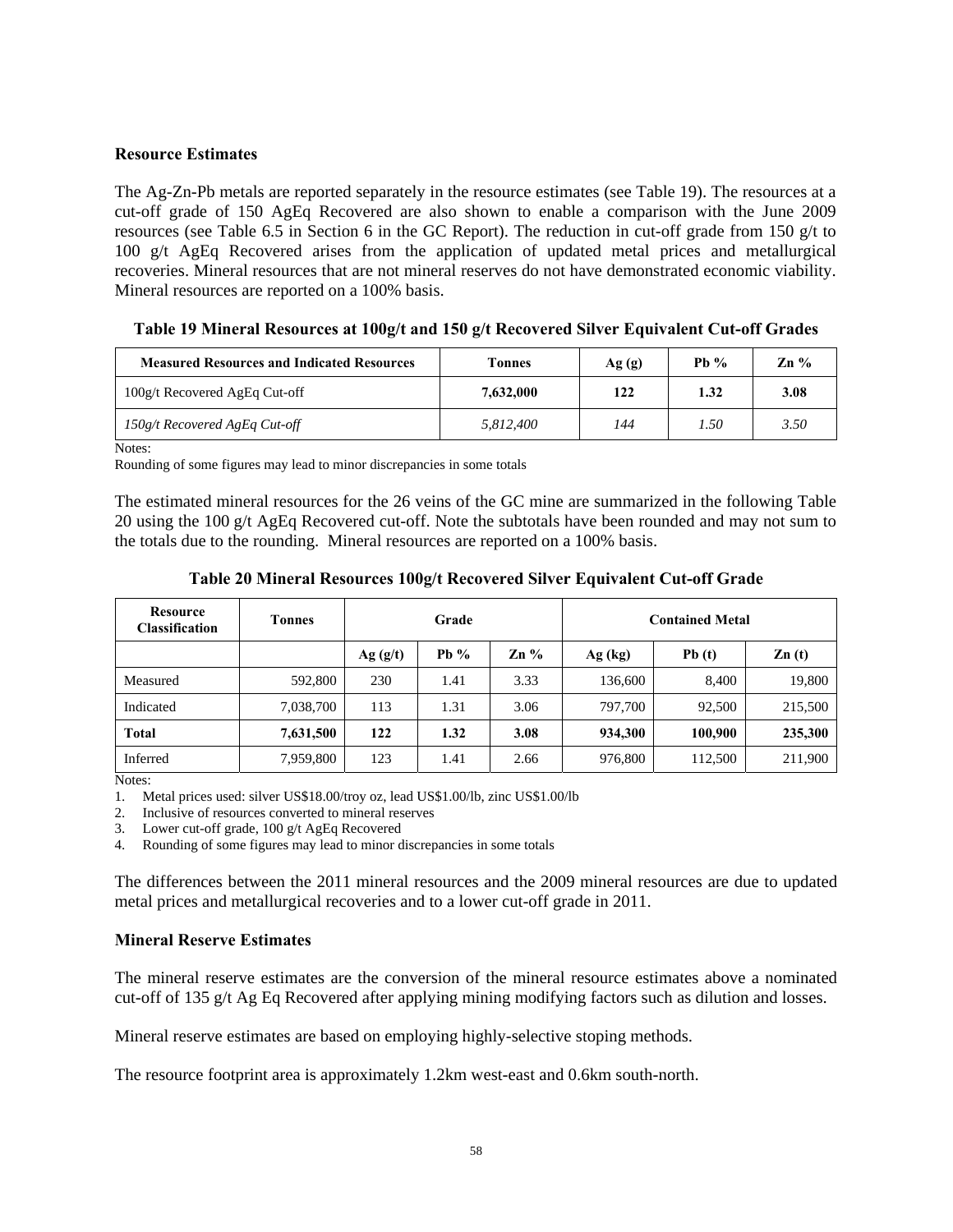**Resource Estimates**

The Ag-Zn-Pb metals are reported separately in the resource estimates (see Table 19). The resources at a cut-off grade of 150 AgEq Recovered are also shown to enable a comparison with the June 2009 resources (see Table 6.5 in Section 6 in the GC Report). The reduction in cut-off grade from 150 g/t to 100 g/t AgEq Recovered arises from the application of updated metal prices and metallurgical recoveries. Mineral resources that are not mineral reserves do not have demonstrated economic viability. Mineral resources are reported on a 100% basis.

**Table 19 Mineral Resources at 100g/t and 150 g/t Recovered Silver Equivalent Cut-off Grades**

| Measured Resources and Indicated Resources | Tonnes | Ag (g) | Pb % | Zn % |
|---|---|---|---|---|
| 100g/t Recovered AgEq Cut-off | **7,632,000** | **122** | **1.32** | **3.08** |
| *150g/t Recovered AgEq Cut-off* | *5,812,400* | *144* | *1.50* | *3.50* |

Notes:
Rounding of some figures may lead to minor discrepancies in some totals

The estimated mineral resources for the 26 veins of the GC mine are summarized in the following Table 20 using the 100 g/t AgEq Recovered cut-off. Note the subtotals have been rounded and may not sum to the totals due to the rounding. Mineral resources are reported on a 100% basis.

**Table 20 Mineral Resources 100g/t Recovered Silver Equivalent Cut-off Grade**

| Resource Classification | Tonnes | Grade | | | Contained Metal | | |
|---|---|---|---|---|---|---|---|
| | | Ag (g/t) | Pb % | Zn % | Ag (kg) | Pb (t) | Zn (t) |
| Measured | 592,800 | 230 | 1.41 | 3.33 | 136,600 | 8,400 | 19,800 |
| Indicated | 7,038,700 | 113 | 1.31 | 3.06 | 797,700 | 92,500 | 215,500 |
| **Total** | **7,631,500** | **122** | **1.32** | **3.08** | **934,300** | **100,900** | **235,300** |
| Inferred | 7,959,800 | 123 | 1.41 | 2.66 | 976,800 | 112,500 | 211,900 |

Notes:

1. Metal prices used: silver US$18.00/troy oz, lead US$1.00/lb, zinc US$1.00/lb
2. Inclusive of resources converted to mineral reserves
3. Lower cut-off grade, 100 g/t AgEq Recovered
4. Rounding of some figures may lead to minor discrepancies in some totals

The differences between the 2011 mineral resources and the 2009 mineral resources are due to updated metal prices and metallurgical recoveries and to a lower cut-off grade in 2011.

**Mineral Reserve Estimates**

The mineral reserve estimates are the conversion of the mineral resource estimates above a nominated cut-off of 135 g/t Ag Eq Recovered after applying mining modifying factors such as dilution and losses.

Mineral reserve estimates are based on employing highly-selective stoping methods.

The resource footprint area is approximately 1.2km west-east and 0.6km south-north.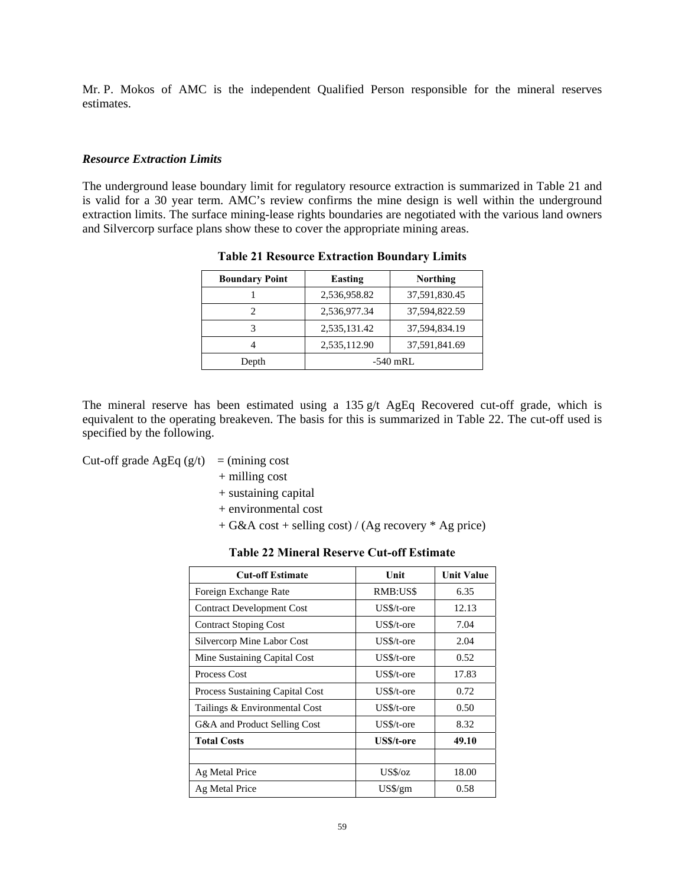Mr. P. Mokos of AMC is the independent Qualified Person responsible for the mineral reserves estimates.

### *Resource Extraction Limits*

The underground lease boundary limit for regulatory resource extraction is summarized in Table 21 and is valid for a 30 year term. AMC's review confirms the mine design is well within the underground extraction limits. The surface mining-lease rights boundaries are negotiated with the various land owners and Silvercorp surface plans show these to cover the appropriate mining areas.

**Table 21 Resource Extraction Boundary Limits**

| Boundary Point | Easting | Northing |
|---|---|---|
| 1 | 2,536,958.82 | 37,591,830.45 |
| 2 | 2,536,977.34 | 37,594,822.59 |
| 3 | 2,535,131.42 | 37,594,834.19 |
| 4 | 2,535,112.90 | 37,591,841.69 |
| Depth | -540 mRL | |

The mineral reserve has been estimated using a 135 g/t AgEq Recovered cut-off grade, which is equivalent to the operating breakeven. The basis for this is summarized in Table 22. The cut-off used is specified by the following.

Cut-off grade AgEq (g/t) = (mining cost
+ milling cost
+ sustaining capital
+ environmental cost
+ G&A cost + selling cost) / (Ag recovery * Ag price)

**Table 22 Mineral Reserve Cut-off Estimate**

| Cut-off Estimate | Unit | Unit Value |
|---|---|---|
| Foreign Exchange Rate | RMB:US$ | 6.35 |
| Contract Development Cost | US$/t-ore | 12.13 |
| Contract Stoping Cost | US$/t-ore | 7.04 |
| Silvercorp Mine Labor Cost | US$/t-ore | 2.04 |
| Mine Sustaining Capital Cost | US$/t-ore | 0.52 |
| Process Cost | US$/t-ore | 17.83 |
| Process Sustaining Capital Cost | US$/t-ore | 0.72 |
| Tailings & Environmental Cost | US$/t-ore | 0.50 |
| G&A and Product Selling Cost | US$/t-ore | 8.32 |
| **Total Costs** | **US$/t-ore** | **49.10** |
| | | |
| Ag Metal Price | US$/oz | 18.00 |
| Ag Metal Price | US$/gm | 0.58 |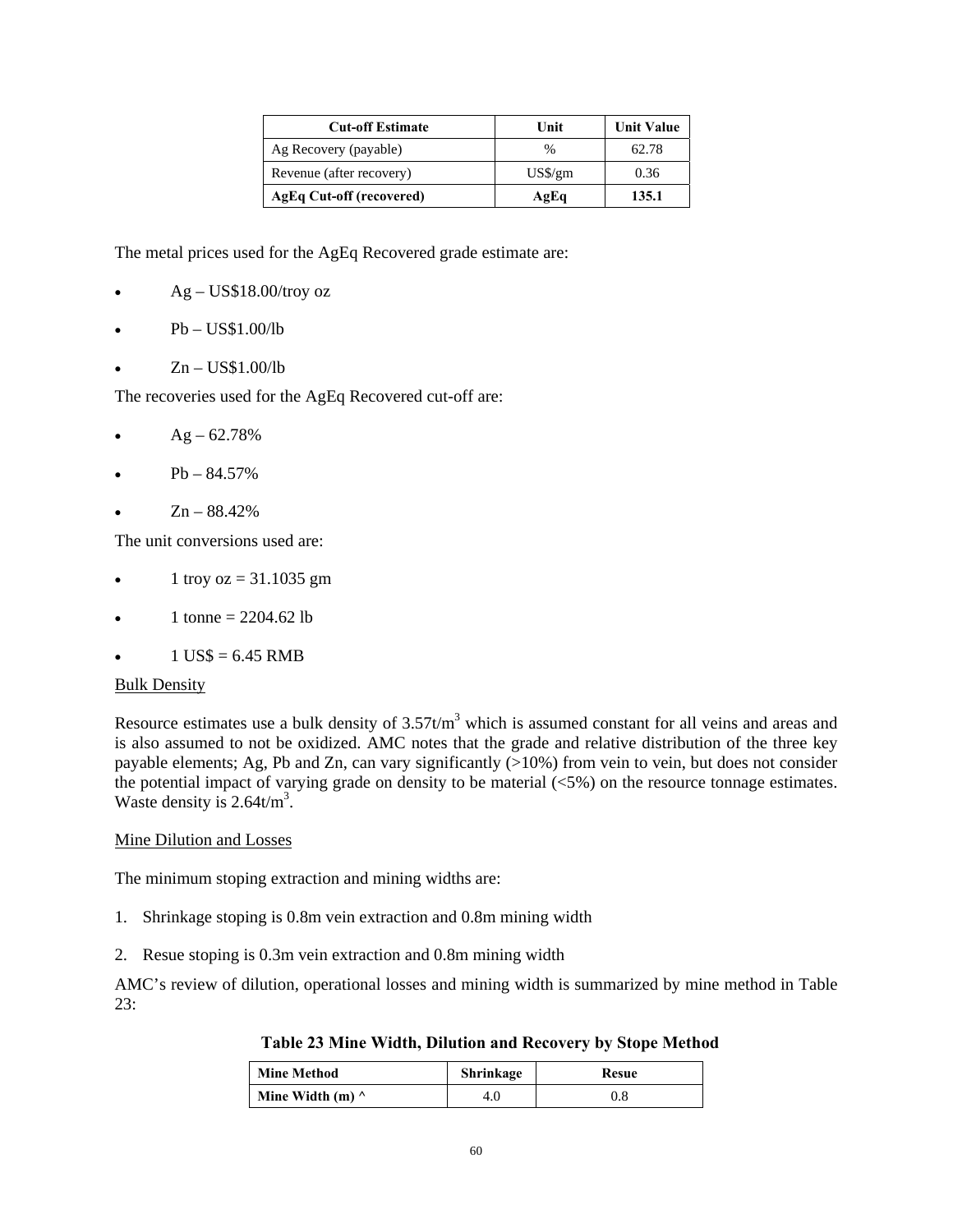| Cut-off Estimate | Unit | Unit Value |
|---|---|---|
| Ag Recovery (payable) | % | 62.78 |
| Revenue (after recovery) | US$/gm | 0.36 |
| **AgEq Cut-off (recovered)** | **AgEq** | **135.1** |

The metal prices used for the AgEq Recovered grade estimate are:

- Ag – US$18.00/troy oz
- Pb – US$1.00/lb
- Zn – US$1.00/lb

The recoveries used for the AgEq Recovered cut-off are:

- Ag – 62.78%
- Pb – 84.57%
- Zn – 88.42%

The unit conversions used are:

- 1 troy oz = 31.1035 gm
- 1 tonne = 2204.62 lb
- 1 US$ = 6.45 RMB

Bulk Density

Resource estimates use a bulk density of 3.57t/m$^3$ which is assumed constant for all veins and areas and is also assumed to not be oxidized. AMC notes that the grade and relative distribution of the three key payable elements; Ag, Pb and Zn, can vary significantly (>10%) from vein to vein, but does not consider the potential impact of varying grade on density to be material (<5%) on the resource tonnage estimates. Waste density is 2.64t/m$^3$.

Mine Dilution and Losses

The minimum stoping extraction and mining widths are:

1. Shrinkage stoping is 0.8m vein extraction and 0.8m mining width
2. Resue stoping is 0.3m vein extraction and 0.8m mining width

AMC's review of dilution, operational losses and mining width is summarized by mine method in Table 23:

**Table 23 Mine Width, Dilution and Recovery by Stope Method**

| Mine Method | Shrinkage | Resue |
|---|---|---|
| Mine Width (m) ^ | 4.0 | 0.8 |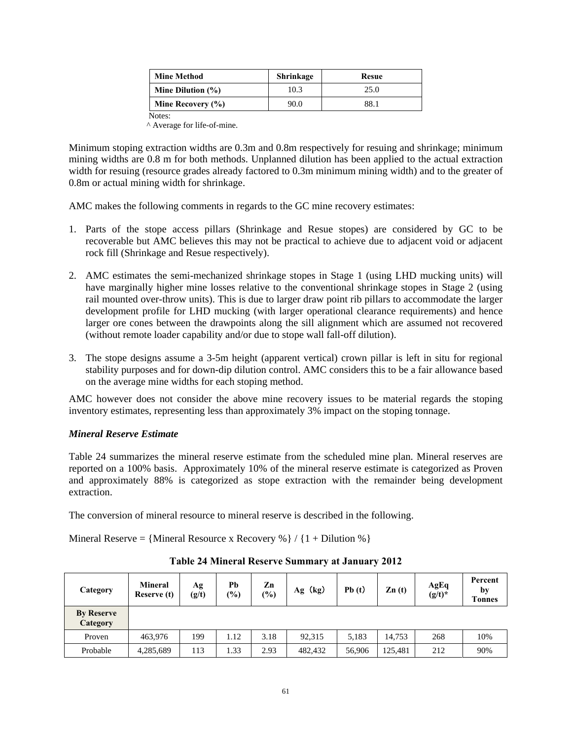| Mine Method | Shrinkage | Resue |
| --- | --- | --- |
| Mine Dilution (%) | 10.3 | 25.0 |
| Mine Recovery (%) | 90.0 | 88.1 |

Notes:
^ Average for life-of-mine.

Minimum stoping extraction widths are 0.3m and 0.8m respectively for resuing and shrinkage; minimum mining widths are 0.8 m for both methods. Unplanned dilution has been applied to the actual extraction width for resuing (resource grades already factored to 0.3m minimum mining width) and to the greater of 0.8m or actual mining width for shrinkage.

AMC makes the following comments in regards to the GC mine recovery estimates:

1. Parts of the stope access pillars (Shrinkage and Resue stopes) are considered by GC to be recoverable but AMC believes this may not be practical to achieve due to adjacent void or adjacent rock fill (Shrinkage and Resue respectively).
2. AMC estimates the semi-mechanized shrinkage stopes in Stage 1 (using LHD mucking units) will have marginally higher mine losses relative to the conventional shrinkage stopes in Stage 2 (using rail mounted over-throw units). This is due to larger draw point rib pillars to accommodate the larger development profile for LHD mucking (with larger operational clearance requirements) and hence larger ore cones between the drawpoints along the sill alignment which are assumed not recovered (without remote loader capability and/or due to stope wall fall-off dilution).
3. The stope designs assume a 3-5m height (apparent vertical) crown pillar is left in situ for regional stability purposes and for down-dip dilution control. AMC considers this to be a fair allowance based on the average mine widths for each stoping method.

AMC however does not consider the above mine recovery issues to be material regards the stoping inventory estimates, representing less than approximately 3% impact on the stoping tonnage.

### *Mineral Reserve Estimate*

Table 24 summarizes the mineral reserve estimate from the scheduled mine plan. Mineral reserves are reported on a 100% basis. Approximately 10% of the mineral reserve estimate is categorized as Proven and approximately 88% is categorized as stope extraction with the remainder being development extraction.

The conversion of mineral resource to mineral reserve is described in the following.

Mineral Reserve = {Mineral Resource x Recovery %} / {1 + Dilution %}

**Table 24 Mineral Reserve Summary at January 2012**

| Category | Mineral Reserve (t) | Ag (g/t) | Pb (%) | Zn (%) | Ag（kg） | Pb (t) | Zn (t) | AgEq (g/t)* | Percent by Tonnes |
| --- | --- | --- | --- | --- | --- | --- | --- | --- | --- |
| **By Reserve Category** | | | | | | | | | |
| Proven | 463,976 | 199 | 1.12 | 3.18 | 92,315 | 5,183 | 14,753 | 268 | 10% |
| Probable | 4,285,689 | 113 | 1.33 | 2.93 | 482,432 | 56,906 | 125,481 | 212 | 90% |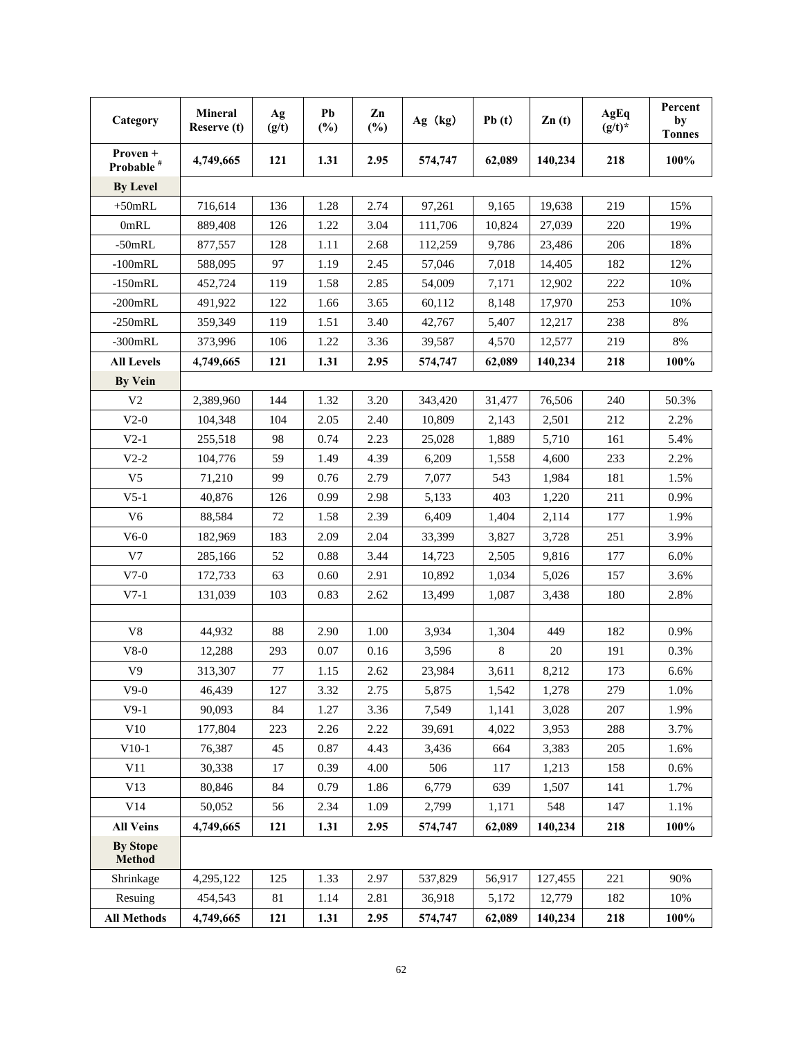| Category | Mineral Reserve (t) | Ag (g/t) | Pb (%) | Zn (%) | Ag（kg） | Pb (t) | Zn (t) | AgEq (g/t)* | Percent by Tonnes |
|---|---|---|---|---|---|---|---|---|---|
| **Proven + Probable [#]** | **4,749,665** | **121** | **1.31** | **2.95** | **574,747** | **62,089** | **140,234** | **218** | **100%** |
| **By Level** | | | | | | | | | |
| +50mRL | 716,614 | 136 | 1.28 | 2.74 | 97,261 | 9,165 | 19,638 | 219 | 15% |
| 0mRL | 889,408 | 126 | 1.22 | 3.04 | 111,706 | 10,824 | 27,039 | 220 | 19% |
| -50mRL | 877,557 | 128 | 1.11 | 2.68 | 112,259 | 9,786 | 23,486 | 206 | 18% |
| -100mRL | 588,095 | 97 | 1.19 | 2.45 | 57,046 | 7,018 | 14,405 | 182 | 12% |
| -150mRL | 452,724 | 119 | 1.58 | 2.85 | 54,009 | 7,171 | 12,902 | 222 | 10% |
| -200mRL | 491,922 | 122 | 1.66 | 3.65 | 60,112 | 8,148 | 17,970 | 253 | 10% |
| -250mRL | 359,349 | 119 | 1.51 | 3.40 | 42,767 | 5,407 | 12,217 | 238 | 8% |
| -300mRL | 373,996 | 106 | 1.22 | 3.36 | 39,587 | 4,570 | 12,577 | 219 | 8% |
| **All Levels** | **4,749,665** | **121** | **1.31** | **2.95** | **574,747** | **62,089** | **140,234** | **218** | **100%** |
| **By Vein** | | | | | | | | | |
| V2 | 2,389,960 | 144 | 1.32 | 3.20 | 343,420 | 31,477 | 76,506 | 240 | 50.3% |
| V2-0 | 104,348 | 104 | 2.05 | 2.40 | 10,809 | 2,143 | 2,501 | 212 | 2.2% |
| V2-1 | 255,518 | 98 | 0.74 | 2.23 | 25,028 | 1,889 | 5,710 | 161 | 5.4% |
| V2-2 | 104,776 | 59 | 1.49 | 4.39 | 6,209 | 1,558 | 4,600 | 233 | 2.2% |
| V5 | 71,210 | 99 | 0.76 | 2.79 | 7,077 | 543 | 1,984 | 181 | 1.5% |
| V5-1 | 40,876 | 126 | 0.99 | 2.98 | 5,133 | 403 | 1,220 | 211 | 0.9% |
| V6 | 88,584 | 72 | 1.58 | 2.39 | 6,409 | 1,404 | 2,114 | 177 | 1.9% |
| V6-0 | 182,969 | 183 | 2.09 | 2.04 | 33,399 | 3,827 | 3,728 | 251 | 3.9% |
| V7 | 285,166 | 52 | 0.88 | 3.44 | 14,723 | 2,505 | 9,816 | 177 | 6.0% |
| V7-0 | 172,733 | 63 | 0.60 | 2.91 | 10,892 | 1,034 | 5,026 | 157 | 3.6% |
| V7-1 | 131,039 | 103 | 0.83 | 2.62 | 13,499 | 1,087 | 3,438 | 180 | 2.8% |
| | | | | | | | | | |
| V8 | 44,932 | 88 | 2.90 | 1.00 | 3,934 | 1,304 | 449 | 182 | 0.9% |
| V8-0 | 12,288 | 293 | 0.07 | 0.16 | 3,596 | 8 | 20 | 191 | 0.3% |
| V9 | 313,307 | 77 | 1.15 | 2.62 | 23,984 | 3,611 | 8,212 | 173 | 6.6% |
| V9-0 | 46,439 | 127 | 3.32 | 2.75 | 5,875 | 1,542 | 1,278 | 279 | 1.0% |
| V9-1 | 90,093 | 84 | 1.27 | 3.36 | 7,549 | 1,141 | 3,028 | 207 | 1.9% |
| V10 | 177,804 | 223 | 2.26 | 2.22 | 39,691 | 4,022 | 3,953 | 288 | 3.7% |
| V10-1 | 76,387 | 45 | 0.87 | 4.43 | 3,436 | 664 | 3,383 | 205 | 1.6% |
| V11 | 30,338 | 17 | 0.39 | 4.00 | 506 | 117 | 1,213 | 158 | 0.6% |
| V13 | 80,846 | 84 | 0.79 | 1.86 | 6,779 | 639 | 1,507 | 141 | 1.7% |
| V14 | 50,052 | 56 | 2.34 | 1.09 | 2,799 | 1,171 | 548 | 147 | 1.1% |
| **All Veins** | **4,749,665** | **121** | **1.31** | **2.95** | **574,747** | **62,089** | **140,234** | **218** | **100%** |
| **By Stope Method** | | | | | | | | | |
| Shrinkage | 4,295,122 | 125 | 1.33 | 2.97 | 537,829 | 56,917 | 127,455 | 221 | 90% |
| Resuing | 454,543 | 81 | 1.14 | 2.81 | 36,918 | 5,172 | 12,779 | 182 | 10% |
| **All Methods** | **4,749,665** | **121** | **1.31** | **2.95** | **574,747** | **62,089** | **140,234** | **218** | **100%** |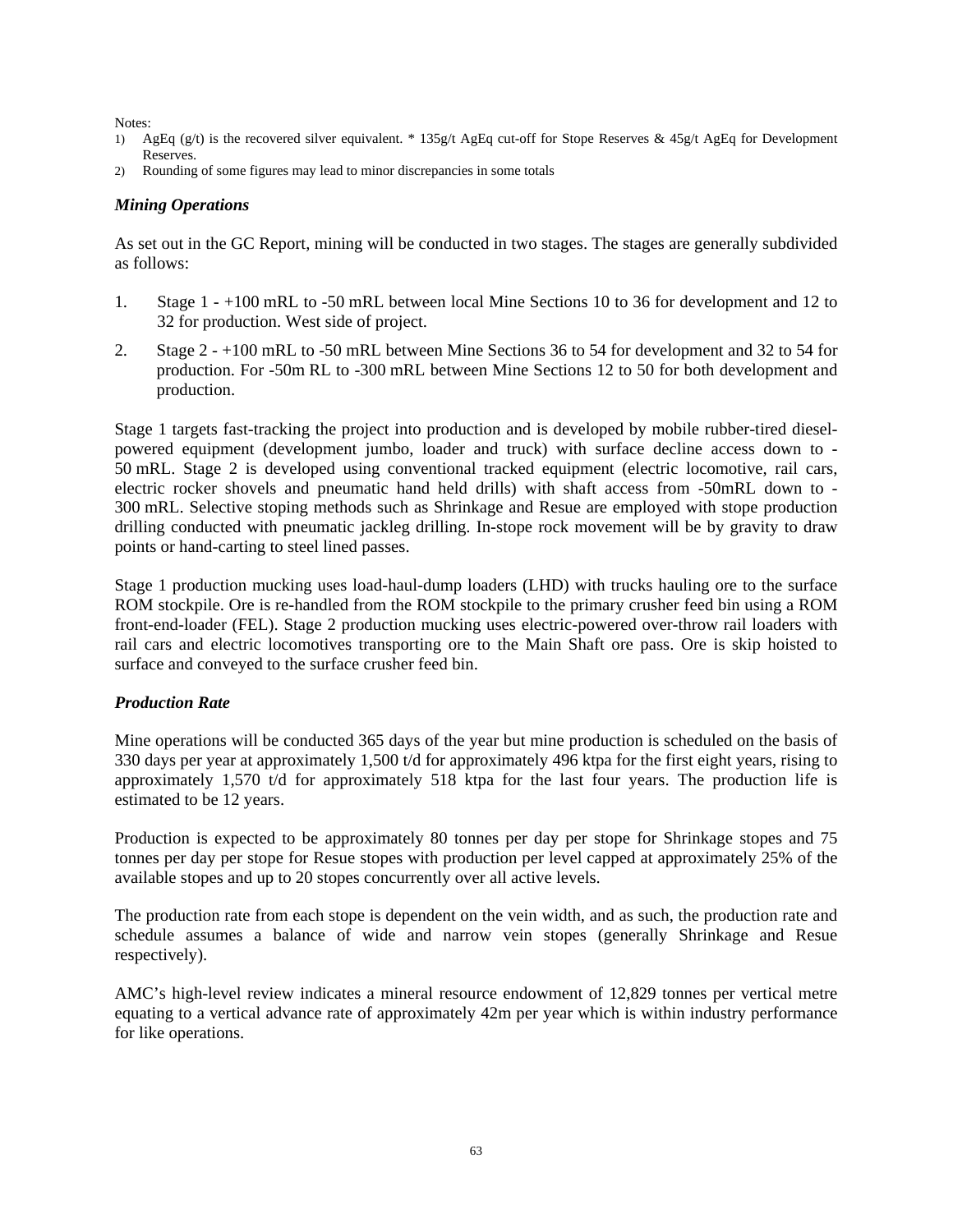Notes:

1) AgEq (g/t) is the recovered silver equivalent. * 135g/t AgEq cut-off for Stope Reserves & 45g/t AgEq for Development Reserves.
2) Rounding of some figures may lead to minor discrepancies in some totals

### *Mining Operations*

As set out in the GC Report, mining will be conducted in two stages. The stages are generally subdivided as follows:

1. Stage 1 - +100 mRL to -50 mRL between local Mine Sections 10 to 36 for development and 12 to 32 for production. West side of project.
2. Stage 2 - +100 mRL to -50 mRL between Mine Sections 36 to 54 for development and 32 to 54 for production. For -50m RL to -300 mRL between Mine Sections 12 to 50 for both development and production.

Stage 1 targets fast-tracking the project into production and is developed by mobile rubber-tired diesel-powered equipment (development jumbo, loader and truck) with surface decline access down to -50 mRL. Stage 2 is developed using conventional tracked equipment (electric locomotive, rail cars, electric rocker shovels and pneumatic hand held drills) with shaft access from -50mRL down to -300 mRL. Selective stoping methods such as Shrinkage and Resue are employed with stope production drilling conducted with pneumatic jackleg drilling. In-stope rock movement will be by gravity to draw points or hand-carting to steel lined passes.

Stage 1 production mucking uses load-haul-dump loaders (LHD) with trucks hauling ore to the surface ROM stockpile. Ore is re-handled from the ROM stockpile to the primary crusher feed bin using a ROM front-end-loader (FEL). Stage 2 production mucking uses electric-powered over-throw rail loaders with rail cars and electric locomotives transporting ore to the Main Shaft ore pass. Ore is skip hoisted to surface and conveyed to the surface crusher feed bin.

### *Production Rate*

Mine operations will be conducted 365 days of the year but mine production is scheduled on the basis of 330 days per year at approximately 1,500 t/d for approximately 496 ktpa for the first eight years, rising to approximately 1,570 t/d for approximately 518 ktpa for the last four years. The production life is estimated to be 12 years.

Production is expected to be approximately 80 tonnes per day per stope for Shrinkage stopes and 75 tonnes per day per stope for Resue stopes with production per level capped at approximately 25% of the available stopes and up to 20 stopes concurrently over all active levels.

The production rate from each stope is dependent on the vein width, and as such, the production rate and schedule assumes a balance of wide and narrow vein stopes (generally Shrinkage and Resue respectively).

AMC's high-level review indicates a mineral resource endowment of 12,829 tonnes per vertical metre equating to a vertical advance rate of approximately 42m per year which is within industry performance for like operations.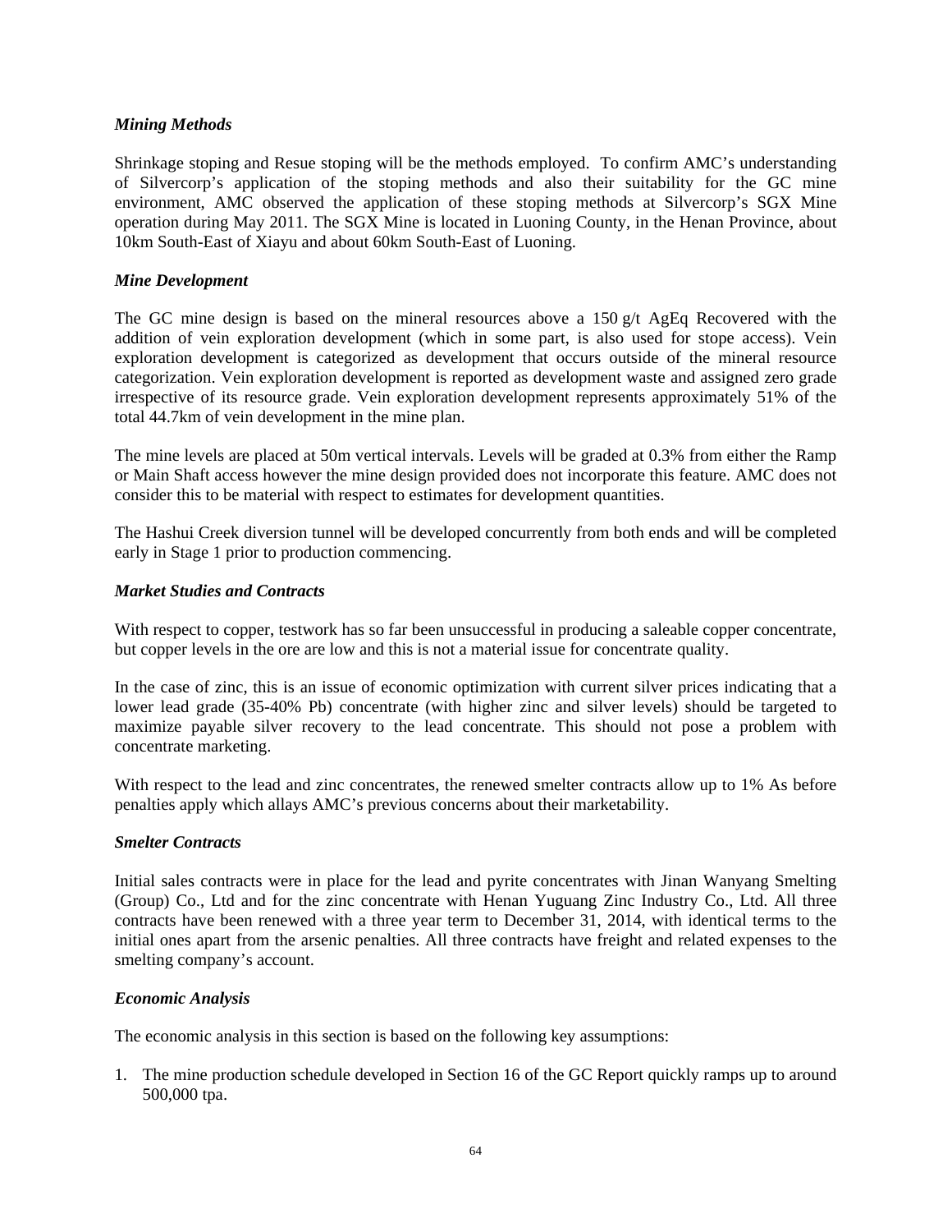***Mining Methods***

Shrinkage stoping and Resue stoping will be the methods employed. To confirm AMC's understanding of Silvercorp's application of the stoping methods and also their suitability for the GC mine environment, AMC observed the application of these stoping methods at Silvercorp's SGX Mine operation during May 2011. The SGX Mine is located in Luoning County, in the Henan Province, about 10km South-East of Xiayu and about 60km South-East of Luoning.

***Mine Development***

The GC mine design is based on the mineral resources above a 150 g/t AgEq Recovered with the addition of vein exploration development (which in some part, is also used for stope access). Vein exploration development is categorized as development that occurs outside of the mineral resource categorization. Vein exploration development is reported as development waste and assigned zero grade irrespective of its resource grade. Vein exploration development represents approximately 51% of the total 44.7km of vein development in the mine plan.

The mine levels are placed at 50m vertical intervals. Levels will be graded at 0.3% from either the Ramp or Main Shaft access however the mine design provided does not incorporate this feature. AMC does not consider this to be material with respect to estimates for development quantities.

The Hashui Creek diversion tunnel will be developed concurrently from both ends and will be completed early in Stage 1 prior to production commencing.

***Market Studies and Contracts***

With respect to copper, testwork has so far been unsuccessful in producing a saleable copper concentrate, but copper levels in the ore are low and this is not a material issue for concentrate quality.

In the case of zinc, this is an issue of economic optimization with current silver prices indicating that a lower lead grade (35-40% Pb) concentrate (with higher zinc and silver levels) should be targeted to maximize payable silver recovery to the lead concentrate. This should not pose a problem with concentrate marketing.

With respect to the lead and zinc concentrates, the renewed smelter contracts allow up to 1% As before penalties apply which allays AMC's previous concerns about their marketability.

***Smelter Contracts***

Initial sales contracts were in place for the lead and pyrite concentrates with Jinan Wanyang Smelting (Group) Co., Ltd and for the zinc concentrate with Henan Yuguang Zinc Industry Co., Ltd. All three contracts have been renewed with a three year term to December 31, 2014, with identical terms to the initial ones apart from the arsenic penalties. All three contracts have freight and related expenses to the smelting company's account.

***Economic Analysis***

The economic analysis in this section is based on the following key assumptions:

1. The mine production schedule developed in Section 16 of the GC Report quickly ramps up to around 500,000 tpa.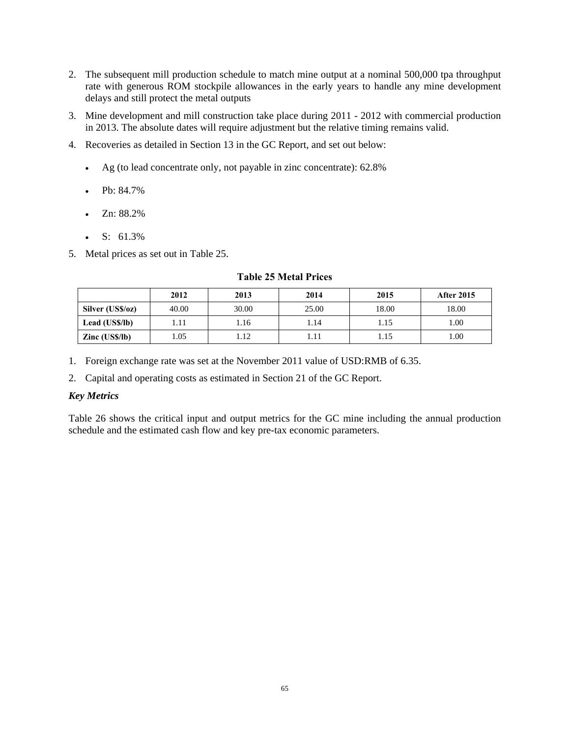2. The subsequent mill production schedule to match mine output at a nominal 500,000 tpa throughput rate with generous ROM stockpile allowances in the early years to handle any mine development delays and still protect the metal outputs
3. Mine development and mill construction take place during 2011 - 2012 with commercial production in 2013. The absolute dates will require adjustment but the relative timing remains valid.
4. Recoveries as detailed in Section 13 in the GC Report, and set out below:
   - Ag (to lead concentrate only, not payable in zinc concentrate): 62.8%
   - Pb: 84.7%
   - Zn: 88.2%
   - S: 61.3%
5. Metal prices as set out in Table 25.

**Table 25 Metal Prices**

| | 2012 | 2013 | 2014 | 2015 | After 2015 |
|---|---|---|---|---|---|
| **Silver (US$/oz)** | 40.00 | 30.00 | 25.00 | 18.00 | 18.00 |
| **Lead (US$/lb)** | 1.11 | 1.16 | 1.14 | 1.15 | 1.00 |
| **Zinc (US$/lb)** | 1.05 | 1.12 | 1.11 | 1.15 | 1.00 |

1. Foreign exchange rate was set at the November 2011 value of USD:RMB of 6.35.
2. Capital and operating costs as estimated in Section 21 of the GC Report.

***Key Metrics***

Table 26 shows the critical input and output metrics for the GC mine including the annual production schedule and the estimated cash flow and key pre-tax economic parameters.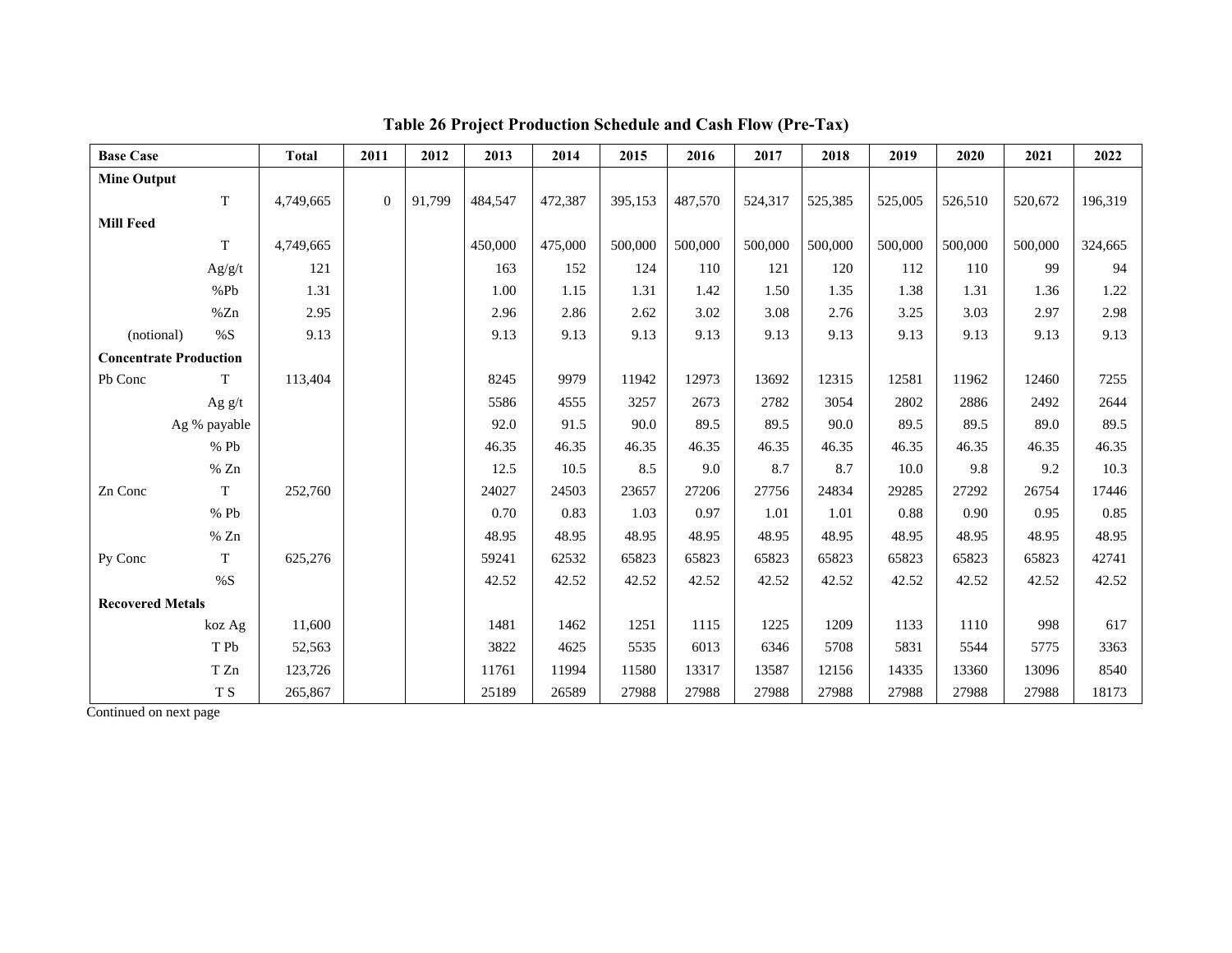**Table 26 Project Production Schedule and Cash Flow (Pre-Tax)**

| Base Case | | Total | 2011 | 2012 | 2013 | 2014 | 2015 | 2016 | 2017 | 2018 | 2019 | 2020 | 2021 | 2022 |
|---|---|---|---|---|---|---|---|---|---|---|---|---|---|---|
| **Mine Output** | | | | | | | | | | | | | | |
| | T | 4,749,665 | 0 | 91,799 | 484,547 | 472,387 | 395,153 | 487,570 | 524,317 | 525,385 | 525,005 | 526,510 | 520,672 | 196,319 |
| **Mill Feed** | | | | | | | | | | | | | | |
| | T | 4,749,665 | | | 450,000 | 475,000 | 500,000 | 500,000 | 500,000 | 500,000 | 500,000 | 500,000 | 500,000 | 324,665 |
| | Ag/g/t | 121 | | | 163 | 152 | 124 | 110 | 121 | 120 | 112 | 110 | 99 | 94 |
| | %Pb | 1.31 | | | 1.00 | 1.15 | 1.31 | 1.42 | 1.50 | 1.35 | 1.38 | 1.31 | 1.36 | 1.22 |
| | %Zn | 2.95 | | | 2.96 | 2.86 | 2.62 | 3.02 | 3.08 | 2.76 | 3.25 | 3.03 | 2.97 | 2.98 |
| (notional) | %S | 9.13 | | | 9.13 | 9.13 | 9.13 | 9.13 | 9.13 | 9.13 | 9.13 | 9.13 | 9.13 | 9.13 |
| **Concentrate Production** | | | | | | | | | | | | | | |
| Pb Conc | T | 113,404 | | | 8245 | 9979 | 11942 | 12973 | 13692 | 12315 | 12581 | 11962 | 12460 | 7255 |
| | Ag g/t | | | | 5586 | 4555 | 3257 | 2673 | 2782 | 3054 | 2802 | 2886 | 2492 | 2644 |
| | Ag % payable | | | | 92.0 | 91.5 | 90.0 | 89.5 | 89.5 | 90.0 | 89.5 | 89.5 | 89.0 | 89.5 |
| | % Pb | | | | 46.35 | 46.35 | 46.35 | 46.35 | 46.35 | 46.35 | 46.35 | 46.35 | 46.35 | 46.35 |
| | % Zn | | | | 12.5 | 10.5 | 8.5 | 9.0 | 8.7 | 8.7 | 10.0 | 9.8 | 9.2 | 10.3 |
| Zn Conc | T | 252,760 | | | 24027 | 24503 | 23657 | 27206 | 27756 | 24834 | 29285 | 27292 | 26754 | 17446 |
| | % Pb | | | | 0.70 | 0.83 | 1.03 | 0.97 | 1.01 | 1.01 | 0.88 | 0.90 | 0.95 | 0.85 |
| | % Zn | | | | 48.95 | 48.95 | 48.95 | 48.95 | 48.95 | 48.95 | 48.95 | 48.95 | 48.95 | 48.95 |
| Py Conc | T | 625,276 | | | 59241 | 62532 | 65823 | 65823 | 65823 | 65823 | 65823 | 65823 | 65823 | 42741 |
| | %S | | | | 42.52 | 42.52 | 42.52 | 42.52 | 42.52 | 42.52 | 42.52 | 42.52 | 42.52 | 42.52 |
| **Recovered Metals** | | | | | | | | | | | | | | |
| | koz Ag | 11,600 | | | 1481 | 1462 | 1251 | 1115 | 1225 | 1209 | 1133 | 1110 | 998 | 617 |
| | T Pb | 52,563 | | | 3822 | 4625 | 5535 | 6013 | 6346 | 5708 | 5831 | 5544 | 5775 | 3363 |
| | T Zn | 123,726 | | | 11761 | 11994 | 11580 | 13317 | 13587 | 12156 | 14335 | 13360 | 13096 | 8540 |
| | T S | 265,867 | | | 25189 | 26589 | 27988 | 27988 | 27988 | 27988 | 27988 | 27988 | 27988 | 18173 |

Continued on next page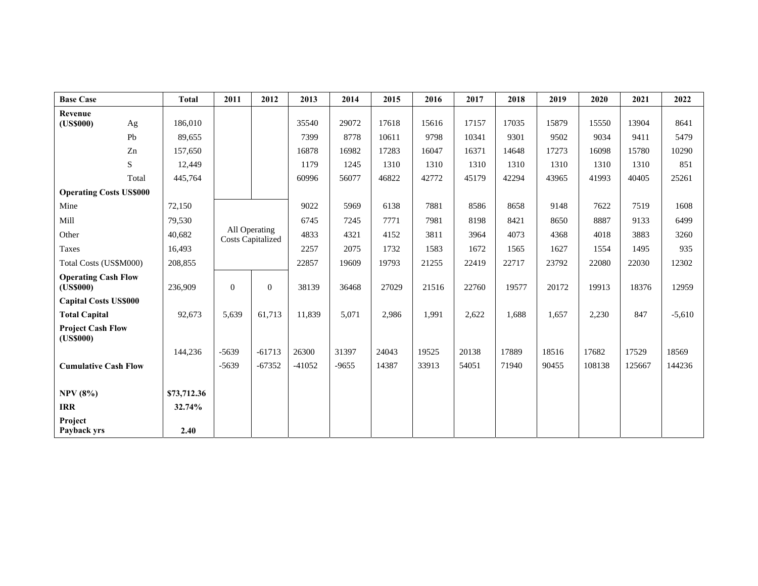| Base Case | | Total | 2011 | 2012 | 2013 | 2014 | 2015 | 2016 | 2017 | 2018 | 2019 | 2020 | 2021 | 2022 |
|---|---|---|---|---|---|---|---|---|---|---|---|---|---|---|
| **Revenue (US$000)** | Ag | 186,010 | | | 35540 | 29072 | 17618 | 15616 | 17157 | 17035 | 15879 | 15550 | 13904 | 8641 |
| | Pb | 89,655 | | | 7399 | 8778 | 10611 | 9798 | 10341 | 9301 | 9502 | 9034 | 9411 | 5479 |
| | Zn | 157,650 | | | 16878 | 16982 | 17283 | 16047 | 16371 | 14648 | 17273 | 16098 | 15780 | 10290 |
| | S | 12,449 | | | 1179 | 1245 | 1310 | 1310 | 1310 | 1310 | 1310 | 1310 | 1310 | 851 |
| | Total | 445,764 | | | 60996 | 56077 | 46822 | 42772 | 45179 | 42294 | 43965 | 41993 | 40405 | 25261 |
| **Operating Costs US$000** | | | | | | | | | | | | | | |
| Mine | | 72,150 | All Operating Costs Capitalized | | 9022 | 5969 | 6138 | 7881 | 8586 | 8658 | 9148 | 7622 | 7519 | 1608 |
| Mill | | 79,530 | | | 6745 | 7245 | 7771 | 7981 | 8198 | 8421 | 8650 | 8887 | 9133 | 6499 |
| Other | | 40,682 | | | 4833 | 4321 | 4152 | 3811 | 3964 | 4073 | 4368 | 4018 | 3883 | 3260 |
| Taxes | | 16,493 | | | 2257 | 2075 | 1732 | 1583 | 1672 | 1565 | 1627 | 1554 | 1495 | 935 |
| Total Costs (US$M000) | | 208,855 | | | 22857 | 19609 | 19793 | 21255 | 22419 | 22717 | 23792 | 22080 | 22030 | 12302 |
| **Operating Cash Flow (US$000)** | | 236,909 | 0 | 0 | 38139 | 36468 | 27029 | 21516 | 22760 | 19577 | 20172 | 19913 | 18376 | 12959 |
| **Capital Costs US$000** | | | | | | | | | | | | | | |
| **Total Capital** | | 92,673 | 5,639 | 61,713 | 11,839 | 5,071 | 2,986 | 1,991 | 2,622 | 1,688 | 1,657 | 2,230 | 847 | -5,610 |
| **Project Cash Flow (US$000)** | | 144,236 | -5639 | -61713 | 26300 | 31397 | 24043 | 19525 | 20138 | 17889 | 18516 | 17682 | 17529 | 18569 |
| **Cumulative Cash Flow** | | | -5639 | -67352 | -41052 | -9655 | 14387 | 33913 | 54051 | 71940 | 90455 | 108138 | 125667 | 144236 |
| **NPV (8%)** | | **$73,712.36** | | | | | | | | | | | | |
| **IRR** | | **32.74%** | | | | | | | | | | | | |
| **Project Payback yrs** | | **2.40** | | | | | | | | | | | | |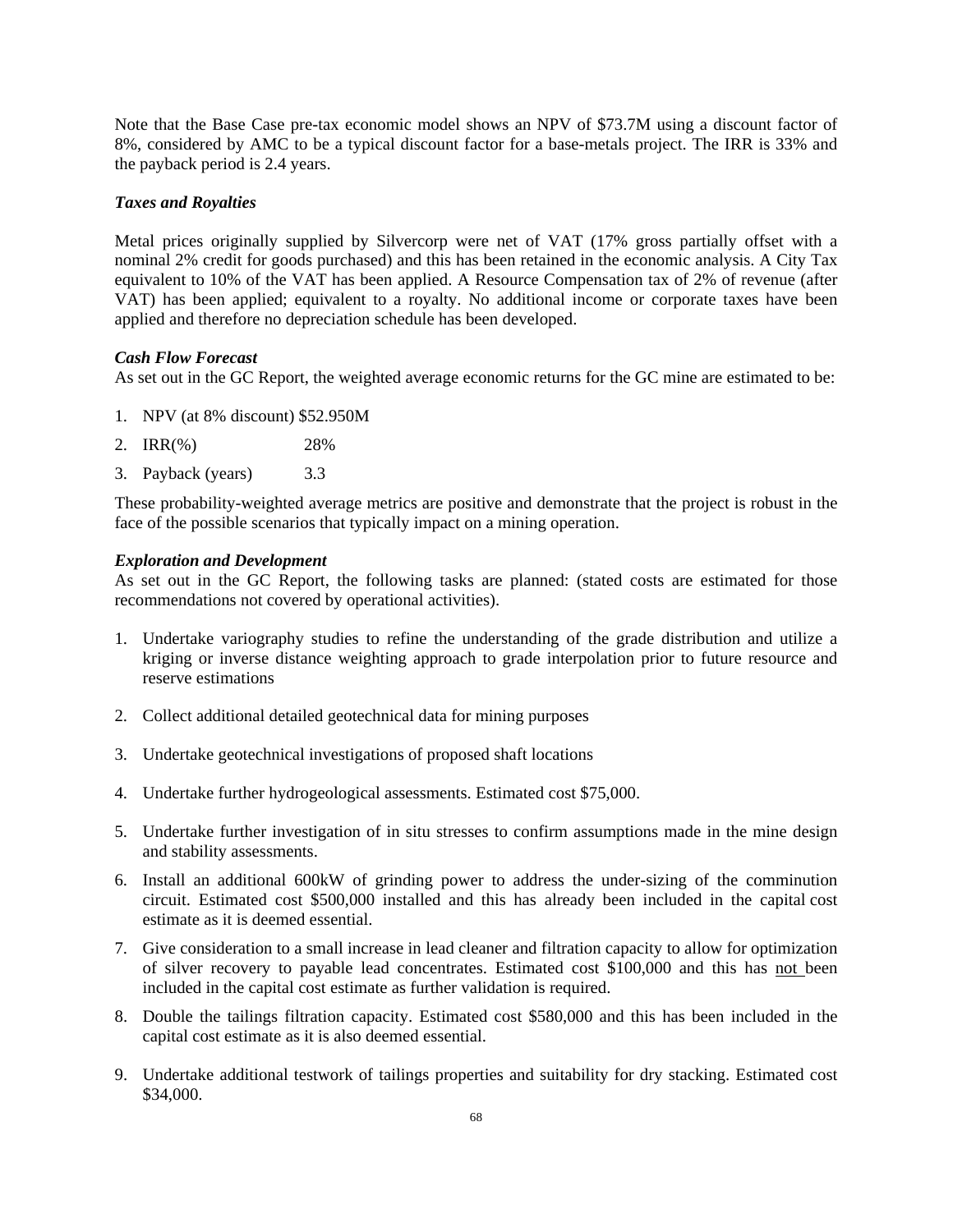Note that the Base Case pre-tax economic model shows an NPV of $73.7M using a discount factor of 8%, considered by AMC to be a typical discount factor for a base-metals project. The IRR is 33% and the payback period is 2.4 years.

***Taxes and Royalties***

Metal prices originally supplied by Silvercorp were net of VAT (17% gross partially offset with a nominal 2% credit for goods purchased) and this has been retained in the economic analysis. A City Tax equivalent to 10% of the VAT has been applied. A Resource Compensation tax of 2% of revenue (after VAT) has been applied; equivalent to a royalty. No additional income or corporate taxes have been applied and therefore no depreciation schedule has been developed.

***Cash Flow Forecast***

As set out in the GC Report, the weighted average economic returns for the GC mine are estimated to be:

1. NPV (at 8% discount) $52.950M
2. IRR(%) 28%
3. Payback (years) 3.3

These probability-weighted average metrics are positive and demonstrate that the project is robust in the face of the possible scenarios that typically impact on a mining operation.

***Exploration and Development***

As set out in the GC Report, the following tasks are planned: (stated costs are estimated for those recommendations not covered by operational activities).

1. Undertake variography studies to refine the understanding of the grade distribution and utilize a kriging or inverse distance weighting approach to grade interpolation prior to future resource and reserve estimations

2. Collect additional detailed geotechnical data for mining purposes

3. Undertake geotechnical investigations of proposed shaft locations

4. Undertake further hydrogeological assessments. Estimated cost $75,000.

5. Undertake further investigation of in situ stresses to confirm assumptions made in the mine design and stability assessments.

6. Install an additional 600kW of grinding power to address the under-sizing of the comminution circuit. Estimated cost $500,000 installed and this has already been included in the capital cost estimate as it is deemed essential.

7. Give consideration to a small increase in lead cleaner and filtration capacity to allow for optimization of silver recovery to payable lead concentrates. Estimated cost $100,000 and this has <u>not</u> been included in the capital cost estimate as further validation is required.

8. Double the tailings filtration capacity. Estimated cost $580,000 and this has been included in the capital cost estimate as it is also deemed essential.

9. Undertake additional testwork of tailings properties and suitability for dry stacking. Estimated cost $34,000.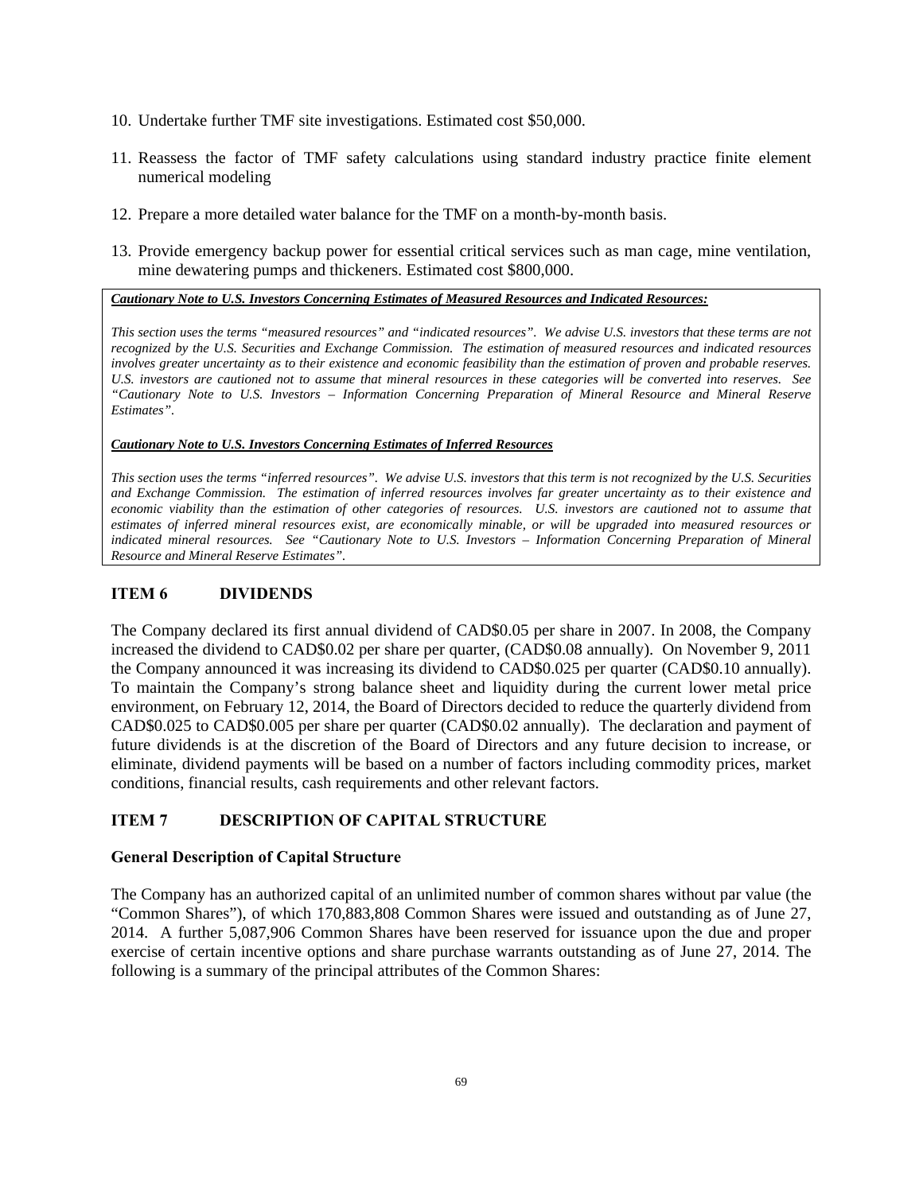10. Undertake further TMF site investigations. Estimated cost $50,000.

11. Reassess the factor of TMF safety calculations using standard industry practice finite element numerical modeling

12. Prepare a more detailed water balance for the TMF on a month-by-month basis.

13. Provide emergency backup power for essential critical services such as man cage, mine ventilation, mine dewatering pumps and thickeners. Estimated cost $800,000.

***Cautionary Note to U.S. Investors Concerning Estimates of Measured Resources and Indicated Resources:***

*This section uses the terms "measured resources" and "indicated resources". We advise U.S. investors that these terms are not recognized by the U.S. Securities and Exchange Commission. The estimation of measured resources and indicated resources involves greater uncertainty as to their existence and economic feasibility than the estimation of proven and probable reserves. U.S. investors are cautioned not to assume that mineral resources in these categories will be converted into reserves. See "Cautionary Note to U.S. Investors – Information Concerning Preparation of Mineral Resource and Mineral Reserve Estimates".*

***Cautionary Note to U.S. Investors Concerning Estimates of Inferred Resources***

*This section uses the terms "inferred resources". We advise U.S. investors that this term is not recognized by the U.S. Securities and Exchange Commission. The estimation of inferred resources involves far greater uncertainty as to their existence and economic viability than the estimation of other categories of resources. U.S. investors are cautioned not to assume that estimates of inferred mineral resources exist, are economically minable, or will be upgraded into measured resources or indicated mineral resources. See "Cautionary Note to U.S. Investors – Information Concerning Preparation of Mineral Resource and Mineral Reserve Estimates".*

## ITEM 6 DIVIDENDS

The Company declared its first annual dividend of CAD$0.05 per share in 2007. In 2008, the Company increased the dividend to CAD$0.02 per share per quarter, (CAD$0.08 annually). On November 9, 2011 the Company announced it was increasing its dividend to CAD$0.025 per quarter (CAD$0.10 annually). To maintain the Company's strong balance sheet and liquidity during the current lower metal price environment, on February 12, 2014, the Board of Directors decided to reduce the quarterly dividend from CAD$0.025 to CAD$0.005 per share per quarter (CAD$0.02 annually). The declaration and payment of future dividends is at the discretion of the Board of Directors and any future decision to increase, or eliminate, dividend payments will be based on a number of factors including commodity prices, market conditions, financial results, cash requirements and other relevant factors.

## ITEM 7 DESCRIPTION OF CAPITAL STRUCTURE

### General Description of Capital Structure

The Company has an authorized capital of an unlimited number of common shares without par value (the "Common Shares"), of which 170,883,808 Common Shares were issued and outstanding as of June 27, 2014. A further 5,087,906 Common Shares have been reserved for issuance upon the due and proper exercise of certain incentive options and share purchase warrants outstanding as of June 27, 2014. The following is a summary of the principal attributes of the Common Shares: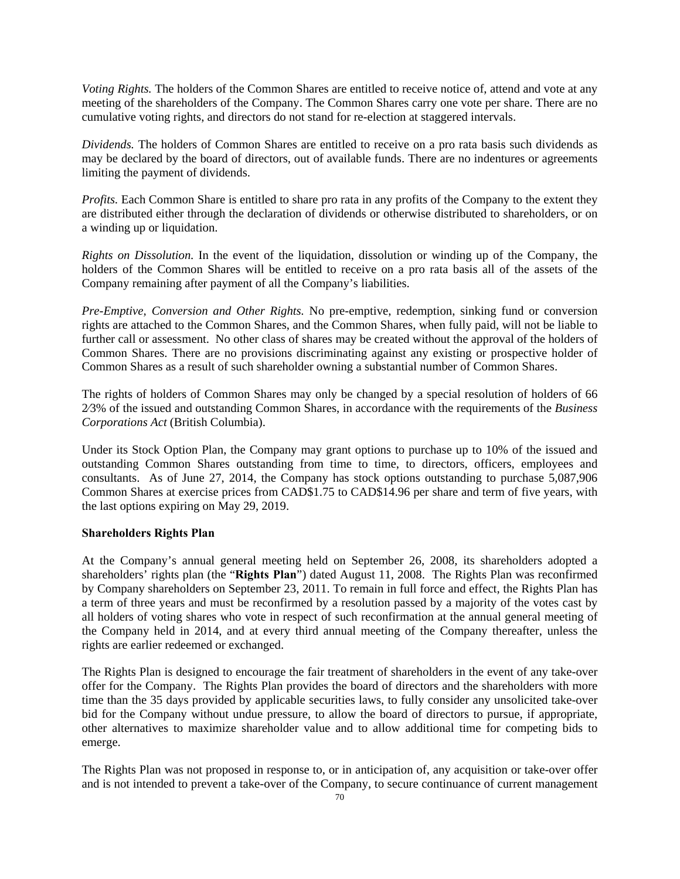*Voting Rights.* The holders of the Common Shares are entitled to receive notice of, attend and vote at any meeting of the shareholders of the Company. The Common Shares carry one vote per share. There are no cumulative voting rights, and directors do not stand for re-election at staggered intervals.

*Dividends.* The holders of Common Shares are entitled to receive on a pro rata basis such dividends as may be declared by the board of directors, out of available funds. There are no indentures or agreements limiting the payment of dividends.

*Profits.* Each Common Share is entitled to share pro rata in any profits of the Company to the extent they are distributed either through the declaration of dividends or otherwise distributed to shareholders, or on a winding up or liquidation.

*Rights on Dissolution.* In the event of the liquidation, dissolution or winding up of the Company, the holders of the Common Shares will be entitled to receive on a pro rata basis all of the assets of the Company remaining after payment of all the Company's liabilities.

*Pre-Emptive, Conversion and Other Rights.* No pre-emptive, redemption, sinking fund or conversion rights are attached to the Common Shares, and the Common Shares, when fully paid, will not be liable to further call or assessment. No other class of shares may be created without the approval of the holders of Common Shares. There are no provisions discriminating against any existing or prospective holder of Common Shares as a result of such shareholder owning a substantial number of Common Shares.

The rights of holders of Common Shares may only be changed by a special resolution of holders of 66 2⁄3% of the issued and outstanding Common Shares, in accordance with the requirements of the *Business Corporations Act* (British Columbia).

Under its Stock Option Plan, the Company may grant options to purchase up to 10% of the issued and outstanding Common Shares outstanding from time to time, to directors, officers, employees and consultants. As of June 27, 2014, the Company has stock options outstanding to purchase 5,087,906 Common Shares at exercise prices from CAD$1.75 to CAD$14.96 per share and term of five years, with the last options expiring on May 29, 2019.

**Shareholders Rights Plan**

At the Company's annual general meeting held on September 26, 2008, its shareholders adopted a shareholders' rights plan (the "**Rights Plan**") dated August 11, 2008. The Rights Plan was reconfirmed by Company shareholders on September 23, 2011. To remain in full force and effect, the Rights Plan has a term of three years and must be reconfirmed by a resolution passed by a majority of the votes cast by all holders of voting shares who vote in respect of such reconfirmation at the annual general meeting of the Company held in 2014, and at every third annual meeting of the Company thereafter, unless the rights are earlier redeemed or exchanged.

The Rights Plan is designed to encourage the fair treatment of shareholders in the event of any take-over offer for the Company. The Rights Plan provides the board of directors and the shareholders with more time than the 35 days provided by applicable securities laws, to fully consider any unsolicited take-over bid for the Company without undue pressure, to allow the board of directors to pursue, if appropriate, other alternatives to maximize shareholder value and to allow additional time for competing bids to emerge.

The Rights Plan was not proposed in response to, or in anticipation of, any acquisition or take-over offer and is not intended to prevent a take-over of the Company, to secure continuance of current management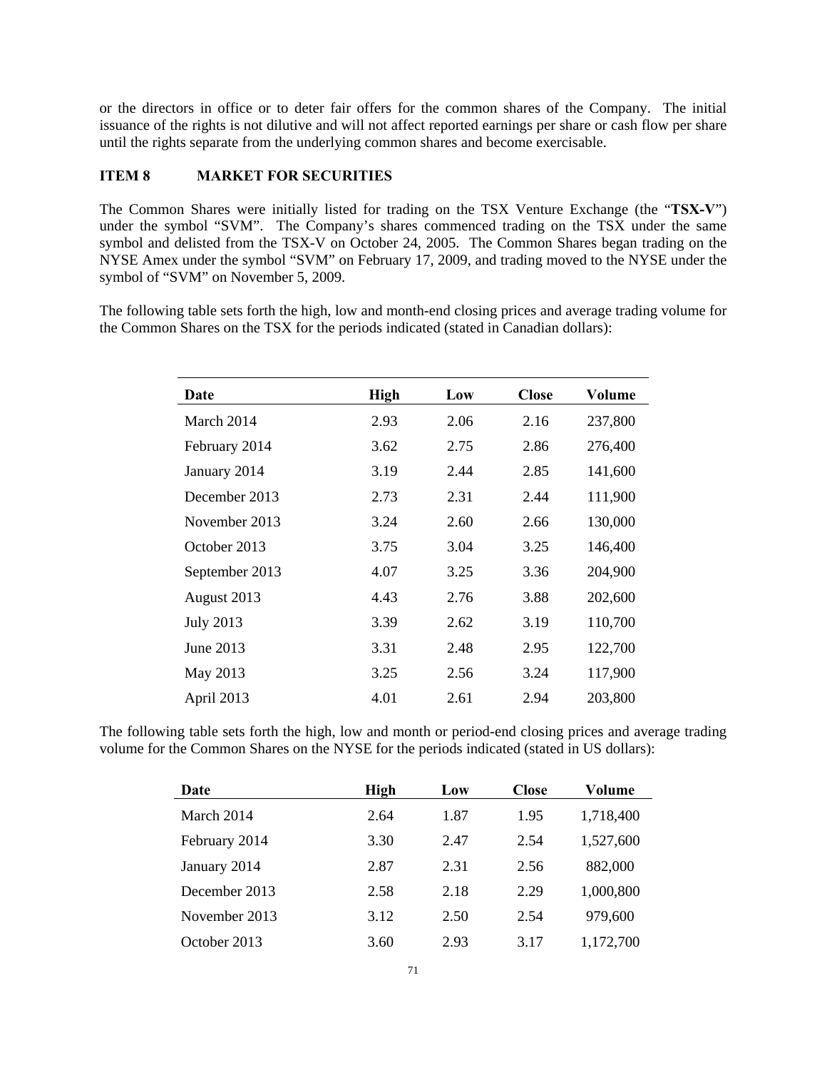or the directors in office or to deter fair offers for the common shares of the Company. The initial issuance of the rights is not dilutive and will not affect reported earnings per share or cash flow per share until the rights separate from the underlying common shares and become exercisable.

## ITEM 8 MARKET FOR SECURITIES

The Common Shares were initially listed for trading on the TSX Venture Exchange (the "**TSX-V**") under the symbol "SVM". The Company's shares commenced trading on the TSX under the same symbol and delisted from the TSX-V on October 24, 2005. The Common Shares began trading on the NYSE Amex under the symbol "SVM" on February 17, 2009, and trading moved to the NYSE under the symbol of "SVM" on November 5, 2009.

The following table sets forth the high, low and month-end closing prices and average trading volume for the Common Shares on the TSX for the periods indicated (stated in Canadian dollars):

| Date | High | Low | Close | Volume |
|---|---|---|---|---|
| March 2014 | 2.93 | 2.06 | 2.16 | 237,800 |
| February 2014 | 3.62 | 2.75 | 2.86 | 276,400 |
| January 2014 | 3.19 | 2.44 | 2.85 | 141,600 |
| December 2013 | 2.73 | 2.31 | 2.44 | 111,900 |
| November 2013 | 3.24 | 2.60 | 2.66 | 130,000 |
| October 2013 | 3.75 | 3.04 | 3.25 | 146,400 |
| September 2013 | 4.07 | 3.25 | 3.36 | 204,900 |
| August 2013 | 4.43 | 2.76 | 3.88 | 202,600 |
| July 2013 | 3.39 | 2.62 | 3.19 | 110,700 |
| June 2013 | 3.31 | 2.48 | 2.95 | 122,700 |
| May 2013 | 3.25 | 2.56 | 3.24 | 117,900 |
| April 2013 | 4.01 | 2.61 | 2.94 | 203,800 |

The following table sets forth the high, low and month or period-end closing prices and average trading volume for the Common Shares on the NYSE for the periods indicated (stated in US dollars):

| Date | High | Low | Close | Volume |
|---|---|---|---|---|
| March 2014 | 2.64 | 1.87 | 1.95 | 1,718,400 |
| February 2014 | 3.30 | 2.47 | 2.54 | 1,527,600 |
| January 2014 | 2.87 | 2.31 | 2.56 | 882,000 |
| December 2013 | 2.58 | 2.18 | 2.29 | 1,000,800 |
| November 2013 | 3.12 | 2.50 | 2.54 | 979,600 |
| October 2013 | 3.60 | 2.93 | 3.17 | 1,172,700 |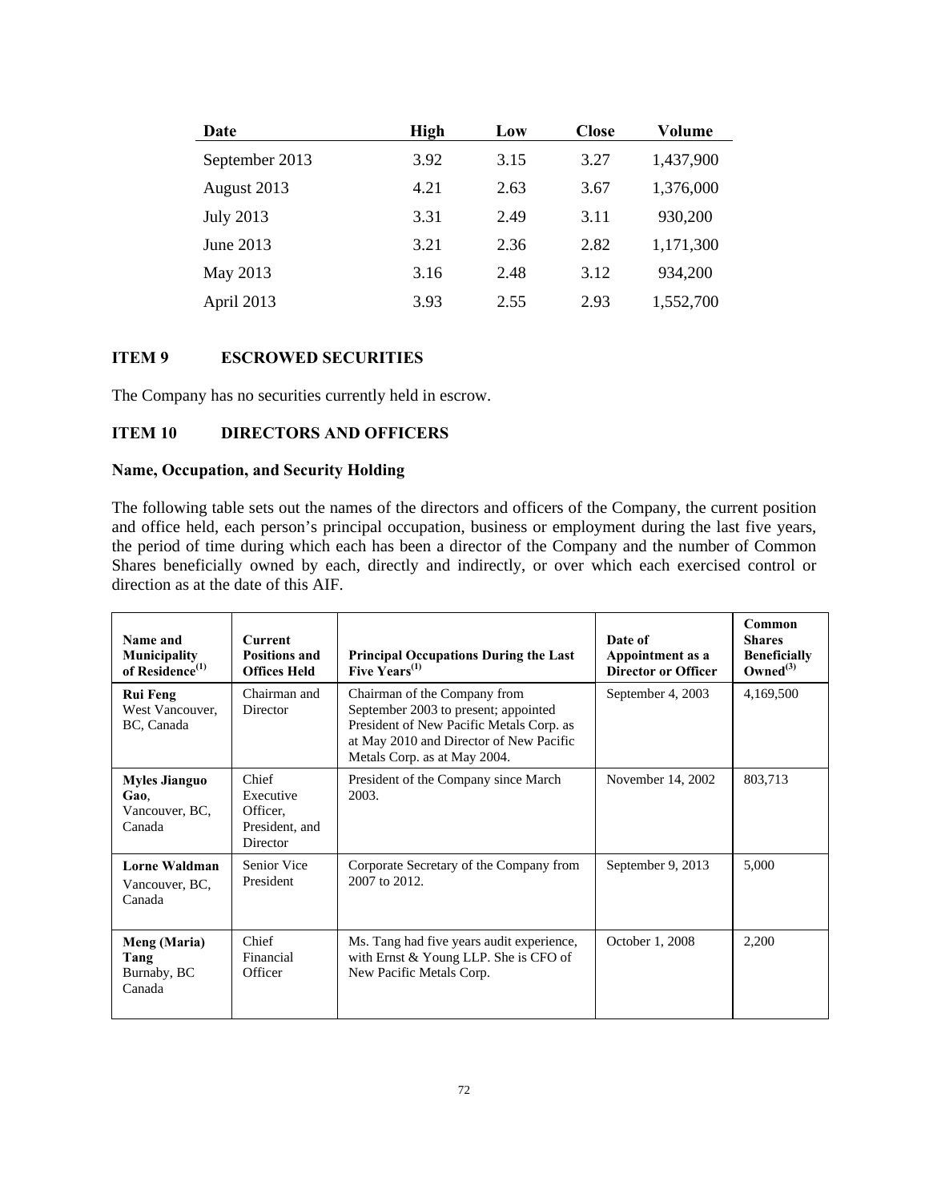| Date | High | Low | Close | Volume |
|---|---|---|---|---|
| September 2013 | 3.92 | 3.15 | 3.27 | 1,437,900 |
| August 2013 | 4.21 | 2.63 | 3.67 | 1,376,000 |
| July 2013 | 3.31 | 2.49 | 3.11 | 930,200 |
| June 2013 | 3.21 | 2.36 | 2.82 | 1,171,300 |
| May 2013 | 3.16 | 2.48 | 3.12 | 934,200 |
| April 2013 | 3.93 | 2.55 | 2.93 | 1,552,700 |

## ITEM 9 ESCROWED SECURITIES

The Company has no securities currently held in escrow.

## ITEM 10 DIRECTORS AND OFFICERS

### Name, Occupation, and Security Holding

The following table sets out the names of the directors and officers of the Company, the current position and office held, each person's principal occupation, business or employment during the last five years, the period of time during which each has been a director of the Company and the number of Common Shares beneficially owned by each, directly and indirectly, or over which each exercised control or direction as at the date of this AIF.

| Name and Municipality of Residence[(1)] | Current Positions and Offices Held | Principal Occupations During the Last Five Years[(1)] | Date of Appointment as a Director or Officer | Common Shares Beneficially Owned[(3)] |
|---|---|---|---|---|
| **Rui Feng** West Vancouver, BC, Canada | Chairman and Director | Chairman of the Company from September 2003 to present; appointed President of New Pacific Metals Corp. as at May 2010 and Director of New Pacific Metals Corp. as at May 2004. | September 4, 2003 | 4,169,500 |
| **Myles Jianguo Gao**, Vancouver, BC, Canada | Chief Executive Officer, President, and Director | President of the Company since March 2003. | November 14, 2002 | 803,713 |
| **Lorne Waldman** Vancouver, BC, Canada | Senior Vice President | Corporate Secretary of the Company from 2007 to 2012. | September 9, 2013 | 5,000 |
| **Meng (Maria) Tang** Burnaby, BC Canada | Chief Financial Officer | Ms. Tang had five years audit experience, with Ernst & Young LLP. She is CFO of New Pacific Metals Corp. | October 1, 2008 | 2,200 |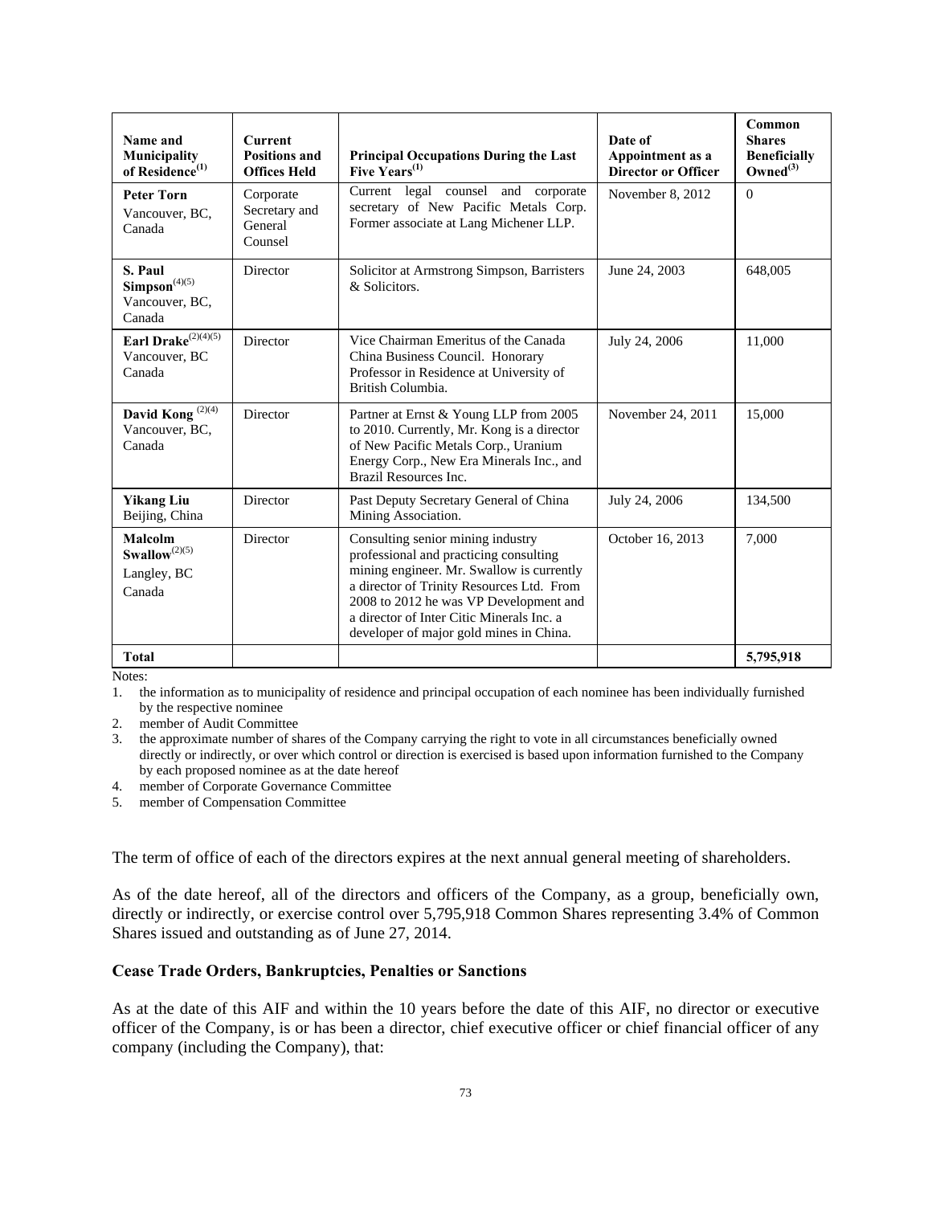| Name and Municipality of Residence[(1)] | Current Positions and Offices Held | Principal Occupations During the Last Five Years[(1)] | Date of Appointment as a Director or Officer | Common Shares Beneficially Owned[(3)] |
|---|---|---|---|---|
| **Peter Torn** Vancouver, BC, Canada | Corporate Secretary and General Counsel | Current legal counsel and corporate secretary of New Pacific Metals Corp. Former associate at Lang Michener LLP. | November 8, 2012 | 0 |
| **S. Paul Simpson**[(4)(5)] Vancouver, BC, Canada | Director | Solicitor at Armstrong Simpson, Barristers & Solicitors. | June 24, 2003 | 648,005 |
| **Earl Drake**[(2)(4)(5)] Vancouver, BC Canada | Director | Vice Chairman Emeritus of the Canada China Business Council. Honorary Professor in Residence at University of British Columbia. | July 24, 2006 | 11,000 |
| **David Kong** [(2)(4)] Vancouver, BC, Canada | Director | Partner at Ernst & Young LLP from 2005 to 2010. Currently, Mr. Kong is a director of New Pacific Metals Corp., Uranium Energy Corp., New Era Minerals Inc., and Brazil Resources Inc. | November 24, 2011 | 15,000 |
| **Yikang Liu** Beijing, China | Director | Past Deputy Secretary General of China Mining Association. | July 24, 2006 | 134,500 |
| **Malcolm Swallow**[(2)(5)] Langley, BC Canada | Director | Consulting senior mining industry professional and practicing consulting mining engineer. Mr. Swallow is currently a director of Trinity Resources Ltd. From 2008 to 2012 he was VP Development and a director of Inter Citic Minerals Inc. a developer of major gold mines in China. | October 16, 2013 | 7,000 |
| **Total** | | | | **5,795,918** |

Notes:

1. the information as to municipality of residence and principal occupation of each nominee has been individually furnished by the respective nominee
2. member of Audit Committee
3. the approximate number of shares of the Company carrying the right to vote in all circumstances beneficially owned directly or indirectly, or over which control or direction is exercised is based upon information furnished to the Company by each proposed nominee as at the date hereof
4. member of Corporate Governance Committee
5. member of Compensation Committee

The term of office of each of the directors expires at the next annual general meeting of shareholders.

As of the date hereof, all of the directors and officers of the Company, as a group, beneficially own, directly or indirectly, or exercise control over 5,795,918 Common Shares representing 3.4% of Common Shares issued and outstanding as of June 27, 2014.

### Cease Trade Orders, Bankruptcies, Penalties or Sanctions

As at the date of this AIF and within the 10 years before the date of this AIF, no director or executive officer of the Company, is or has been a director, chief executive officer or chief financial officer of any company (including the Company), that: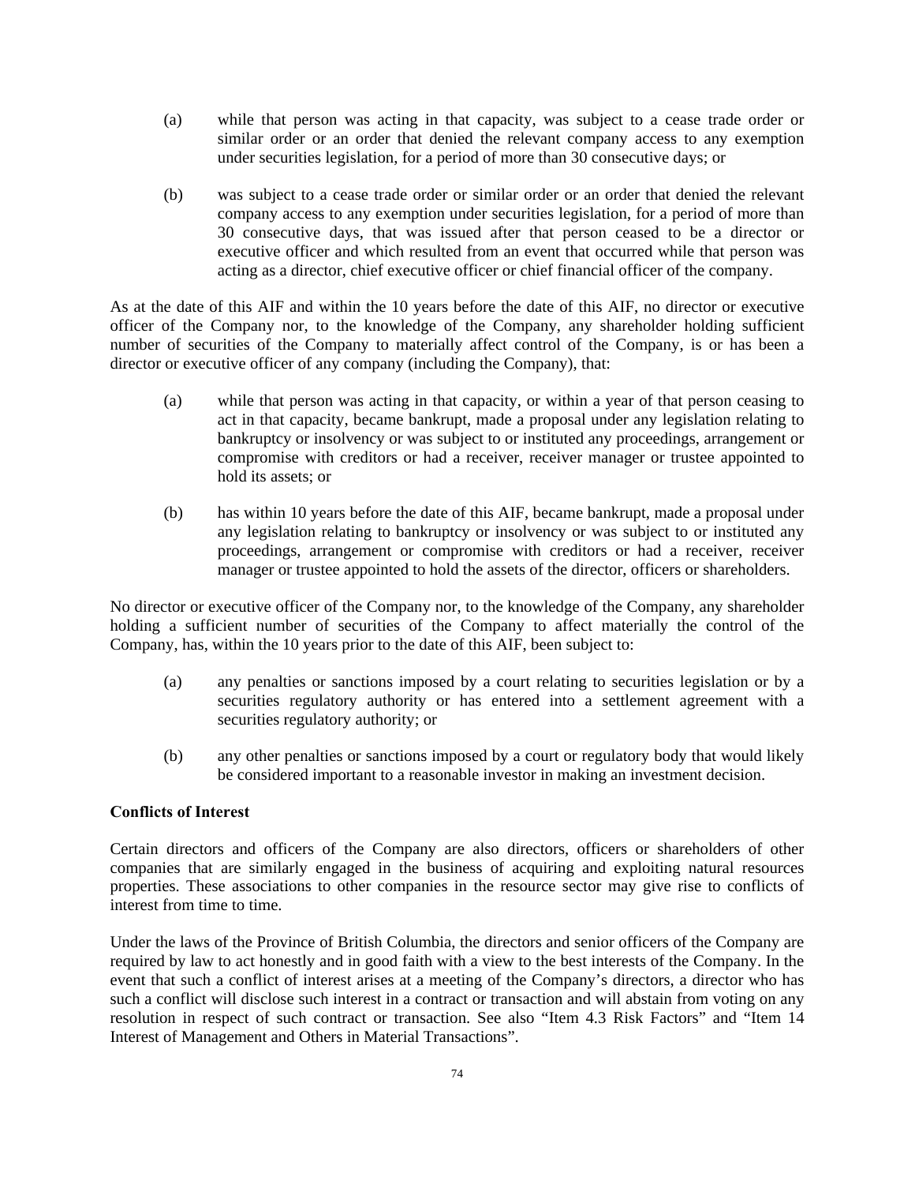(a) while that person was acting in that capacity, was subject to a cease trade order or similar order or an order that denied the relevant company access to any exemption under securities legislation, for a period of more than 30 consecutive days; or

(b) was subject to a cease trade order or similar order or an order that denied the relevant company access to any exemption under securities legislation, for a period of more than 30 consecutive days, that was issued after that person ceased to be a director or executive officer and which resulted from an event that occurred while that person was acting as a director, chief executive officer or chief financial officer of the company.

As at the date of this AIF and within the 10 years before the date of this AIF, no director or executive officer of the Company nor, to the knowledge of the Company, any shareholder holding sufficient number of securities of the Company to materially affect control of the Company, is or has been a director or executive officer of any company (including the Company), that:

(a) while that person was acting in that capacity, or within a year of that person ceasing to act in that capacity, became bankrupt, made a proposal under any legislation relating to bankruptcy or insolvency or was subject to or instituted any proceedings, arrangement or compromise with creditors or had a receiver, receiver manager or trustee appointed to hold its assets; or

(b) has within 10 years before the date of this AIF, became bankrupt, made a proposal under any legislation relating to bankruptcy or insolvency or was subject to or instituted any proceedings, arrangement or compromise with creditors or had a receiver, receiver manager or trustee appointed to hold the assets of the director, officers or shareholders.

No director or executive officer of the Company nor, to the knowledge of the Company, any shareholder holding a sufficient number of securities of the Company to affect materially the control of the Company, has, within the 10 years prior to the date of this AIF, been subject to:

(a) any penalties or sanctions imposed by a court relating to securities legislation or by a securities regulatory authority or has entered into a settlement agreement with a securities regulatory authority; or

(b) any other penalties or sanctions imposed by a court or regulatory body that would likely be considered important to a reasonable investor in making an investment decision.

**Conflicts of Interest**

Certain directors and officers of the Company are also directors, officers or shareholders of other companies that are similarly engaged in the business of acquiring and exploiting natural resources properties. These associations to other companies in the resource sector may give rise to conflicts of interest from time to time.

Under the laws of the Province of British Columbia, the directors and senior officers of the Company are required by law to act honestly and in good faith with a view to the best interests of the Company. In the event that such a conflict of interest arises at a meeting of the Company's directors, a director who has such a conflict will disclose such interest in a contract or transaction and will abstain from voting on any resolution in respect of such contract or transaction. See also "Item 4.3 Risk Factors" and "Item 14 Interest of Management and Others in Material Transactions".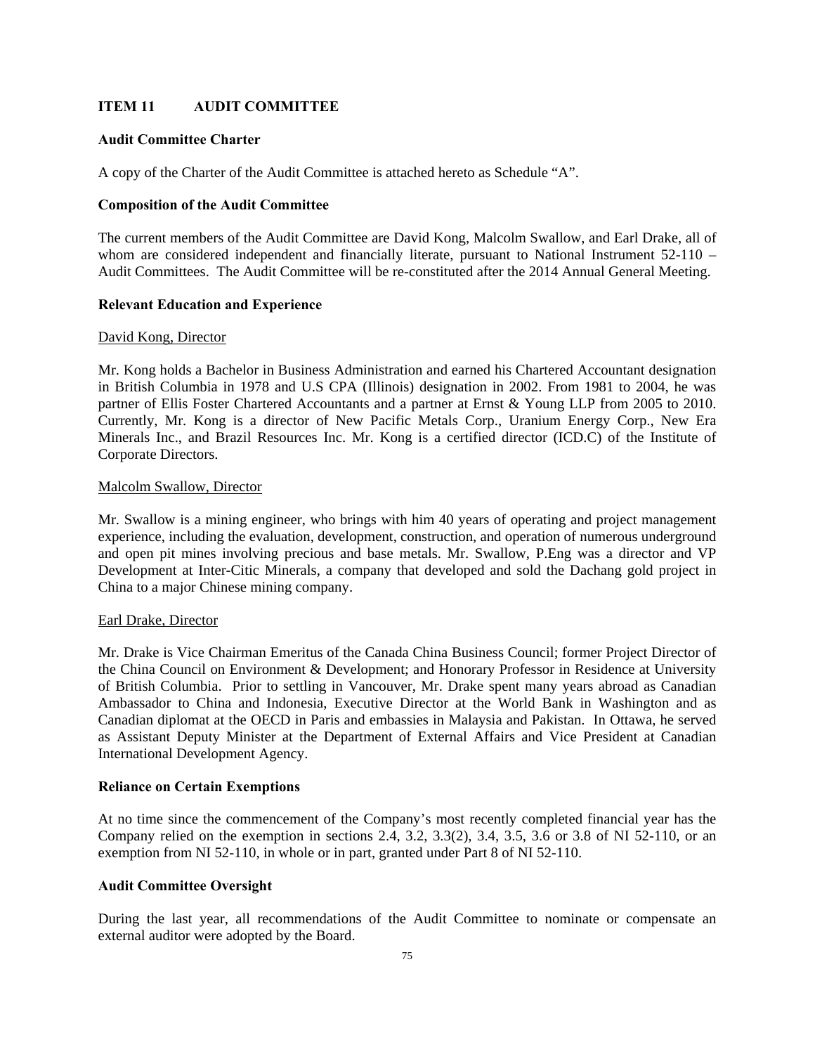## ITEM 11 AUDIT COMMITTEE

### Audit Committee Charter

A copy of the Charter of the Audit Committee is attached hereto as Schedule "A".

### Composition of the Audit Committee

The current members of the Audit Committee are David Kong, Malcolm Swallow, and Earl Drake, all of whom are considered independent and financially literate, pursuant to National Instrument 52-110 – Audit Committees. The Audit Committee will be re-constituted after the 2014 Annual General Meeting.

### Relevant Education and Experience

David Kong, Director

Mr. Kong holds a Bachelor in Business Administration and earned his Chartered Accountant designation in British Columbia in 1978 and U.S CPA (Illinois) designation in 2002. From 1981 to 2004, he was partner of Ellis Foster Chartered Accountants and a partner at Ernst & Young LLP from 2005 to 2010. Currently, Mr. Kong is a director of New Pacific Metals Corp., Uranium Energy Corp., New Era Minerals Inc., and Brazil Resources Inc. Mr. Kong is a certified director (ICD.C) of the Institute of Corporate Directors.

Malcolm Swallow, Director

Mr. Swallow is a mining engineer, who brings with him 40 years of operating and project management experience, including the evaluation, development, construction, and operation of numerous underground and open pit mines involving precious and base metals. Mr. Swallow, P.Eng was a director and VP Development at Inter-Citic Minerals, a company that developed and sold the Dachang gold project in China to a major Chinese mining company.

Earl Drake, Director

Mr. Drake is Vice Chairman Emeritus of the Canada China Business Council; former Project Director of the China Council on Environment & Development; and Honorary Professor in Residence at University of British Columbia. Prior to settling in Vancouver, Mr. Drake spent many years abroad as Canadian Ambassador to China and Indonesia, Executive Director at the World Bank in Washington and as Canadian diplomat at the OECD in Paris and embassies in Malaysia and Pakistan. In Ottawa, he served as Assistant Deputy Minister at the Department of External Affairs and Vice President at Canadian International Development Agency.

### Reliance on Certain Exemptions

At no time since the commencement of the Company's most recently completed financial year has the Company relied on the exemption in sections 2.4, 3.2, 3.3(2), 3.4, 3.5, 3.6 or 3.8 of NI 52-110, or an exemption from NI 52-110, in whole or in part, granted under Part 8 of NI 52-110.

### Audit Committee Oversight

During the last year, all recommendations of the Audit Committee to nominate or compensate an external auditor were adopted by the Board.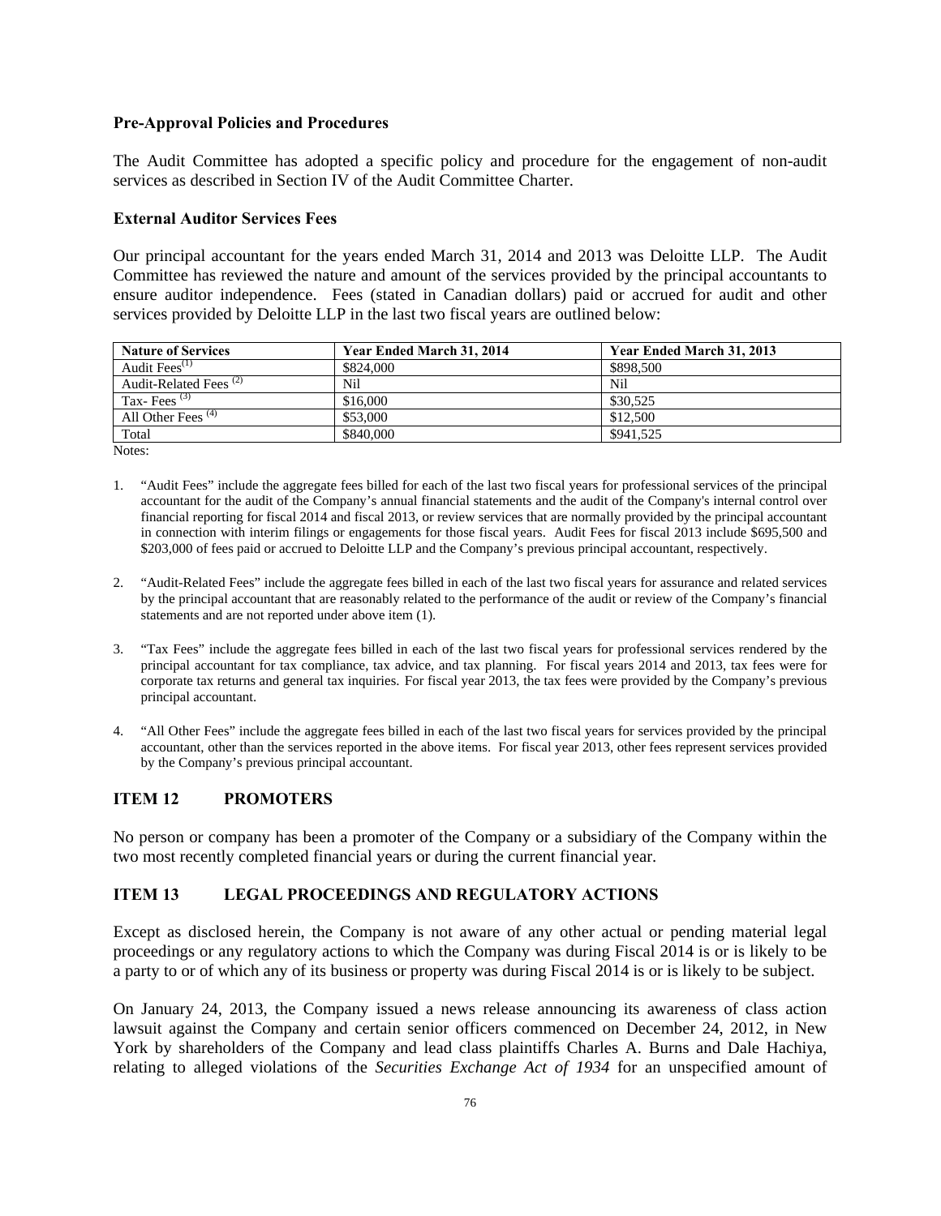### Pre-Approval Policies and Procedures

The Audit Committee has adopted a specific policy and procedure for the engagement of non-audit services as described in Section IV of the Audit Committee Charter.

### External Auditor Services Fees

Our principal accountant for the years ended March 31, 2014 and 2013 was Deloitte LLP. The Audit Committee has reviewed the nature and amount of the services provided by the principal accountants to ensure auditor independence. Fees (stated in Canadian dollars) paid or accrued for audit and other services provided by Deloitte LLP in the last two fiscal years are outlined below:

| Nature of Services | Year Ended March 31, 2014 | Year Ended March 31, 2013 |
|---|---|---|
| Audit Fees[1] | $824,000 | $898,500 |
| Audit-Related Fees [2] | Nil | Nil |
| Tax- Fees [3] | $16,000 | $30,525 |
| All Other Fees [4] | $53,000 | $12,500 |
| Total | $840,000 | $941,525 |

Notes:

1. "Audit Fees" include the aggregate fees billed for each of the last two fiscal years for professional services of the principal accountant for the audit of the Company's annual financial statements and the audit of the Company's internal control over financial reporting for fiscal 2014 and fiscal 2013, or review services that are normally provided by the principal accountant in connection with interim filings or engagements for those fiscal years. Audit Fees for fiscal 2013 include $695,500 and $203,000 of fees paid or accrued to Deloitte LLP and the Company's previous principal accountant, respectively.

2. "Audit-Related Fees" include the aggregate fees billed in each of the last two fiscal years for assurance and related services by the principal accountant that are reasonably related to the performance of the audit or review of the Company's financial statements and are not reported under above item (1).

3. "Tax Fees" include the aggregate fees billed in each of the last two fiscal years for professional services rendered by the principal accountant for tax compliance, tax advice, and tax planning. For fiscal years 2014 and 2013, tax fees were for corporate tax returns and general tax inquiries. For fiscal year 2013, the tax fees were provided by the Company's previous principal accountant.

4. "All Other Fees" include the aggregate fees billed in each of the last two fiscal years for services provided by the principal accountant, other than the services reported in the above items. For fiscal year 2013, other fees represent services provided by the Company's previous principal accountant.

## ITEM 12 PROMOTERS

No person or company has been a promoter of the Company or a subsidiary of the Company within the two most recently completed financial years or during the current financial year.

## ITEM 13 LEGAL PROCEEDINGS AND REGULATORY ACTIONS

Except as disclosed herein, the Company is not aware of any other actual or pending material legal proceedings or any regulatory actions to which the Company was during Fiscal 2014 is or is likely to be a party to or of which any of its business or property was during Fiscal 2014 is or is likely to be subject.

On January 24, 2013, the Company issued a news release announcing its awareness of class action lawsuit against the Company and certain senior officers commenced on December 24, 2012, in New York by shareholders of the Company and lead class plaintiffs Charles A. Burns and Dale Hachiya, relating to alleged violations of the *Securities Exchange Act of 1934* for an unspecified amount of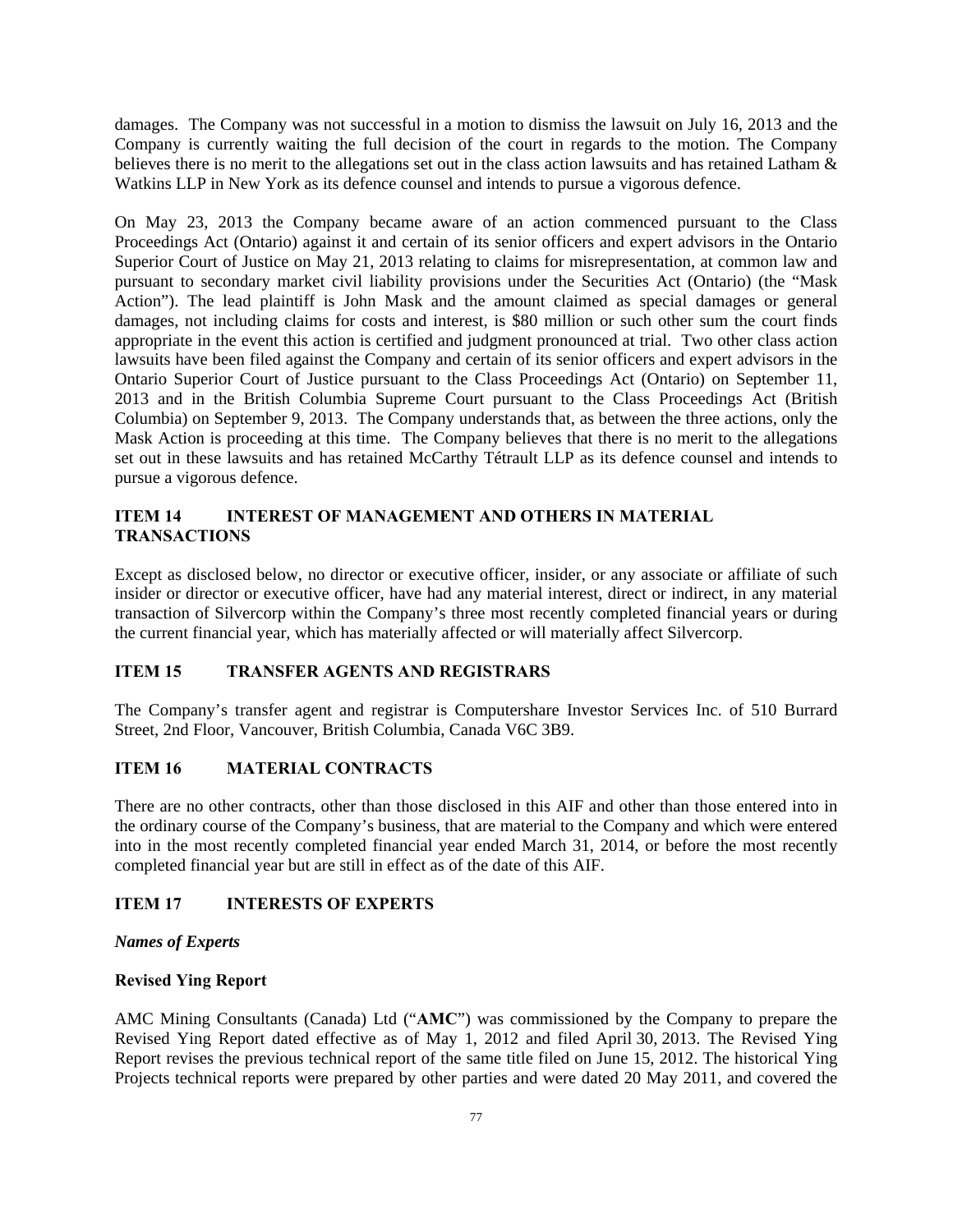damages. The Company was not successful in a motion to dismiss the lawsuit on July 16, 2013 and the Company is currently waiting the full decision of the court in regards to the motion. The Company believes there is no merit to the allegations set out in the class action lawsuits and has retained Latham & Watkins LLP in New York as its defence counsel and intends to pursue a vigorous defence.

On May 23, 2013 the Company became aware of an action commenced pursuant to the Class Proceedings Act (Ontario) against it and certain of its senior officers and expert advisors in the Ontario Superior Court of Justice on May 21, 2013 relating to claims for misrepresentation, at common law and pursuant to secondary market civil liability provisions under the Securities Act (Ontario) (the "Mask Action"). The lead plaintiff is John Mask and the amount claimed as special damages or general damages, not including claims for costs and interest, is $80 million or such other sum the court finds appropriate in the event this action is certified and judgment pronounced at trial. Two other class action lawsuits have been filed against the Company and certain of its senior officers and expert advisors in the Ontario Superior Court of Justice pursuant to the Class Proceedings Act (Ontario) on September 11, 2013 and in the British Columbia Supreme Court pursuant to the Class Proceedings Act (British Columbia) on September 9, 2013. The Company understands that, as between the three actions, only the Mask Action is proceeding at this time. The Company believes that there is no merit to the allegations set out in these lawsuits and has retained McCarthy Tétrault LLP as its defence counsel and intends to pursue a vigorous defence.

## ITEM 14 INTEREST OF MANAGEMENT AND OTHERS IN MATERIAL TRANSACTIONS

Except as disclosed below, no director or executive officer, insider, or any associate or affiliate of such insider or director or executive officer, have had any material interest, direct or indirect, in any material transaction of Silvercorp within the Company's three most recently completed financial years or during the current financial year, which has materially affected or will materially affect Silvercorp.

## ITEM 15 TRANSFER AGENTS AND REGISTRARS

The Company's transfer agent and registrar is Computershare Investor Services Inc. of 510 Burrard Street, 2nd Floor, Vancouver, British Columbia, Canada V6C 3B9.

## ITEM 16 MATERIAL CONTRACTS

There are no other contracts, other than those disclosed in this AIF and other than those entered into in the ordinary course of the Company's business, that are material to the Company and which were entered into in the most recently completed financial year ended March 31, 2014, or before the most recently completed financial year but are still in effect as of the date of this AIF.

## ITEM 17 INTERESTS OF EXPERTS

### *Names of Experts*

### Revised Ying Report

AMC Mining Consultants (Canada) Ltd ("**AMC**") was commissioned by the Company to prepare the Revised Ying Report dated effective as of May 1, 2012 and filed April 30, 2013. The Revised Ying Report revises the previous technical report of the same title filed on June 15, 2012. The historical Ying Projects technical reports were prepared by other parties and were dated 20 May 2011, and covered the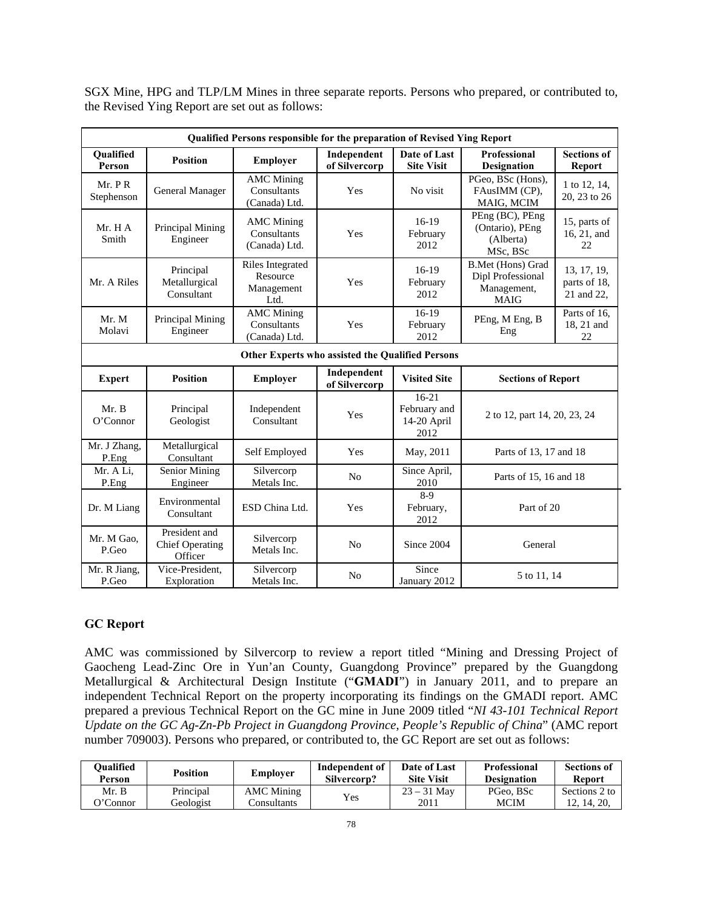SGX Mine, HPG and TLP/LM Mines in three separate reports. Persons who prepared, or contributed to, the Revised Ying Report are set out as follows:

| Qualified Persons responsible for the preparation of Revised Ying Report | | | | | | |
|---|---|---|---|---|---|---|
| **Qualified Person** | **Position** | **Employer** | **Independent of Silvercorp** | **Date of Last Site Visit** | **Professional Designation** | **Sections of Report** |
| Mr. P R Stephenson | General Manager | AMC Mining Consultants (Canada) Ltd. | Yes | No visit | PGeo, BSc (Hons), FAusIMM (CP), MAIG, MCIM | 1 to 12, 14, 20, 23 to 26 |
| Mr. H A Smith | Principal Mining Engineer | AMC Mining Consultants (Canada) Ltd. | Yes | 16-19 February 2012 | PEng (BC), PEng (Ontario), PEng (Alberta) MSc, BSc | 15, parts of 16, 21, and 22 |
| Mr. A Riles | Principal Metallurgical Consultant | Riles Integrated Resource Management Ltd. | Yes | 16-19 February 2012 | B.Met (Hons) Grad Dipl Professional Management, MAIG | 13, 17, 19, parts of 18, 21 and 22, |
| Mr. M Molavi | Principal Mining Engineer | AMC Mining Consultants (Canada) Ltd. | Yes | 16-19 February 2012 | PEng, M Eng, B Eng | Parts of 16, 18, 21 and 22 |
| **Other Experts who assisted the Qualified Persons** | | | | | | |
| **Expert** | **Position** | **Employer** | **Independent of Silvercorp** | **Visited Site** | **Sections of Report** | |
| Mr. B O'Connor | Principal Geologist | Independent Consultant | Yes | 16-21 February and 14-20 April 2012 | 2 to 12, part 14, 20, 23, 24 | |
| Mr. J Zhang, P.Eng | Metallurgical Consultant | Self Employed | Yes | May, 2011 | Parts of 13, 17 and 18 | |
| Mr. A Li, P.Eng | Senior Mining Engineer | Silvercorp Metals Inc. | No | Since April, 2010 | Parts of 15, 16 and 18 | |
| Dr. M Liang | Environmental Consultant | ESD China Ltd. | Yes | 8-9 February, 2012 | Part of 20 | |
| Mr. M Gao, P.Geo | President and Chief Operating Officer | Silvercorp Metals Inc. | No | Since 2004 | General | |
| Mr. R Jiang, P.Geo | Vice-President, Exploration | Silvercorp Metals Inc. | No | Since January 2012 | 5 to 11, 14 | |

**GC Report**

AMC was commissioned by Silvercorp to review a report titled "Mining and Dressing Project of Gaocheng Lead-Zinc Ore in Yun'an County, Guangdong Province" prepared by the Guangdong Metallurgical & Architectural Design Institute ("**GMADI**") in January 2011, and to prepare an independent Technical Report on the property incorporating its findings on the GMADI report. AMC prepared a previous Technical Report on the GC mine in June 2009 titled "*NI 43-101 Technical Report Update on the GC Ag-Zn-Pb Project in Guangdong Province, People's Republic of China*" (AMC report number 709003). Persons who prepared, or contributed to, the GC Report are set out as follows:

| Qualified Person | Position | Employer | Independent of Silvercorp? | Date of Last Site Visit | Professional Designation | Sections of Report |
|---|---|---|---|---|---|---|
| Mr. B O'Connor | Principal Geologist | AMC Mining Consultants | Yes | 23 – 31 May 2011 | PGeo, BSc MCIM | Sections 2 to 12, 14, 20, |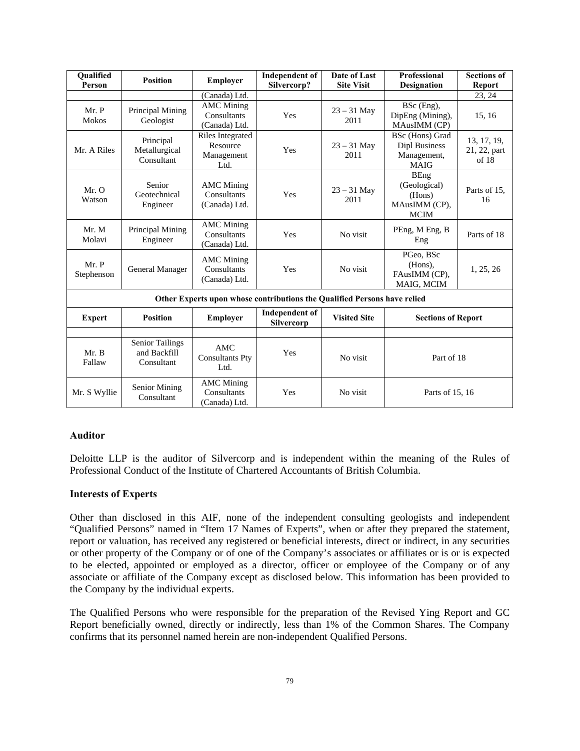| Qualified Person | Position | Employer | Independent of Silvercorp? | Date of Last Site Visit | Professional Designation | Sections of Report |
|---|---|---|---|---|---|---|
| | | (Canada) Ltd. | | | | 23, 24 |
| Mr. P Mokos | Principal Mining Geologist | AMC Mining Consultants (Canada) Ltd. | Yes | 23 – 31 May 2011 | BSc (Eng), DipEng (Mining), MAusIMM (CP) | 15, 16 |
| Mr. A Riles | Principal Metallurgical Consultant | Riles Integrated Resource Management Ltd. | Yes | 23 – 31 May 2011 | BSc (Hons) Grad Dipl Business Management, MAIG | 13, 17, 19, 21, 22, part of 18 |
| Mr. O Watson | Senior Geotechnical Engineer | AMC Mining Consultants (Canada) Ltd. | Yes | 23 – 31 May 2011 | BEng (Geological) (Hons) MAusIMM (CP), MCIM | Parts of 15, 16 |
| Mr. M Molavi | Principal Mining Engineer | AMC Mining Consultants (Canada) Ltd. | Yes | No visit | PEng, M Eng, B Eng | Parts of 18 |
| Mr. P Stephenson | General Manager | AMC Mining Consultants (Canada) Ltd. | Yes | No visit | PGeo, BSc (Hons), FAusIMM (CP), MAIG, MCIM | 1, 25, 26 |

**Other Experts upon whose contributions the Qualified Persons have relied**

| Expert | Position | Employer | Independent of Silvercorp | Visited Site | Sections of Report |
|---|---|---|---|---|---|
| | | | | | |
| Mr. B Fallaw | Senior Tailings and Backfill Consultant | AMC Consultants Pty Ltd. | Yes | No visit | Part of 18 |
| Mr. S Wyllie | Senior Mining Consultant | AMC Mining Consultants (Canada) Ltd. | Yes | No visit | Parts of 15, 16 |

### Auditor

Deloitte LLP is the auditor of Silvercorp and is independent within the meaning of the Rules of Professional Conduct of the Institute of Chartered Accountants of British Columbia.

### Interests of Experts

Other than disclosed in this AIF, none of the independent consulting geologists and independent "Qualified Persons" named in "Item 17 Names of Experts", when or after they prepared the statement, report or valuation, has received any registered or beneficial interests, direct or indirect, in any securities or other property of the Company or of one of the Company's associates or affiliates or is or is expected to be elected, appointed or employed as a director, officer or employee of the Company or of any associate or affiliate of the Company except as disclosed below. This information has been provided to the Company by the individual experts.

The Qualified Persons who were responsible for the preparation of the Revised Ying Report and GC Report beneficially owned, directly or indirectly, less than 1% of the Common Shares. The Company confirms that its personnel named herein are non-independent Qualified Persons.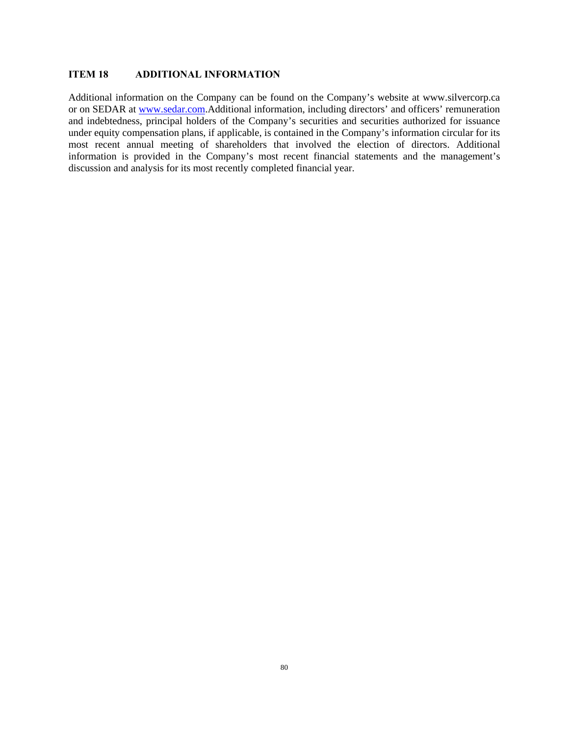## ITEM 18 ADDITIONAL INFORMATION

Additional information on the Company can be found on the Company's website at www.silvercorp.ca or on SEDAR at [www.sedar.com](http://www.sedar.com).Additional information, including directors' and officers' remuneration and indebtedness, principal holders of the Company's securities and securities authorized for issuance under equity compensation plans, if applicable, is contained in the Company's information circular for its most recent annual meeting of shareholders that involved the election of directors. Additional information is provided in the Company's most recent financial statements and the management's discussion and analysis for its most recently completed financial year.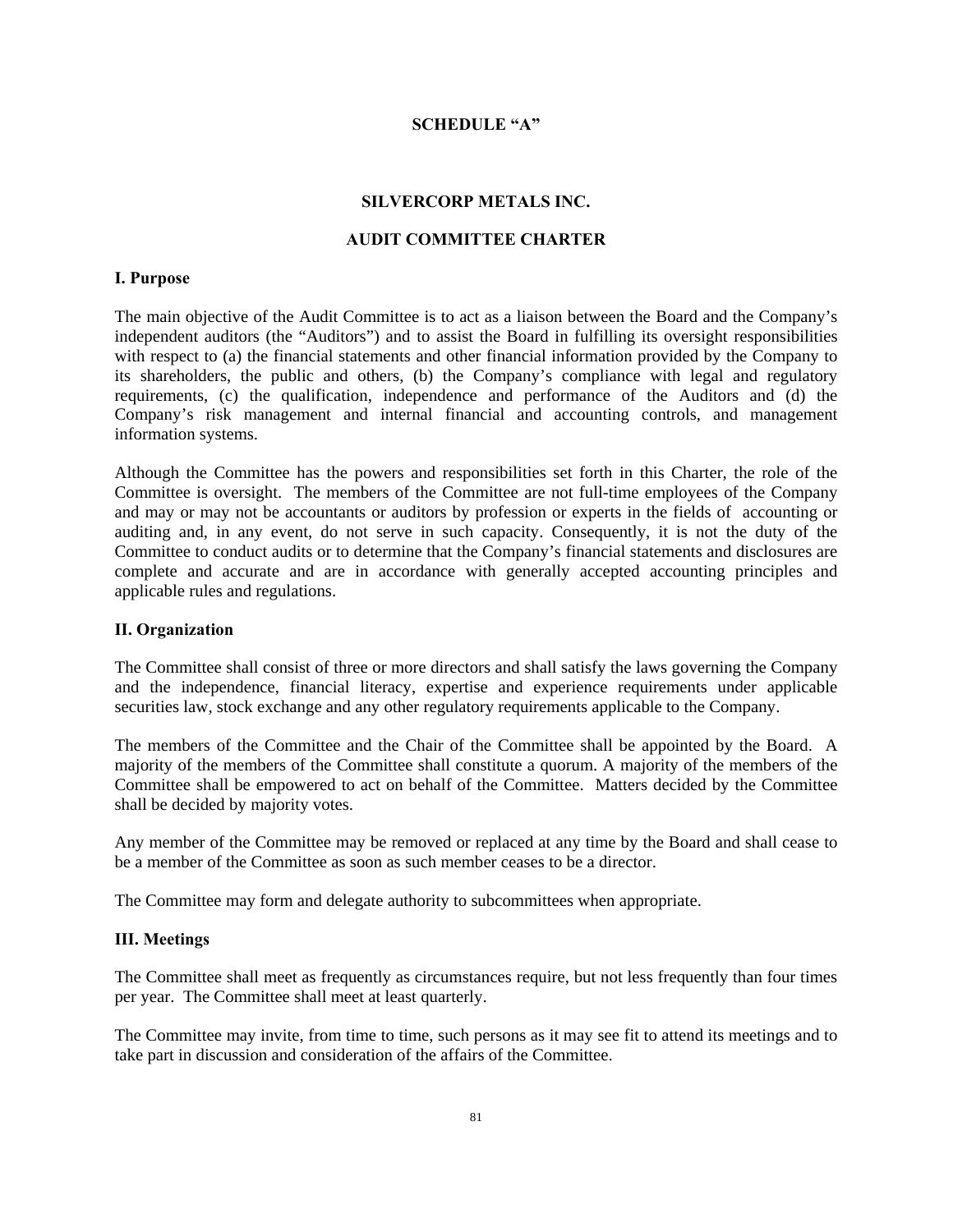**SCHEDULE "A"**

# SILVERCORP METALS INC.

## AUDIT COMMITTEE CHARTER

### I. Purpose

The main objective of the Audit Committee is to act as a liaison between the Board and the Company's independent auditors (the "Auditors") and to assist the Board in fulfilling its oversight responsibilities with respect to (a) the financial statements and other financial information provided by the Company to its shareholders, the public and others, (b) the Company's compliance with legal and regulatory requirements, (c) the qualification, independence and performance of the Auditors and (d) the Company's risk management and internal financial and accounting controls, and management information systems.

Although the Committee has the powers and responsibilities set forth in this Charter, the role of the Committee is oversight. The members of the Committee are not full-time employees of the Company and may or may not be accountants or auditors by profession or experts in the fields of accounting or auditing and, in any event, do not serve in such capacity. Consequently, it is not the duty of the Committee to conduct audits or to determine that the Company's financial statements and disclosures are complete and accurate and are in accordance with generally accepted accounting principles and applicable rules and regulations.

### II. Organization

The Committee shall consist of three or more directors and shall satisfy the laws governing the Company and the independence, financial literacy, expertise and experience requirements under applicable securities law, stock exchange and any other regulatory requirements applicable to the Company.

The members of the Committee and the Chair of the Committee shall be appointed by the Board. A majority of the members of the Committee shall constitute a quorum. A majority of the members of the Committee shall be empowered to act on behalf of the Committee. Matters decided by the Committee shall be decided by majority votes.

Any member of the Committee may be removed or replaced at any time by the Board and shall cease to be a member of the Committee as soon as such member ceases to be a director.

The Committee may form and delegate authority to subcommittees when appropriate.

### III. Meetings

The Committee shall meet as frequently as circumstances require, but not less frequently than four times per year. The Committee shall meet at least quarterly.

The Committee may invite, from time to time, such persons as it may see fit to attend its meetings and to take part in discussion and consideration of the affairs of the Committee.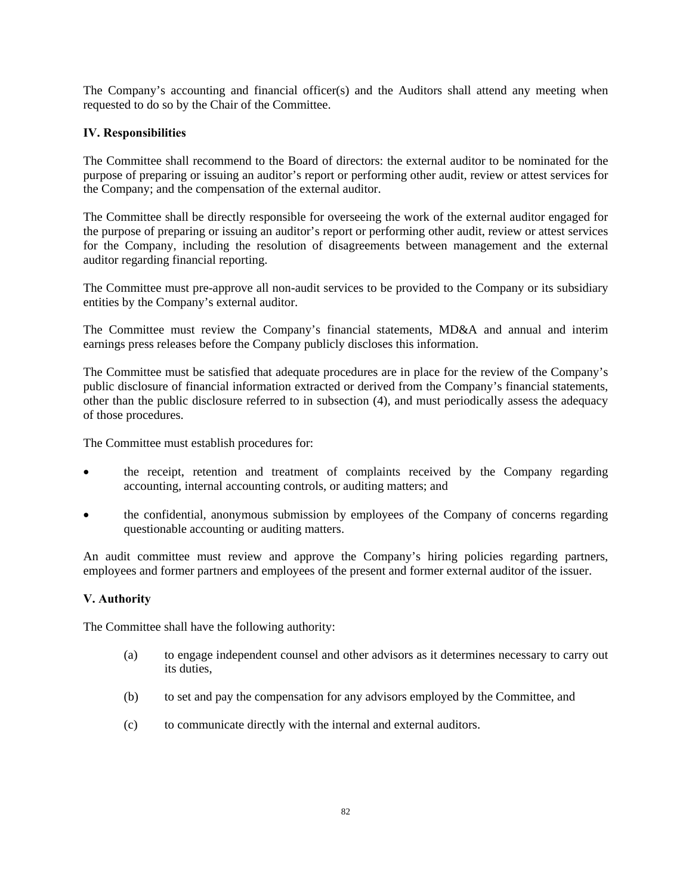The Company's accounting and financial officer(s) and the Auditors shall attend any meeting when requested to do so by the Chair of the Committee.

**IV. Responsibilities**

The Committee shall recommend to the Board of directors: the external auditor to be nominated for the purpose of preparing or issuing an auditor's report or performing other audit, review or attest services for the Company; and the compensation of the external auditor.

The Committee shall be directly responsible for overseeing the work of the external auditor engaged for the purpose of preparing or issuing an auditor's report or performing other audit, review or attest services for the Company, including the resolution of disagreements between management and the external auditor regarding financial reporting.

The Committee must pre-approve all non-audit services to be provided to the Company or its subsidiary entities by the Company's external auditor.

The Committee must review the Company's financial statements, MD&A and annual and interim earnings press releases before the Company publicly discloses this information.

The Committee must be satisfied that adequate procedures are in place for the review of the Company's public disclosure of financial information extracted or derived from the Company's financial statements, other than the public disclosure referred to in subsection (4), and must periodically assess the adequacy of those procedures.

The Committee must establish procedures for:

- the receipt, retention and treatment of complaints received by the Company regarding accounting, internal accounting controls, or auditing matters; and
- the confidential, anonymous submission by employees of the Company of concerns regarding questionable accounting or auditing matters.

An audit committee must review and approve the Company's hiring policies regarding partners, employees and former partners and employees of the present and former external auditor of the issuer.

**V. Authority**

The Committee shall have the following authority:

(a) to engage independent counsel and other advisors as it determines necessary to carry out its duties,

(b) to set and pay the compensation for any advisors employed by the Committee, and

(c) to communicate directly with the internal and external auditors.